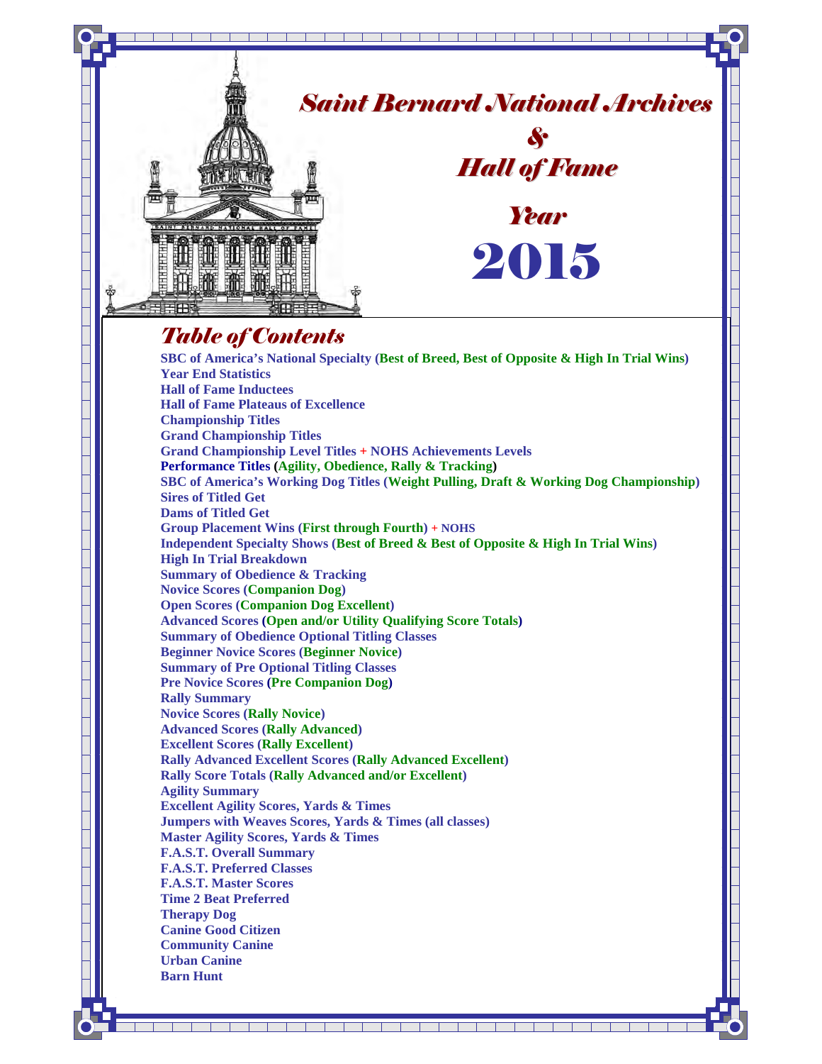# Saint Bernard National Archives & Hall of Fame

## Year 2015

## Table of Contents

**SBC of America's National Specialty (Best of Breed, Best of Opposite & High In Trial Wins)**
**Year End Statistics**
**Hall of Fame Inductees**
**Hall of Fame Plateaus of Excellence**
**Championship Titles**
**Grand Championship Titles**
**Grand Championship Level Titles + NOHS Achievements Levels**
**Performance Titles (Agility, Obedience, Rally & Tracking)**
**SBC of America's Working Dog Titles (Weight Pulling, Draft & Working Dog Championship)**
**Sires of Titled Get**
**Dams of Titled Get**
**Group Placement Wins (First through Fourth) + NOHS**
**Independent Specialty Shows (Best of Breed & Best of Opposite & High In Trial Wins)**
**High In Trial Breakdown**
**Summary of Obedience & Tracking**
**Novice Scores (Companion Dog)**
**Open Scores (Companion Dog Excellent)**
**Advanced Scores (Open and/or Utility Qualifying Score Totals)**
**Summary of Obedience Optional Titling Classes**
**Beginner Novice Scores (Beginner Novice)**
**Summary of Pre Optional Titling Classes**
**Pre Novice Scores (Pre Companion Dog)**
**Rally Summary**
**Novice Scores (Rally Novice)**
**Advanced Scores (Rally Advanced)**
**Excellent Scores (Rally Excellent)**
**Rally Advanced Excellent Scores (Rally Advanced Excellent)**
**Rally Score Totals (Rally Advanced and/or Excellent)**
**Agility Summary**
**Excellent Agility Scores, Yards & Times**
**Jumpers with Weaves Scores, Yards & Times (all classes)**
**Master Agility Scores, Yards & Times**
**F.A.S.T. Overall Summary**
**F.A.S.T. Preferred Classes**
**F.A.S.T. Master Scores**
**Time 2 Beat Preferred**
**Therapy Dog**
**Canine Good Citizen**
**Community Canine**
**Urban Canine**
**Barn Hunt**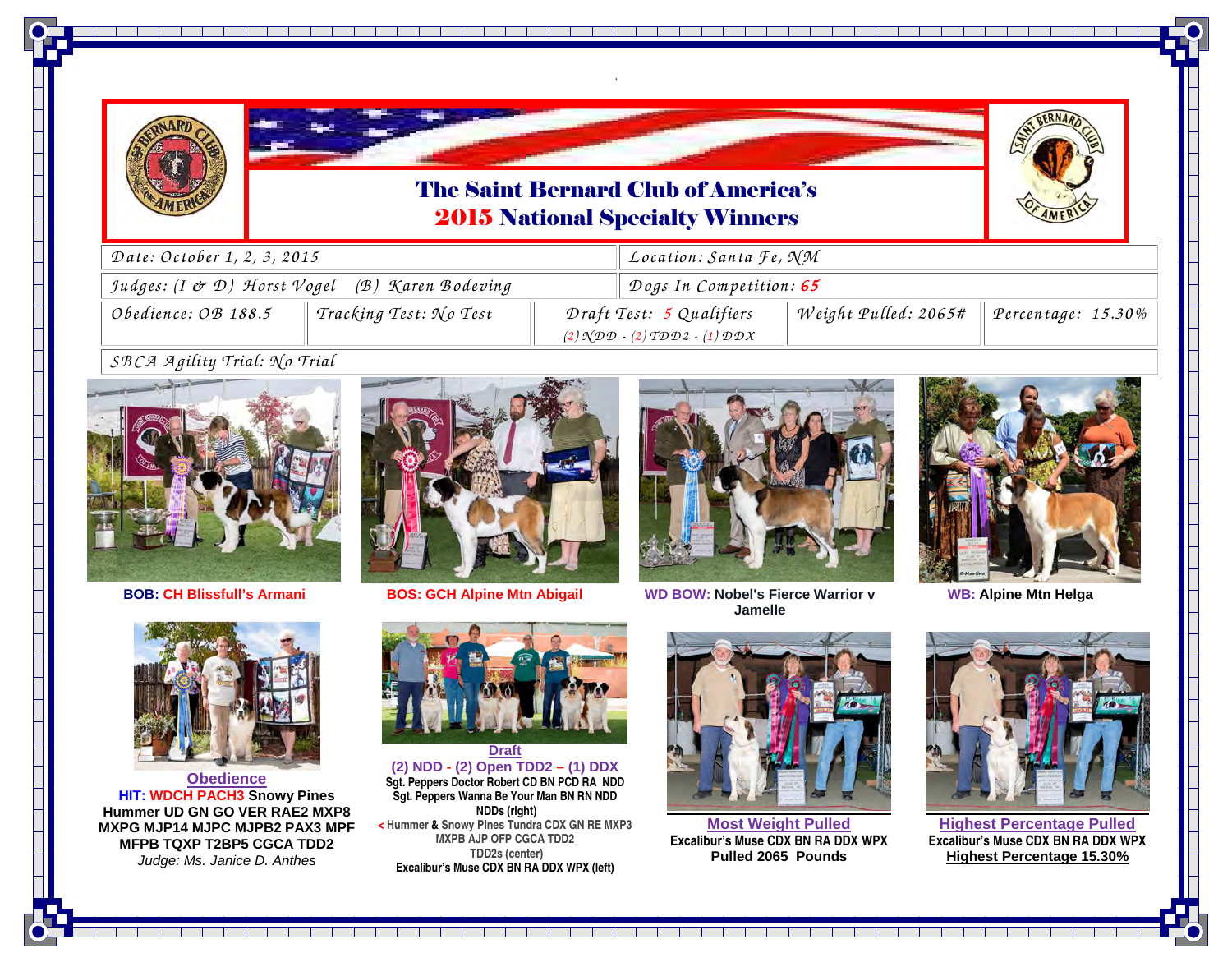# The Saint Bernard Club of America's 2015 National Specialty Winners

| Date: October 1, 2, 3, 2015 | | Location: Santa Fe, NM | |
|---|---|---|---|
| Judges: (I & D) Horst Vogel (B) Karen Bodeving | | Dogs In Competition: 65 | |

| Obedience: OB 188.5 | Tracking Test: No Test | Draft Test: 5 Qualifiers (2) NDD - (2) TDD2 - (1) DDX | Weight Pulled: 2065# | Percentage: 15.30% |
|---|---|---|---|---|

SBCA Agility Trial: No Trial

**BOB:** **CH Blissfull's Armani**

**BOS: GCH Alpine Mtn Abigail**

**WD BOW:** **Nobel's Fierce Warrior v Jamelle**

**WB:** **Alpine Mtn Helga**

**Obedience**

**HIT: WDCH PACH3 Snowy Pines Hummer UD GN GO VER RAE2 MXP8 MXPG MJP14 MJPC MJPB2 PAX3 MPF MFPB TQXP T2BP5 CGCA TDD2**

*Judge: Ms. Janice D. Anthes*

**Draft**

**(2) NDD - (2) Open TDD2 – (1) DDX**

**Sgt. Peppers Doctor Robert CD BN PCD RA NDD**

**Sgt. Peppers Wanna Be Your Man BN RN NDD**

**NDDs (right)**

**< Hummer & Snowy Pines Tundra CDX GN RE MXP3 MXPB AJP OFP CGCA TDD2**

**TDD2s (center)**

**Excalibur's Muse CDX BN RA DDX WPX (left)**

**Most Weight Pulled**

**Excalibur's Muse CDX BN RA DDX WPX**

**Pulled 2065 Pounds**

**Highest Percentage Pulled**

**Excalibur's Muse CDX BN RA DDX WPX**

**Highest Percentage 15.30%**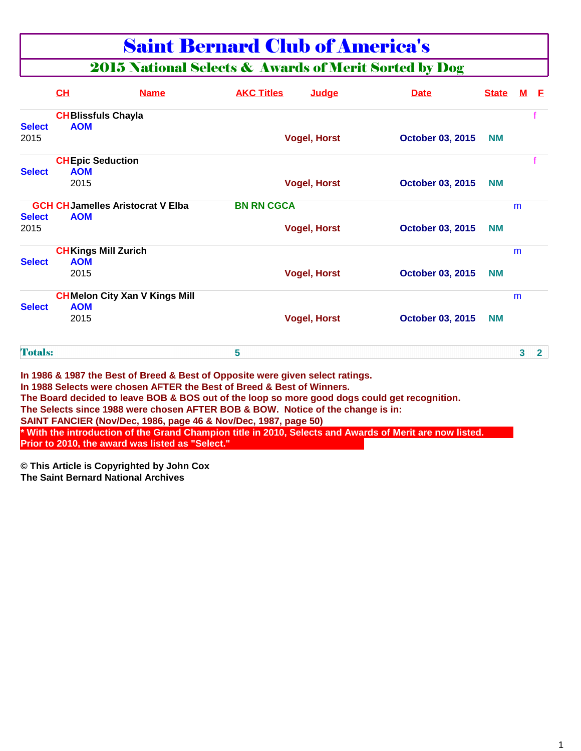# Saint Bernard Club of America's

## 2015 National Selects & Awards of Merit Sorted by Dog

| | CH | Name | AKC Titles | Judge | Date | State | M | F |
|---|---|---|---|---|---|---|---|---|
| | CH | Blissfuls Chayla | | | | | | f |
| Select | | AOM | | | | | | |
| 2015 | | | | Vogel, Horst | October 03, 2015 | NM | | |
| | CH | Epic Seduction | | | | | | f |
| Select | | AOM | | | | | | |
| | | 2015 | | Vogel, Horst | October 03, 2015 | NM | | |
| | GCH CH | Jamelles Aristocrat V Elba | BN RN CGCA | | | | m | |
| Select | | AOM | | | | | | |
| 2015 | | | | Vogel, Horst | October 03, 2015 | NM | | |
| | CH | Kings Mill Zurich | | | | | m | |
| Select | | AOM | | | | | | |
| | | 2015 | | Vogel, Horst | October 03, 2015 | NM | | |
| | CH | Melon City Xan V Kings Mill | | | | | m | |
| Select | | AOM | | | | | | |
| | | 2015 | | Vogel, Horst | October 03, 2015 | NM | | |
| **Totals:** | | | 5 | | | | 3 | 2 |

**In 1986 & 1987 the Best of Breed & Best of Opposite were given select ratings.**
**In 1988 Selects were chosen AFTER the Best of Breed & Best of Winners.**
**The Board decided to leave BOB & BOS out of the loop so more good dogs could get recognition.**
**The Selects since 1988 were chosen AFTER BOB & BOW. Notice of the change is in:**
**SAINT FANCIER (Nov/Dec, 1986, page 46 & Nov/Dec, 1987, page 50)**
**\* With the introduction of the Grand Champion title in 2010, Selects and Awards of Merit are now listed.**
**Prior to 2010, the award was listed as "Select."**

**© This Article is Copyrighted by John Cox**
**The Saint Bernard National Archives**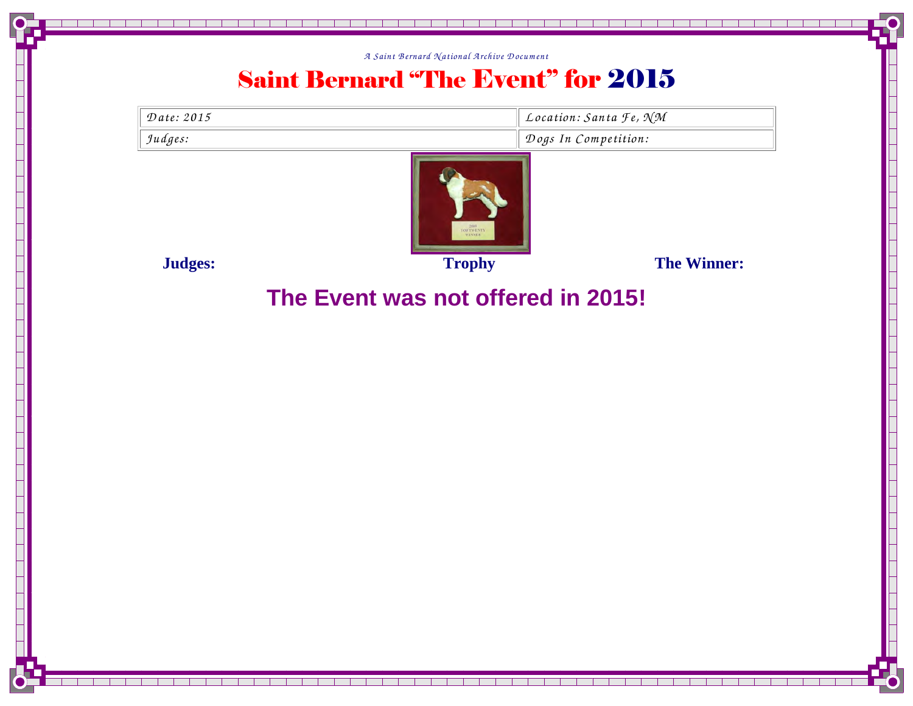*A Saint Bernard National Archive Document*

# Saint Bernard "The Event" for 2015

| Date: 2015 | Location: Santa Fe, NM |
| --- | --- |
| Judges: | Dogs In Competition: |

**Judges:** **Trophy** **The Winner:**

## The Event was not offered in 2015!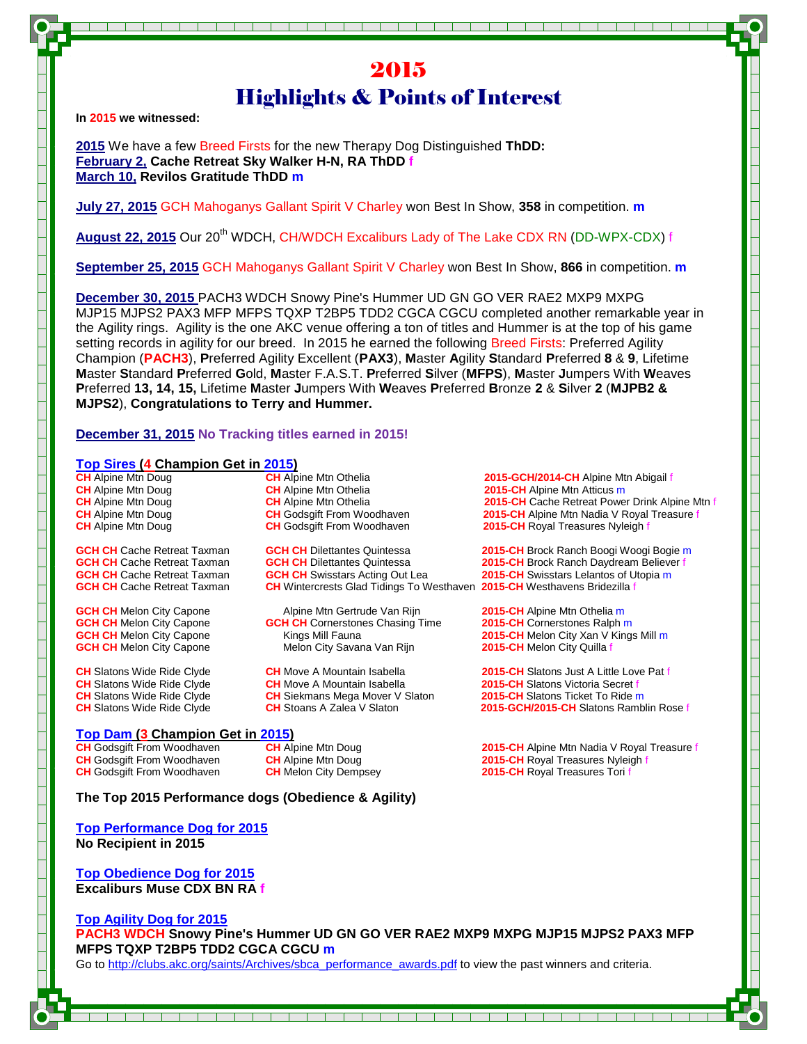# 2015

## Highlights & Points of Interest

**In 2015 we witnessed:**

**2015** We have a few Breed Firsts for the new Therapy Dog Distinguished **ThDD:**
**February 2, Cache Retreat Sky Walker H-N, RA ThDD** f
**March 10, Revilos Gratitude ThDD** m

**July 27, 2015** GCH Mahoganys Gallant Spirit V Charley won Best In Show, **358** in competition. **m**

**August 22, 2015** Our 20th WDCH, CH/WDCH Excaliburs Lady of The Lake CDX RN (DD-WPX-CDX) f

**September 25, 2015** GCH Mahoganys Gallant Spirit V Charley won Best In Show, **866** in competition. **m**

**December 30, 2015** PACH3 WDCH Snowy Pine's Hummer UD GN GO VER RAE2 MXP9 MXPG MJP15 MJPS2 PAX3 MFP MFPS TQXP T2BP5 TDD2 CGCA CGCU completed another remarkable year in the Agility rings. Agility is the one AKC venue offering a ton of titles and Hummer is at the top of his game setting records in agility for our breed. In 2015 he earned the following Breed Firsts: Preferred Agility Champion (**PACH3**), **P**referred Agility Excellent (**PAX3**), **M**aster **A**gility **S**tandard **P**referred **8** & **9**, Lifetime **M**aster **S**tandard **P**referred **G**old, **M**aster F.A.S.T. **P**referred **S**ilver (**MFPS**), **M**aster **J**umpers With **W**eaves **P**referred **13, 14, 15,** Lifetime **M**aster **J**umpers With **W**eaves **P**referred **B**ronze **2** & **S**ilver **2** (**MJPB2 & MJPS2**), **Congratulations to Terry and Hummer.**

**December 31, 2015 No Tracking titles earned in 2015!**

**Top Sires (4 Champion Get in 2015)**

| Sire | Dam | Get |
|---|---|---|
| **CH** Alpine Mtn Doug | **CH** Alpine Mtn Othelia | **2015-GCH/2014-CH** Alpine Mtn Abigail f |
| **CH** Alpine Mtn Doug | **CH** Alpine Mtn Othelia | **2015-CH** Alpine Mtn Atticus m |
| **CH** Alpine Mtn Doug | **CH** Alpine Mtn Othelia | **2015-CH** Cache Retreat Power Drink Alpine Mtn f |
| **CH** Alpine Mtn Doug | **CH** Godsgift From Woodhaven | **2015-CH** Alpine Mtn Nadia V Royal Treasure f |
| **CH** Alpine Mtn Doug | **CH** Godsgift From Woodhaven | **2015-CH** Royal Treasures Nyleigh f |
| **GCH CH** Cache Retreat Taxman | **GCH CH** Dilettantes Quintessa | **2015-CH** Brock Ranch Boogi Woogi Bogie m |
| **GCH CH** Cache Retreat Taxman | **GCH CH** Dilettantes Quintessa | **2015-CH** Brock Ranch Daydream Believer f |
| **GCH CH** Cache Retreat Taxman | **GCH CH** Swisstars Acting Out Lea | **2015-CH** Swisstars Lelantos of Utopia m |
| **GCH CH** Cache Retreat Taxman | **CH** Wintercrests Glad Tidings To Westhaven | **2015-CH** Westhavens Bridezilla f |
| **GCH CH** Melon City Capone | Alpine Mtn Gertrude Van Rijn | **2015-CH** Alpine Mtn Othelia m |
| **GCH CH** Melon City Capone | **GCH CH** Cornerstones Chasing Time | **2015-CH** Cornerstones Ralph m |
| **GCH CH** Melon City Capone | Kings Mill Fauna | **2015-CH** Melon City Xan V Kings Mill m |
| **GCH CH** Melon City Capone | Melon City Savana Van Rijn | **2015-CH** Melon City Quilla f |
| **CH** Slatons Wide Ride Clyde | **CH** Move A Mountain Isabella | **2015-CH** Slatons Just A Little Love Pat f |
| **CH** Slatons Wide Ride Clyde | **CH** Move A Mountain Isabella | **2015-CH** Slatons Victoria Secret f |
| **CH** Slatons Wide Ride Clyde | **CH** Siekmans Mega Mover V Slaton | **2015-CH** Slatons Ticket To Ride m |
| **CH** Slatons Wide Ride Clyde | **CH** Stoans A Zalea V Slaton | **2015-GCH/2015-CH** Slatons Ramblin Rose f |

**Top Dam (3 Champion Get in 2015)**

| Dam | Sire | Get |
|---|---|---|
| **CH** Godsgift From Woodhaven | **CH** Alpine Mtn Doug | **2015-CH** Alpine Mtn Nadia V Royal Treasure f |
| **CH** Godsgift From Woodhaven | **CH** Alpine Mtn Doug | **2015-CH** Royal Treasures Nyleigh f |
| **CH** Godsgift From Woodhaven | **CH** Melon City Dempsey | **2015-CH** Royal Treasures Tori f |

**The Top 2015 Performance dogs (Obedience & Agility)**

**Top Performance Dog for 2015**
**No Recipient in 2015**

**Top Obedience Dog for 2015**
**Excaliburs Muse CDX BN RA** f

**Top Agility Dog for 2015**
**PACH3 WDCH Snowy Pine's Hummer UD GN GO VER RAE2 MXP9 MXPG MJP15 MJPS2 PAX3 MFP MFPS TQXP T2BP5 TDD2 CGCA CGCU m**
Go to http://clubs.akc.org/saints/Archives/sbca_performance_awards.pdf to view the past winners and criteria.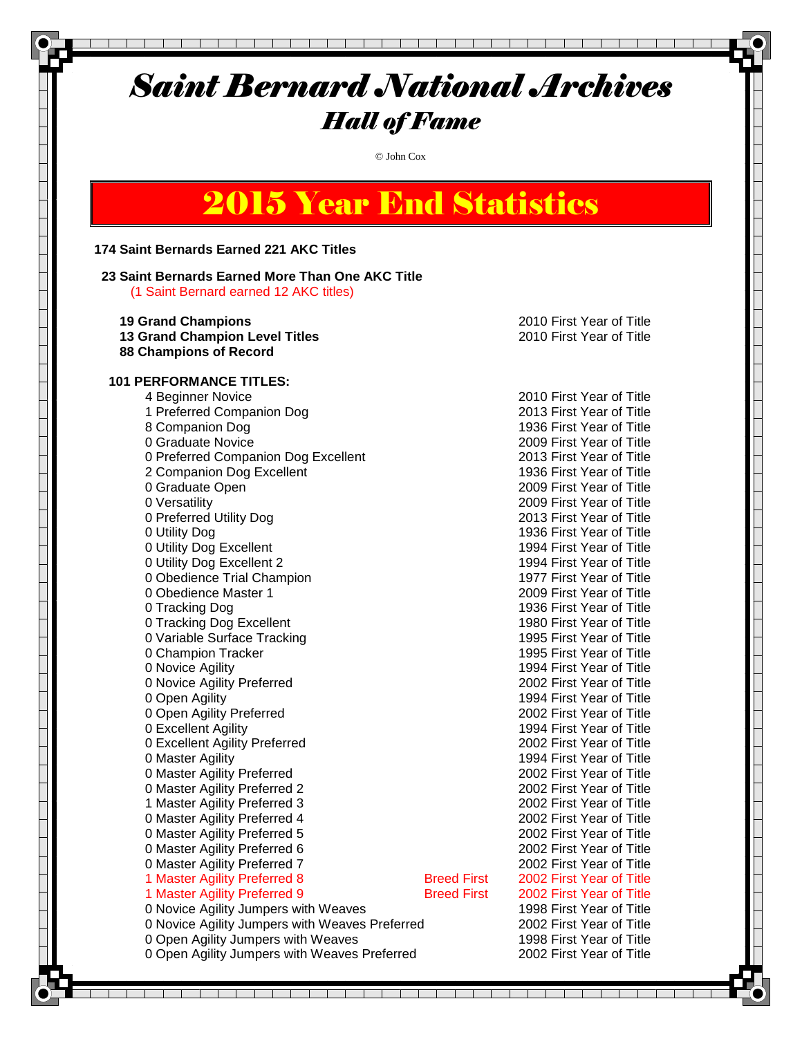# Saint Bernard National Archives

## Hall of Fame

© John Cox

## 2015 Year End Statistics

**174 Saint Bernards Earned 221 AKC Titles**

**23 Saint Bernards Earned More Than One AKC Title**
(1 Saint Bernard earned 12 AKC titles)

| | | |
|---|---|---|
| **19 Grand Champions** | | 2010 First Year of Title |
| **13 Grand Champion Level Titles** | | 2010 First Year of Title |
| **88 Champions of Record** | | |

**101 PERFORMANCE TITLES:**

| Title | | First Year |
|---|---|---|
| 4 Beginner Novice | | 2010 First Year of Title |
| 1 Preferred Companion Dog | | 2013 First Year of Title |
| 8 Companion Dog | | 1936 First Year of Title |
| 0 Graduate Novice | | 2009 First Year of Title |
| 0 Preferred Companion Dog Excellent | | 2013 First Year of Title |
| 2 Companion Dog Excellent | | 1936 First Year of Title |
| 0 Graduate Open | | 2009 First Year of Title |
| 0 Versatility | | 2009 First Year of Title |
| 0 Preferred Utility Dog | | 2013 First Year of Title |
| 0 Utility Dog | | 1936 First Year of Title |
| 0 Utility Dog Excellent | | 1994 First Year of Title |
| 0 Utility Dog Excellent 2 | | 1994 First Year of Title |
| 0 Obedience Trial Champion | | 1977 First Year of Title |
| 0 Obedience Master 1 | | 2009 First Year of Title |
| 0 Tracking Dog | | 1936 First Year of Title |
| 0 Tracking Dog Excellent | | 1980 First Year of Title |
| 0 Variable Surface Tracking | | 1995 First Year of Title |
| 0 Champion Tracker | | 1995 First Year of Title |
| 0 Novice Agility | | 1994 First Year of Title |
| 0 Novice Agility Preferred | | 2002 First Year of Title |
| 0 Open Agility | | 1994 First Year of Title |
| 0 Open Agility Preferred | | 2002 First Year of Title |
| 0 Excellent Agility | | 1994 First Year of Title |
| 0 Excellent Agility Preferred | | 2002 First Year of Title |
| 0 Master Agility | | 1994 First Year of Title |
| 0 Master Agility Preferred | | 2002 First Year of Title |
| 0 Master Agility Preferred 2 | | 2002 First Year of Title |
| 1 Master Agility Preferred 3 | | 2002 First Year of Title |
| 0 Master Agility Preferred 4 | | 2002 First Year of Title |
| 0 Master Agility Preferred 5 | | 2002 First Year of Title |
| 0 Master Agility Preferred 6 | | 2002 First Year of Title |
| 0 Master Agility Preferred 7 | | 2002 First Year of Title |
| 1 Master Agility Preferred 8 | Breed First | 2002 First Year of Title |
| 1 Master Agility Preferred 9 | Breed First | 2002 First Year of Title |
| 0 Novice Agility Jumpers with Weaves | | 1998 First Year of Title |
| 0 Novice Agility Jumpers with Weaves Preferred | | 2002 First Year of Title |
| 0 Open Agility Jumpers with Weaves | | 1998 First Year of Title |
| 0 Open Agility Jumpers with Weaves Preferred | | 2002 First Year of Title |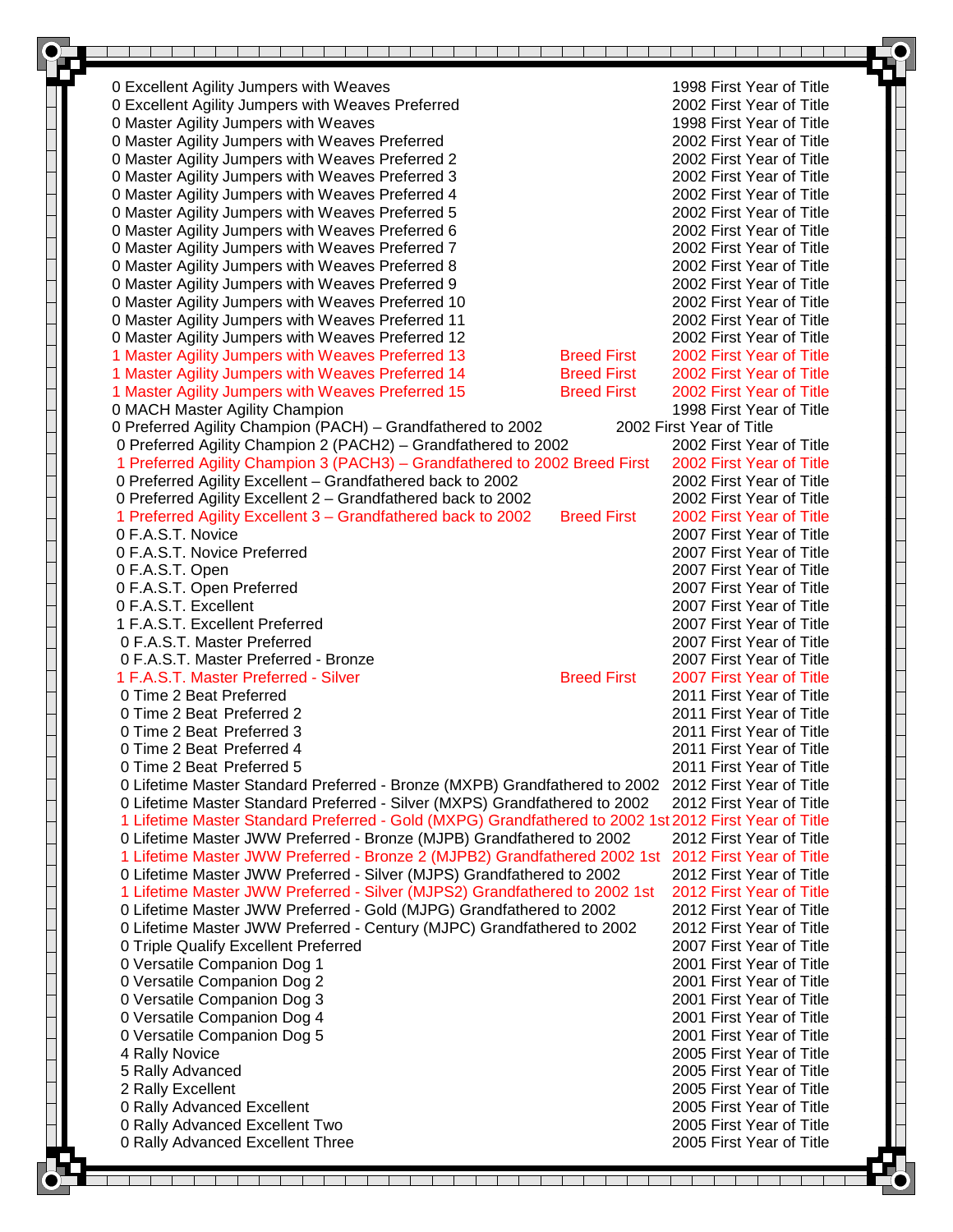| Count | Title | Note | Year |
|---|---|---|---|
| 0 | Excellent Agility Jumpers with Weaves | | 1998 First Year of Title |
| 0 | Excellent Agility Jumpers with Weaves Preferred | | 2002 First Year of Title |
| 0 | Master Agility Jumpers with Weaves | | 1998 First Year of Title |
| 0 | Master Agility Jumpers with Weaves Preferred | | 2002 First Year of Title |
| 0 | Master Agility Jumpers with Weaves Preferred 2 | | 2002 First Year of Title |
| 0 | Master Agility Jumpers with Weaves Preferred 3 | | 2002 First Year of Title |
| 0 | Master Agility Jumpers with Weaves Preferred 4 | | 2002 First Year of Title |
| 0 | Master Agility Jumpers with Weaves Preferred 5 | | 2002 First Year of Title |
| 0 | Master Agility Jumpers with Weaves Preferred 6 | | 2002 First Year of Title |
| 0 | Master Agility Jumpers with Weaves Preferred 7 | | 2002 First Year of Title |
| 0 | Master Agility Jumpers with Weaves Preferred 8 | | 2002 First Year of Title |
| 0 | Master Agility Jumpers with Weaves Preferred 9 | | 2002 First Year of Title |
| 0 | Master Agility Jumpers with Weaves Preferred 10 | | 2002 First Year of Title |
| 0 | Master Agility Jumpers with Weaves Preferred 11 | | 2002 First Year of Title |
| 0 | Master Agility Jumpers with Weaves Preferred 12 | | 2002 First Year of Title |
| 1 | Master Agility Jumpers with Weaves Preferred 13 | Breed First | 2002 First Year of Title |
| 1 | Master Agility Jumpers with Weaves Preferred 14 | Breed First | 2002 First Year of Title |
| 1 | Master Agility Jumpers with Weaves Preferred 15 | Breed First | 2002 First Year of Title |
| 0 | MACH Master Agility Champion | | 1998 First Year of Title |
| 0 | Preferred Agility Champion (PACH) – Grandfathered to 2002 | | 2002 First Year of Title |
| 0 | Preferred Agility Champion 2 (PACH2) – Grandfathered to 2002 | | 2002 First Year of Title |
| 1 | Preferred Agility Champion 3 (PACH3) – Grandfathered to 2002 | Breed First | 2002 First Year of Title |
| 0 | Preferred Agility Excellent – Grandfathered back to 2002 | | 2002 First Year of Title |
| 0 | Preferred Agility Excellent 2 – Grandfathered back to 2002 | | 2002 First Year of Title |
| 1 | Preferred Agility Excellent 3 – Grandfathered back to 2002 | Breed First | 2002 First Year of Title |
| 0 | F.A.S.T. Novice | | 2007 First Year of Title |
| 0 | F.A.S.T. Novice Preferred | | 2007 First Year of Title |
| 0 | F.A.S.T. Open | | 2007 First Year of Title |
| 0 | F.A.S.T. Open Preferred | | 2007 First Year of Title |
| 0 | F.A.S.T. Excellent | | 2007 First Year of Title |
| 1 | F.A.S.T. Excellent Preferred | | 2007 First Year of Title |
| 0 | F.A.S.T. Master Preferred | | 2007 First Year of Title |
| 0 | F.A.S.T. Master Preferred - Bronze | | 2007 First Year of Title |
| 1 | F.A.S.T. Master Preferred - Silver | Breed First | 2007 First Year of Title |
| 0 | Time 2 Beat Preferred | | 2011 First Year of Title |
| 0 | Time 2 Beat Preferred 2 | | 2011 First Year of Title |
| 0 | Time 2 Beat Preferred 3 | | 2011 First Year of Title |
| 0 | Time 2 Beat Preferred 4 | | 2011 First Year of Title |
| 0 | Time 2 Beat Preferred 5 | | 2011 First Year of Title |
| 0 | Lifetime Master Standard Preferred - Bronze (MXPB) Grandfathered to 2002 | | 2012 First Year of Title |
| 0 | Lifetime Master Standard Preferred - Silver (MXPS) Grandfathered to 2002 | | 2012 First Year of Title |
| 1 | Lifetime Master Standard Preferred - Gold (MXPG) Grandfathered to 2002 | 1st | 2012 First Year of Title |
| 0 | Lifetime Master JWW Preferred - Bronze (MJPB) Grandfathered to 2002 | | 2012 First Year of Title |
| 1 | Lifetime Master JWW Preferred - Bronze 2 (MJPB2) Grandfathered 2002 | 1st | 2012 First Year of Title |
| 0 | Lifetime Master JWW Preferred - Silver (MJPS) Grandfathered to 2002 | | 2012 First Year of Title |
| 1 | Lifetime Master JWW Preferred - Silver (MJPS2) Grandfathered to 2002 | 1st | 2012 First Year of Title |
| 0 | Lifetime Master JWW Preferred - Gold (MJPG) Grandfathered to 2002 | | 2012 First Year of Title |
| 0 | Lifetime Master JWW Preferred - Century (MJPC) Grandfathered to 2002 | | 2012 First Year of Title |
| 0 | Triple Qualify Excellent Preferred | | 2007 First Year of Title |
| 0 | Versatile Companion Dog 1 | | 2001 First Year of Title |
| 0 | Versatile Companion Dog 2 | | 2001 First Year of Title |
| 0 | Versatile Companion Dog 3 | | 2001 First Year of Title |
| 0 | Versatile Companion Dog 4 | | 2001 First Year of Title |
| 0 | Versatile Companion Dog 5 | | 2001 First Year of Title |
| 4 | Rally Novice | | 2005 First Year of Title |
| 5 | Rally Advanced | | 2005 First Year of Title |
| 2 | Rally Excellent | | 2005 First Year of Title |
| 0 | Rally Advanced Excellent | | 2005 First Year of Title |
| 0 | Rally Advanced Excellent Two | | 2005 First Year of Title |
| 0 | Rally Advanced Excellent Three | | 2005 First Year of Title |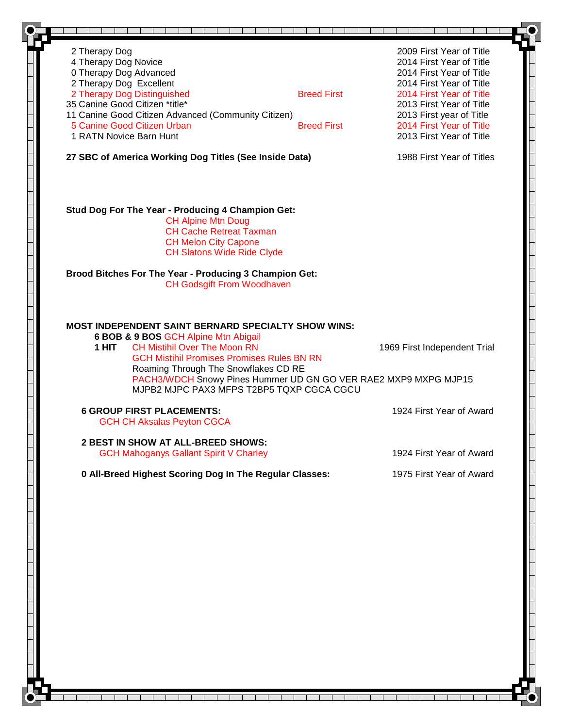| Count | Title | Note | First Year |
|---|---|---|---|
| 2 | Therapy Dog | | 2009 First Year of Title |
| 4 | Therapy Dog Novice | | 2014 First Year of Title |
| 0 | Therapy Dog Advanced | | 2014 First Year of Title |
| 2 | Therapy Dog Excellent | | 2014 First Year of Title |
| 2 | Therapy Dog Distinguished | Breed First | 2014 First Year of Title |
| 35 | Canine Good Citizen *title* | | 2013 First Year of Title |
| 11 | Canine Good Citizen Advanced (Community Citizen) | | 2013 First year of Title |
| 5 | Canine Good Citizen Urban | Breed First | 2014 First Year of Title |
| 1 | RATN Novice Barn Hunt | | 2013 First Year of Title |

**27 SBC of America Working Dog Titles (See Inside Data)** — 1988 First Year of Titles

**Stud Dog For The Year - Producing 4 Champion Get:**

- CH Alpine Mtn Doug
- CH Cache Retreat Taxman
- CH Melon City Capone
- CH Slatons Wide Ride Clyde

**Brood Bitches For The Year - Producing 3 Champion Get:**

- CH Godsgift From Woodhaven

**MOST INDEPENDENT SAINT BERNARD SPECIALTY SHOW WINS:**

**6 BOB & 9 BOS** GCH Alpine Mtn Abigail

**1 HIT** — 1969 First Independent Trial

- CH Mistihil Over The Moon RN
- GCH Mistihil Promises Promises Rules BN RN
- Roaming Through The Snowflakes CD RE
- PACH3/WDCH Snowy Pines Hummer UD GN GO VER RAE2 MXP9 MXPG MJP15 MJPB2 MJPC PAX3 MFPS T2BP5 TQXP CGCA CGCU

**6 GROUP FIRST PLACEMENTS:** — 1924 First Year of Award

GCH CH Aksalas Peyton CGCA

**2 BEST IN SHOW AT ALL-BREED SHOWS:** — 1924 First Year of Award

GCH Mahoganys Gallant Spirit V Charley

**0 All-Breed Highest Scoring Dog In The Regular Classes:** — 1975 First Year of Award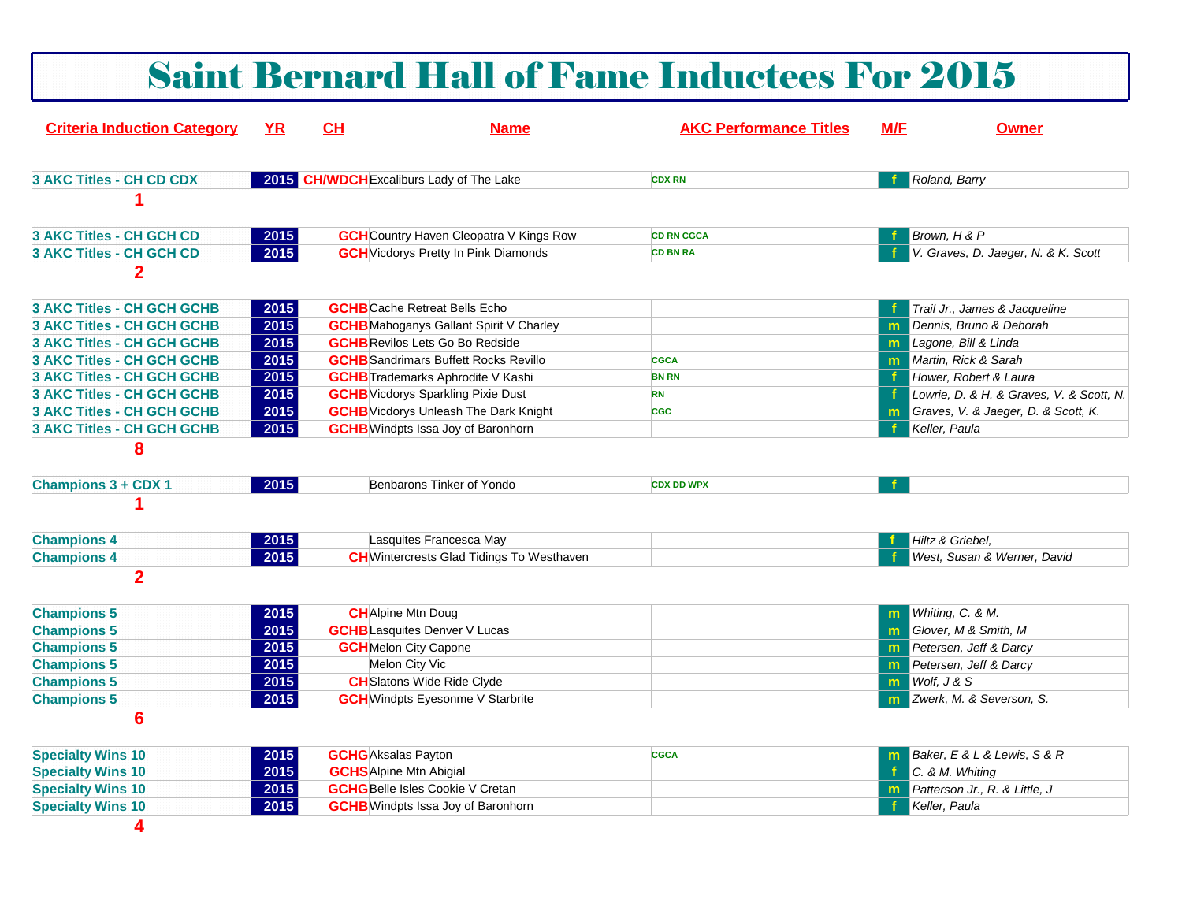# Saint Bernard Hall of Fame Inductees For 2015

| Criteria Induction Category | YR | CH | Name | AKC Performance Titles | M/F | Owner |
|---|---|---|---|---|---|---|
| 3 AKC Titles - CH CD CDX | 2015 | CH/WDCH | Excaliburs Lady of The Lake | CDX RN | f | Roland, Barry |
| 1 | | | | | | |
| 3 AKC Titles - CH GCH CD | 2015 | GCH | Country Haven Cleopatra V Kings Row | CD RN CGCA | f | Brown, H & P |
| 3 AKC Titles - CH GCH CD | 2015 | GCH | Vicdorys Pretty In Pink Diamonds | CD BN RA | f | V. Graves, D. Jaeger, N. & K. Scott |
| 2 | | | | | | |
| 3 AKC Titles - CH GCH GCHB | 2015 | GCHB | Cache Retreat Bells Echo | | f | Trail Jr., James & Jacqueline |
| 3 AKC Titles - CH GCH GCHB | 2015 | GCHB | Mahoganys Gallant Spirit V Charley | | m | Dennis, Bruno & Deborah |
| 3 AKC Titles - CH GCH GCHB | 2015 | GCHB | Revilos Lets Go Bo Redside | | m | Lagone, Bill & Linda |
| 3 AKC Titles - CH GCH GCHB | 2015 | GCHB | Sandrimars Buffett Rocks Revillo | CGCA | m | Martin, Rick & Sarah |
| 3 AKC Titles - CH GCH GCHB | 2015 | GCHB | Trademarks Aphrodite V Kashi | BN RN | f | Hower, Robert & Laura |
| 3 AKC Titles - CH GCH GCHB | 2015 | GCHB | Vicdorys Sparkling Pixie Dust | RN | f | Lowrie, D. & H. & Graves, V. & Scott, N. |
| 3 AKC Titles - CH GCH GCHB | 2015 | GCHB | Vicdorys Unleash The Dark Knight | CGC | m | Graves, V. & Jaeger, D. & Scott, K. |
| 3 AKC Titles - CH GCH GCHB | 2015 | GCHB | Windpts Issa Joy of Baronhorn | | f | Keller, Paula |
| 8 | | | | | | |
| Champions 3 + CDX 1 | 2015 | | Benbarons Tinker of Yondo | CDX DD WPX | f | |
| 1 | | | | | | |
| Champions 4 | 2015 | | Lasquites Francesca May | | f | Hiltz & Griebel, |
| Champions 4 | 2015 | CH | Wintercrests Glad Tidings To Westhaven | | f | West, Susan & Werner, David |
| 2 | | | | | | |
| Champions 5 | 2015 | CH | Alpine Mtn Doug | | m | Whiting, C. & M. |
| Champions 5 | 2015 | GCHB | Lasquites Denver V Lucas | | m | Glover, M & Smith, M |
| Champions 5 | 2015 | GCH | Melon City Capone | | m | Petersen, Jeff & Darcy |
| Champions 5 | 2015 | | Melon City Vic | | m | Petersen, Jeff & Darcy |
| Champions 5 | 2015 | CH | Slatons Wide Ride Clyde | | m | Wolf, J & S |
| Champions 5 | 2015 | GCH | Windpts Eyesonme V Starbrite | | m | Zwerk, M. & Severson, S. |
| 6 | | | | | | |
| Specialty Wins 10 | 2015 | GCHG | Aksalas Payton | CGCA | m | Baker, E & L & Lewis, S & R |
| Specialty Wins 10 | 2015 | GCHS | Alpine Mtn Abigial | | f | C. & M. Whiting |
| Specialty Wins 10 | 2015 | GCHG | Belle Isles Cookie V Cretan | | m | Patterson Jr., R. & Little, J |
| Specialty Wins 10 | 2015 | GCHB | Windpts Issa Joy of Baronhorn | | f | Keller, Paula |
| 4 | | | | | | |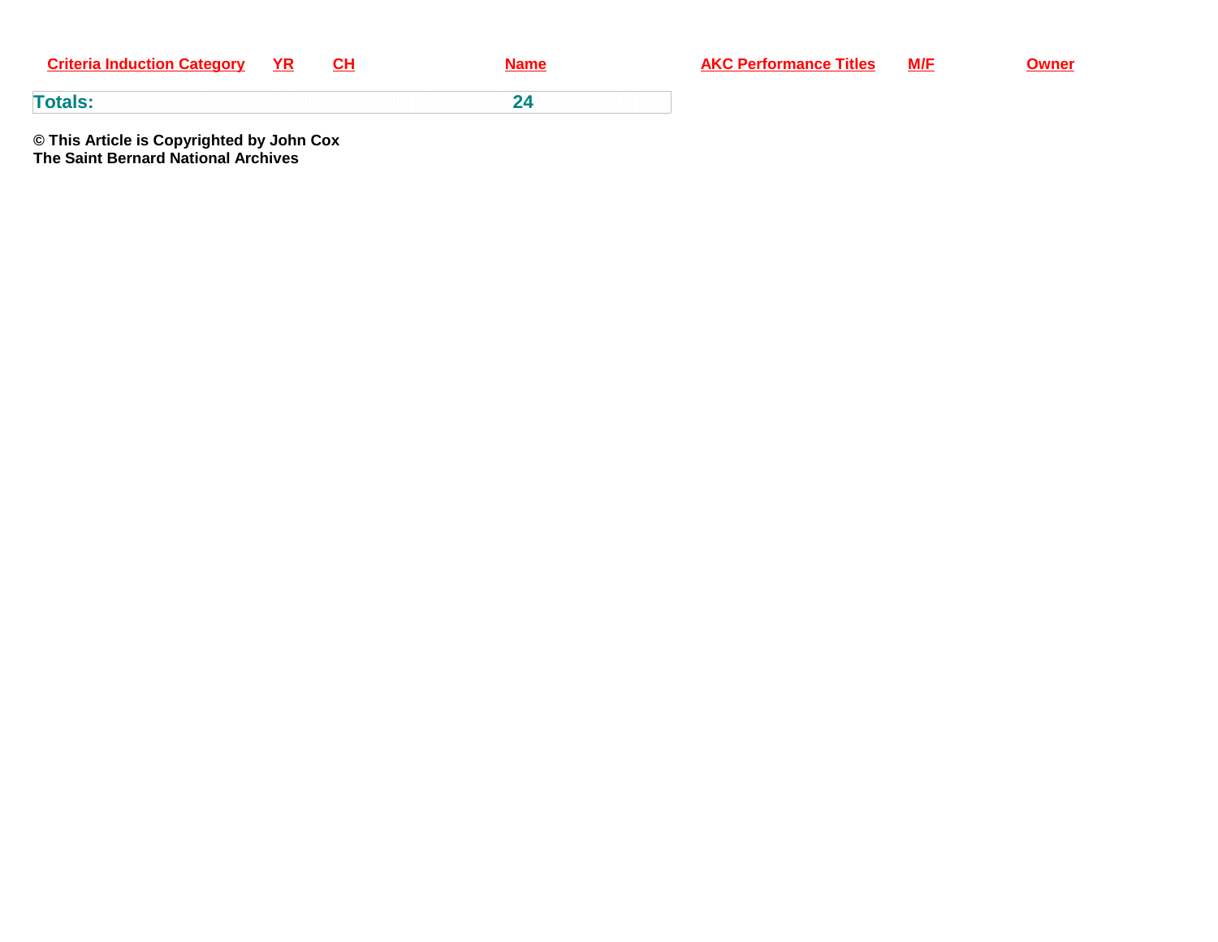| Criteria Induction Category | YR | CH | Name | AKC Performance Titles | M/F | Owner |
| --- | --- | --- | --- | --- | --- | --- |
| **Totals:** | | | **24** | | | |

**© This Article is Copyrighted by John Cox**
**The Saint Bernard National Archives**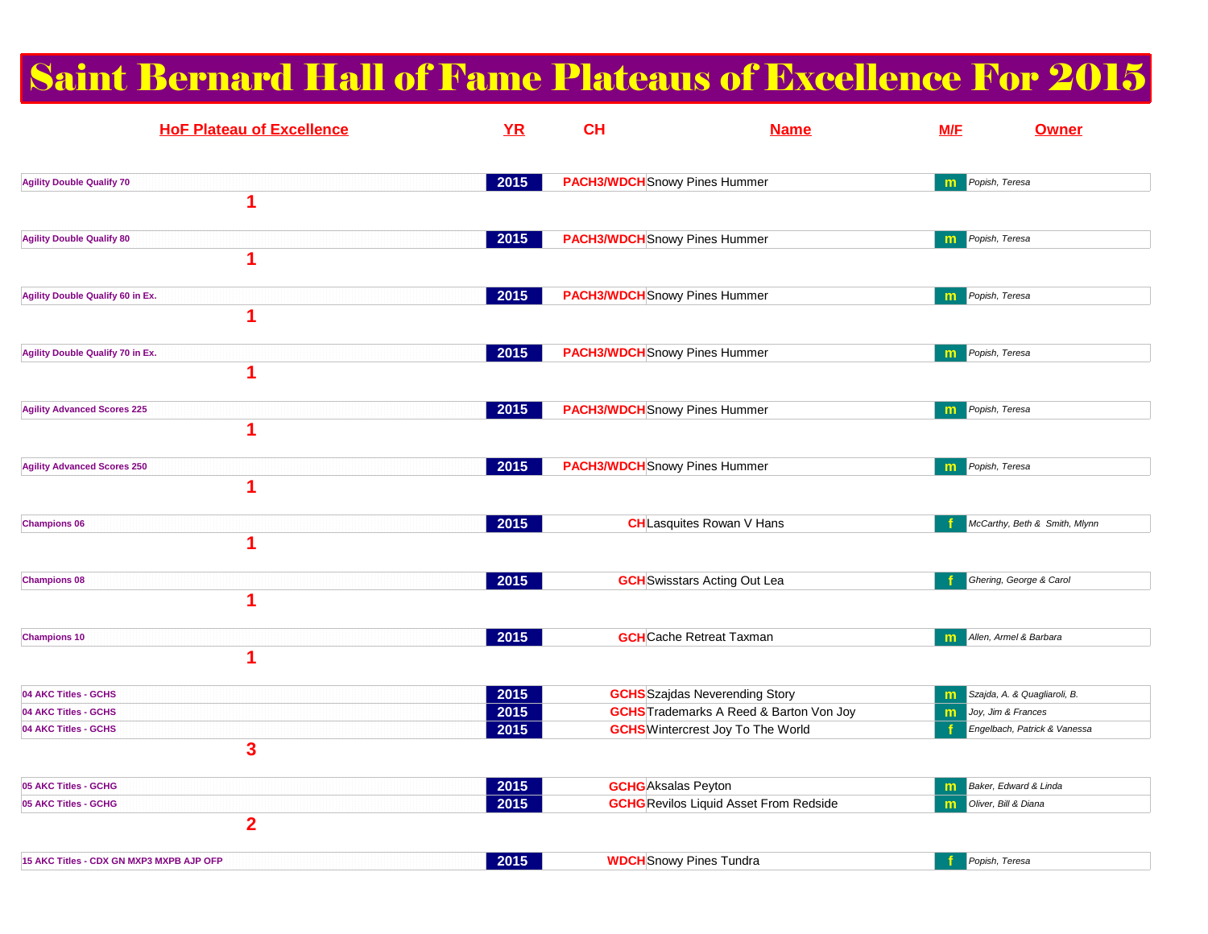# Saint Bernard Hall of Fame Plateaus of Excellence For 2015

| HoF Plateau of Excellence | YR | CH | Name | M/F | Owner |
|---|---|---|---|---|---|
| Agility Double Qualify 70 | 2015 | PACH3/WDCH | Snowy Pines Hummer | m | Popish, Teresa |
| 1 | | | | | |
| Agility Double Qualify 80 | 2015 | PACH3/WDCH | Snowy Pines Hummer | m | Popish, Teresa |
| 1 | | | | | |
| Agility Double Qualify 60 in Ex. | 2015 | PACH3/WDCH | Snowy Pines Hummer | m | Popish, Teresa |
| 1 | | | | | |
| Agility Double Qualify 70 in Ex. | 2015 | PACH3/WDCH | Snowy Pines Hummer | m | Popish, Teresa |
| 1 | | | | | |
| Agility Advanced Scores 225 | 2015 | PACH3/WDCH | Snowy Pines Hummer | m | Popish, Teresa |
| 1 | | | | | |
| Agility Advanced Scores 250 | 2015 | PACH3/WDCH | Snowy Pines Hummer | m | Popish, Teresa |
| 1 | | | | | |
| Champions 06 | 2015 | CH | Lasquites Rowan V Hans | f | McCarthy, Beth & Smith, Mlynn |
| 1 | | | | | |
| Champions 08 | 2015 | GCH | Swisstars Acting Out Lea | f | Ghering, George & Carol |
| 1 | | | | | |
| Champions 10 | 2015 | GCH | Cache Retreat Taxman | m | Allen, Armel & Barbara |
| 1 | | | | | |
| 04 AKC Titles - GCHS | 2015 | GCHS | Szajdas Neverending Story | m | Szajda, A. & Quagliaroli, B. |
| 04 AKC Titles - GCHS | 2015 | GCHS | Trademarks A Reed & Barton Von Joy | m | Joy, Jim & Frances |
| 04 AKC Titles - GCHS | 2015 | GCHS | Wintercrest Joy To The World | f | Engelbach, Patrick & Vanessa |
| 3 | | | | | |
| 05 AKC Titles - GCHG | 2015 | GCHG | Aksalas Peyton | m | Baker, Edward & Linda |
| 05 AKC Titles - GCHG | 2015 | GCHG | Revilos Liquid Asset From Redside | m | Oliver, Bill & Diana |
| 2 | | | | | |
| 15 AKC Titles - CDX GN MXP3 MXPB AJP OFP | 2015 | WDCH | Snowy Pines Tundra | f | Popish, Teresa |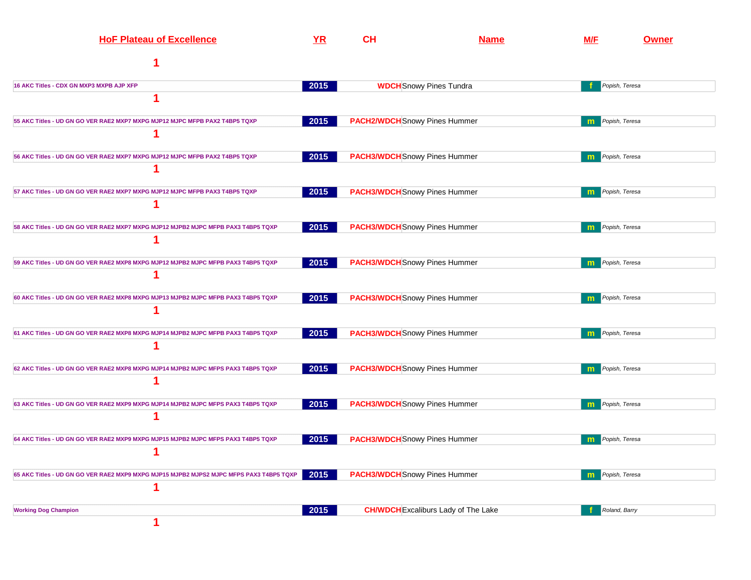| HoF Plateau of Excellence | YR | CH | Name | M/F | Owner |
|---|---|---|---|---|---|
| 1 | | | | | |
| 16 AKC Titles - CDX GN MXP3 MXPB AJP XFP | 2015 | WDCH | Snowy Pines Tundra | f | Popish, Teresa |
| 1 | | | | | |
| 55 AKC Titles - UD GN GO VER RAE2 MXP7 MXPG MJP12 MJPC MFPB PAX2 T4BP5 TQXP | 2015 | PACH2/WDCH | Snowy Pines Hummer | m | Popish, Teresa |
| 1 | | | | | |
| 56 AKC Titles - UD GN GO VER RAE2 MXP7 MXPG MJP12 MJPC MFPB PAX2 T4BP5 TQXP | 2015 | PACH3/WDCH | Snowy Pines Hummer | m | Popish, Teresa |
| 1 | | | | | |
| 57 AKC Titles - UD GN GO VER RAE2 MXP7 MXPG MJP12 MJPC MFPB PAX3 T4BP5 TQXP | 2015 | PACH3/WDCH | Snowy Pines Hummer | m | Popish, Teresa |
| 1 | | | | | |
| 58 AKC Titles - UD GN GO VER RAE2 MXP7 MXPG MJP12 MJPB2 MJPC MFPB PAX3 T4BP5 TQXP | 2015 | PACH3/WDCH | Snowy Pines Hummer | m | Popish, Teresa |
| 1 | | | | | |
| 59 AKC Titles - UD GN GO VER RAE2 MXP8 MXPG MJP12 MJPB2 MJPC MFPB PAX3 T4BP5 TQXP | 2015 | PACH3/WDCH | Snowy Pines Hummer | m | Popish, Teresa |
| 1 | | | | | |
| 60 AKC Titles - UD GN GO VER RAE2 MXP8 MXPG MJP13 MJPB2 MJPC MFPB PAX3 T4BP5 TQXP | 2015 | PACH3/WDCH | Snowy Pines Hummer | m | Popish, Teresa |
| 1 | | | | | |
| 61 AKC Titles - UD GN GO VER RAE2 MXP8 MXPG MJP14 MJPB2 MJPC MFPB PAX3 T4BP5 TQXP | 2015 | PACH3/WDCH | Snowy Pines Hummer | m | Popish, Teresa |
| 1 | | | | | |
| 62 AKC Titles - UD GN GO VER RAE2 MXP8 MXPG MJP14 MJPB2 MJPC MFPS PAX3 T4BP5 TQXP | 2015 | PACH3/WDCH | Snowy Pines Hummer | m | Popish, Teresa |
| 1 | | | | | |
| 63 AKC Titles - UD GN GO VER RAE2 MXP9 MXPG MJP14 MJPB2 MJPC MFPS PAX3 T4BP5 TQXP | 2015 | PACH3/WDCH | Snowy Pines Hummer | m | Popish, Teresa |
| 1 | | | | | |
| 64 AKC Titles - UD GN GO VER RAE2 MXP9 MXPG MJP15 MJPB2 MJPC MFPS PAX3 T4BP5 TQXP | 2015 | PACH3/WDCH | Snowy Pines Hummer | m | Popish, Teresa |
| 1 | | | | | |
| 65 AKC Titles - UD GN GO VER RAE2 MXP9 MXPG MJP15 MJPB2 MJPS2 MJPC MFPS PAX3 T4BP5 TQXP | 2015 | PACH3/WDCH | Snowy Pines Hummer | m | Popish, Teresa |
| 1 | | | | | |
| Working Dog Champion | 2015 | CH/WDCH | Excaliburs Lady of The Lake | f | Roland, Barry |
| 1 | | | | | |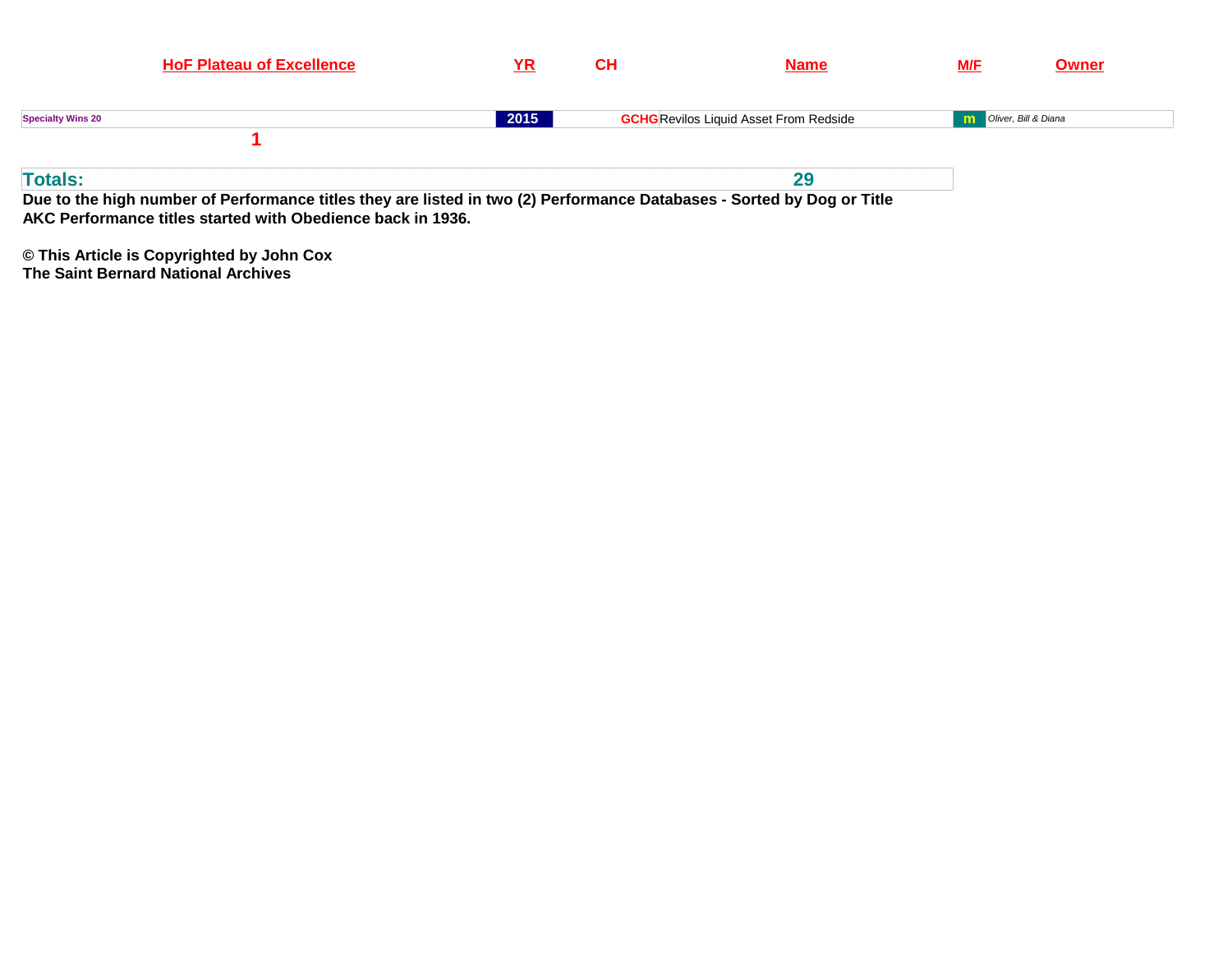| HoF Plateau of Excellence | YR | CH | Name | M/F | Owner |
|---|---|---|---|---|---|
| Specialty Wins 20 | 2015 | GCHG | Revilos Liquid Asset From Redside | m | *Oliver, Bill & Diana* |
| 1 | | | | | |

| Totals: | 29 |
|---|---|

**Due to the high number of Performance titles they are listed in two (2) Performance Databases - Sorted by Dog or Title**
**AKC Performance titles started with Obedience back in 1936.**

**© This Article is Copyrighted by John Cox**
**The Saint Bernard National Archives**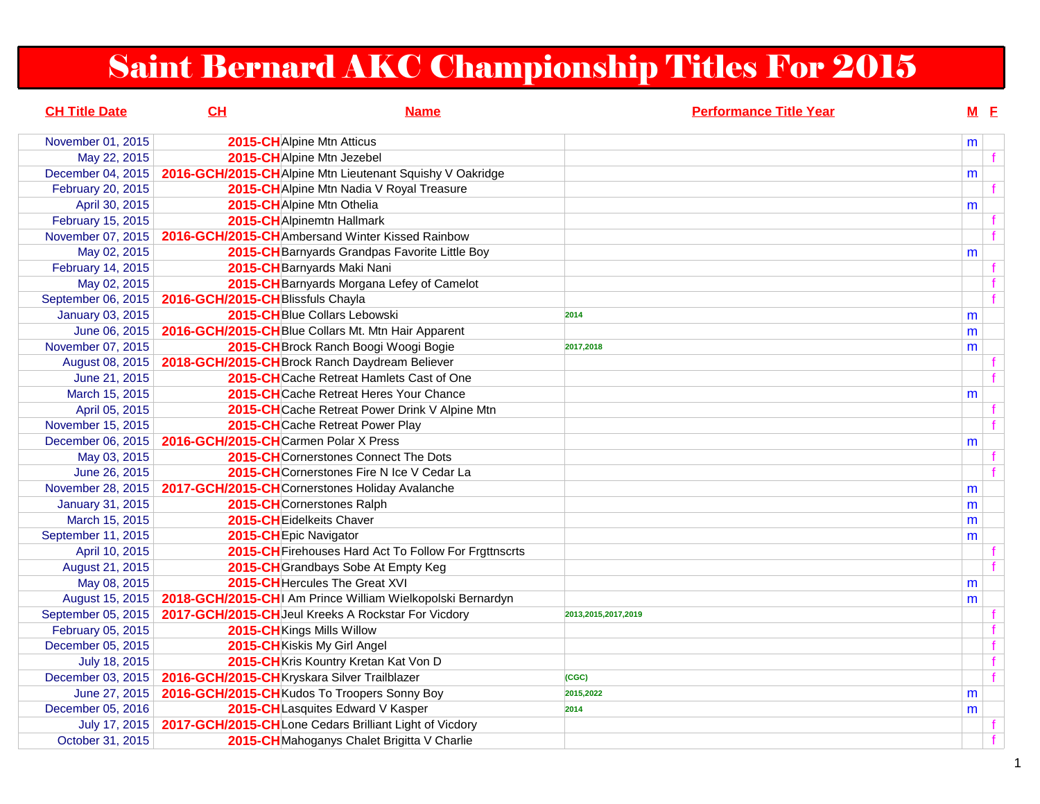# Saint Bernard AKC Championship Titles For 2015

| CH Title Date | CH | Name | Performance Title Year | M | F |
|---|---|---|---|---|---|
| November 01, 2015 | 2015-CH | Alpine Mtn Atticus | | m | |
| May 22, 2015 | 2015-CH | Alpine Mtn Jezebel | | | f |
| December 04, 2015 | 2016-GCH/2015-CH | Alpine Mtn Lieutenant Squishy V Oakridge | | m | |
| February 20, 2015 | 2015-CH | Alpine Mtn Nadia V Royal Treasure | | | f |
| April 30, 2015 | 2015-CH | Alpine Mtn Othelia | | m | |
| February 15, 2015 | 2015-CH | Alpinemtn Hallmark | | | f |
| November 07, 2015 | 2016-GCH/2015-CH | Ambersand Winter Kissed Rainbow | | | f |
| May 02, 2015 | 2015-CH | Barnyards Grandpas Favorite Little Boy | | m | |
| February 14, 2015 | 2015-CH | Barnyards Maki Nani | | | f |
| May 02, 2015 | 2015-CH | Barnyards Morgana Lefey of Camelot | | | f |
| September 06, 2015 | 2016-GCH/2015-CH | Blissfuls Chayla | | | f |
| January 03, 2015 | 2015-CH | Blue Collars Lebowski | 2014 | m | |
| June 06, 2015 | 2016-GCH/2015-CH | Blue Collars Mt. Mtn Hair Apparent | | m | |
| November 07, 2015 | 2015-CH | Brock Ranch Boogi Woogi Bogie | 2017,2018 | m | |
| August 08, 2015 | 2018-GCH/2015-CH | Brock Ranch Daydream Believer | | | f |
| June 21, 2015 | 2015-CH | Cache Retreat Hamlets Cast of One | | | f |
| March 15, 2015 | 2015-CH | Cache Retreat Heres Your Chance | | m | |
| April 05, 2015 | 2015-CH | Cache Retreat Power Drink V Alpine Mtn | | | f |
| November 15, 2015 | 2015-CH | Cache Retreat Power Play | | | f |
| December 06, 2015 | 2016-GCH/2015-CH | Carmen Polar X Press | | m | |
| May 03, 2015 | 2015-CH | Cornerstones Connect The Dots | | | f |
| June 26, 2015 | 2015-CH | Cornerstones Fire N Ice V Cedar La | | | f |
| November 28, 2015 | 2017-GCH/2015-CH | Cornerstones Holiday Avalanche | | m | |
| January 31, 2015 | 2015-CH | Cornerstones Ralph | | m | |
| March 15, 2015 | 2015-CH | Eidelkeits Chaver | | m | |
| September 11, 2015 | 2015-CH | Epic Navigator | | m | |
| April 10, 2015 | 2015-CH | Firehouses Hard Act To Follow For Frgttnscrts | | | f |
| August 21, 2015 | 2015-CH | Grandbays Sobe At Empty Keg | | | f |
| May 08, 2015 | 2015-CH | Hercules The Great XVI | | m | |
| August 15, 2015 | 2018-GCH/2015-CH | I Am Prince William Wielkopolski Bernardyn | | m | |
| September 05, 2015 | 2017-GCH/2015-CH | Jeul Kreeks A Rockstar For Vicdory | 2013,2015,2017,2019 | | f |
| February 05, 2015 | 2015-CH | Kings Mills Willow | | | f |
| December 05, 2015 | 2015-CH | Kiskis My Girl Angel | | | f |
| July 18, 2015 | 2015-CH | Kris Kountry Kretan Kat Von D | | | f |
| December 03, 2015 | 2016-GCH/2015-CH | Kryskara Silver Trailblazer | (CGC) | | f |
| June 27, 2015 | 2016-GCH/2015-CH | Kudos To Troopers Sonny Boy | 2015,2022 | m | |
| December 05, 2016 | 2015-CH | Lasquites Edward V Kasper | 2014 | m | |
| July 17, 2015 | 2017-GCH/2015-CH | Lone Cedars Brilliant Light of Vicdory | | | f |
| October 31, 2015 | 2015-CH | Mahoganys Chalet Brigitta V Charlie | | | f |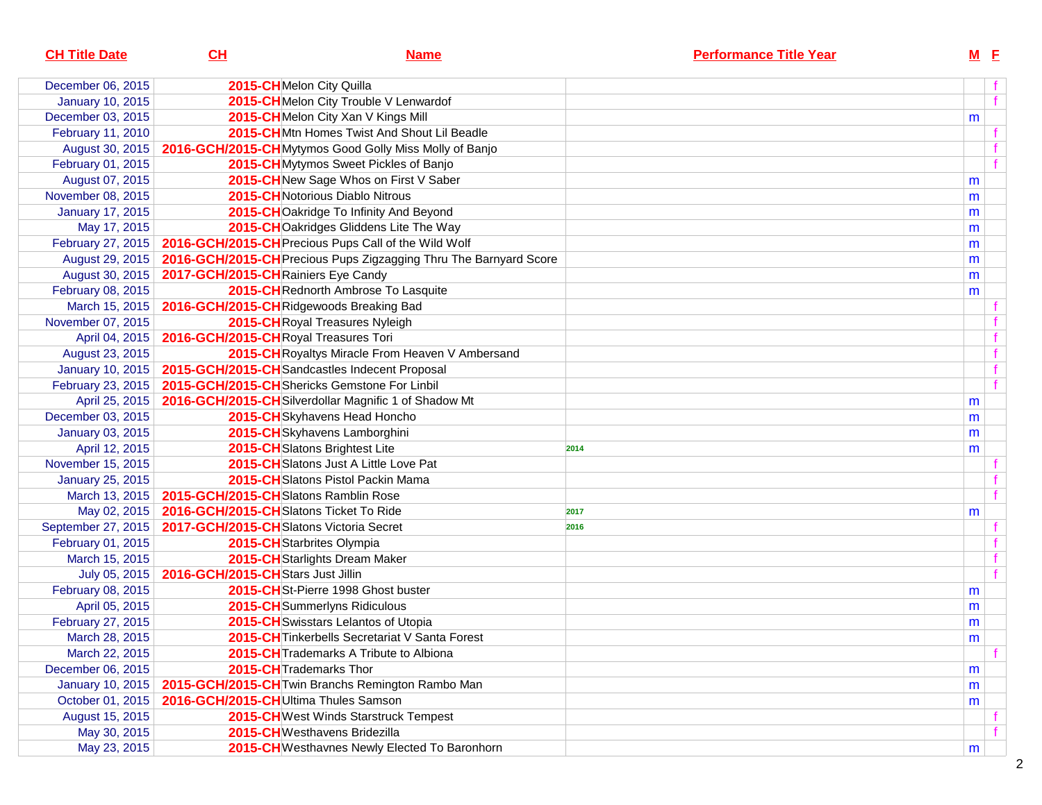| CH Title Date | CH | Name | Performance Title Year | M | F |
|---|---|---|---|---|---|
| December 06, 2015 | 2015-CH | Melon City Quilla | | | f |
| January 10, 2015 | 2015-CH | Melon City Trouble V Lenwardof | | | f |
| December 03, 2015 | 2015-CH | Melon City Xan V Kings Mill | | m | |
| February 11, 2010 | 2015-CH | Mtn Homes Twist And Shout Lil Beadle | | | f |
| August 30, 2015 | 2016-GCH/2015-CH | Mytymos Good Golly Miss Molly of Banjo | | | f |
| February 01, 2015 | 2015-CH | Mytymos Sweet Pickles of Banjo | | | f |
| August 07, 2015 | 2015-CH | New Sage Whos on First V Saber | | m | |
| November 08, 2015 | 2015-CH | Notorious Diablo Nitrous | | m | |
| January 17, 2015 | 2015-CH | Oakridge To Infinity And Beyond | | m | |
| May 17, 2015 | 2015-CH | Oakridges Gliddens Lite The Way | | m | |
| February 27, 2015 | 2016-GCH/2015-CH | Precious Pups Call of the Wild Wolf | | m | |
| August 29, 2015 | 2016-GCH/2015-CH | Precious Pups Zigzagging Thru The Barnyard Score | | m | |
| August 30, 2015 | 2017-GCH/2015-CH | Rainiers Eye Candy | | m | |
| February 08, 2015 | 2015-CH | Rednorth Ambrose To Lasquite | | m | |
| March 15, 2015 | 2016-GCH/2015-CH | Ridgewoods Breaking Bad | | | f |
| November 07, 2015 | 2015-CH | Royal Treasures Nyleigh | | | f |
| April 04, 2015 | 2016-GCH/2015-CH | Royal Treasures Tori | | | f |
| August 23, 2015 | 2015-CH | Royaltys Miracle From Heaven V Ambersand | | | f |
| January 10, 2015 | 2015-GCH/2015-CH | Sandcastles Indecent Proposal | | | f |
| February 23, 2015 | 2015-GCH/2015-CH | Shericks Gemstone For Linbil | | | f |
| April 25, 2015 | 2016-GCH/2015-CH | Silverdollar Magnific 1 of Shadow Mt | | m | |
| December 03, 2015 | 2015-CH | Skyhavens Head Honcho | | m | |
| January 03, 2015 | 2015-CH | Skyhavens Lamborghini | | m | |
| April 12, 2015 | 2015-CH | Slatons Brightest Lite | 2014 | m | |
| November 15, 2015 | 2015-CH | Slatons Just A Little Love Pat | | | f |
| January 25, 2015 | 2015-CH | Slatons Pistol Packin Mama | | | f |
| March 13, 2015 | 2015-GCH/2015-CH | Slatons Ramblin Rose | | | f |
| May 02, 2015 | 2016-GCH/2015-CH | Slatons Ticket To Ride | 2017 | m | |
| September 27, 2015 | 2017-GCH/2015-CH | Slatons Victoria Secret | 2016 | | f |
| February 01, 2015 | 2015-CH | Starbrites Olympia | | | f |
| March 15, 2015 | 2015-CH | Starlights Dream Maker | | | f |
| July 05, 2015 | 2016-GCH/2015-CH | Stars Just Jillin | | | f |
| February 08, 2015 | 2015-CH | St-Pierre 1998 Ghost buster | | m | |
| April 05, 2015 | 2015-CH | Summerlyns Ridiculous | | m | |
| February 27, 2015 | 2015-CH | Swisstars Lelantos of Utopia | | m | |
| March 28, 2015 | 2015-CH | Tinkerbells Secretariat V Santa Forest | | m | |
| March 22, 2015 | 2015-CH | Trademarks A Tribute to Albiona | | | f |
| December 06, 2015 | 2015-CH | Trademarks Thor | | m | |
| January 10, 2015 | 2015-GCH/2015-CH | Twin Branchs Remington Rambo Man | | m | |
| October 01, 2015 | 2016-GCH/2015-CH | Ultima Thules Samson | | m | |
| August 15, 2015 | 2015-CH | West Winds Starstruck Tempest | | | f |
| May 30, 2015 | 2015-CH | Westhavens Bridezilla | | | f |
| May 23, 2015 | 2015-CH | Westhavnes Newly Elected To Baronhorn | | m | |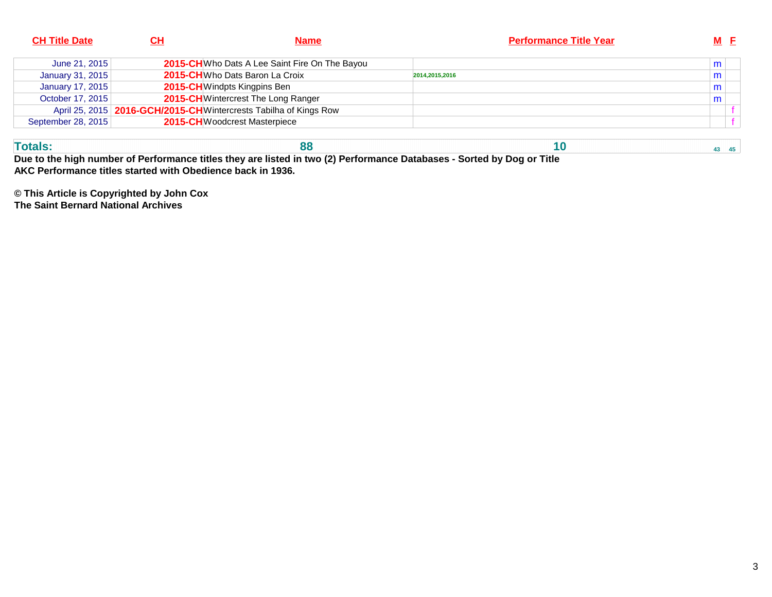| CH Title Date | CH | Name | Performance Title Year | M | F |
|---|---|---|---|---|---|
| June 21, 2015 | 2015-CH | Who Dats A Lee Saint Fire On The Bayou | | m | |
| January 31, 2015 | 2015-CH | Who Dats Baron La Croix | 2014,2015,2016 | m | |
| January 17, 2015 | 2015-CH | Windpts Kingpins Ben | | m | |
| October 17, 2015 | 2015-CH | Wintercrest The Long Ranger | | m | |
| April 25, 2015 | 2016-GCH/2015-CH | Wintercrests Tabilha of Kings Row | | | f |
| September 28, 2015 | 2015-CH | Woodcrest Masterpiece | | | f |
| **Totals:** | | **88** | **10** | **43** | **45** |

**Due to the high number of Performance titles they are listed in two (2) Performance Databases - Sorted by Dog or Title**
**AKC Performance titles started with Obedience back in 1936.**

**© This Article is Copyrighted by John Cox**
**The Saint Bernard National Archives**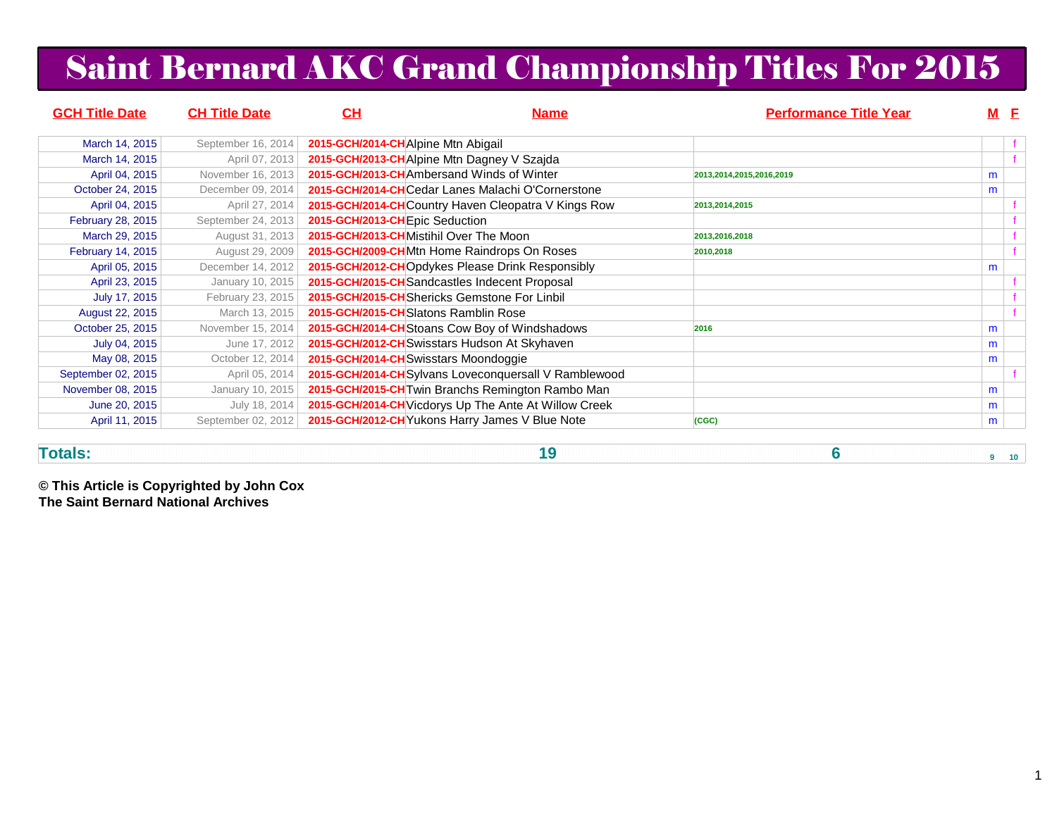# Saint Bernard AKC Grand Championship Titles For 2015

| GCH Title Date | CH Title Date | CH | Name | Performance Title Year | M | F |
|---|---|---|---|---|---|---|
| March 14, 2015 | September 16, 2014 | 2015-GCH/2014-CH | Alpine Mtn Abigail | | | f |
| March 14, 2015 | April 07, 2013 | 2015-GCH/2013-CH | Alpine Mtn Dagney V Szajda | | | f |
| April 04, 2015 | November 16, 2013 | 2015-GCH/2013-CH | Ambersand Winds of Winter | 2013,2014,2015,2016,2019 | m | |
| October 24, 2015 | December 09, 2014 | 2015-GCH/2014-CH | Cedar Lanes Malachi O'Cornerstone | | m | |
| April 04, 2015 | April 27, 2014 | 2015-GCH/2014-CH | Country Haven Cleopatra V Kings Row | 2013,2014,2015 | | f |
| February 28, 2015 | September 24, 2013 | 2015-GCH/2013-CH | Epic Seduction | | | f |
| March 29, 2015 | August 31, 2013 | 2015-GCH/2013-CH | Mistihil Over The Moon | 2013,2016,2018 | | f |
| February 14, 2015 | August 29, 2009 | 2015-GCH/2009-CH | Mtn Home Raindrops On Roses | 2010,2018 | | f |
| April 05, 2015 | December 14, 2012 | 2015-GCH/2012-CH | Opdykes Please Drink Responsibly | | m | |
| April 23, 2015 | January 10, 2015 | 2015-GCH/2015-CH | Sandcastles Indecent Proposal | | | f |
| July 17, 2015 | February 23, 2015 | 2015-GCH/2015-CH | Shericks Gemstone For Linbil | | | f |
| August 22, 2015 | March 13, 2015 | 2015-GCH/2015-CH | Slatons Ramblin Rose | | | f |
| October 25, 2015 | November 15, 2014 | 2015-GCH/2014-CH | Stoans Cow Boy of Windshadows | 2016 | m | |
| July 04, 2015 | June 17, 2012 | 2015-GCH/2012-CH | Swisstars Hudson At Skyhaven | | m | |
| May 08, 2015 | October 12, 2014 | 2015-GCH/2014-CH | Swisstars Moondoggie | | m | |
| September 02, 2015 | April 05, 2014 | 2015-GCH/2014-CH | Sylvans Loveconquersall V Ramblewood | | | f |
| November 08, 2015 | January 10, 2015 | 2015-GCH/2015-CH | Twin Branchs Remington Rambo Man | | m | |
| June 20, 2015 | July 18, 2014 | 2015-GCH/2014-CH | Vicdorys Up The Ante At Willow Creek | | m | |
| April 11, 2015 | September 02, 2012 | 2015-GCH/2012-CH | Yukons Harry James V Blue Note | (CGC) | m | |
| **Totals:** | | | 19 | 6 | 9 | 10 |

**© This Article is Copyrighted by John Cox**
**The Saint Bernard National Archives**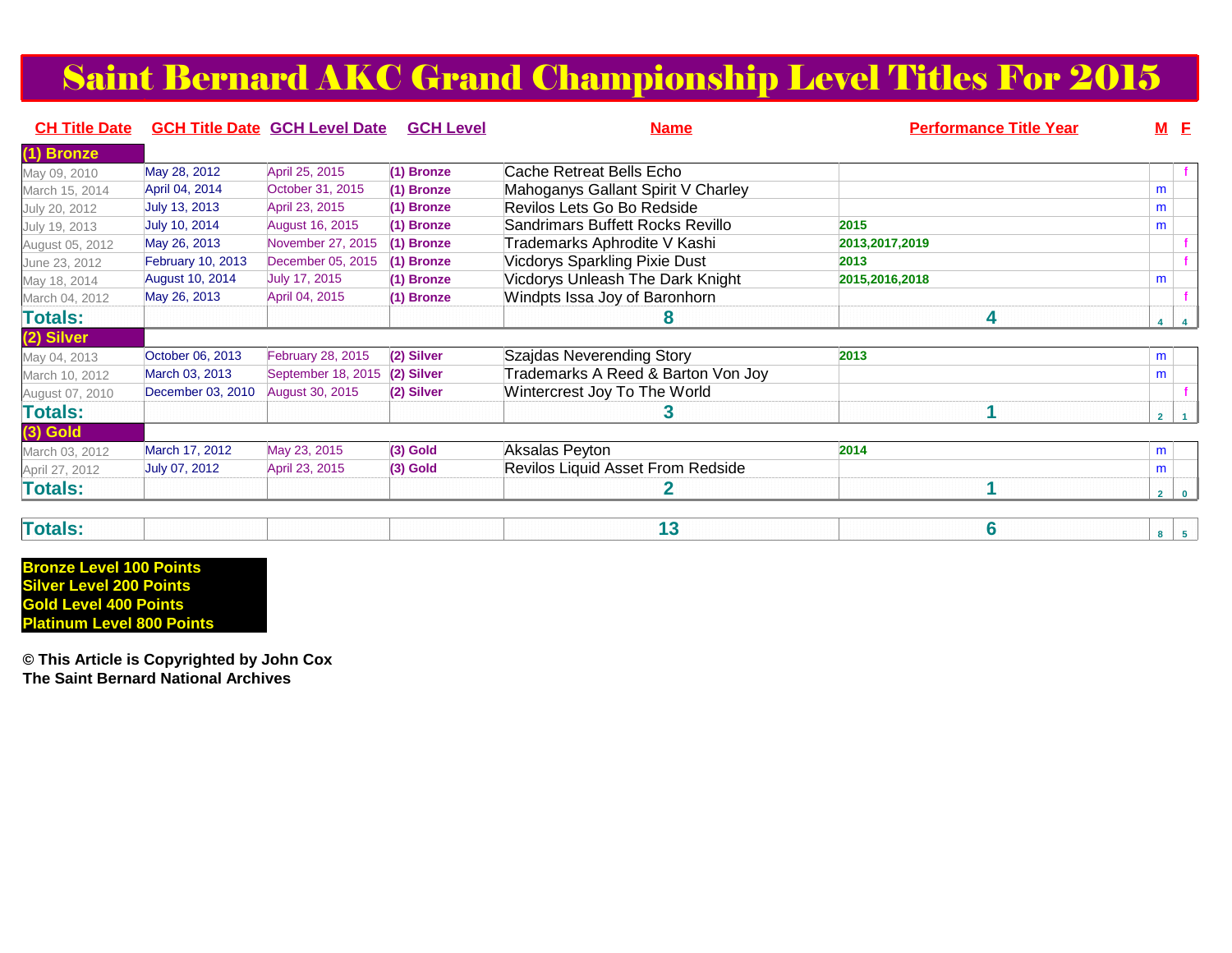# Saint Bernard AKC Grand Championship Level Titles For 2015

| CH Title Date | GCH Title Date | GCH Level Date | GCH Level | Name | Performance Title Year | M | F |
|---|---|---|---|---|---|---|---|
| **(1) Bronze** | | | | | | | |
| May 09, 2010 | May 28, 2012 | April 25, 2015 | (1) Bronze | Cache Retreat Bells Echo | | | f |
| March 15, 2014 | April 04, 2014 | October 31, 2015 | (1) Bronze | Mahoganys Gallant Spirit V Charley | | m | |
| July 20, 2012 | July 13, 2013 | April 23, 2015 | (1) Bronze | Revilos Lets Go Bo Redside | | m | |
| July 19, 2013 | July 10, 2014 | August 16, 2015 | (1) Bronze | Sandrimars Buffett Rocks Revillo | 2015 | m | |
| August 05, 2012 | May 26, 2013 | November 27, 2015 | (1) Bronze | Trademarks Aphrodite V Kashi | 2013,2017,2019 | | f |
| June 23, 2012 | February 10, 2013 | December 05, 2015 | (1) Bronze | Vicdorys Sparkling Pixie Dust | 2013 | | f |
| May 18, 2014 | August 10, 2014 | July 17, 2015 | (1) Bronze | Vicdorys Unleash The Dark Knight | 2015,2016,2018 | m | |
| March 04, 2012 | May 26, 2013 | April 04, 2015 | (1) Bronze | Windpts Issa Joy of Baronhorn | | | f |
| **Totals:** | | | | **8** | **4** | 4 | 4 |
| **(2) Silver** | | | | | | | |
| May 04, 2013 | October 06, 2013 | February 28, 2015 | (2) Silver | Szajdas Neverending Story | 2013 | m | |
| March 10, 2012 | March 03, 2013 | September 18, 2015 | (2) Silver | Trademarks A Reed & Barton Von Joy | | m | |
| August 07, 2010 | December 03, 2010 | August 30, 2015 | (2) Silver | Wintercrest Joy To The World | | | f |
| **Totals:** | | | | **3** | **1** | 2 | 1 |
| **(3) Gold** | | | | | | | |
| March 03, 2012 | March 17, 2012 | May 23, 2015 | (3) Gold | Aksalas Peyton | 2014 | m | |
| April 27, 2012 | July 07, 2012 | April 23, 2015 | (3) Gold | Revilos Liquid Asset From Redside | | m | |
| **Totals:** | | | | **2** | **1** | 2 | 0 |
| **Totals:** | | | | **13** | **6** | 8 | 5 |

**Bronze Level 100 Points**
**Silver Level 200 Points**
**Gold Level 400 Points**
**Platinum Level 800 Points**

**© This Article is Copyrighted by John Cox**
**The Saint Bernard National Archives**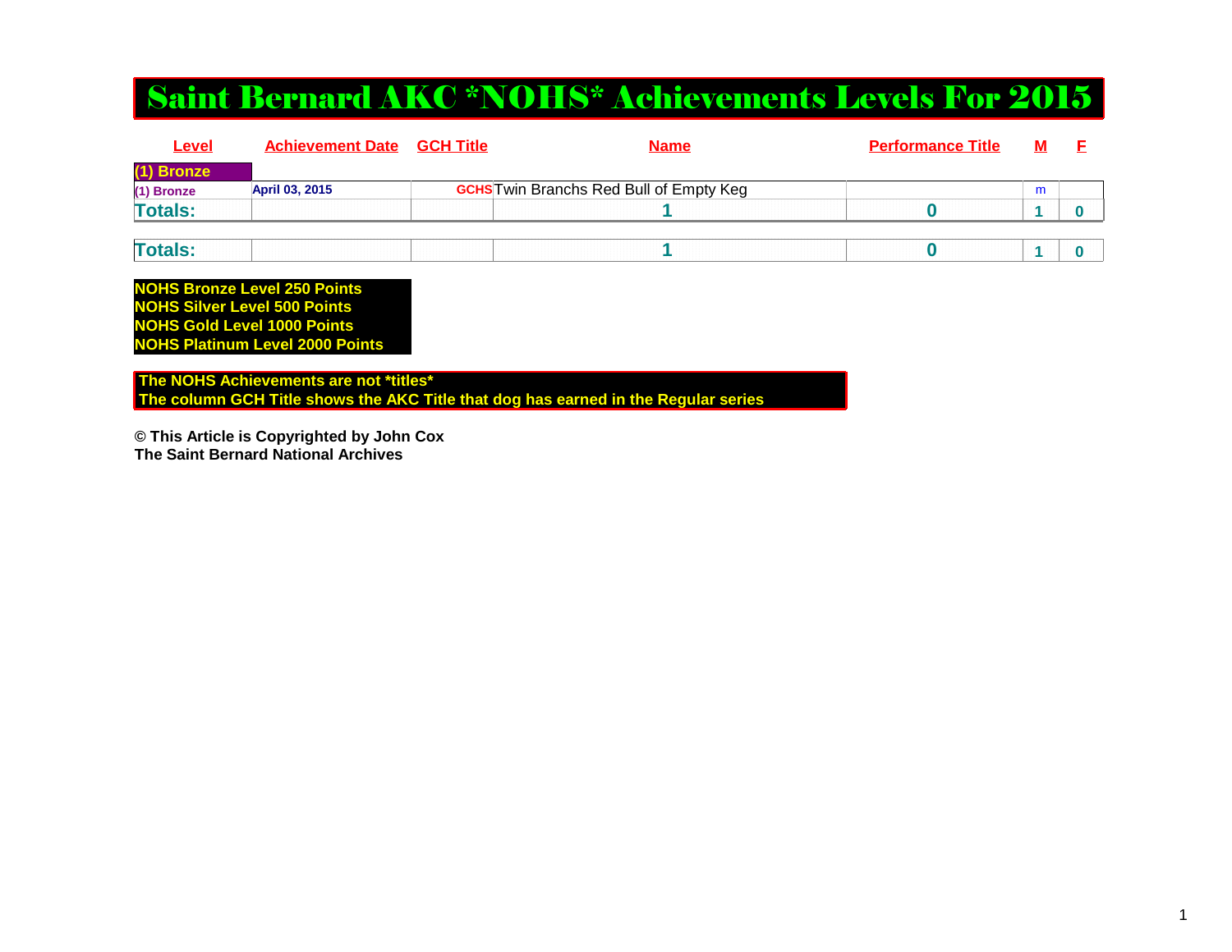# Saint Bernard AKC *NOHS* Achievements Levels For 2015

| Level | Achievement Date | GCH Title | Name | Performance Title | M | F |
|---|---|---|---|---|---|---|
| (1) Bronze | | | | | | |
| (1) Bronze | April 03, 2015 | GCHS | Twin Branchs Red Bull of Empty Keg | | m | |
| Totals: | | | 1 | 0 | 1 | 0 |
| Totals: | | | 1 | 0 | 1 | 0 |

**NOHS Bronze Level 250 Points**
**NOHS Silver Level 500 Points**
**NOHS Gold Level 1000 Points**
**NOHS Platinum Level 2000 Points**

**The NOHS Achievements are not *titles***
**The column GCH Title shows the AKC Title that dog has earned in the Regular series**

**© This Article is Copyrighted by John Cox**
**The Saint Bernard National Archives**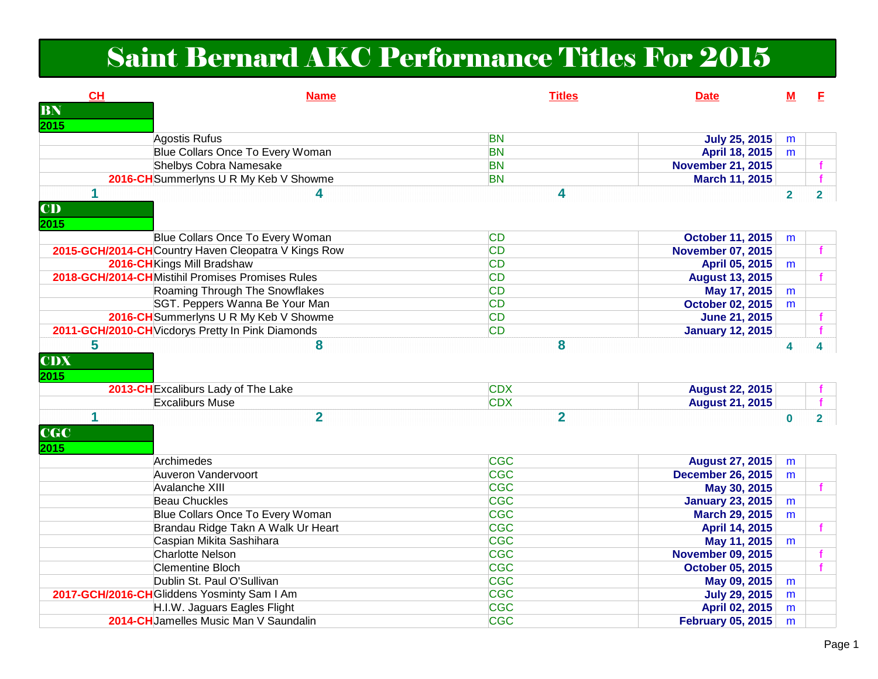# Saint Bernard AKC Performance Titles For 2015

| CH | Name | Titles | Date | M | F |
|---|---|---|---|---|---|
| **BN** | | | | | |
| **2015** | | | | | |
| | Agostis Rufus | BN | July 25, 2015 | m | |
| | Blue Collars Once To Every Woman | BN | April 18, 2015 | m | |
| | Shelbys Cobra Namesake | BN | November 21, 2015 | | f |
| 2016-CH | Summerlyns U R My Keb V Showme | BN | March 11, 2015 | | f |
| 1 | 4 | 4 | | 2 | 2 |
| **CD** | | | | | |
| **2015** | | | | | |
| | Blue Collars Once To Every Woman | CD | October 11, 2015 | m | |
| 2015-GCH/2014-CH | Country Haven Cleopatra V Kings Row | CD | November 07, 2015 | | f |
| 2016-CH | Kings Mill Bradshaw | CD | April 05, 2015 | m | |
| 2018-GCH/2014-CH | Mistihil Promises Promises Rules | CD | August 13, 2015 | | f |
| | Roaming Through The Snowflakes | CD | May 17, 2015 | m | |
| | SGT. Peppers Wanna Be Your Man | CD | October 02, 2015 | m | |
| 2016-CH | Summerlyns U R My Keb V Showme | CD | June 21, 2015 | | f |
| 2011-GCH/2010-CH | Vicdorys Pretty In Pink Diamonds | CD | January 12, 2015 | | f |
| 5 | 8 | 8 | | 4 | 4 |
| **CDX** | | | | | |
| **2015** | | | | | |
| 2013-CH | Excaliburs Lady of The Lake | CDX | August 22, 2015 | | f |
| | Excaliburs Muse | CDX | August 21, 2015 | | f |
| 1 | 2 | 2 | | 0 | 2 |
| **CGC** | | | | | |
| **2015** | | | | | |
| | Archimedes | CGC | August 27, 2015 | m | |
| | Auveron Vandervoort | CGC | December 26, 2015 | m | |
| | Avalanche XIII | CGC | May 30, 2015 | | f |
| | Beau Chuckles | CGC | January 23, 2015 | m | |
| | Blue Collars Once To Every Woman | CGC | March 29, 2015 | m | |
| | Brandau Ridge Takn A Walk Ur Heart | CGC | April 14, 2015 | | f |
| | Caspian Mikita Sashihara | CGC | May 11, 2015 | m | |
| | Charlotte Nelson | CGC | November 09, 2015 | | f |
| | Clementine Bloch | CGC | October 05, 2015 | | f |
| | Dublin St. Paul O'Sullivan | CGC | May 09, 2015 | m | |
| 2017-GCH/2016-CH | Gliddens Yosminty Sam I Am | CGC | July 29, 2015 | m | |
| | H.I.W. Jaguars Eagles Flight | CGC | April 02, 2015 | m | |
| 2014-CH | Jamelles Music Man V Saundalin | CGC | February 05, 2015 | m | |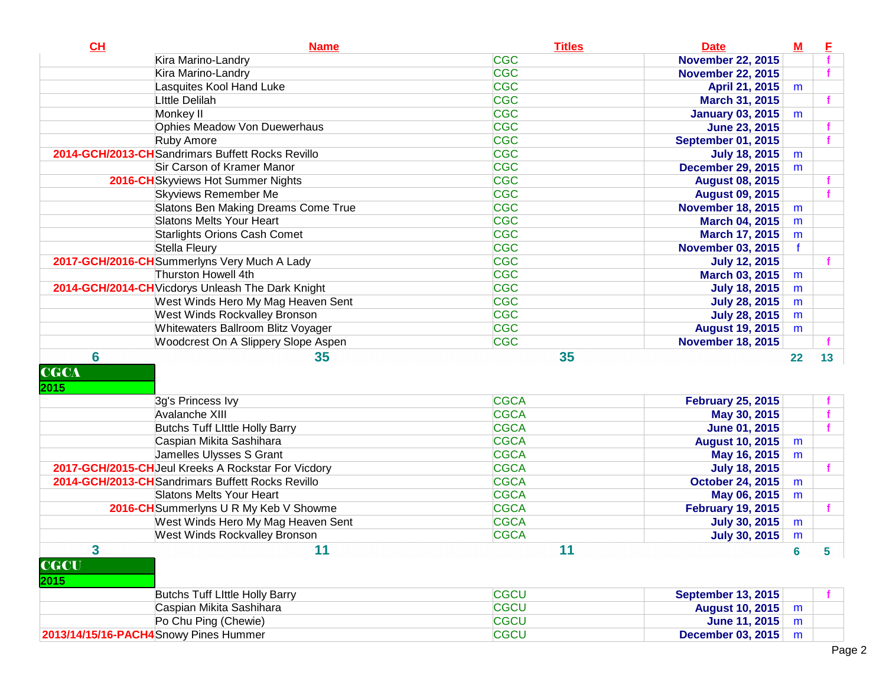| CH | Name | Titles | Date | M | F |
|---|---|---|---|---|---|
| | Kira Marino-Landry | CGC | November 22, 2015 | | f |
| | Kira Marino-Landry | CGC | November 22, 2015 | | f |
| | Lasquites Kool Hand Luke | CGC | April 21, 2015 | m | |
| | LIttle Delilah | CGC | March 31, 2015 | | f |
| | Monkey II | CGC | January 03, 2015 | m | |
| | Ophies Meadow Von Duewerhaus | CGC | June 23, 2015 | | f |
| | Ruby Amore | CGC | September 01, 2015 | | f |
| 2014-GCH/2013-CH | Sandrimars Buffett Rocks Revillo | CGC | July 18, 2015 | m | |
| | Sir Carson of Kramer Manor | CGC | December 29, 2015 | m | |
| 2016-CH | Skyviews Hot Summer Nights | CGC | August 08, 2015 | | f |
| | Skyviews Remember Me | CGC | August 09, 2015 | | f |
| | Slatons Ben Making Dreams Come True | CGC | November 18, 2015 | m | |
| | Slatons Melts Your Heart | CGC | March 04, 2015 | m | |
| | Starlights Orions Cash Comet | CGC | March 17, 2015 | m | |
| | Stella Fleury | CGC | November 03, 2015 | f | |
| 2017-GCH/2016-CH | Summerlyns Very Much A Lady | CGC | July 12, 2015 | | f |
| | Thurston Howell 4th | CGC | March 03, 2015 | m | |
| 2014-GCH/2014-CH | Vicdorys Unleash The Dark Knight | CGC | July 18, 2015 | m | |
| | West Winds Hero My Mag Heaven Sent | CGC | July 28, 2015 | m | |
| | West Winds Rockvalley Bronson | CGC | July 28, 2015 | m | |
| | Whitewaters Ballroom Blitz Voyager | CGC | August 19, 2015 | m | |
| | Woodcrest On A Slippery Slope Aspen | CGC | November 18, 2015 | | f |
| 6 | 35 | 35 | | 22 | 13 |

**CGCA**

**2015**

| CH | Name | Titles | Date | M | F |
|---|---|---|---|---|---|
| | 3g's Princess Ivy | CGCA | February 25, 2015 | | f |
| | Avalanche XIII | CGCA | May 30, 2015 | | f |
| | Butchs Tuff LIttle Holly Barry | CGCA | June 01, 2015 | | f |
| | Caspian Mikita Sashihara | CGCA | August 10, 2015 | m | |
| | Jamelles Ulysses S Grant | CGCA | May 16, 2015 | m | |
| 2017-GCH/2015-CH | Jeul Kreeks A Rockstar For Vicdory | CGCA | July 18, 2015 | | f |
| 2014-GCH/2013-CH | Sandrimars Buffett Rocks Revillo | CGCA | October 24, 2015 | m | |
| | Slatons Melts Your Heart | CGCA | May 06, 2015 | m | |
| 2016-CH | Summerlyns U R My Keb V Showme | CGCA | February 19, 2015 | | f |
| | West Winds Hero My Mag Heaven Sent | CGCA | July 30, 2015 | m | |
| | West Winds Rockvalley Bronson | CGCA | July 30, 2015 | m | |
| 3 | 11 | 11 | | 6 | 5 |

**CGCU**

**2015**

| CH | Name | Titles | Date | M | F |
|---|---|---|---|---|---|
| | Butchs Tuff LIttle Holly Barry | CGCU | September 13, 2015 | | f |
| | Caspian Mikita Sashihara | CGCU | August 10, 2015 | m | |
| | Po Chu Ping (Chewie) | CGCU | June 11, 2015 | m | |
| 2013/14/15/16-PACH4 | Snowy Pines Hummer | CGCU | December 03, 2015 | m | |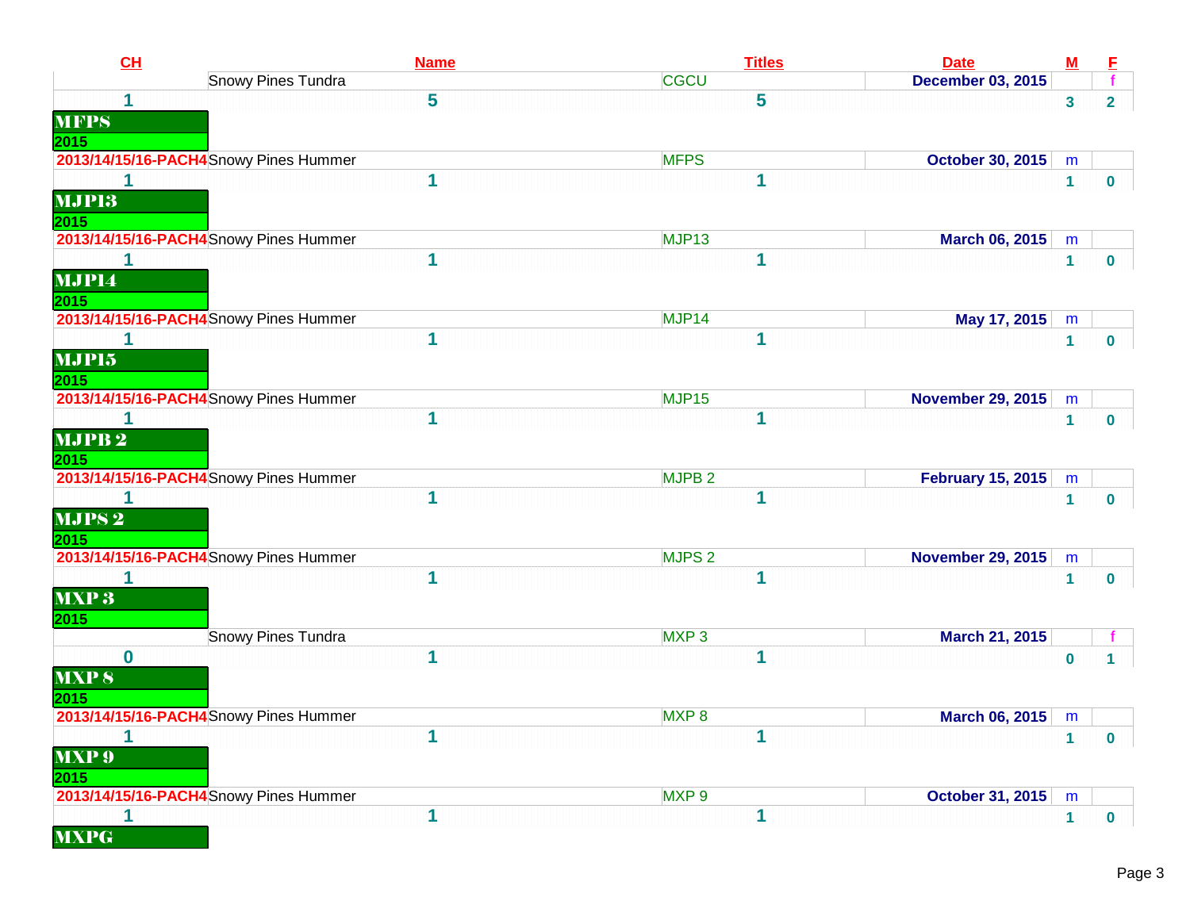| CH | Name | Titles | Date | M | F |
|---|---|---|---|---|---|
| | Snowy Pines Tundra | CGCU | December 03, 2015 | | f |
| 1 | 5 | 5 | | 3 | 2 |
| **MFPS** | | | | | |
| **2015** | | | | | |
| 2013/14/15/16-PACH4 | Snowy Pines Hummer | MFPS | October 30, 2015 | m | |
| 1 | 1 | 1 | | 1 | 0 |
| **MJP13** | | | | | |
| **2015** | | | | | |
| 2013/14/15/16-PACH4 | Snowy Pines Hummer | MJP13 | March 06, 2015 | m | |
| 1 | 1 | 1 | | 1 | 0 |
| **MJP14** | | | | | |
| **2015** | | | | | |
| 2013/14/15/16-PACH4 | Snowy Pines Hummer | MJP14 | May 17, 2015 | m | |
| 1 | 1 | 1 | | 1 | 0 |
| **MJP15** | | | | | |
| **2015** | | | | | |
| 2013/14/15/16-PACH4 | Snowy Pines Hummer | MJP15 | November 29, 2015 | m | |
| 1 | 1 | 1 | | 1 | 0 |
| **MJPB 2** | | | | | |
| **2015** | | | | | |
| 2013/14/15/16-PACH4 | Snowy Pines Hummer | MJPB 2 | February 15, 2015 | m | |
| 1 | 1 | 1 | | 1 | 0 |
| **MJPS 2** | | | | | |
| **2015** | | | | | |
| 2013/14/15/16-PACH4 | Snowy Pines Hummer | MJPS 2 | November 29, 2015 | m | |
| 1 | 1 | 1 | | 1 | 0 |
| **MXP 3** | | | | | |
| **2015** | | | | | |
| | Snowy Pines Tundra | MXP 3 | March 21, 2015 | | f |
| 0 | 1 | 1 | | 0 | 1 |
| **MXP 8** | | | | | |
| **2015** | | | | | |
| 2013/14/15/16-PACH4 | Snowy Pines Hummer | MXP 8 | March 06, 2015 | m | |
| 1 | 1 | 1 | | 1 | 0 |
| **MXP 9** | | | | | |
| **2015** | | | | | |
| 2013/14/15/16-PACH4 | Snowy Pines Hummer | MXP 9 | October 31, 2015 | m | |
| 1 | 1 | 1 | | 1 | 0 |
| **MXPG** | | | | | |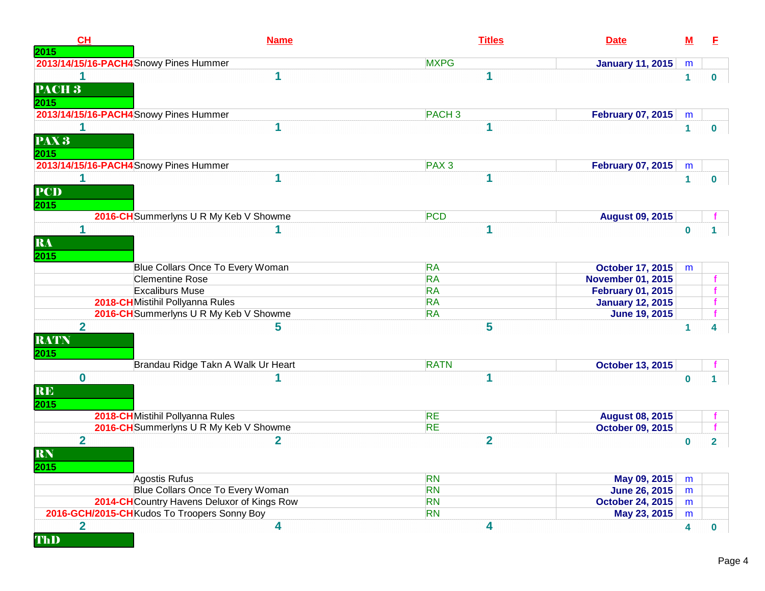| CH | Name | Titles | Date | M | F |
|---|---|---|---|---|---|
| **2015** | | | | | |
| 2013/14/15/16-PACH4 | Snowy Pines Hummer | MXPG | January 11, 2015 | m | |
| 1 | 1 | 1 | | 1 | 0 |
| **PACH 3** | | | | | |
| **2015** | | | | | |
| 2013/14/15/16-PACH4 | Snowy Pines Hummer | PACH 3 | February 07, 2015 | m | |
| 1 | 1 | 1 | | 1 | 0 |
| **PAX 3** | | | | | |
| **2015** | | | | | |
| 2013/14/15/16-PACH4 | Snowy Pines Hummer | PAX 3 | February 07, 2015 | m | |
| 1 | 1 | 1 | | 1 | 0 |
| **PCD** | | | | | |
| **2015** | | | | | |
| 2016-CH | Summerlyns U R My Keb V Showme | PCD | August 09, 2015 | | f |
| 1 | 1 | 1 | | 0 | 1 |
| **RA** | | | | | |
| **2015** | | | | | |
| | Blue Collars Once To Every Woman | RA | October 17, 2015 | m | |
| | Clementine Rose | RA | November 01, 2015 | | f |
| | Excaliburs Muse | RA | February 01, 2015 | | f |
| 2018-CH | Mistihil Pollyanna Rules | RA | January 12, 2015 | | f |
| 2016-CH | Summerlyns U R My Keb V Showme | RA | June 19, 2015 | | f |
| 2 | 5 | 5 | | 1 | 4 |
| **RATN** | | | | | |
| **2015** | | | | | |
| | Brandau Ridge Takn A Walk Ur Heart | RATN | October 13, 2015 | | f |
| 0 | 1 | 1 | | 0 | 1 |
| **RE** | | | | | |
| **2015** | | | | | |
| 2018-CH | Mistihil Pollyanna Rules | RE | August 08, 2015 | | f |
| 2016-CH | Summerlyns U R My Keb V Showme | RE | October 09, 2015 | | f |
| 2 | 2 | 2 | | 0 | 2 |
| **RN** | | | | | |
| **2015** | | | | | |
| | Agostis Rufus | RN | May 09, 2015 | m | |
| | Blue Collars Once To Every Woman | RN | June 26, 2015 | m | |
| 2014-CH | Country Havens Deluxor of Kings Row | RN | October 24, 2015 | m | |
| 2016-GCH/2015-CH | Kudos To Troopers Sonny Boy | RN | May 23, 2015 | m | |
| 2 | 4 | 4 | | 4 | 0 |
| **ThD** | | | | | |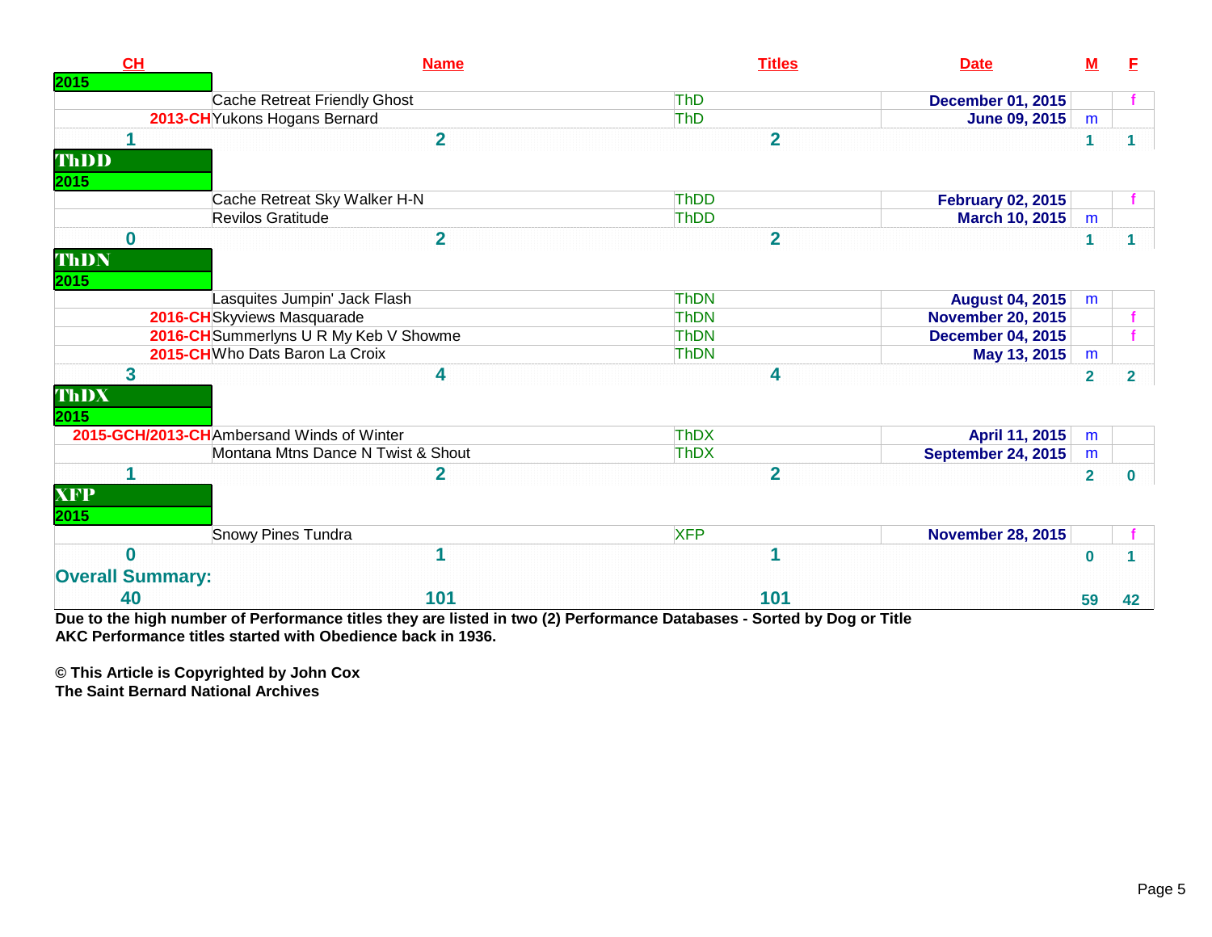| CH | Name | Titles | Date | M | F |
|---|---|---|---|---|---|
| **2015** | | | | | |
| | Cache Retreat Friendly Ghost | ThD | December 01, 2015 | | f |
| 2013-CH | Yukons Hogans Bernard | ThD | June 09, 2015 | m | |
| **1** | **2** | **2** | | **1** | **1** |
| **ThDD** | | | | | |
| **2015** | | | | | |
| | Cache Retreat Sky Walker H-N | ThDD | February 02, 2015 | | f |
| | Revilos Gratitude | ThDD | March 10, 2015 | m | |
| **0** | **2** | **2** | | **1** | **1** |
| **ThDN** | | | | | |
| **2015** | | | | | |
| | Lasquites Jumpin' Jack Flash | ThDN | August 04, 2015 | m | |
| 2016-CH | Skyviews Masquarade | ThDN | November 20, 2015 | | f |
| 2016-CH | Summerlyns U R My Keb V Showme | ThDN | December 04, 2015 | | f |
| 2015-CH | Who Dats Baron La Croix | ThDN | May 13, 2015 | m | |
| **3** | **4** | **4** | | **2** | **2** |
| **ThDX** | | | | | |
| **2015** | | | | | |
| 2015-GCH/2013-CH | Ambersand Winds of Winter | ThDX | April 11, 2015 | m | |
| | Montana Mtns Dance N Twist & Shout | ThDX | September 24, 2015 | m | |
| **1** | **2** | **2** | | **2** | **0** |
| **XFP** | | | | | |
| **2015** | | | | | |
| | Snowy Pines Tundra | XFP | November 28, 2015 | | f |
| **0** | **1** | **1** | | **0** | **1** |
| **Overall Summary:** | | | | | |
| **40** | **101** | **101** | | **59** | **42** |

**Due to the high number of Performance titles they are listed in two (2) Performance Databases - Sorted by Dog or Title**
**AKC Performance titles started with Obedience back in 1936.**

**© This Article is Copyrighted by John Cox**
**The Saint Bernard National Archives**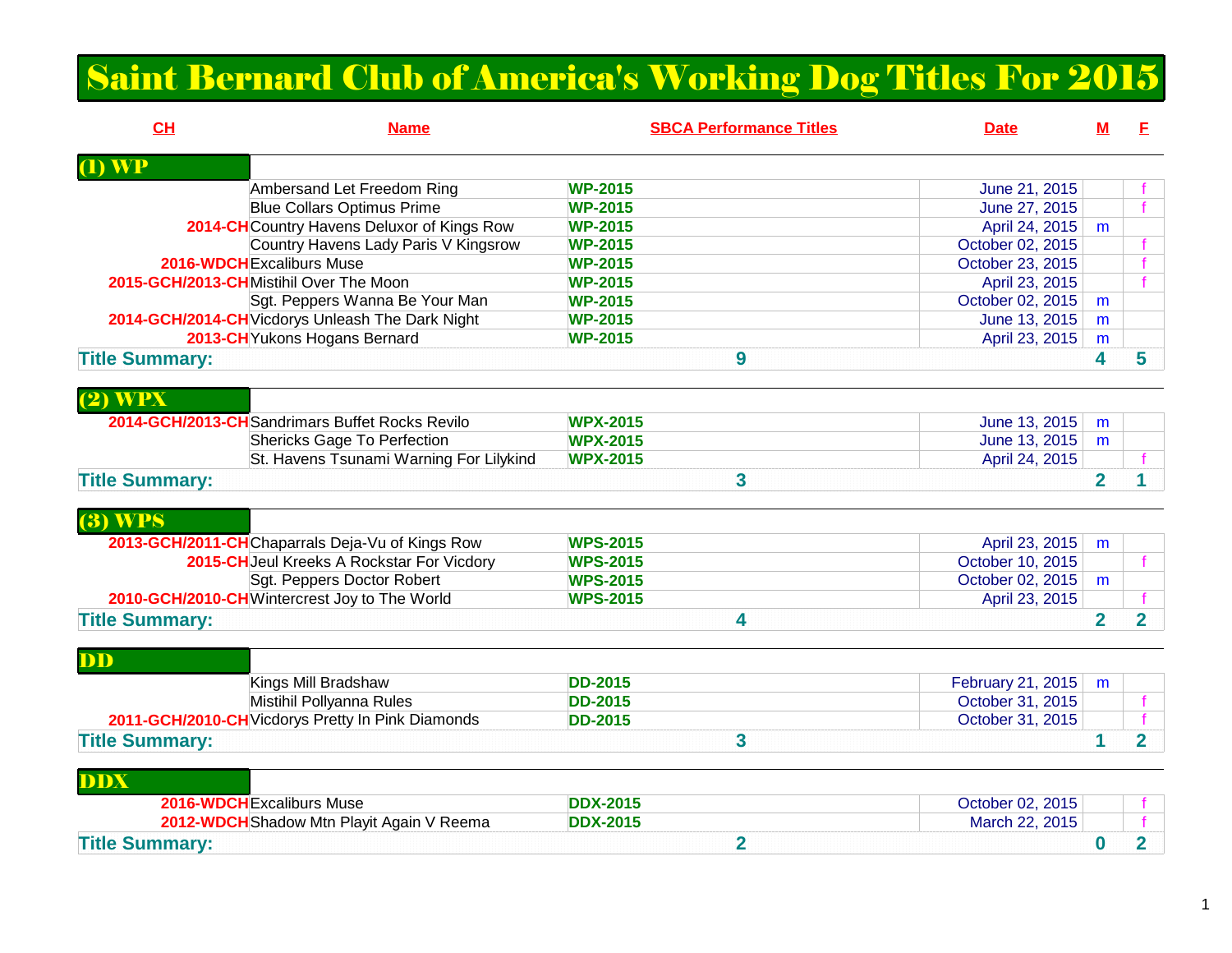# Saint Bernard Club of America's Working Dog Titles For 2015

| CH | Name | SBCA Performance Titles | Date | M | F |
|---|---|---|---|---|---|
| **(1) WP** | | | | | |
| | Ambersand Let Freedom Ring | WP-2015 | June 21, 2015 | | f |
| | Blue Collars Optimus Prime | WP-2015 | June 27, 2015 | | f |
| 2014-CH | Country Havens Deluxor of Kings Row | WP-2015 | April 24, 2015 | m | |
| | Country Havens Lady Paris V Kingsrow | WP-2015 | October 02, 2015 | | f |
| 2016-WDCH | Excaliburs Muse | WP-2015 | October 23, 2015 | | f |
| 2015-GCH/2013-CH | Mistihil Over The Moon | WP-2015 | April 23, 2015 | | f |
| | Sgt. Peppers Wanna Be Your Man | WP-2015 | October 02, 2015 | m | |
| 2014-GCH/2014-CH | Vicdorys Unleash The Dark Night | WP-2015 | June 13, 2015 | m | |
| 2013-CH | Yukons Hogans Bernard | WP-2015 | April 23, 2015 | m | |
| **Title Summary:** | | **9** | | **4** | **5** |
| **(2) WPX** | | | | | |
| 2014-GCH/2013-CH | Sandrimars Buffet Rocks Revilo | WPX-2015 | June 13, 2015 | m | |
| | Shericks Gage To Perfection | WPX-2015 | June 13, 2015 | m | |
| | St. Havens Tsunami Warning For Lilykind | WPX-2015 | April 24, 2015 | | f |
| **Title Summary:** | | **3** | | **2** | **1** |
| **(3) WPS** | | | | | |
| 2013-GCH/2011-CH | Chaparrals Deja-Vu of Kings Row | WPS-2015 | April 23, 2015 | m | |
| 2015-CH | Jeul Kreeks A Rockstar For Vicdory | WPS-2015 | October 10, 2015 | | f |
| | Sgt. Peppers Doctor Robert | WPS-2015 | October 02, 2015 | m | |
| 2010-GCH/2010-CH | Wintercrest Joy to The World | WPS-2015 | April 23, 2015 | | f |
| **Title Summary:** | | **4** | | **2** | **2** |
| **DD** | | | | | |
| | Kings Mill Bradshaw | DD-2015 | February 21, 2015 | m | |
| | Mistihil Pollyanna Rules | DD-2015 | October 31, 2015 | | f |
| 2011-GCH/2010-CH | Vicdorys Pretty In Pink Diamonds | DD-2015 | October 31, 2015 | | f |
| **Title Summary:** | | **3** | | **1** | **2** |
| **DDX** | | | | | |
| 2016-WDCH | Excaliburs Muse | DDX-2015 | October 02, 2015 | | f |
| 2012-WDCH | Shadow Mtn Playit Again V Reema | DDX-2015 | March 22, 2015 | | f |
| **Title Summary:** | | **2** | | **0** | **2** |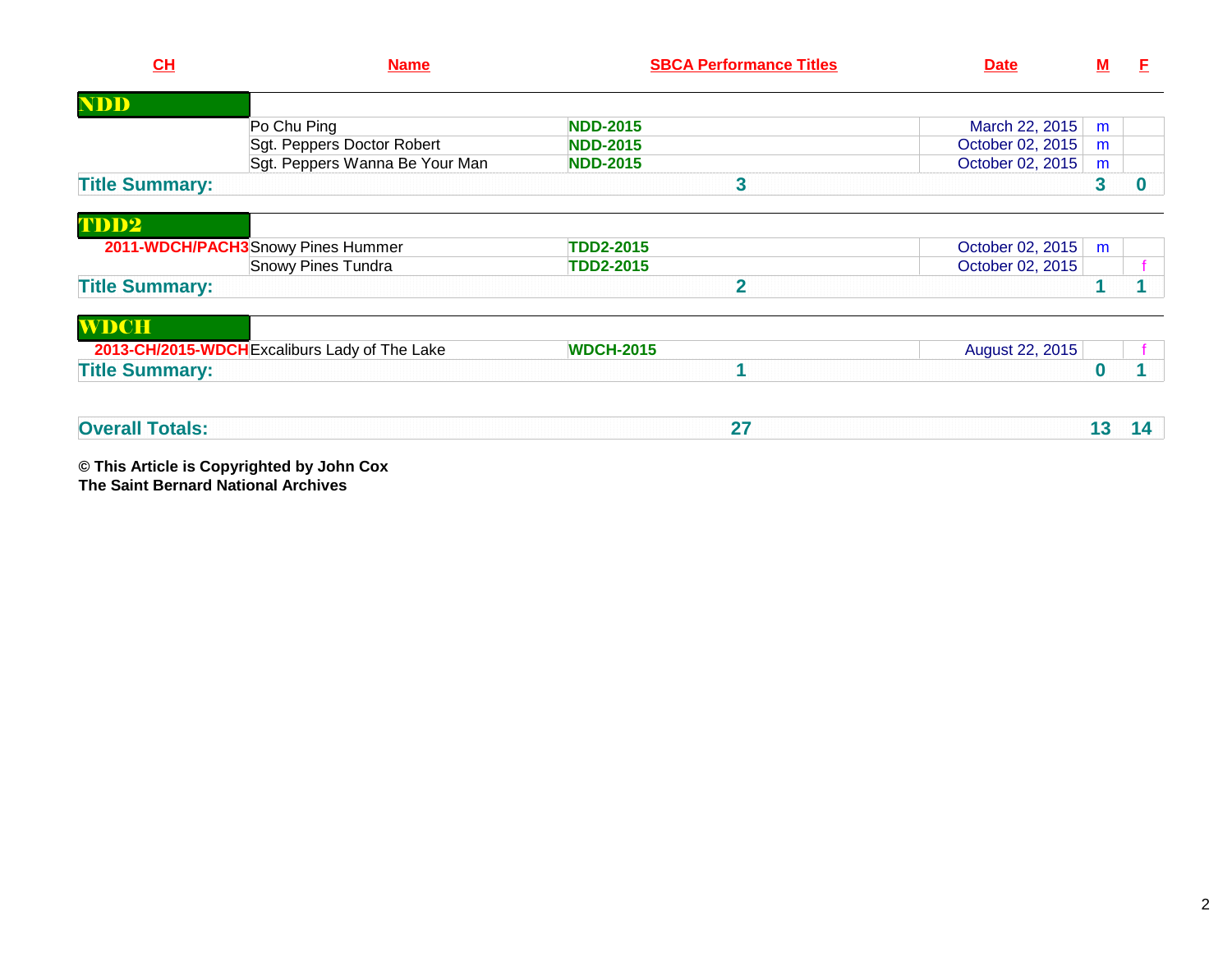| CH | Name | SBCA Performance Titles | Date | M | F |
|---|---|---|---|---|---|
| **NDD** | | | | | |
| | Po Chu Ping | **NDD-2015** | March 22, 2015 | m | |
| | Sgt. Peppers Doctor Robert | **NDD-2015** | October 02, 2015 | m | |
| | Sgt. Peppers Wanna Be Your Man | **NDD-2015** | October 02, 2015 | m | |
| **Title Summary:** | | **3** | | **3** | **0** |
| **TDD2** | | | | | |
| **2011-WDCH/PACH3** | Snowy Pines Hummer | **TDD2-2015** | October 02, 2015 | m | |
| | Snowy Pines Tundra | **TDD2-2015** | October 02, 2015 | | f |
| **Title Summary:** | | **2** | | **1** | **1** |
| **WDCH** | | | | | |
| **2013-CH/2015-WDCH** | Excaliburs Lady of The Lake | **WDCH-2015** | August 22, 2015 | | f |
| **Title Summary:** | | **1** | | **0** | **1** |
| **Overall Totals:** | | **27** | | **13** | **14** |

**© This Article is Copyrighted by John Cox**
**The Saint Bernard National Archives**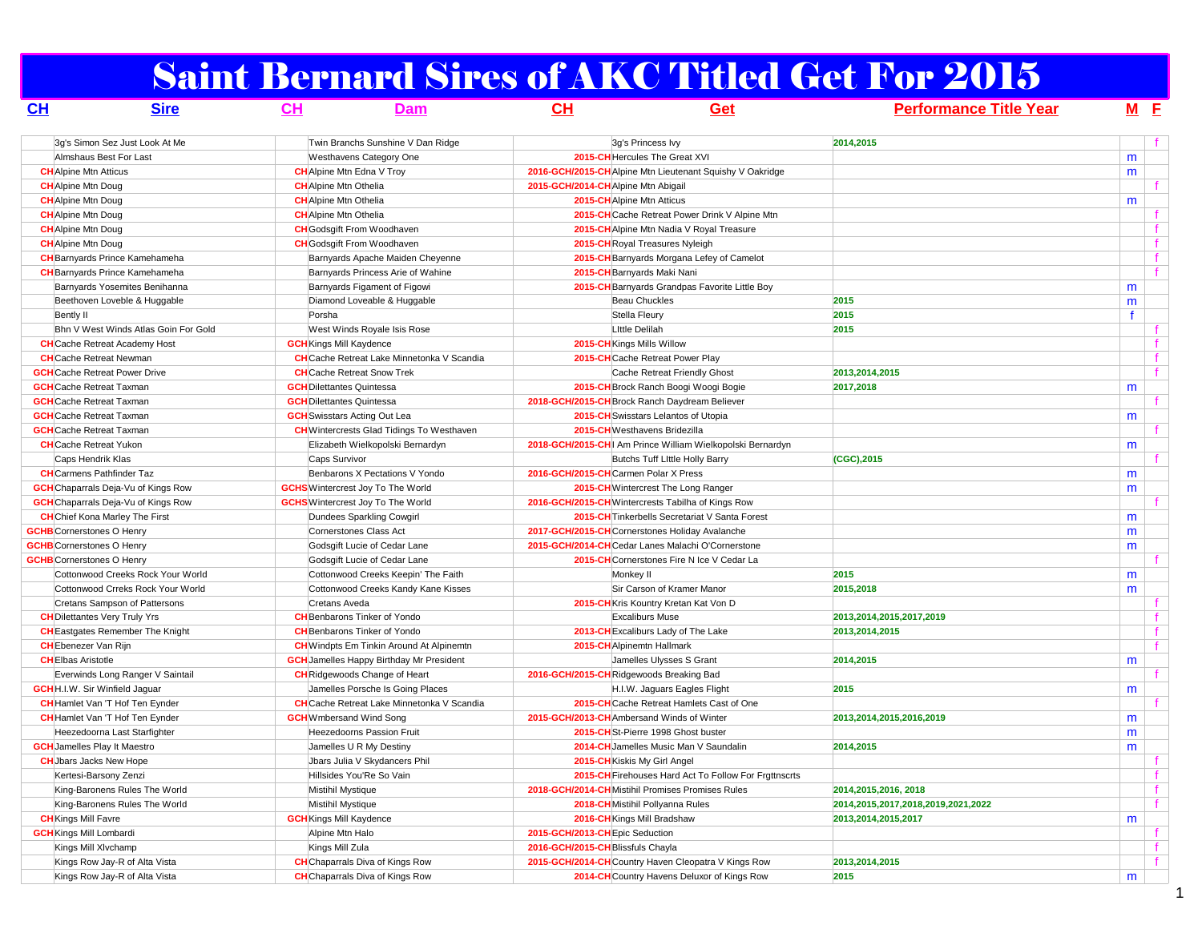# Saint Bernard Sires of AKC Titled Get For 2015

| CH | Sire | CH | Dam | CH | Get | Performance Title Year | M | F |
|---|---|---|---|---|---|---|---|---|
| | 3g's Simon Sez Just Look At Me | | Twin Branchs Sunshine V Dan Ridge | | 3g's Princess Ivy | 2014,2015 | | f |
| | Almshaus Best For Last | | Westhavens Category One | 2015-CH | Hercules The Great XVI | | m | |
| CH | Alpine Mtn Atticus | CH | Alpine Mtn Edna V Troy | 2016-GCH/2015-CH | Alpine Mtn Lieutenant Squishy V Oakridge | | m | |
| CH | Alpine Mtn Doug | CH | Alpine Mtn Othelia | 2015-GCH/2014-CH | Alpine Mtn Abigail | | | f |
| CH | Alpine Mtn Doug | CH | Alpine Mtn Othelia | 2015-CH | Alpine Mtn Atticus | | m | |
| CH | Alpine Mtn Doug | CH | Alpine Mtn Othelia | 2015-CH | Cache Retreat Power Drink V Alpine Mtn | | | f |
| CH | Alpine Mtn Doug | CH | Godsgift From Woodhaven | 2015-CH | Alpine Mtn Nadia V Royal Treasure | | | f |
| CH | Alpine Mtn Doug | CH | Godsgift From Woodhaven | 2015-CH | Royal Treasures Nyleigh | | | f |
| CH | Barnyards Prince Kamehameha | | Barnyards Apache Maiden Cheyenne | 2015-CH | Barnyards Morgana Lefey of Camelot | | | f |
| CH | Barnyards Prince Kamehameha | | Barnyards Princess Arie of Wahine | 2015-CH | Barnyards Maki Nani | | | f |
| | Barnyards Yosemites Benihanna | | Barnyards Figament of Figowi | 2015-CH | Barnyards Grandpas Favorite Little Boy | | m | |
| | Beethoven Loveble & Huggable | | Diamond Loveable & Huggable | | Beau Chuckles | 2015 | m | |
| | Bently II | | Porsha | | Stella Fleury | 2015 | f | |
| | Bhn V West Winds Atlas Goin For Gold | | West Winds Royale Isis Rose | | LIttle Delilah | 2015 | | f |
| CH | Cache Retreat Academy Host | GCH | Kings Mill Kaydence | 2015-CH | Kings Mills Willow | | | f |
| CH | Cache Retreat Newman | CH | Cache Retreat Lake Minnetonka V Scandia | 2015-CH | Cache Retreat Power Play | | | f |
| GCH | Cache Retreat Power Drive | CH | Cache Retreat Snow Trek | | Cache Retreat Friendly Ghost | 2013,2014,2015 | | f |
| GCH | Cache Retreat Taxman | GCH | Dilettantes Quintessa | 2015-CH | Brock Ranch Boogi Woogi Bogie | 2017,2018 | m | |
| GCH | Cache Retreat Taxman | GCH | Dilettantes Quintessa | 2018-GCH/2015-CH | Brock Ranch Daydream Believer | | | f |
| GCH | Cache Retreat Taxman | GCH | Swisstars Acting Out Lea | 2015-CH | Swisstars Lelantos of Utopia | | m | |
| GCH | Cache Retreat Taxman | CH | Wintercrests Glad Tidings To Westhaven | 2015-CH | Westhavens Bridezilla | | | f |
| CH | Cache Retreat Yukon | | Elizabeth Wielkopolski Bernardyn | 2018-GCH/2015-CH | I Am Prince William Wielkopolski Bernardyn | | m | |
| | Caps Hendrik Klas | | Caps Survivor | | Butchs Tuff LIttle Holly Barry | (CGC),2015 | | f |
| CH | Carmens Pathfinder Taz | | Benbarons X Pectations V Yondo | 2016-GCH/2015-CH | Carmen Polar X Press | | m | |
| GCH | Chaparrals Deja-Vu of Kings Row | GCHS | Wintercrest Joy To The World | 2015-CH | Wintercrest The Long Ranger | | m | |
| GCH | Chaparrals Deja-Vu of Kings Row | GCHS | Wintercrest Joy To The World | 2016-GCH/2015-CH | Wintercrests Tabilha of Kings Row | | | f |
| CH | Chief Kona Marley The First | | Dundees Sparkling Cowgirl | 2015-CH | Tinkerbells Secretariat V Santa Forest | | m | |
| GCHB | Cornerstones O Henry | | Cornerstones Class Act | 2017-GCH/2015-CH | Cornerstones Holiday Avalanche | | m | |
| GCHB | Cornerstones O Henry | | Godsgift Lucie of Cedar Lane | 2015-GCH/2014-CH | Cedar Lanes Malachi O'Cornerstone | | m | |
| GCHB | Cornerstones O Henry | | Godsgift Lucie of Cedar Lane | 2015-CH | Cornerstones Fire N Ice V Cedar La | | | f |
| | Cottonwood Creeks Rock Your World | | Cottonwood Creeks Keepin' The Faith | | Monkey II | 2015 | m | |
| | Cottonwood Crreks Rock Your World | | Cottonwood Creeks Kandy Kane Kisses | | Sir Carson of Kramer Manor | 2015,2018 | m | |
| | Cretans Sampson of Pattersons | | Cretans Aveda | 2015-CH | Kris Kountry Kretan Kat Von D | | | f |
| CH | Dilettantes Very Truly Yrs | CH | Benbarons Tinker of Yondo | | Excaliburs Muse | 2013,2014,2015,2017,2019 | | f |
| CH | Eastgates Remember The Knight | CH | Benbarons Tinker of Yondo | 2013-CH | Excaliburs Lady of The Lake | 2013,2014,2015 | | f |
| CH | Ebenezer Van Rijn | CH | Windpts Em Tinkin Around At Alpinemtn | 2015-CH | Alpinemtn Hallmark | | | f |
| CH | Elbas Aristotle | GCH | Jamelles Happy Birthday Mr President | | Jamelles Ulysses S Grant | 2014,2015 | m | |
| | Everwinds Long Ranger V Saintail | CH | Ridgewoods Change of Heart | 2016-GCH/2015-CH | Ridgewoods Breaking Bad | | | f |
| GCH | H.I.W. Sir Winfield Jaguar | | Jamelles Porsche Is Going Places | | H.I.W. Jaguars Eagles Flight | 2015 | m | |
| CH | Hamlet Van 'T Hof Ten Eynder | CH | Cache Retreat Lake Minnetonka V Scandia | 2015-CH | Cache Retreat Hamlets Cast of One | | | f |
| CH | Hamlet Van 'T Hof Ten Eynder | GCH | Wmbersand Wind Song | 2015-GCH/2013-CH | Ambersand Winds of Winter | 2013,2014,2015,2016,2019 | m | |
| | Heezedoorna Last Starfighter | | Heezedoorns Passion Fruit | 2015-CH | St-Pierre 1998 Ghost buster | | m | |
| GCH | Jamelles Play It Maestro | | Jamelles U R My Destiny | 2014-CH | Jamelles Music Man V Saundalin | 2014,2015 | m | |
| CH | Jbars Jacks New Hope | | Jbars Julia V Skydancers Phil | 2015-CH | Kiskis My Girl Angel | | | f |
| | Kertesi-Barsony Zenzi | | Hillsides You'Re So Vain | 2015-CH | Firehouses Hard Act To Follow For Frgttnscrts | | | f |
| | King-Baronens Rules The World | | Mistihil Mystique | 2018-GCH/2014-CH | Mistihil Promises Promises Rules | 2014,2015,2016, 2018 | | f |
| | King-Baronens Rules The World | | Mistihil Mystique | 2018-CH | Mistihil Pollyanna Rules | 2014,2015,2017,2018,2019,2021,2022 | | f |
| CH | Kings Mill Favre | GCH | Kings Mill Kaydence | 2016-CH | Kings Mill Bradshaw | 2013,2014,2015,2017 | m | |
| GCH | Kings Mill Lombardi | | Alpine Mtn Halo | 2015-GCH/2013-CH | Epic Seduction | | | f |
| | Kings Mill Xlvchamp | | Kings Mill Zula | 2016-GCH/2015-CH | Blissfuls Chayla | | | f |
| | Kings Row Jay-R of Alta Vista | CH | Chaparrals Diva of Kings Row | 2015-GCH/2014-CH | Country Haven Cleopatra V Kings Row | 2013,2014,2015 | | f |
| | Kings Row Jay-R of Alta Vista | CH | Chaparrals Diva of Kings Row | 2014-CH | Country Havens Deluxor of Kings Row | 2015 | m | |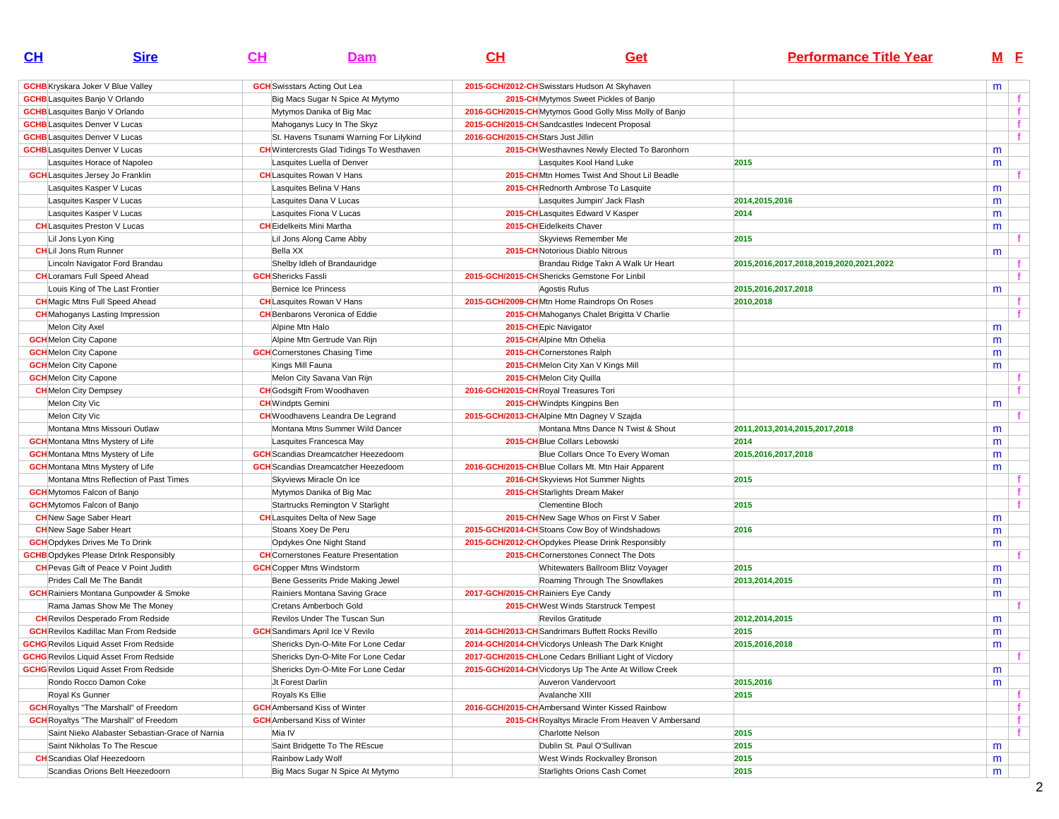| CH | Sire | CH | Dam | CH | Get | Performance Title Year | M | F |
|---|---|---|---|---|---|---|---|---|
| GCHB | Kryskara Joker V Blue Valley | GCH | Swisstars Acting Out Lea | 2015-GCH/2012-CH | Swisstars Hudson At Skyhaven | | m | |
| GCHB | Lasquites Banjo V Orlando | | Big Macs Sugar N Spice At Mytymo | 2015-CH | Mytymos Sweet Pickles of Banjo | | | f |
| GCHB | Lasquites Banjo V Orlando | | Mytymos Danika of Big Mac | 2016-GCH/2015-CH | Mytymos Good Golly Miss Molly of Banjo | | | f |
| GCHB | Lasquites Denver V Lucas | | Mahoganys Lucy In The Skyz | 2015-GCH/2015-CH | Sandcastles Indecent Proposal | | | f |
| GCHB | Lasquites Denver V Lucas | | St. Havens Tsunami Warning For Lilykind | 2016-GCH/2015-CH | Stars Just Jillin | | | f |
| GCHB | Lasquites Denver V Lucas | CH | Wintercrests Glad Tidings To Westhaven | 2015-CH | Westhavnes Newly Elected To Baronhorn | | m | |
| | Lasquites Horace of Napoleo | | Lasquites Luella of Denver | | Lasquites Kool Hand Luke | 2015 | m | |
| GCH | Lasquites Jersey Jo Franklin | CH | Lasquites Rowan V Hans | 2015-CH | Mtn Homes Twist And Shout Lil Beadle | | | f |
| | Lasquites Kasper V Lucas | | Lasquites Belina V Hans | 2015-CH | Rednorth Ambrose To Lasquite | | m | |
| | Lasquites Kasper V Lucas | | Lasquites Dana V Lucas | | Lasquites Jumpin' Jack Flash | 2014,2015,2016 | m | |
| | Lasquites Kasper V Lucas | | Lasquites Fiona V Lucas | 2015-CH | Lasquites Edward V Kasper | 2014 | m | |
| CH | Lasquites Preston V Lucas | CH | Eidelkeits Mini Martha | 2015-CH | Eidelkeits Chaver | | m | |
| | Lil Jons Lyon King | | Lil Jons Along Came Abby | | Skyviews Remember Me | 2015 | | f |
| CH | Lil Jons Rum Runner | | Bella XX | 2015-CH | Notorious Diablo Nitrous | | m | |
| | Lincoln Navigator Ford Brandau | | Shelby Idleh of Brandauridge | | Brandau Ridge Takn A Walk Ur Heart | 2015,2016,2017,2018,2019,2020,2021,2022 | | f |
| CH | Loramars Full Speed Ahead | GCH | Shericks Fassli | 2015-GCH/2015-CH | Shericks Gemstone For Linbil | | | f |
| | Louis King of The Last Frontier | | Bernice Ice Princess | | Agostis Rufus | 2015,2016,2017,2018 | m | |
| CH | Magic Mtns Full Speed Ahead | CH | Lasquites Rowan V Hans | 2015-GCH/2009-CH | Mtn Home Raindrops On Roses | 2010,2018 | | f |
| CH | Mahoganys Lasting Impression | CH | Benbarons Veronica of Eddie | 2015-CH | Mahoganys Chalet Brigitta V Charlie | | | f |
| | Melon City Axel | | Alpine Mtn Halo | 2015-CH | Epic Navigator | | m | |
| GCH | Melon City Capone | | Alpine Mtn Gertrude Van Rijn | 2015-CH | Alpine Mtn Othelia | | m | |
| GCH | Melon City Capone | GCH | Cornerstones Chasing Time | 2015-CH | Cornerstones Ralph | | m | |
| GCH | Melon City Capone | | Kings Mill Fauna | 2015-CH | Melon City Xan V Kings Mill | | m | |
| GCH | Melon City Capone | | Melon City Savana Van Rijn | 2015-CH | Melon City Quilla | | | f |
| CH | Melon City Dempsey | CH | Godsgift From Woodhaven | 2016-GCH/2015-CH | Royal Treasures Tori | | | f |
| | Melon City Vic | CH | Windpts Gemini | 2015-CH | Windpts Kingpins Ben | | m | |
| | Melon City Vic | CH | Woodhavens Leandra De Legrand | 2015-GCH/2013-CH | Alpine Mtn Dagney V Szajda | | | f |
| | Montana Mtns Missouri Outlaw | | Montana Mtns Summer Wild Dancer | | Montana Mtns Dance N Twist & Shout | 2011,2013,2014,2015,2017,2018 | m | |
| GCH | Montana Mtns Mystery of Life | | Lasquites Francesca May | 2015-CH | Blue Collars Lebowski | 2014 | m | |
| GCH | Montana Mtns Mystery of Life | GCH | Scandias Dreamcatcher Heezedoom | | Blue Collars Once To Every Woman | 2015,2016,2017,2018 | m | |
| GCH | Montana Mtns Mystery of Life | GCH | Scandias Dreamcatcher Heezedoom | 2016-GCH/2015-CH | Blue Collars Mt. Mtn Hair Apparent | | m | |
| | Montana Mtns Reflection of Past Times | | Skyviews Miracle On Ice | 2016-CH | Skyviews Hot Summer Nights | 2015 | | f |
| GCH | Mytymos Falcon of Banjo | | Mytymos Danika of Big Mac | 2015-CH | Starlights Dream Maker | | | f |
| GCH | Mytymos Falcon of Banjo | | Startrucks Remington V Starlight | | Clementine Bloch | 2015 | | f |
| CH | New Sage Saber Heart | CH | Lasquites Delta of New Sage | 2015-CH | New Sage Whos on First V Saber | | m | |
| CH | New Sage Saber Heart | | Stoans Xoey De Peru | 2015-GCH/2014-CH | Stoans Cow Boy of Windshadows | 2016 | m | |
| GCH | Opdykes Drives Me To Drink | | Opdykes One Night Stand | 2015-GCH/2012-CH | Opdykes Please Drink Responsibly | | m | |
| GCHB | Opdykes Please Drink Responsibly | CH | Cornerstones Feature Presentation | 2015-CH | Cornerstones Connect The Dots | | | f |
| CH | Pevas Gift of Peace V Point Judith | GCH | Copper Mtns Windstorm | | Whitewaters Ballroom Blitz Voyager | 2015 | m | |
| | Prides Call Me The Bandit | | Bene Gesserits Pride Making Jewel | | Roaming Through The Snowflakes | 2013,2014,2015 | m | |
| GCH | Rainiers Montana Gunpowder & Smoke | | Rainiers Montana Saving Grace | 2017-GCH/2015-CH | Rainiers Eye Candy | | m | |
| | Rama Jamas Show Me The Money | | Cretans Amberboch Gold | 2015-CH | West Winds Starstruck Tempest | | | f |
| CH | Revilos Desperado From Redside | | Revilos Under The Tuscan Sun | | Revilos Gratitude | 2012,2014,2015 | m | |
| GCH | Revilos Kadillac Man From Redside | GCH | Sandimars April Ice V Revilo | 2014-GCH/2013-CH | Sandrimars Buffett Rocks Revillo | 2015 | m | |
| GCHG | Revilos Liquid Asset From Redside | | Shericks Dyn-O-Mite For Lone Cedar | 2014-GCH/2014-CH | Vicdorys Unleash The Dark Knight | 2015,2016,2018 | m | |
| GCHG | Revilos Liquid Asset From Redside | | Shericks Dyn-O-Mite For Lone Cedar | 2017-GCH/2015-CH | Lone Cedars Brilliant Light of Vicdory | | | f |
| GCHG | Revilos Liquid Asset From Redside | | Shericks Dyn-O-Mite For Lone Cedar | 2015-GCH/2014-CH | Vicdorys Up The Ante At Willow Creek | | m | |
| | Rondo Rocco Damon Coke | | Jt Forest Darlin | | Auveron Vandervoort | 2015,2016 | m | |
| | Royal Ks Gunner | | Royals Ks Ellie | | Avalanche XIII | 2015 | | f |
| GCH | Royaltys "The Marshall" of Freedom | GCH | Ambersand Kiss of Winter | 2016-GCH/2015-CH | Ambersand Winter Kissed Rainbow | | | f |
| GCH | Royaltys "The Marshall" of Freedom | GCH | Ambersand Kiss of Winter | 2015-CH | Royaltys Miracle From Heaven V Ambersand | | | f |
| | Saint Nieko Alabaster Sebastian-Grace of Narnia | | Mia IV | | Charlotte Nelson | 2015 | | f |
| | Saint Nikholas To The Rescue | | Saint Bridgette To The REscue | | Dublin St. Paul O'Sullivan | 2015 | m | |
| CH | Scandias Olaf Heezedoorn | | Rainbow Lady Wolf | | West Winds Rockvalley Bronson | 2015 | m | |
| | Scandias Orions Belt Heezedoorn | | Big Macs Sugar N Spice At Mytymo | | Starlights Orions Cash Comet | 2015 | m | |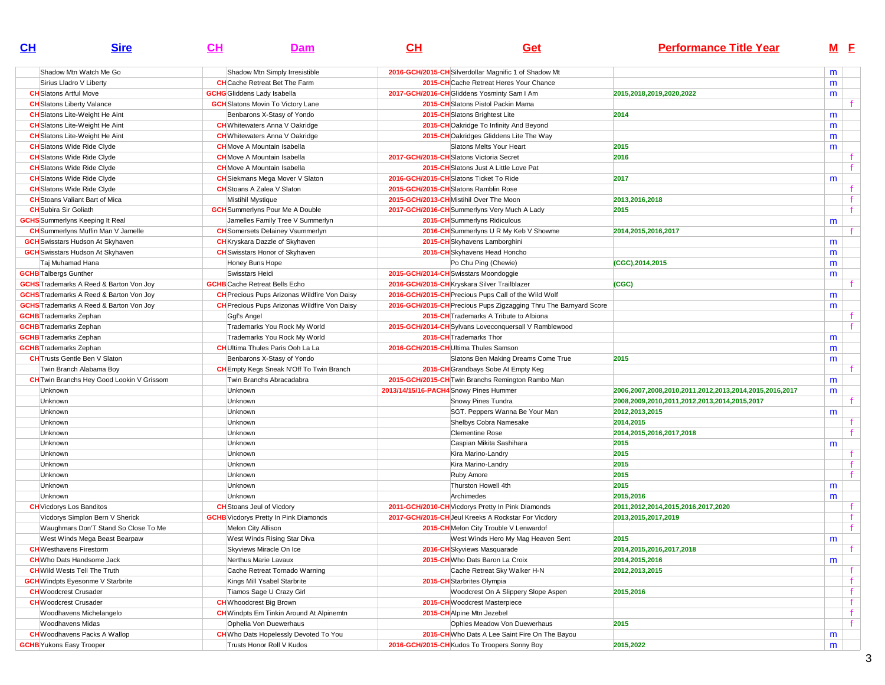| CH | Sire | CH | Dam | CH | Get | Performance Title Year | M | F |
|---|---|---|---|---|---|---|---|---|
| | Shadow Mtn Watch Me Go | | Shadow Mtn Simply Irresistible | 2016-GCH/2015-CH | Silverdollar Magnific 1 of Shadow Mt | | m | |
| | Sirius Lladro V Liberty | CH | Cache Retreat Bet The Farm | 2015-CH | Cache Retreat Heres Your Chance | | m | |
| CH | Slatons Artful Move | GCHG | Gliddens Lady Isabella | 2017-GCH/2016-CH | Gliddens Yosminty Sam I Am | 2015,2018,2019,2020,2022 | m | |
| CH | Slatons Liberty Valance | GCH | Slatons Movin To Victory Lane | 2015-CH | Slatons Pistol Packin Mama | | | f |
| CH | Slatons Lite-Weight He Aint | | Benbarons X-Stasy of Yondo | 2015-CH | Slatons Brightest Lite | 2014 | m | |
| CH | Slatons Lite-Weight He Aint | CH | Whitewaters Anna V Oakridge | 2015-CH | Oakridge To Infinity And Beyond | | m | |
| CH | Slatons Lite-Weight He Aint | CH | Whitewaters Anna V Oakridge | 2015-CH | Oakridges Gliddens Lite The Way | | m | |
| CH | Slatons Wide Ride Clyde | CH | Move A Mountain Isabella | | Slatons Melts Your Heart | 2015 | m | |
| CH | Slatons Wide Ride Clyde | CH | Move A Mountain Isabella | 2017-GCH/2015-CH | Slatons Victoria Secret | 2016 | | f |
| CH | Slatons Wide Ride Clyde | CH | Move A Mountain Isabella | 2015-CH | Slatons Just A Little Love Pat | | | f |
| CH | Slatons Wide Ride Clyde | CH | Siekmans Mega Mover V Slaton | 2016-GCH/2015-CH | Slatons Ticket To Ride | 2017 | m | |
| CH | Slatons Wide Ride Clyde | CH | Stoans A Zalea V Slaton | 2015-GCH/2015-CH | Slatons Ramblin Rose | | | f |
| CH | Stoans Valiant Bart of Mica | | Mistihil Mystique | 2015-GCH/2013-CH | Mistihil Over The Moon | 2013,2016,2018 | | f |
| CH | Subira Sir Goliath | GCH | Summerlyns Pour Me A Double | 2017-GCH/2016-CH | Summerlyns Very Much A Lady | 2015 | | f |
| GCHS | Summerlyns Keeping It Real | | Jamelles Family Tree V Summerlyn | 2015-CH | Summerlyns Ridiculous | | m | |
| CH | Summerlyns Muffin Man V Jamelle | CH | Somersets Delainey Vsummerlyn | 2016-CH | Summerlyns U R My Keb V Showme | 2014,2015,2016,2017 | | f |
| GCH | Swisstars Hudson At Skyhaven | CH | Kryskara Dazzle of Skyhaven | 2015-CH | Skyhavens Lamborghini | | m | |
| GCH | Swisstars Hudson At Skyhaven | CH | Swisstars Honor of Skyhaven | 2015-CH | Skyhavens Head Honcho | | m | |
| | Taj Muhamad Hana | | Honey Buns Hope | | Po Chu Ping (Chewie) | (CGC),2014,2015 | m | |
| GCHB | Talbergs Gunther | | Swisstars Heidi | 2015-GCH/2014-CH | Swisstars Moondoggie | | m | |
| GCHS | Trademarks A Reed & Barton Von Joy | GCHB | Cache Retreat Bells Echo | 2016-GCH/2015-CH | Kryskara Silver Trailblazer | (CGC) | | f |
| GCHS | Trademarks A Reed & Barton Von Joy | CH | Precious Pups Arizonas Wildfire Von Daisy | 2016-GCH/2015-CH | Precious Pups Call of the Wild Wolf | | m | |
| GCHS | Trademarks A Reed & Barton Von Joy | CH | Precious Pups Arizonas Wildfire Von Daisy | 2016-GCH/2015-CH | Precious Pups Zigzagging Thru The Barnyard Score | | m | |
| GCHB | Trademarks Zephan | | Ggf's Angel | 2015-CH | Trademarks A Tribute to Albiona | | | f |
| GCHB | Trademarks Zephan | | Trademarks You Rock My World | 2015-GCH/2014-CH | Sylvans Loveconquersall V Ramblewood | | | f |
| GCHB | Trademarks Zephan | | Trademarks You Rock My World | 2015-CH | Trademarks Thor | | m | |
| GCHB | Trademarks Zephan | CH | Ultima Thules Paris Ooh La La | 2016-GCH/2015-CH | Ultima Thules Samson | | m | |
| CH | Trusts Gentle Ben V Slaton | | Benbarons X-Stasy of Yondo | | Slatons Ben Making Dreams Come True | 2015 | m | |
| | Twin Branch Alabama Boy | CH | Empty Kegs Sneak N'Off To Twin Branch | 2015-CH | Grandbays Sobe At Empty Keg | | | f |
| CH | Twin Branchs Hey Good Lookin V Grissom | | Twin Branchs Abracadabra | 2015-GCH/2015-CH | Twin Branchs Remington Rambo Man | | m | |
| | Unknown | | Unknown | 2013/14/15/16-PACH4 | Snowy Pines Hummer | 2006,2007,2008,2010,2011,2012,2013,2014,2015,2016,2017 | m | |
| | Unknown | | Unknown | | Snowy Pines Tundra | 2008,2009,2010,2011,2012,2013,2014,2015,2017 | | f |
| | Unknown | | Unknown | | SGT. Peppers Wanna Be Your Man | 2012,2013,2015 | m | |
| | Unknown | | Unknown | | Shelbys Cobra Namesake | 2014,2015 | | f |
| | Unknown | | Unknown | | Clementine Rose | 2014,2015,2016,2017,2018 | | f |
| | Unknown | | Unknown | | Caspian Mikita Sashihara | 2015 | m | |
| | Unknown | | Unknown | | Kira Marino-Landry | 2015 | | f |
| | Unknown | | Unknown | | Kira Marino-Landry | 2015 | | f |
| | Unknown | | Unknown | | Ruby Amore | 2015 | | f |
| | Unknown | | Unknown | | Thurston Howell 4th | 2015 | m | |
| | Unknown | | Unknown | | Archimedes | 2015,2016 | m | |
| CH | Vicdorys Los Banditos | CH | Stoans Jeul of Vicdory | 2011-GCH/2010-CH | Vicdorys Pretty In Pink Diamonds | 2011,2012,2014,2015,2016,2017,2020 | | f |
| | Vicdorys Simplon Bern V Sherick | GCHB | Vicdorys Pretty In Pink Diamonds | 2017-GCH/2015-CH | Jeul Kreeks A Rockstar For Vicdory | 2013,2015,2017,2019 | | f |
| | Waughmars Don'T Stand So Close To Me | | Melon City Allison | 2015-CH | Melon City Trouble V Lenwardof | | | f |
| | West Winds Mega Beast Bearpaw | | West Winds Rising Star Diva | | West Winds Hero My Mag Heaven Sent | 2015 | m | |
| CH | Westhavens Firestorm | | Skyviews Miracle On Ice | 2016-CH | Skyviews Masquarade | 2014,2015,2016,2017,2018 | | f |
| CH | Who Dats Handsome Jack | | Nerthus Marie Lavaux | 2015-CH | Who Dats Baron La Croix | 2014,2015,2016 | m | |
| CH | Wild Wests Tell The Truth | | Cache Retreat Tornado Warning | | Cache Retreat Sky Walker H-N | 2012,2013,2015 | | f |
| GCH | Windpts Eyesonme V Starbrite | | Kings Mill Ysabel Starbrite | 2015-CH | Starbrites Olympia | | | f |
| CH | Woodcrest Crusader | | Tiamos Sage U Crazy Girl | | Woodcrest On A Slippery Slope Aspen | 2015,2016 | | f |
| CH | Woodcrest Crusader | CH | Whoodcrest Big Brown | 2015-CH | Woodcrest Masterpiece | | | f |
| | Woodhavens Michelangelo | CH | Windpts Em Tinkin Around At Alpinemtn | 2015-CH | Alpine Mtn Jezebel | | | f |
| | Woodhavens Midas | | Ophelia Von Duewerhaus | | Ophies Meadow Von Duewerhaus | 2015 | | f |
| CH | Woodhavens Packs A Wallop | CH | Who Dats Hopelessly Devoted To You | 2015-CH | Who Dats A Lee Saint Fire On The Bayou | | m | |
| GCHB | Yukons Easy Trooper | | Trusts Honor Roll V Kudos | 2016-GCH/2015-CH | Kudos To Troopers Sonny Boy | 2015,2022 | m | |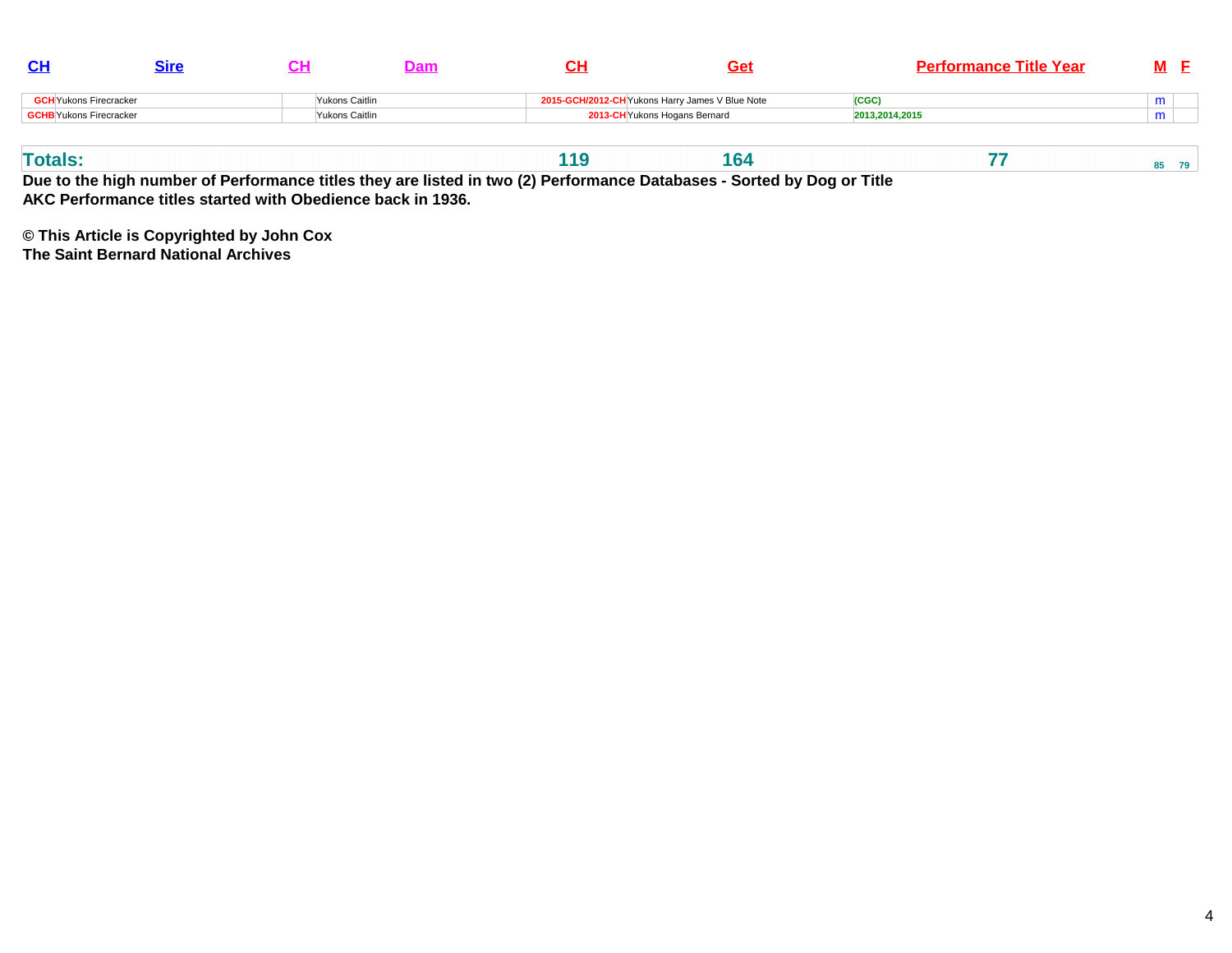| CH | Sire | CH | Dam | CH | Get | Performance Title Year | M | F |
|---|---|---|---|---|---|---|---|---|
| GCH | Yukons Firecracker | | Yukons Caitlin | 2015-GCH/2012-CH | Yukons Harry James V Blue Note | (CGC) | m | |
| GCHB | Yukons Firecracker | | Yukons Caitlin | 2013-CH | Yukons Hogans Bernard | 2013,2014,2015 | m | |
| **Totals:** | | | | **119** | **164** | **77** | **85** | **79** |

**Due to the high number of Performance titles they are listed in two (2) Performance Databases - Sorted by Dog or Title**
**AKC Performance titles started with Obedience back in 1936.**

**© This Article is Copyrighted by John Cox**
**The Saint Bernard National Archives**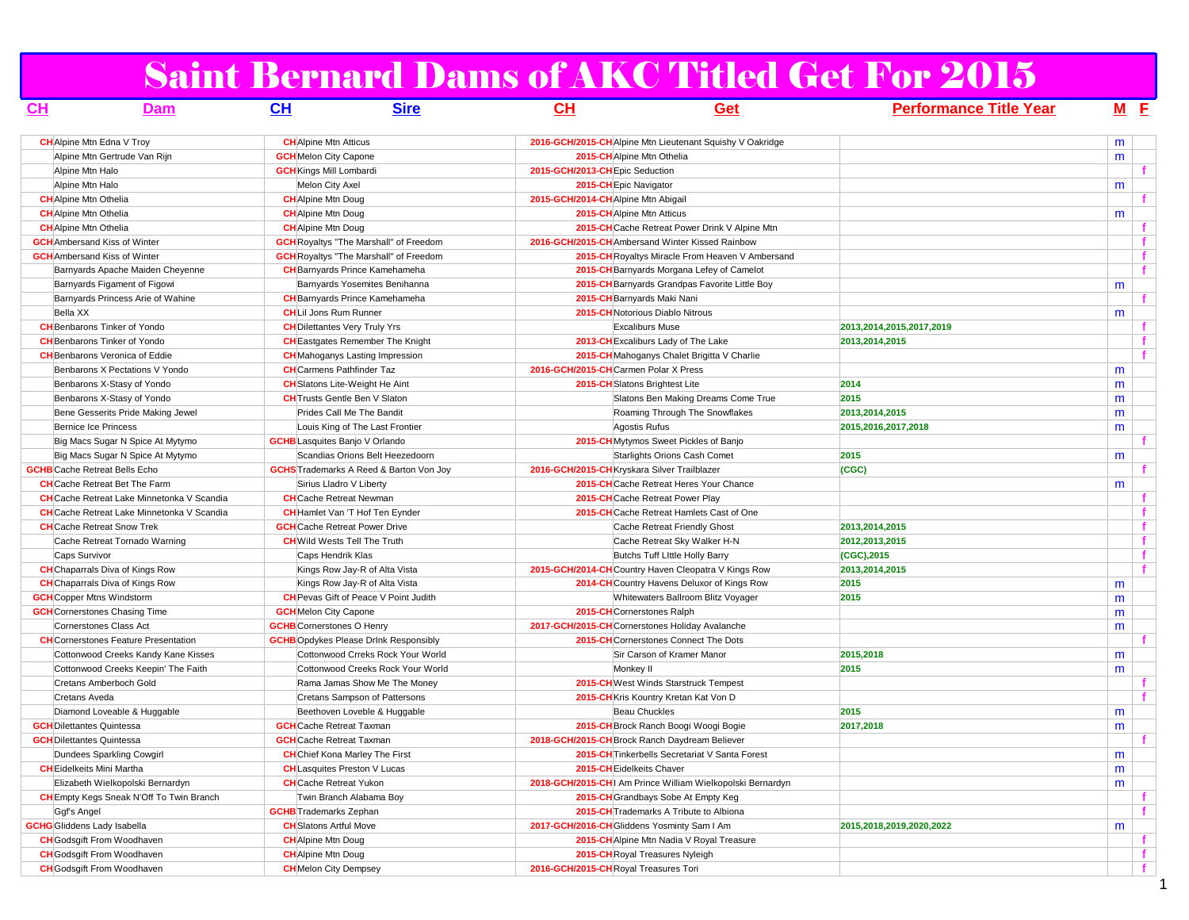# Saint Bernard Dams of AKC Titled Get For 2015

| CH | Dam | CH | Sire | CH | Get | Performance Title Year | M | F |
|---|---|---|---|---|---|---|---|---|
| CH | Alpine Mtn Edna V Troy | CH | Alpine Mtn Atticus | 2016-GCH/2015-CH | Alpine Mtn Lieutenant Squishy V Oakridge | | m | |
| | Alpine Mtn Gertrude Van Rijn | GCH | Melon City Capone | 2015-CH | Alpine Mtn Othelia | | m | |
| | Alpine Mtn Halo | GCH | Kings Mill Lombardi | 2015-GCH/2013-CH | Epic Seduction | | | f |
| | Alpine Mtn Halo | | Melon City Axel | 2015-CH | Epic Navigator | | m | |
| CH | Alpine Mtn Othelia | CH | Alpine Mtn Doug | 2015-GCH/2014-CH | Alpine Mtn Abigail | | | f |
| CH | Alpine Mtn Othelia | CH | Alpine Mtn Doug | 2015-CH | Alpine Mtn Atticus | | m | |
| CH | Alpine Mtn Othelia | CH | Alpine Mtn Doug | 2015-CH | Cache Retreat Power Drink V Alpine Mtn | | | f |
| GCH | Ambersand Kiss of Winter | GCH | Royaltys "The Marshall" of Freedom | 2016-GCH/2015-CH | Ambersand Winter Kissed Rainbow | | | f |
| GCH | Ambersand Kiss of Winter | GCH | Royaltys "The Marshall" of Freedom | 2015-CH | Royaltys Miracle From Heaven V Ambersand | | | f |
| | Barnyards Apache Maiden Cheyenne | CH | Barnyards Prince Kamehameha | 2015-CH | Barnyards Morgana Lefey of Camelot | | | f |
| | Barnyards Figament of Figowi | | Barnyards Yosemites Benihanna | 2015-CH | Barnyards Grandpas Favorite Little Boy | | m | |
| | Barnyards Princess Arie of Wahine | CH | Barnyards Prince Kamehameha | 2015-CH | Barnyards Maki Nani | | | f |
| | Bella XX | CH | Lil Jons Rum Runner | 2015-CH | Notorious Diablo Nitrous | | m | |
| CH | Benbarons Tinker of Yondo | CH | Dilettantes Very Truly Yrs | | Excaliburs Muse | 2013,2014,2015,2017,2019 | | f |
| CH | Benbarons Tinker of Yondo | CH | Eastgates Remember The Knight | 2013-CH | Excaliburs Lady of The Lake | 2013,2014,2015 | | f |
| CH | Benbarons Veronica of Eddie | CH | Mahoganys Lasting Impression | 2015-CH | Mahoganys Chalet Brigitta V Charlie | | | f |
| | Benbarons X Pectations V Yondo | CH | Carmens Pathfinder Taz | 2016-GCH/2015-CH | Carmen Polar X Press | | m | |
| | Benbarons X-Stasy of Yondo | CH | Slatons Lite-Weight He Aint | 2015-CH | Slatons Brightest Lite | 2014 | m | |
| | Benbarons X-Stasy of Yondo | CH | Trusts Gentle Ben V Slaton | | Slatons Ben Making Dreams Come True | 2015 | m | |
| | Bene Gesserits Pride Making Jewel | | Prides Call Me The Bandit | | Roaming Through The Snowflakes | 2013,2014,2015 | m | |
| | Bernice Ice Princess | | Louis King of The Last Frontier | | Agostis Rufus | 2015,2016,2017,2018 | m | |
| | Big Macs Sugar N Spice At Mytymo | GCHB | Lasquites Banjo V Orlando | 2015-CH | Mytymos Sweet Pickles of Banjo | | | f |
| | Big Macs Sugar N Spice At Mytymo | | Scandias Orions Belt Heezedoorn | | Starlights Orions Cash Comet | 2015 | m | |
| GCHB | Cache Retreat Bells Echo | GCHS | Trademarks A Reed & Barton Von Joy | 2016-GCH/2015-CH | Kryskara Silver Trailblazer | (CGC) | | f |
| CH | Cache Retreat Bet The Farm | | Sirius Lladro V Liberty | 2015-CH | Cache Retreat Heres Your Chance | | m | |
| CH | Cache Retreat Lake Minnetonka V Scandia | CH | Cache Retreat Newman | 2015-CH | Cache Retreat Power Play | | | f |
| CH | Cache Retreat Lake Minnetonka V Scandia | CH | Hamlet Van 'T Hof Ten Eynder | 2015-CH | Cache Retreat Hamlets Cast of One | | | f |
| CH | Cache Retreat Snow Trek | GCH | Cache Retreat Power Drive | | Cache Retreat Friendly Ghost | 2013,2014,2015 | | f |
| | Cache Retreat Tornado Warning | CH | Wild Wests Tell The Truth | | Cache Retreat Sky Walker H-N | 2012,2013,2015 | | f |
| | Caps Survivor | | Caps Hendrik Klas | | Butchs Tuff LIttle Holly Barry | (CGC),2015 | | f |
| CH | Chaparrals Diva of Kings Row | | Kings Row Jay-R of Alta Vista | 2015-GCH/2014-CH | Country Haven Cleopatra V Kings Row | 2013,2014,2015 | | f |
| CH | Chaparrals Diva of Kings Row | | Kings Row Jay-R of Alta Vista | 2014-CH | Country Havens Deluxor of Kings Row | 2015 | m | |
| GCH | Copper Mtns Windstorm | CH | Pevas Gift of Peace V Point Judith | | Whitewaters Ballroom Blitz Voyager | 2015 | m | |
| GCH | Cornerstones Chasing Time | GCH | Melon City Capone | 2015-CH | Cornerstones Ralph | | m | |
| | Cornerstones Class Act | GCHB | Cornerstones O Henry | 2017-GCH/2015-CH | Cornerstones Holiday Avalanche | | m | |
| CH | Cornerstones Feature Presentation | GCHB | Opdykes Please Drink Responsibly | 2015-CH | Cornerstones Connect The Dots | | | f |
| | Cottonwood Creeks Kandy Kane Kisses | | Cottonwood Crreks Rock Your World | | Sir Carson of Kramer Manor | 2015,2018 | m | |
| | Cottonwood Creeks Keepin' The Faith | | Cottonwood Creeks Rock Your World | | Monkey II | 2015 | m | |
| | Cretans Amberboch Gold | | Rama Jamas Show Me The Money | 2015-CH | West Winds Starstruck Tempest | | | f |
| | Cretans Aveda | | Cretans Sampson of Pattersons | 2015-CH | Kris Kountry Kretan Kat Von D | | | f |
| | Diamond Loveable & Huggable | | Beethoven Loveble & Huggable | | Beau Chuckles | 2015 | m | |
| GCH | Dilettantes Quintessa | GCH | Cache Retreat Taxman | 2015-CH | Brock Ranch Boogi Woogi Bogie | 2017,2018 | m | |
| GCH | Dilettantes Quintessa | GCH | Cache Retreat Taxman | 2018-GCH/2015-CH | Brock Ranch Daydream Believer | | | f |
| | Dundees Sparkling Cowgirl | CH | Chief Kona Marley The First | 2015-CH | Tinkerbells Secretariat V Santa Forest | | m | |
| CH | Eidelkeits Mini Martha | CH | Lasquites Preston V Lucas | 2015-CH | Eidelkeits Chaver | | m | |
| | Elizabeth Wielkopolski Bernardyn | CH | Cache Retreat Yukon | 2018-GCH/2015-CH | I Am Prince William Wielkopolski Bernardyn | | m | |
| CH | Empty Kegs Sneak N'Off To Twin Branch | | Twin Branch Alabama Boy | 2015-CH | Grandbays Sobe At Empty Keg | | | f |
| | Ggf's Angel | GCHB | Trademarks Zephan | 2015-CH | Trademarks A Tribute to Albiona | | | f |
| GCHG | Gliddens Lady Isabella | CH | Slatons Artful Move | 2017-GCH/2016-CH | Gliddens Yosminty Sam I Am | 2015,2018,2019,2020,2022 | m | |
| CH | Godsgift From Woodhaven | CH | Alpine Mtn Doug | 2015-CH | Alpine Mtn Nadia V Royal Treasure | | | f |
| CH | Godsgift From Woodhaven | CH | Alpine Mtn Doug | 2015-CH | Royal Treasures Nyleigh | | | f |
| CH | Godsgift From Woodhaven | CH | Melon City Dempsey | 2016-GCH/2015-CH | Royal Treasures Tori | | | f |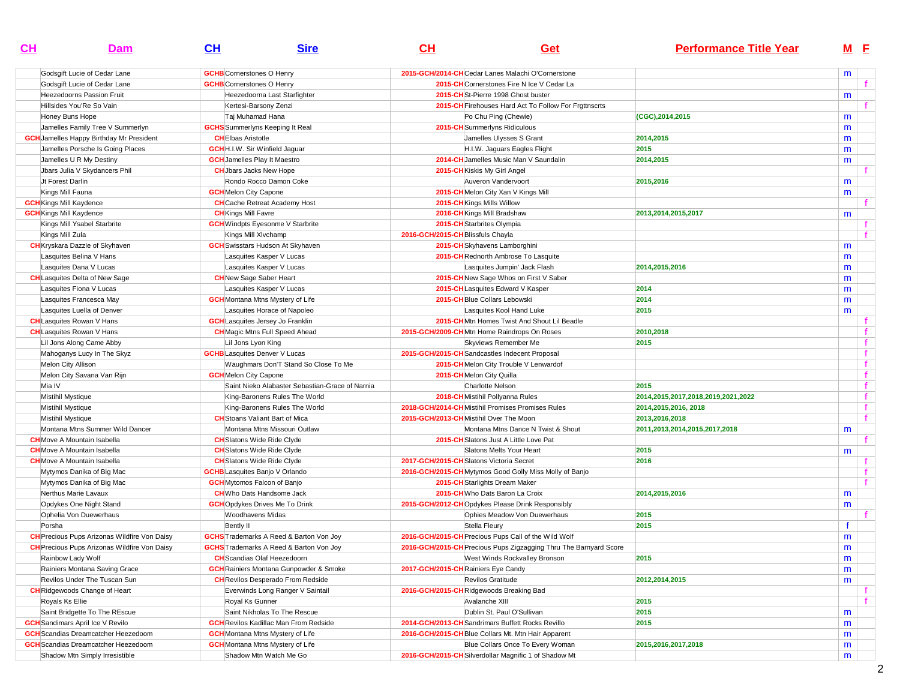| CH | Dam | CH | Sire | CH | Get | Performance Title Year | M | F |
|---|---|---|---|---|---|---|---|---|
| | Godsgift Lucie of Cedar Lane | GCHB | Cornerstones O Henry | 2015-GCH/2014-CH | Cedar Lanes Malachi O'Cornerstone | | m | |
| | Godsgift Lucie of Cedar Lane | GCHB | Cornerstones O Henry | 2015-CH | Cornerstones Fire N Ice V Cedar La | | | f |
| | Heezedoorns Passion Fruit | | Heezedoorna Last Starfighter | 2015-CH | St-Pierre 1998 Ghost buster | | m | |
| | Hillsides You'Re So Vain | | Kertesi-Barsony Zenzi | 2015-CH | Firehouses Hard Act To Follow For Frgttnscrts | | | f |
| | Honey Buns Hope | | Taj Muhamad Hana | | Po Chu Ping (Chewie) | (CGC),2014,2015 | m | |
| | Jamelles Family Tree V Summerlyn | GCHS | Summerlyns Keeping It Real | 2015-CH | Summerlyns Ridiculous | | m | |
| GCH | Jamelles Happy Birthday Mr President | CH | Elbas Aristotle | | Jamelles Ulysses S Grant | 2014,2015 | m | |
| | Jamelles Porsche Is Going Places | GCH | H.I.W. Sir Winfield Jaguar | | H.I.W. Jaguars Eagles Flight | 2015 | m | |
| | Jamelles U R My Destiny | GCH | Jamelles Play It Maestro | 2014-CH | Jamelles Music Man V Saundalin | 2014,2015 | m | |
| | Jbars Julia V Skydancers Phil | CH | Jbars Jacks New Hope | 2015-CH | Kiskis My Girl Angel | | | f |
| | Jt Forest Darlin | | Rondo Rocco Damon Coke | | Auveron Vandervoort | 2015,2016 | m | |
| | Kings Mill Fauna | GCH | Melon City Capone | 2015-CH | Melon City Xan V Kings Mill | | m | |
| GCH | Kings Mill Kaydence | CH | Cache Retreat Academy Host | 2015-CH | Kings Mills Willow | | | f |
| GCH | Kings Mill Kaydence | CH | Kings Mill Favre | 2016-CH | Kings Mill Bradshaw | 2013,2014,2015,2017 | m | |
| | Kings Mill Ysabel Starbrite | GCH | Windpts Eyesonme V Starbrite | 2015-CH | Starbrites Olympia | | | f |
| | Kings Mill Zula | | Kings Mill Xlvchamp | 2016-GCH/2015-CH | Blissfuls Chayla | | | f |
| CH | Kryskara Dazzle of Skyhaven | GCH | Swisstars Hudson At Skyhaven | 2015-CH | Skyhavens Lamborghini | | m | |
| | Lasquites Belina V Hans | | Lasquites Kasper V Lucas | 2015-CH | Rednorth Ambrose To Lasquite | | m | |
| | Lasquites Dana V Lucas | | Lasquites Kasper V Lucas | | Lasquites Jumpin' Jack Flash | 2014,2015,2016 | m | |
| CH | Lasquites Delta of New Sage | CH | New Sage Saber Heart | 2015-CH | New Sage Whos on First V Saber | | m | |
| | Lasquites Fiona V Lucas | | Lasquites Kasper V Lucas | 2015-CH | Lasquites Edward V Kasper | 2014 | m | |
| | Lasquites Francesca May | GCH | Montana Mtns Mystery of Life | 2015-CH | Blue Collars Lebowski | 2014 | m | |
| | Lasquites Luella of Denver | | Lasquites Horace of Napoleo | | Lasquites Kool Hand Luke | 2015 | m | |
| CH | Lasquites Rowan V Hans | GCH | Lasquites Jersey Jo Franklin | 2015-CH | Mtn Homes Twist And Shout Lil Beadle | | | f |
| CH | Lasquites Rowan V Hans | CH | Magic Mtns Full Speed Ahead | 2015-GCH/2009-CH | Mtn Home Raindrops On Roses | 2010,2018 | | f |
| | Lil Jons Along Came Abby | | Lil Jons Lyon King | | Skyviews Remember Me | 2015 | | f |
| | Mahoganys Lucy In The Skyz | GCHB | Lasquites Denver V Lucas | 2015-GCH/2015-CH | Sandcastles Indecent Proposal | | | f |
| | Melon City Allison | | Waughmars Don'T Stand So Close To Me | 2015-CH | Melon City Trouble V Lenwardof | | | f |
| | Melon City Savana Van Rijn | GCH | Melon City Capone | 2015-CH | Melon City Quilla | | | f |
| | Mia IV | | Saint Nieko Alabaster Sebastian-Grace of Narnia | | Charlotte Nelson | 2015 | | f |
| | Mistihil Mystique | | King-Baronens Rules The World | 2018-CH | Mistihil Pollyanna Rules | 2014,2015,2017,2018,2019,2021,2022 | | f |
| | Mistihil Mystique | | King-Baronens Rules The World | 2018-GCH/2014-CH | Mistihil Promises Promises Rules | 2014,2015,2016, 2018 | | f |
| | Mistihil Mystique | CH | Stoans Valiant Bart of Mica | 2015-GCH/2013-CH | Mistihil Over The Moon | 2013,2016,2018 | | f |
| | Montana Mtns Summer Wild Dancer | | Montana Mtns Missouri Outlaw | | Montana Mtns Dance N Twist & Shout | 2011,2013,2014,2015,2017,2018 | m | |
| CH | Move A Mountain Isabella | CH | Slatons Wide Ride Clyde | 2015-CH | Slatons Just A Little Love Pat | | | f |
| CH | Move A Mountain Isabella | CH | Slatons Wide Ride Clyde | | Slatons Melts Your Heart | 2015 | m | |
| CH | Move A Mountain Isabella | CH | Slatons Wide Ride Clyde | 2017-GCH/2015-CH | Slatons Victoria Secret | 2016 | | f |
| | Mytymos Danika of Big Mac | GCHB | Lasquites Banjo V Orlando | 2016-GCH/2015-CH | Mytymos Good Golly Miss Molly of Banjo | | | f |
| | Mytymos Danika of Big Mac | GCH | Mytomos Falcon of Banjo | 2015-CH | Starlights Dream Maker | | | f |
| | Nerthus Marie Lavaux | CH | Who Dats Handsome Jack | 2015-CH | Who Dats Baron La Croix | 2014,2015,2016 | m | |
| | Opdykes One Night Stand | GCH | Opdykes Drives Me To Drink | 2015-GCH/2012-CH | Opdykes Please Drink Responsibly | | m | |
| | Ophelia Von Duewerhaus | | Woodhavens Midas | | Ophies Meadow Von Duewerhaus | 2015 | | f |
| | Porsha | | Bently II | | Stella Fleury | 2015 | f | |
| CH | Precious Pups Arizonas Wildfire Von Daisy | GCHS | Trademarks A Reed & Barton Von Joy | 2016-GCH/2015-CH | Precious Pups Call of the Wild Wolf | | m | |
| CH | Precious Pups Arizonas Wildfire Von Daisy | GCHS | Trademarks A Reed & Barton Von Joy | 2016-GCH/2015-CH | Precious Pups Zigzagging Thru The Barnyard Score | | m | |
| | Rainbow Lady Wolf | CH | Scandias Olaf Heezedoorn | | West Winds Rockvalley Bronson | 2015 | m | |
| | Rainiers Montana Saving Grace | GCH | Rainiers Montana Gunpowder & Smoke | 2017-GCH/2015-CH | Rainiers Eye Candy | | m | |
| | Revilos Under The Tuscan Sun | CH | Revilos Desperado From Redside | | Revilos Gratitude | 2012,2014,2015 | m | |
| CH | Ridgewoods Change of Heart | | Everwinds Long Ranger V Saintail | 2016-GCH/2015-CH | Ridgewoods Breaking Bad | | | f |
| | Royals Ks Ellie | | Royal Ks Gunner | | Avalanche XIII | 2015 | | f |
| | Saint Bridgette To The REscue | | Saint Nikholas To The Rescue | | Dublin St. Paul O'Sullivan | 2015 | m | |
| GCH | Sandimars April Ice V Revilo | GCH | Revilos Kadillac Man From Redside | 2014-GCH/2013-CH | Sandrimars Buffett Rocks Revillo | 2015 | m | |
| GCH | Scandias Dreamcatcher Heezedoom | GCH | Montana Mtns Mystery of Life | 2016-GCH/2015-CH | Blue Collars Mt. Mtn Hair Apparent | | m | |
| GCH | Scandias Dreamcatcher Heezedoom | GCH | Montana Mtns Mystery of Life | | Blue Collars Once To Every Woman | 2015,2016,2017,2018 | m | |
| | Shadow Mtn Simply Irresistible | | Shadow Mtn Watch Me Go | 2016-GCH/2015-CH | Silverdollar Magnific 1 of Shadow Mt | | m | |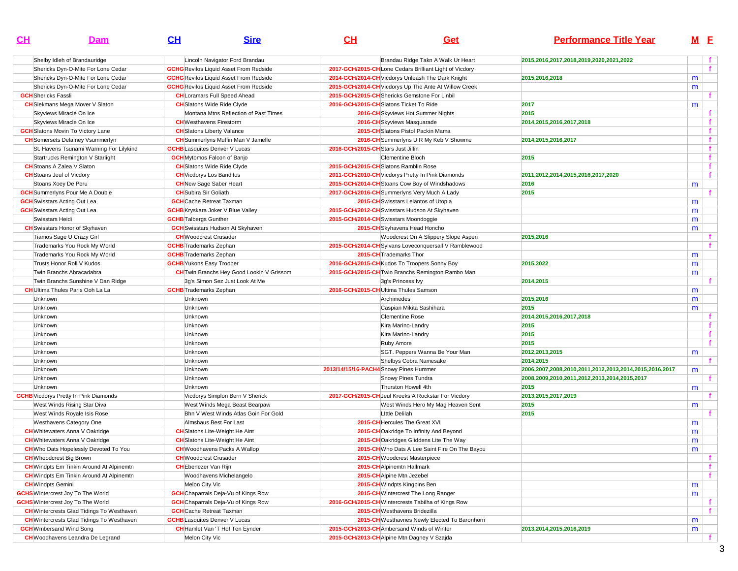| CH | Dam | CH | Sire | CH | Get | Performance Title Year | M | F |
|---|---|---|---|---|---|---|---|---|
| | Shelby Idleh of Brandauridge | | Lincoln Navigator Ford Brandau | | Brandau Ridge Takn A Walk Ur Heart | 2015,2016,2017,2018,2019,2020,2021,2022 | | f |
| | Shericks Dyn-O-Mite For Lone Cedar | GCHG | Revilos Liquid Asset From Redside | 2017-GCH/2015-CH | Lone Cedars Brilliant Light of Vicdory | | | f |
| | Shericks Dyn-O-Mite For Lone Cedar | GCHG | Revilos Liquid Asset From Redside | 2014-GCH/2014-CH | Vicdorys Unleash The Dark Knight | 2015,2016,2018 | m | |
| | Shericks Dyn-O-Mite For Lone Cedar | GCHG | Revilos Liquid Asset From Redside | 2015-GCH/2014-CH | Vicdorys Up The Ante At Willow Creek | | m | |
| GCH | Shericks Fassli | CH | Loramars Full Speed Ahead | 2015-GCH/2015-CH | Shericks Gemstone For Linbil | | | f |
| CH | Siekmans Mega Mover V Slaton | CH | Slatons Wide Ride Clyde | 2016-GCH/2015-CH | Slatons Ticket To Ride | 2017 | m | |
| | Skyviews Miracle On Ice | | Montana Mtns Reflection of Past Times | 2016-CH | Skyviews Hot Summer Nights | 2015 | | f |
| | Skyviews Miracle On Ice | CH | Westhavens Firestorm | 2016-CH | Skyviews Masquarade | 2014,2015,2016,2017,2018 | | f |
| GCH | Slatons Movin To Victory Lane | CH | Slatons Liberty Valance | 2015-CH | Slatons Pistol Packin Mama | | | f |
| CH | Somersets Delainey Vsummerlyn | CH | Summerlyns Muffin Man V Jamelle | 2016-CH | Summerlyns U R My Keb V Showme | 2014,2015,2016,2017 | | f |
| | St. Havens Tsunami Warning For Lilykind | GCHB | Lasquites Denver V Lucas | 2016-GCH/2015-CH | Stars Just Jillin | | | f |
| | Startrucks Remington V Starlight | GCH | Mytomos Falcon of Banjo | | Clementine Bloch | 2015 | | f |
| CH | Stoans A Zalea V Slaton | CH | Slatons Wide Ride Clyde | 2015-GCH/2015-CH | Slatons Ramblin Rose | | | f |
| CH | Stoans Jeul of Vicdory | CH | Vicdorys Los Banditos | 2011-GCH/2010-CH | Vicdorys Pretty In Pink Diamonds | 2011,2012,2014,2015,2016,2017,2020 | | f |
| | Stoans Xoey De Peru | CH | New Sage Saber Heart | 2015-GCH/2014-CH | Stoans Cow Boy of Windshadows | 2016 | m | |
| GCH | Summerlyns Pour Me A Double | CH | Subira Sir Goliath | 2017-GCH/2016-CH | Summerlyns Very Much A Lady | 2015 | | f |
| GCH | Swisstars Acting Out Lea | GCH | Cache Retreat Taxman | 2015-CH | Swisstars Lelantos of Utopia | | m | |
| GCH | Swisstars Acting Out Lea | GCHB | Kryskara Joker V Blue Valley | 2015-GCH/2012-CH | Swisstars Hudson At Skyhaven | | m | |
| | Swisstars Heidi | GCHB | Talbergs Gunther | 2015-GCH/2014-CH | Swisstars Moondoggie | | m | |
| CH | Swisstars Honor of Skyhaven | GCH | Swisstars Hudson At Skyhaven | 2015-CH | Skyhavens Head Honcho | | m | |
| | Tiamos Sage U Crazy Girl | CH | Woodcrest Crusader | | Woodcrest On A Slippery Slope Aspen | 2015,2016 | | f |
| | Trademarks You Rock My World | GCHB | Trademarks Zephan | 2015-GCH/2014-CH | Sylvans Loveconquersall V Ramblewood | | | f |
| | Trademarks You Rock My World | GCHB | Trademarks Zephan | 2015-CH | Trademarks Thor | | m | |
| | Trusts Honor Roll V Kudos | GCHB | Yukons Easy Trooper | 2016-GCH/2015-CH | Kudos To Troopers Sonny Boy | 2015,2022 | m | |
| | Twin Branchs Abracadabra | CH | Twin Branchs Hey Good Lookin V Grissom | 2015-GCH/2015-CH | Twin Branchs Remington Rambo Man | | m | |
| | Twin Branchs Sunshine V Dan Ridge | | 3g's Simon Sez Just Look At Me | | 3g's Princess Ivy | 2014,2015 | | f |
| CH | Ultima Thules Paris Ooh La La | GCHB | Trademarks Zephan | 2016-GCH/2015-CH | Ultima Thules Samson | | m | |
| | Unknown | | Unknown | | Archimedes | 2015,2016 | m | |
| | Unknown | | Unknown | | Caspian Mikita Sashihara | 2015 | m | |
| | Unknown | | Unknown | | Clementine Rose | 2014,2015,2016,2017,2018 | | f |
| | Unknown | | Unknown | | Kira Marino-Landry | 2015 | | f |
| | Unknown | | Unknown | | Kira Marino-Landry | 2015 | | f |
| | Unknown | | Unknown | | Ruby Amore | 2015 | | f |
| | Unknown | | Unknown | | SGT. Peppers Wanna Be Your Man | 2012,2013,2015 | m | |
| | Unknown | | Unknown | | Shelbys Cobra Namesake | 2014,2015 | | f |
| | Unknown | | Unknown | 2013/14/15/16-PACH4 | Snowy Pines Hummer | 2006,2007,2008,2010,2011,2012,2013,2014,2015,2016,2017 | m | |
| | Unknown | | Unknown | | Snowy Pines Tundra | 2008,2009,2010,2011,2012,2013,2014,2015,2017 | | f |
| | Unknown | | Unknown | | Thurston Howell 4th | 2015 | m | |
| GCHB | Vicdorys Pretty In Pink Diamonds | | Vicdorys Simplon Bern V Sherick | 2017-GCH/2015-CH | Jeul Kreeks A Rockstar For Vicdory | 2013,2015,2017,2019 | | f |
| | West Winds Rising Star Diva | | West Winds Mega Beast Bearpaw | | West Winds Hero My Mag Heaven Sent | 2015 | m | |
| | West Winds Royale Isis Rose | | Bhn V West Winds Atlas Goin For Gold | | LIttle Delilah | 2015 | | f |
| | Westhavens Category One | | Almshaus Best For Last | 2015-CH | Hercules The Great XVI | | m | |
| CH | Whitewaters Anna V Oakridge | CH | Slatons Lite-Weight He Aint | 2015-CH | Oakridge To Infinity And Beyond | | m | |
| CH | Whitewaters Anna V Oakridge | CH | Slatons Lite-Weight He Aint | 2015-CH | Oakridges Gliddens Lite The Way | | m | |
| CH | Who Dats Hopelessly Devoted To You | CH | Woodhavens Packs A Wallop | 2015-CH | Who Dats A Lee Saint Fire On The Bayou | | m | |
| CH | Whoodcrest Big Brown | CH | Woodcrest Crusader | 2015-CH | Woodcrest Masterpiece | | | f |
| CH | Windpts Em Tinkin Around At Alpinemtn | CH | Ebenezer Van Rijn | 2015-CH | Alpinemtn Hallmark | | | f |
| CH | Windpts Em Tinkin Around At Alpinemtn | | Woodhavens Michelangelo | 2015-CH | Alpine Mtn Jezebel | | | f |
| CH | Windpts Gemini | | Melon City Vic | 2015-CH | Windpts Kingpins Ben | | m | |
| GCHS | Wintercrest Joy To The World | GCH | Chaparrals Deja-Vu of Kings Row | 2015-CH | Wintercrest The Long Ranger | | m | |
| GCHS | Wintercrest Joy To The World | GCH | Chaparrals Deja-Vu of Kings Row | 2016-GCH/2015-CH | Wintercrests Tabilha of Kings Row | | | f |
| CH | Wintercrests Glad Tidings To Westhaven | GCH | Cache Retreat Taxman | 2015-CH | Westhavens Bridezilla | | | f |
| CH | Wintercrests Glad Tidings To Westhaven | GCHB | Lasquites Denver V Lucas | 2015-CH | Westhavnes Newly Elected To Baronhorn | | m | |
| GCH | Wmbersand Wind Song | CH | Hamlet Van 'T Hof Ten Eynder | 2015-GCH/2013-CH | Ambersand Winds of Winter | 2013,2014,2015,2016,2019 | m | |
| CH | Woodhavens Leandra De Legrand | | Melon City Vic | 2015-GCH/2013-CH | Alpine Mtn Dagney V Szajda | | | f |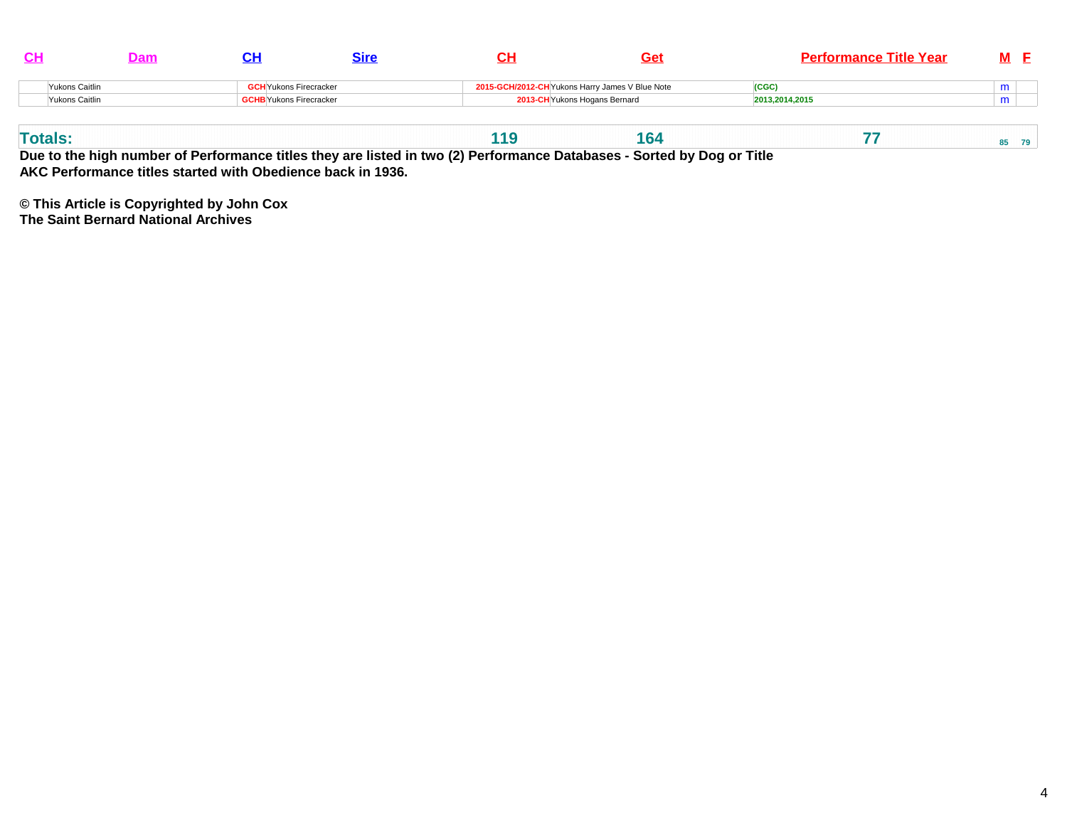| CH | Dam | CH | Sire | CH | Get | Performance Title Year | M | F |
|---|---|---|---|---|---|---|---|---|
| | Yukons Caitlin | GCH | Yukons Firecracker | 2015-GCH/2012-CH | Yukons Harry James V Blue Note | (CGC) | m | |
| | Yukons Caitlin | GCHB | Yukons Firecracker | 2013-CH | Yukons Hogans Bernard | 2013,2014,2015 | m | |

| Totals: | | | | 119 | 164 | 77 | 85 | 79 |
|---|---|---|---|---|---|---|---|---|

**Due to the high number of Performance titles they are listed in two (2) Performance Databases - Sorted by Dog or Title**
**AKC Performance titles started with Obedience back in 1936.**

**© This Article is Copyrighted by John Cox**
**The Saint Bernard National Archives**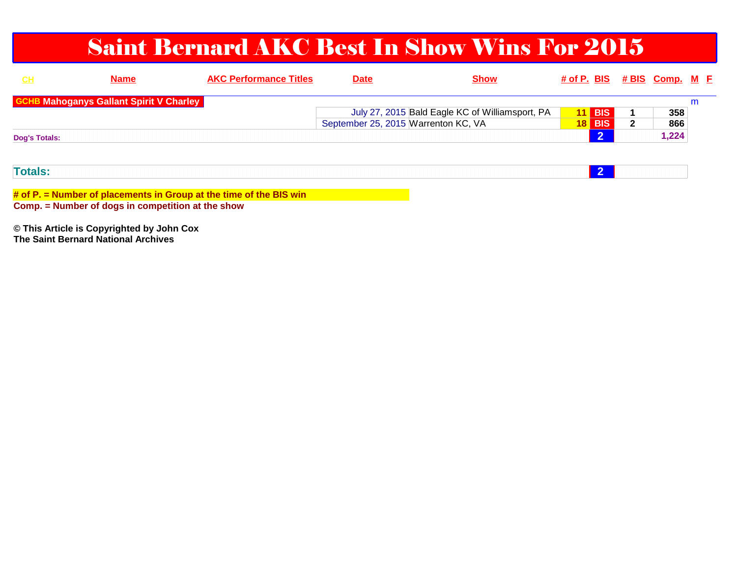# Saint Bernard AKC Best In Show Wins For 2015

| CH | Name | AKC Performance Titles | Date | Show | # of P. | BIS | # BIS | Comp. | M | F |
|---|---|---|---|---|---|---|---|---|---|---|
| GCHB | Mahoganys Gallant Spirit V Charley | | | | | | | | m | |
| | | | July 27, 2015 | Bald Eagle KC of Williamsport, PA | 11 | BIS | 1 | 358 | | |
| | | | September 25, 2015 | Warrenton KC, VA | 18 | BIS | 2 | 866 | | |
| Dog's Totals: | | | | | | 2 | | 1,224 | | |
| Totals: | | | | | | 2 | | | | |

**# of P. = Number of placements in Group at the time of the BIS win**
**Comp. = Number of dogs in competition at the show**

**© This Article is Copyrighted by John Cox**
**The Saint Bernard National Archives**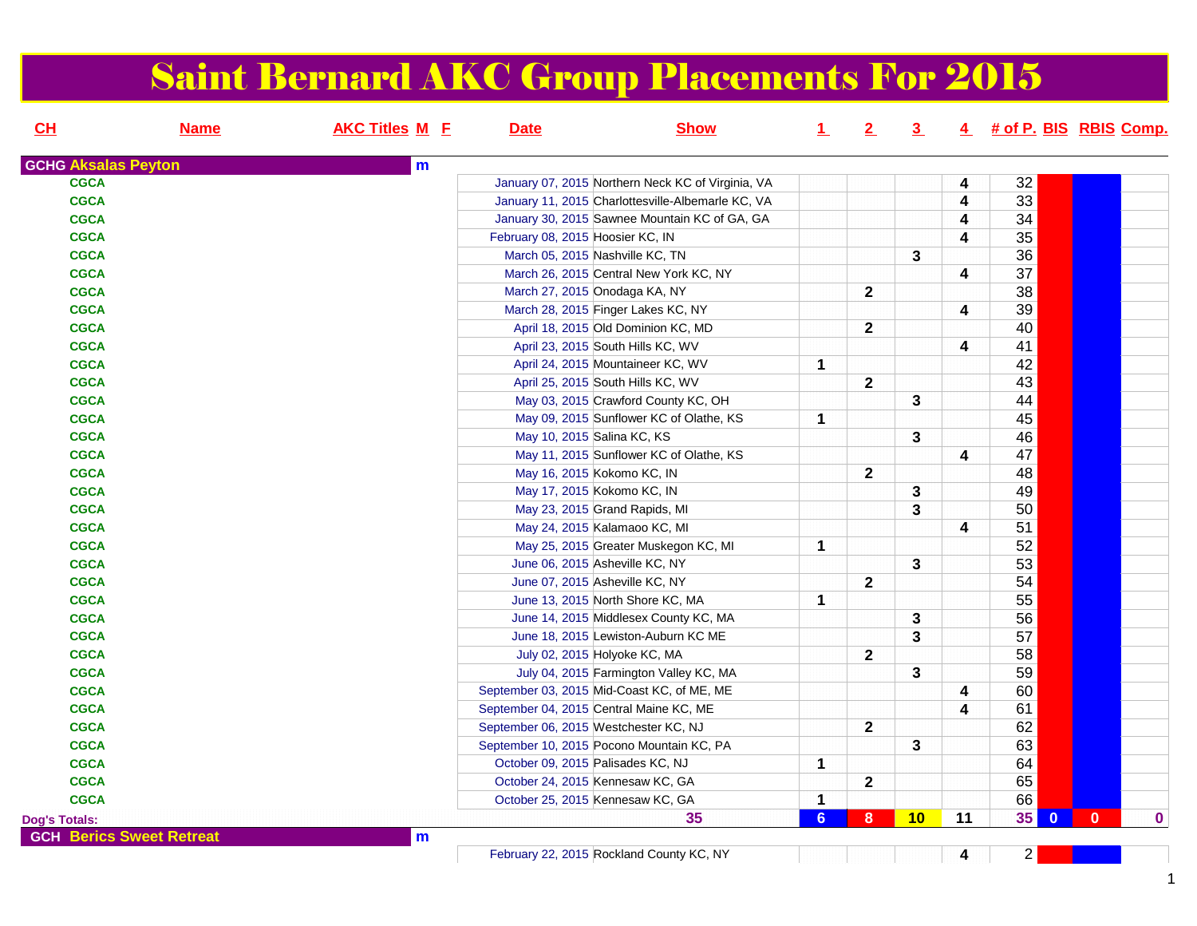# Saint Bernard AKC Group Placements For 2015

| CH | Name | AKC Titles | M | F | Date | Show | 1 | 2 | 3 | 4 | # of P. | BIS | RBIS | Comp. |
|---|---|---|---|---|---|---|---|---|---|---|---|---|---|---|
| GCHG | Aksalas Peyton | | m | | | | | | | | | | | |
| CGCA | | | | | January 07, 2015 | Northern Neck KC of Virginia, VA | | | | 4 | 32 | | | |
| CGCA | | | | | January 11, 2015 | Charlottesville-Albemarle KC, VA | | | | 4 | 33 | | | |
| CGCA | | | | | January 30, 2015 | Sawnee Mountain KC of GA, GA | | | | 4 | 34 | | | |
| CGCA | | | | | February 08, 2015 | Hoosier KC, IN | | | | 4 | 35 | | | |
| CGCA | | | | | March 05, 2015 | Nashville KC, TN | | | 3 | | 36 | | | |
| CGCA | | | | | March 26, 2015 | Central New York KC, NY | | | | 4 | 37 | | | |
| CGCA | | | | | March 27, 2015 | Onodaga KA, NY | | 2 | | | 38 | | | |
| CGCA | | | | | March 28, 2015 | Finger Lakes KC, NY | | | | 4 | 39 | | | |
| CGCA | | | | | April 18, 2015 | Old Dominion KC, MD | | 2 | | | 40 | | | |
| CGCA | | | | | April 23, 2015 | South Hills KC, WV | | | | 4 | 41 | | | |
| CGCA | | | | | April 24, 2015 | Mountaineer KC, WV | 1 | | | | 42 | | | |
| CGCA | | | | | April 25, 2015 | South Hills KC, WV | | 2 | | | 43 | | | |
| CGCA | | | | | May 03, 2015 | Crawford County KC, OH | | | 3 | | 44 | | | |
| CGCA | | | | | May 09, 2015 | Sunflower KC of Olathe, KS | 1 | | | | 45 | | | |
| CGCA | | | | | May 10, 2015 | Salina KC, KS | | | 3 | | 46 | | | |
| CGCA | | | | | May 11, 2015 | Sunflower KC of Olathe, KS | | | | 4 | 47 | | | |
| CGCA | | | | | May 16, 2015 | Kokomo KC, IN | | 2 | | | 48 | | | |
| CGCA | | | | | May 17, 2015 | Kokomo KC, IN | | | 3 | | 49 | | | |
| CGCA | | | | | May 23, 2015 | Grand Rapids, MI | | | 3 | | 50 | | | |
| CGCA | | | | | May 24, 2015 | Kalamaoo KC, MI | | | | 4 | 51 | | | |
| CGCA | | | | | May 25, 2015 | Greater Muskegon KC, MI | 1 | | | | 52 | | | |
| CGCA | | | | | June 06, 2015 | Asheville KC, NY | | | 3 | | 53 | | | |
| CGCA | | | | | June 07, 2015 | Asheville KC, NY | | 2 | | | 54 | | | |
| CGCA | | | | | June 13, 2015 | North Shore KC, MA | 1 | | | | 55 | | | |
| CGCA | | | | | June 14, 2015 | Middlesex County KC, MA | | | 3 | | 56 | | | |
| CGCA | | | | | June 18, 2015 | Lewiston-Auburn KC ME | | | 3 | | 57 | | | |
| CGCA | | | | | July 02, 2015 | Holyoke KC, MA | | 2 | | | 58 | | | |
| CGCA | | | | | July 04, 2015 | Farmington Valley KC, MA | | | 3 | | 59 | | | |
| CGCA | | | | | September 03, 2015 | Mid-Coast KC, of ME, ME | | | | 4 | 60 | | | |
| CGCA | | | | | September 04, 2015 | Central Maine KC, ME | | | | 4 | 61 | | | |
| CGCA | | | | | September 06, 2015 | Westchester KC, NJ | | 2 | | | 62 | | | |
| CGCA | | | | | September 10, 2015 | Pocono Mountain KC, PA | | | 3 | | 63 | | | |
| CGCA | | | | | October 09, 2015 | Palisades KC, NJ | 1 | | | | 64 | | | |
| CGCA | | | | | October 24, 2015 | Kennesaw KC, GA | | 2 | | | 65 | | | |
| CGCA | | | | | October 25, 2015 | Kennesaw KC, GA | 1 | | | | 66 | | | |
| Dog's Totals: | | | | | | 35 | 6 | 8 | 10 | 11 | 35 | 0 | 0 | 0 |
| GCH | Berics Sweet Retreat | | m | | | | | | | | | | | |
| | | | | | February 22, 2015 | Rockland County KC, NY | | | | 4 | 2 | | | |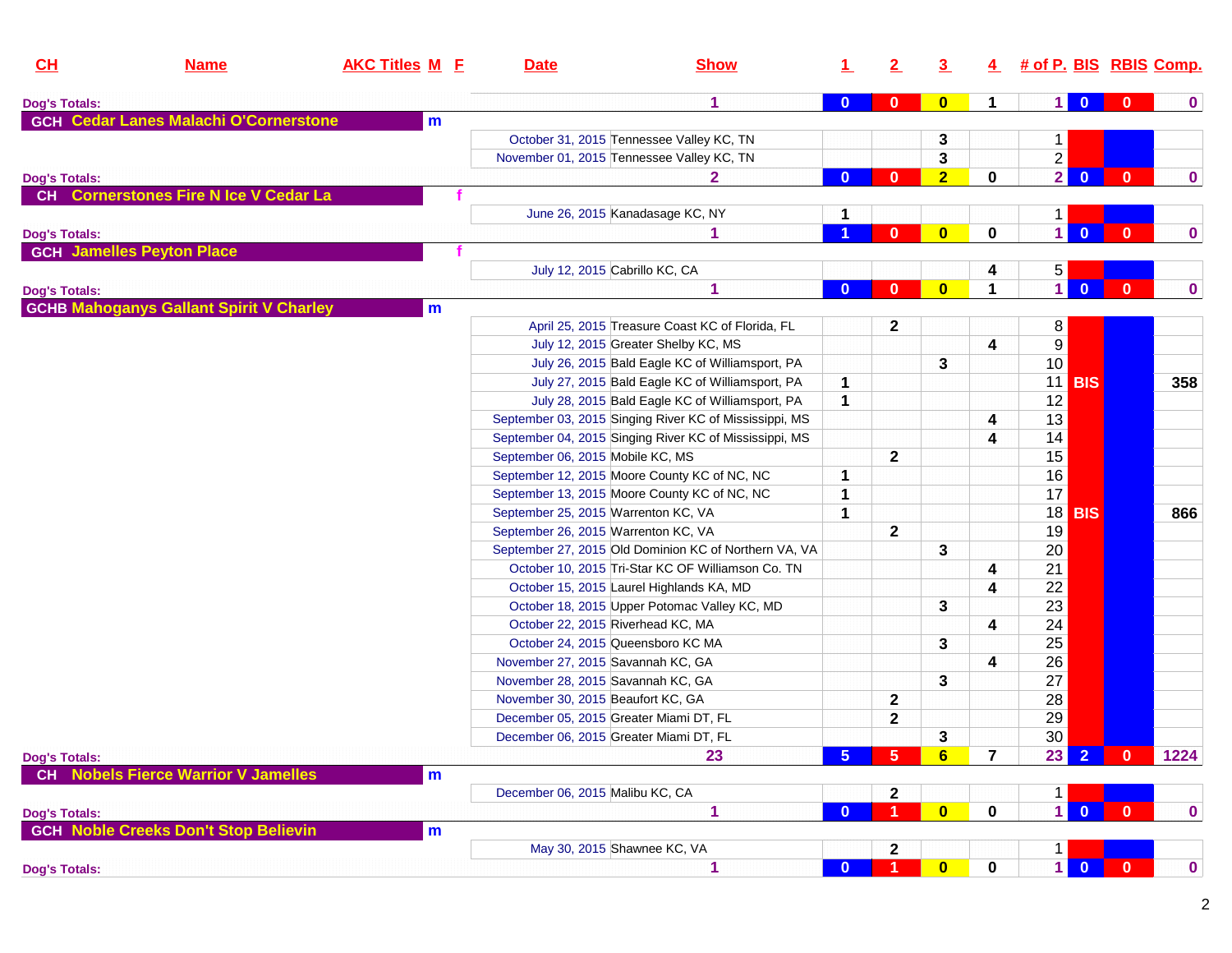| CH | Name | AKC Titles | M | F | Date | Show | 1 | 2 | 3 | 4 | # of P. | BIS | RBIS | Comp. |
|---|---|---|---|---|---|---|---|---|---|---|---|---|---|---|
| Dog's Totals: | | | | | | 1 | 0 | 0 | 0 | 1 | 1 | 0 | 0 | 0 |
| GCH | Cedar Lanes Malachi O'Cornerstone | | m | | | | | | | | | | | |
| | | | | | October 31, 2015 | Tennessee Valley KC, TN | | | 3 | | 1 | | | |
| | | | | | November 01, 2015 | Tennessee Valley KC, TN | | | 3 | | 2 | | | |
| Dog's Totals: | | | | | | 2 | 0 | 0 | 2 | 0 | 2 | 0 | 0 | 0 |
| CH | Cornerstones Fire N Ice V Cedar La | | | f | | | | | | | | | | |
| | | | | | June 26, 2015 | Kanadasage KC, NY | 1 | | | | 1 | | | |
| Dog's Totals: | | | | | | 1 | 1 | 0 | 0 | 0 | 1 | 0 | 0 | 0 |
| GCH | Jamelles Peyton Place | | | f | | | | | | | | | | |
| | | | | | July 12, 2015 | Cabrillo KC, CA | | | | 4 | 5 | | | |
| Dog's Totals: | | | | | | 1 | 0 | 0 | 0 | 1 | 1 | 0 | 0 | 0 |
| GCHB | Mahoganys Gallant Spirit V Charley | | m | | | | | | | | | | | |
| | | | | | April 25, 2015 | Treasure Coast KC of Florida, FL | | 2 | | | 8 | | | |
| | | | | | July 12, 2015 | Greater Shelby KC, MS | | | | 4 | 9 | | | |
| | | | | | July 26, 2015 | Bald Eagle KC of Williamsport, PA | | | 3 | | 10 | | | |
| | | | | | July 27, 2015 | Bald Eagle KC of Williamsport, PA | 1 | | | | 11 | BIS | | 358 |
| | | | | | July 28, 2015 | Bald Eagle KC of Williamsport, PA | 1 | | | | 12 | | | |
| | | | | | September 03, 2015 | Singing River KC of Mississippi, MS | | | | 4 | 13 | | | |
| | | | | | September 04, 2015 | Singing River KC of Mississippi, MS | | | | 4 | 14 | | | |
| | | | | | September 06, 2015 | Mobile KC, MS | | 2 | | | 15 | | | |
| | | | | | September 12, 2015 | Moore County KC of NC, NC | 1 | | | | 16 | | | |
| | | | | | September 13, 2015 | Moore County KC of NC, NC | 1 | | | | 17 | | | |
| | | | | | September 25, 2015 | Warrenton KC, VA | 1 | | | | 18 | BIS | | 866 |
| | | | | | September 26, 2015 | Warrenton KC, VA | | 2 | | | 19 | | | |
| | | | | | September 27, 2015 | Old Dominion KC of Northern VA, VA | | | 3 | | 20 | | | |
| | | | | | October 10, 2015 | Tri-Star KC OF Williamson Co. TN | | | | 4 | 21 | | | |
| | | | | | October 15, 2015 | Laurel Highlands KA, MD | | | | 4 | 22 | | | |
| | | | | | October 18, 2015 | Upper Potomac Valley KC, MD | | | 3 | | 23 | | | |
| | | | | | October 22, 2015 | Riverhead KC, MA | | | | 4 | 24 | | | |
| | | | | | October 24, 2015 | Queensboro KC MA | | | 3 | | 25 | | | |
| | | | | | November 27, 2015 | Savannah KC, GA | | | | 4 | 26 | | | |
| | | | | | November 28, 2015 | Savannah KC, GA | | | 3 | | 27 | | | |
| | | | | | November 30, 2015 | Beaufort KC, GA | | 2 | | | 28 | | | |
| | | | | | December 05, 2015 | Greater Miami DT, FL | | 2 | | | 29 | | | |
| | | | | | December 06, 2015 | Greater Miami DT, FL | | | 3 | | 30 | | | |
| Dog's Totals: | | | | | | 23 | 5 | 5 | 6 | 7 | 23 | 2 | 0 | 1224 |
| CH | Nobels Fierce Warrior V Jamelles | | m | | | | | | | | | | | |
| | | | | | December 06, 2015 | Malibu KC, CA | | 2 | | | 1 | | | |
| Dog's Totals: | | | | | | 1 | 0 | 1 | 0 | 0 | 1 | 0 | 0 | 0 |
| GCH | Noble Creeks Don't Stop Believin | | m | | | | | | | | | | | |
| | | | | | May 30, 2015 | Shawnee KC, VA | | 2 | | | 1 | | | |
| Dog's Totals: | | | | | | 1 | 0 | 1 | 0 | 0 | 1 | 0 | 0 | 0 |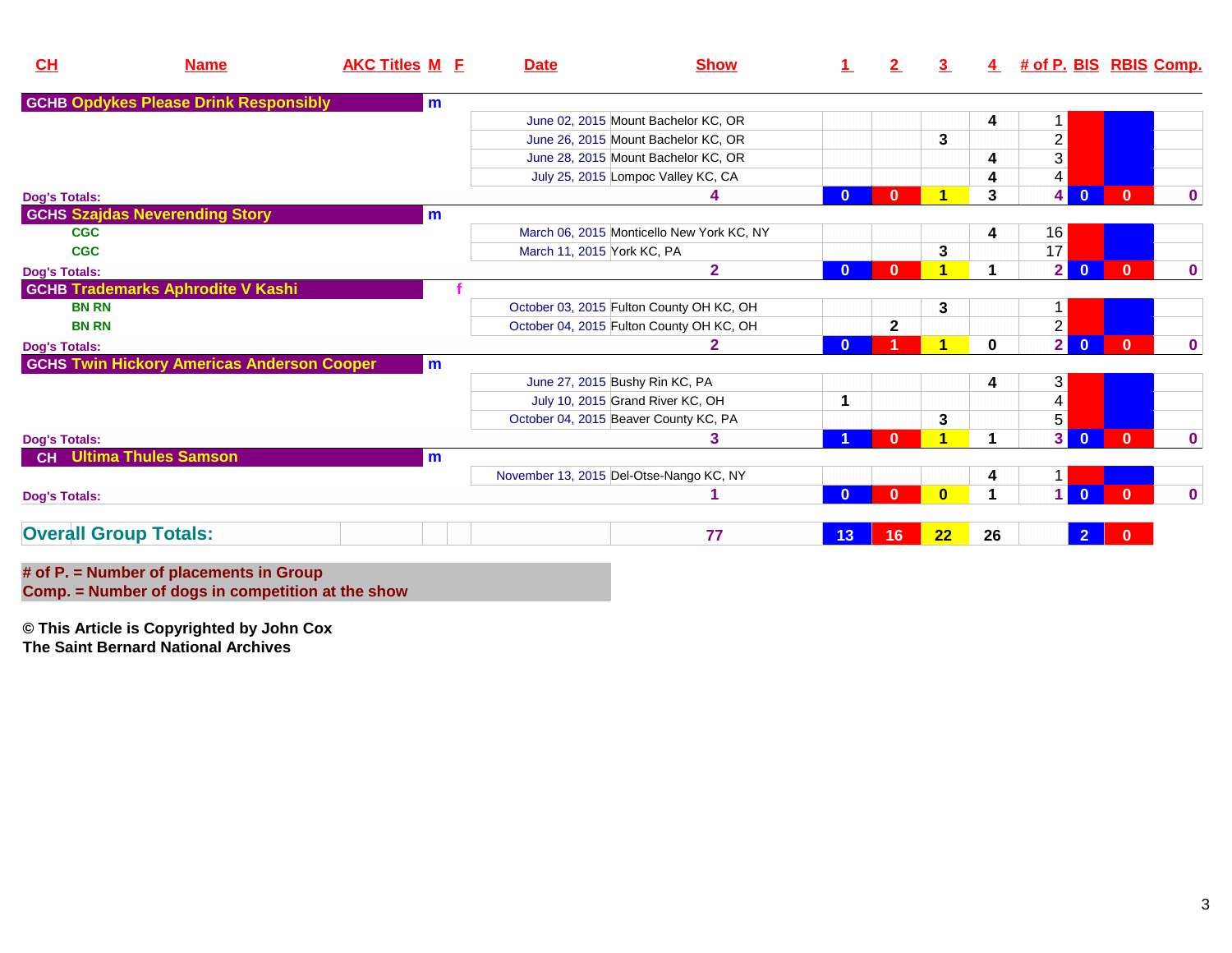| CH | Name | AKC Titles | M | F | Date | Show | 1 | 2 | 3 | 4 | # of P. | BIS | RBIS | Comp. |
|---|---|---|---|---|---|---|---|---|---|---|---|---|---|---|
| GCHB | Opdykes Please Drink Responsibly | | m | | | | | | | | | | | |
| | | | | | June 02, 2015 | Mount Bachelor KC, OR | | | | 4 | 1 | | | |
| | | | | | June 26, 2015 | Mount Bachelor KC, OR | | | 3 | | 2 | | | |
| | | | | | June 28, 2015 | Mount Bachelor KC, OR | | | | 4 | 3 | | | |
| | | | | | July 25, 2015 | Lompoc Valley KC, CA | | | | 4 | 4 | | | |
| Dog's Totals: | | | | | | 4 | 0 | 0 | 1 | 3 | 4 | 0 | 0 | 0 |
| GCHS | Szajdas Neverending Story | | m | | | | | | | | | | | |
| | | CGC | | | March 06, 2015 | Monticello New York KC, NY | | | | 4 | 16 | | | |
| | | CGC | | | March 11, 2015 | York KC, PA | | | 3 | | 17 | | | |
| Dog's Totals: | | | | | | 2 | 0 | 0 | 1 | 1 | 2 | 0 | 0 | 0 |
| GCHB | Trademarks Aphrodite V Kashi | | | f | | | | | | | | | | |
| | | BN RN | | | October 03, 2015 | Fulton County OH KC, OH | | | 3 | | 1 | | | |
| | | BN RN | | | October 04, 2015 | Fulton County OH KC, OH | | 2 | | | 2 | | | |
| Dog's Totals: | | | | | | 2 | 0 | 1 | 1 | 0 | 2 | 0 | 0 | 0 |
| GCHS | Twin Hickory Americas Anderson Cooper | | m | | | | | | | | | | | |
| | | | | | June 27, 2015 | Bushy Rin KC, PA | | | | 4 | 3 | | | |
| | | | | | July 10, 2015 | Grand River KC, OH | 1 | | | | 4 | | | |
| | | | | | October 04, 2015 | Beaver County KC, PA | | | 3 | | 5 | | | |
| Dog's Totals: | | | | | | 3 | 1 | 0 | 1 | 1 | 3 | 0 | 0 | 0 |
| CH | Ultima Thules Samson | | m | | | | | | | | | | | |
| | | | | | November 13, 2015 | Del-Otse-Nango KC, NY | | | | 4 | 1 | | | |
| Dog's Totals: | | | | | | 1 | 0 | 0 | 0 | 1 | 1 | 0 | 0 | 0 |
| Overall Group Totals: | | | | | | 77 | 13 | 16 | 22 | 26 | | 2 | 0 | |

# of P. = Number of placements in Group
Comp. = Number of dogs in competition at the show

**© This Article is Copyrighted by John Cox**
**The Saint Bernard National Archives**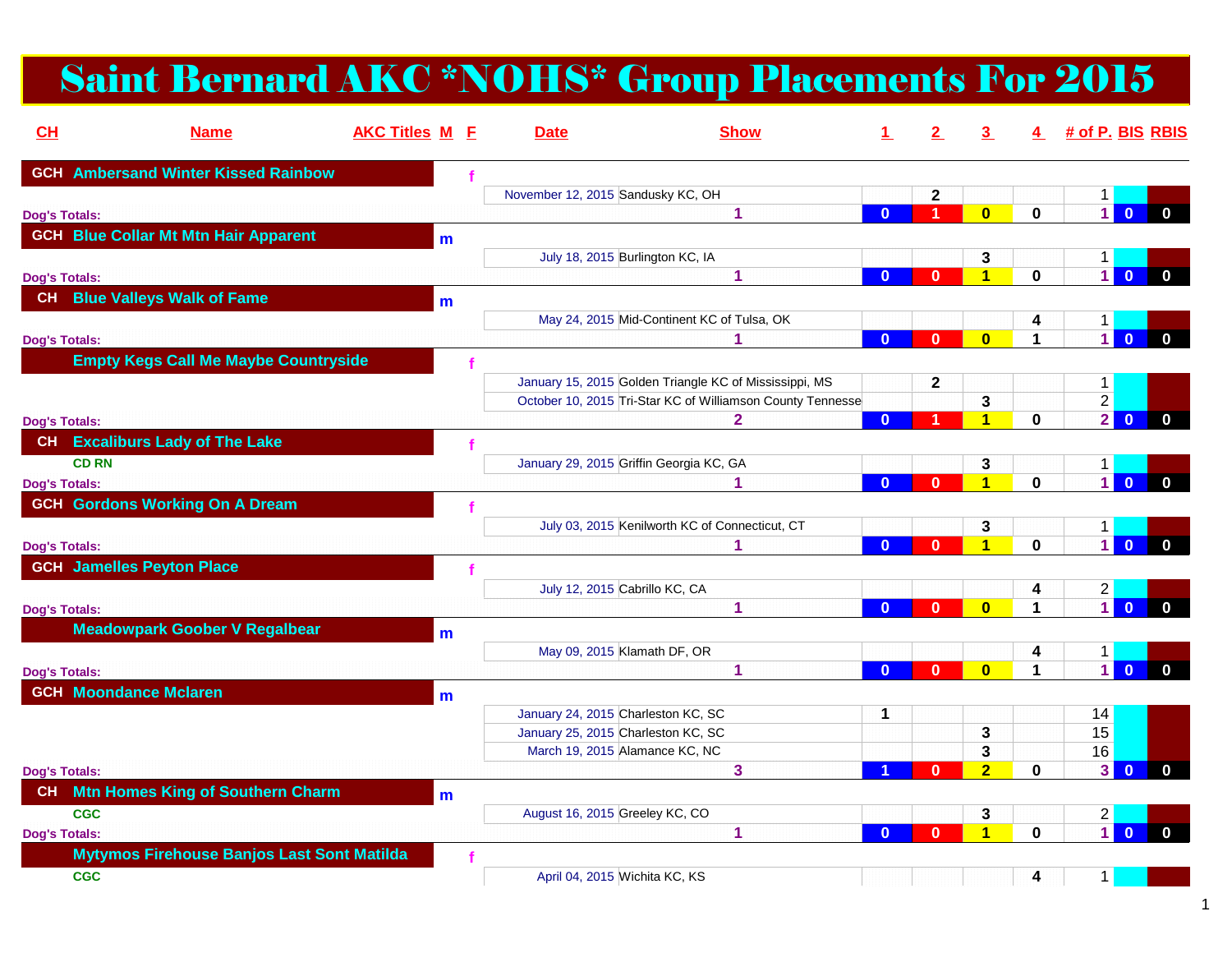# Saint Bernard AKC *NOHS* Group Placements For 2015

| CH | Name | AKC Titles | M | F | Date | Show | 1 | 2 | 3 | 4 | # of P. | BIS | RBIS |
|---|---|---|---|---|---|---|---|---|---|---|---|---|---|
| GCH | Ambersand Winter Kissed Rainbow | | | f | | | | | | | | | |
| | | | | | November 12, 2015 | Sandusky KC, OH | | 2 | | | 1 | | |
| Dog's Totals: | | | | | | 1 | 0 | 1 | 0 | 0 | 1 | 0 | 0 |
| GCH | Blue Collar Mt Mtn Hair Apparent | | m | | | | | | | | | | |
| | | | | | July 18, 2015 | Burlington KC, IA | | | 3 | | 1 | | |
| Dog's Totals: | | | | | | 1 | 0 | 0 | 1 | 0 | 1 | 0 | 0 |
| CH | Blue Valleys Walk of Fame | | m | | | | | | | | | | |
| | | | | | May 24, 2015 | Mid-Continent KC of Tulsa, OK | | | | 4 | 1 | | |
| Dog's Totals: | | | | | | 1 | 0 | 0 | 0 | 1 | 1 | 0 | 0 |
| | Empty Kegs Call Me Maybe Countryside | | | f | | | | | | | | | |
| | | | | | January 15, 2015 | Golden Triangle KC of Mississippi, MS | | 2 | | | 1 | | |
| | | | | | October 10, 2015 | Tri-Star KC of Williamson County Tennesse | | | 3 | | 2 | | |
| Dog's Totals: | | | | | | 2 | 0 | 1 | 1 | 0 | 2 | 0 | 0 |
| CH | Excaliburs Lady of The Lake | | | f | | | | | | | | | |
| | | CD RN | | | January 29, 2015 | Griffin Georgia KC, GA | | | 3 | | 1 | | |
| Dog's Totals: | | | | | | 1 | 0 | 0 | 1 | 0 | 1 | 0 | 0 |
| GCH | Gordons Working On A Dream | | | f | | | | | | | | | |
| | | | | | July 03, 2015 | Kenilworth KC of Connecticut, CT | | | 3 | | 1 | | |
| Dog's Totals: | | | | | | 1 | 0 | 0 | 1 | 0 | 1 | 0 | 0 |
| GCH | Jamelles Peyton Place | | | f | | | | | | | | | |
| | | | | | July 12, 2015 | Cabrillo KC, CA | | | | 4 | 2 | | |
| Dog's Totals: | | | | | | 1 | 0 | 0 | 0 | 1 | 1 | 0 | 0 |
| | Meadowpark Goober V Regalbear | | m | | | | | | | | | | |
| | | | | | May 09, 2015 | Klamath DF, OR | | | | 4 | 1 | | |
| Dog's Totals: | | | | | | 1 | 0 | 0 | 0 | 1 | 1 | 0 | 0 |
| GCH | Moondance Mclaren | | m | | | | | | | | | | |
| | | | | | January 24, 2015 | Charleston KC, SC | 1 | | | | 14 | | |
| | | | | | January 25, 2015 | Charleston KC, SC | | | 3 | | 15 | | |
| | | | | | March 19, 2015 | Alamance KC, NC | | | 3 | | 16 | | |
| Dog's Totals: | | | | | | 3 | 1 | 0 | 2 | 0 | 3 | 0 | 0 |
| CH | Mtn Homes King of Southern Charm | | m | | | | | | | | | | |
| | | CGC | | | August 16, 2015 | Greeley KC, CO | | | 3 | | 2 | | |
| Dog's Totals: | | | | | | 1 | 0 | 0 | 1 | 0 | 1 | 0 | 0 |
| | Mytymos Firehouse Banjos Last Sont Matilda | | | f | | | | | | | | | |
| | | CGC | | | April 04, 2015 | Wichita KC, KS | | | | 4 | 1 | | |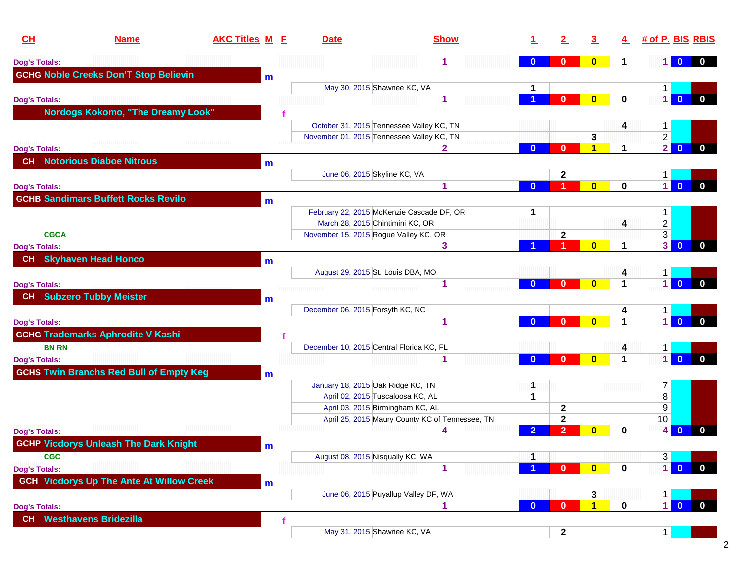| CH | Name | AKC Titles | M | F | Date | Show | 1 | 2 | 3 | 4 | # of P. | BIS | RBIS |
|---|---|---|---|---|---|---|---|---|---|---|---|---|---|
| Dog's Totals: | | | | | | 1 | 0 | 0 | 0 | 1 | 1 | 0 | 0 |
| GCHG | Noble Creeks Don'T Stop Believin | | m | | | | | | | | | | |
| | | | | | May 30, 2015 | Shawnee KC, VA | 1 | | | | 1 | | |
| Dog's Totals: | | | | | | 1 | 1 | 0 | 0 | 0 | 1 | 0 | 0 |
| | Nordogs Kokomo, "The Dreamy Look" | | | f | | | | | | | | | |
| | | | | | October 31, 2015 | Tennessee Valley KC, TN | | | | 4 | 1 | | |
| | | | | | November 01, 2015 | Tennessee Valley KC, TN | | | 3 | | 2 | | |
| Dog's Totals: | | | | | | 2 | 0 | 0 | 1 | 1 | 2 | 0 | 0 |
| CH | Notorious Diaboe Nitrous | | m | | | | | | | | | | |
| | | | | | June 06, 2015 | Skyline KC, VA | | 2 | | | 1 | | |
| Dog's Totals: | | | | | | 1 | 0 | 1 | 0 | 0 | 1 | 0 | 0 |
| GCHB | Sandimars Buffett Rocks Revilo | | m | | | | | | | | | | |
| | | | | | February 22, 2015 | McKenzie Cascade DF, OR | 1 | | | | 1 | | |
| | | | | | March 28, 2015 | Chintimini KC, OR | | | | 4 | 2 | | |
| | | CGCA | | | November 15, 2015 | Rogue Valley KC, OR | | 2 | | | 3 | | |
| Dog's Totals: | | | | | | 3 | 1 | 1 | 0 | 1 | 3 | 0 | 0 |
| CH | Skyhaven Head Honco | | m | | | | | | | | | | |
| | | | | | August 29, 2015 | St. Louis DBA, MO | | | | 4 | 1 | | |
| Dog's Totals: | | | | | | 1 | 0 | 0 | 0 | 1 | 1 | 0 | 0 |
| CH | Subzero Tubby Meister | | m | | | | | | | | | | |
| | | | | | December 06, 2015 | Forsyth KC, NC | | | | 4 | 1 | | |
| Dog's Totals: | | | | | | 1 | 0 | 0 | 0 | 1 | 1 | 0 | 0 |
| GCHG | Trademarks Aphrodite V Kashi | | | f | | | | | | | | | |
| | | BN RN | | | December 10, 2015 | Central Florida KC, FL | | | | 4 | 1 | | |
| Dog's Totals: | | | | | | 1 | 0 | 0 | 0 | 1 | 1 | 0 | 0 |
| GCHS | Twin Branchs Red Bull of Empty Keg | | m | | | | | | | | | | |
| | | | | | January 18, 2015 | Oak Ridge KC, TN | 1 | | | | 7 | | |
| | | | | | April 02, 2015 | Tuscaloosa KC, AL | 1 | | | | 8 | | |
| | | | | | April 03, 2015 | Birmingham KC, AL | | 2 | | | 9 | | |
| | | | | | April 25, 2015 | Maury County KC of Tennessee, TN | | 2 | | | 10 | | |
| Dog's Totals: | | | | | | 4 | 2 | 2 | 0 | 0 | 4 | 0 | 0 |
| GCHP | Vicdorys Unleash The Dark Knight | | m | | | | | | | | | | |
| | | CGC | | | August 08, 2015 | Nisqually KC, WA | 1 | | | | 3 | | |
| Dog's Totals: | | | | | | 1 | 1 | 0 | 0 | 0 | 1 | 0 | 0 |
| GCH | Vicdorys Up The Ante At Willow Creek | | m | | | | | | | | | | |
| | | | | | June 06, 2015 | Puyallup Valley DF, WA | | | 3 | | 1 | | |
| Dog's Totals: | | | | | | 1 | 0 | 0 | 1 | 0 | 1 | 0 | 0 |
| CH | Westhavens Bridezilla | | | f | | | | | | | | | |
| | | | | | May 31, 2015 | Shawnee KC, VA | | 2 | | | 1 | | |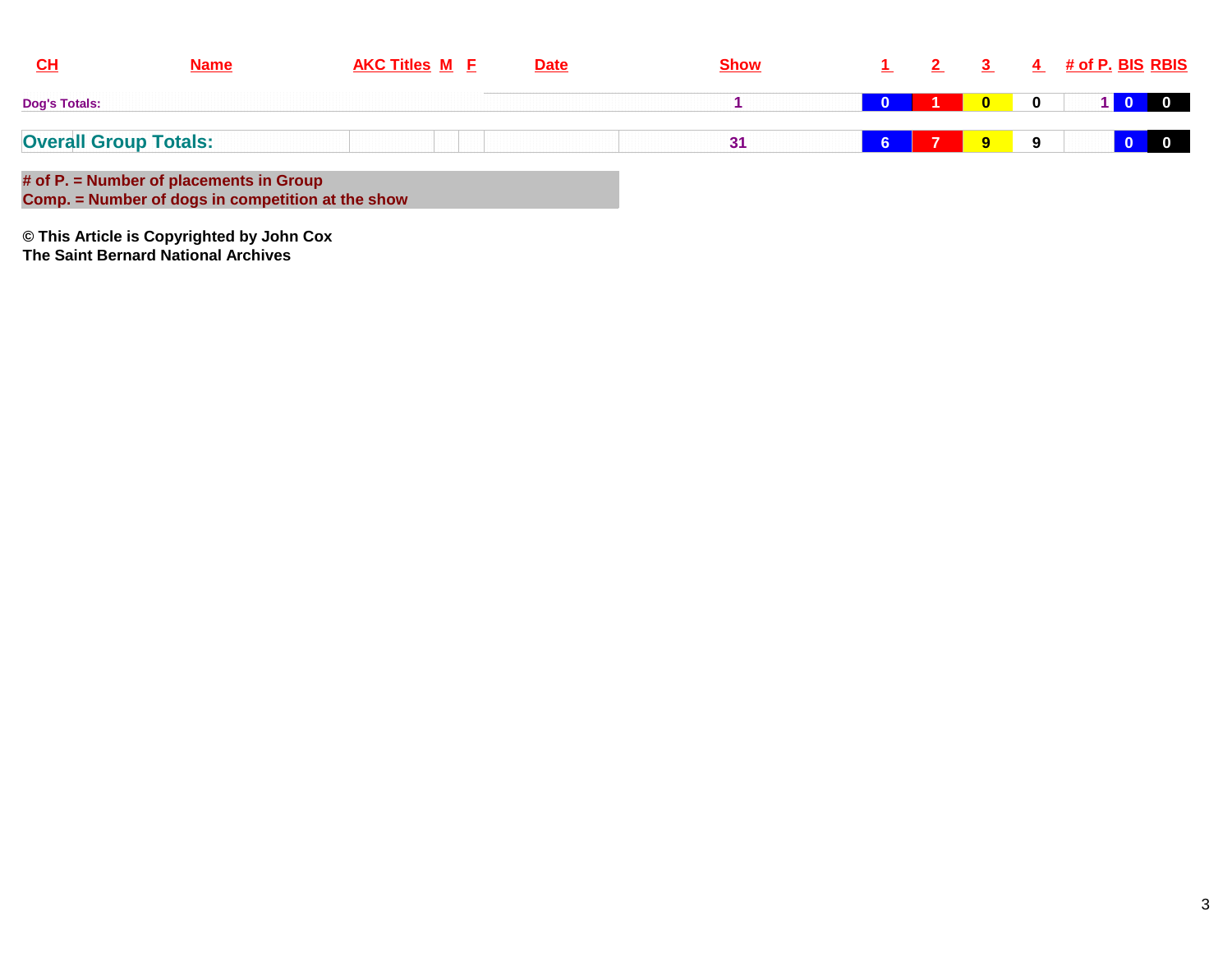| CH | Name | AKC Titles | M | F | Date | Show | 1 | 2 | 3 | 4 | # of P. | BIS | RBIS |
|---|---|---|---|---|---|---|---|---|---|---|---|---|---|
| Dog's Totals: | | | | | | 1 | 0 | 1 | 0 | 0 | 1 | 0 | 0 |
| Overall Group Totals: | | | | | | 31 | 6 | 7 | 9 | 9 | | 0 | 0 |

**# of P. = Number of placements in Group**
**Comp. = Number of dogs in competition at the show**

**© This Article is Copyrighted by John Cox**
**The Saint Bernard National Archives**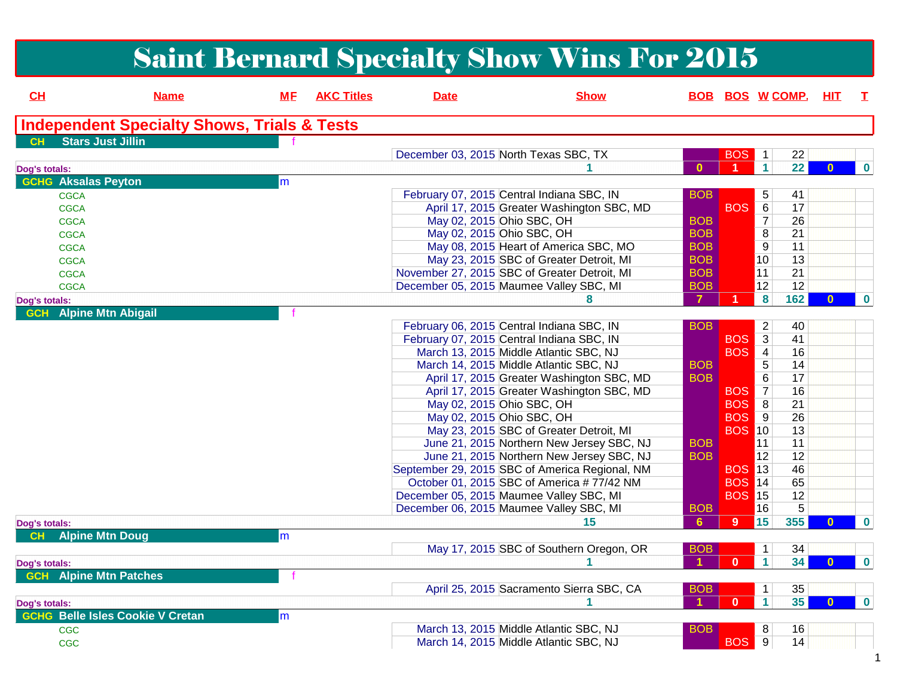# Saint Bernard Specialty Show Wins For 2015

## Independent Specialty Shows, Trials & Tests

| CH | Name | MF | AKC Titles | Date | Show | BOB | BOS | W | COMP. | HIT | T |
|---|---|---|---|---|---|---|---|---|---|---|---|
| CH | Stars Just Jillin | f | | | | | | | | | |
| | | | | December 03, 2015 | North Texas SBC, TX | | BOS | 1 | 22 | | |
| Dog's totals: | | | | | 1 | 0 | 1 | 1 | 22 | 0 | 0 |
| GCHG | Aksalas Peyton | m | | | | | | | | | |
| | | | CGCA | February 07, 2015 | Central Indiana SBC, IN | BOB | | 5 | 41 | | |
| | | | CGCA | April 17, 2015 | Greater Washington SBC, MD | | BOS | 6 | 17 | | |
| | | | CGCA | May 02, 2015 | Ohio SBC, OH | BOB | | 7 | 26 | | |
| | | | CGCA | May 02, 2015 | Ohio SBC, OH | BOB | | 8 | 21 | | |
| | | | CGCA | May 08, 2015 | Heart of America SBC, MO | BOB | | 9 | 11 | | |
| | | | CGCA | May 23, 2015 | SBC of Greater Detroit, MI | BOB | | 10 | 13 | | |
| | | | CGCA | November 27, 2015 | SBC of Greater Detroit, MI | BOB | | 11 | 21 | | |
| | | | CGCA | December 05, 2015 | Maumee Valley SBC, MI | BOB | | 12 | 12 | | |
| Dog's totals: | | | | | 8 | 7 | 1 | 8 | 162 | 0 | 0 |
| GCH | Alpine Mtn Abigail | f | | | | | | | | | |
| | | | | February 06, 2015 | Central Indiana SBC, IN | BOB | | 2 | 40 | | |
| | | | | February 07, 2015 | Central Indiana SBC, IN | | BOS | 3 | 41 | | |
| | | | | March 13, 2015 | Middle Atlantic SBC, NJ | | BOS | 4 | 16 | | |
| | | | | March 14, 2015 | Middle Atlantic SBC, NJ | BOB | | 5 | 14 | | |
| | | | | April 17, 2015 | Greater Washington SBC, MD | BOB | | 6 | 17 | | |
| | | | | April 17, 2015 | Greater Washington SBC, MD | | BOS | 7 | 16 | | |
| | | | | May 02, 2015 | Ohio SBC, OH | | BOS | 8 | 21 | | |
| | | | | May 02, 2015 | Ohio SBC, OH | | BOS | 9 | 26 | | |
| | | | | May 23, 2015 | SBC of Greater Detroit, MI | | BOS | 10 | 13 | | |
| | | | | June 21, 2015 | Northern New Jersey SBC, NJ | BOB | | 11 | 11 | | |
| | | | | June 21, 2015 | Northern New Jersey SBC, NJ | BOB | | 12 | 12 | | |
| | | | | September 29, 2015 | SBC of America Regional, NM | | BOS | 13 | 46 | | |
| | | | | October 01, 2015 | SBC of America # 77/42 NM | | BOS | 14 | 65 | | |
| | | | | December 05, 2015 | Maumee Valley SBC, MI | | BOS | 15 | 12 | | |
| | | | | December 06, 2015 | Maumee Valley SBC, MI | BOB | | 16 | 5 | | |
| Dog's totals: | | | | | 15 | 6 | 9 | 15 | 355 | 0 | 0 |
| CH | Alpine Mtn Doug | m | | | | | | | | | |
| | | | | May 17, 2015 | SBC of Southern Oregon, OR | BOB | | 1 | 34 | | |
| Dog's totals: | | | | | 1 | 1 | 0 | 1 | 34 | 0 | 0 |
| GCH | Alpine Mtn Patches | f | | | | | | | | | |
| | | | | April 25, 2015 | Sacramento Sierra SBC, CA | BOB | | 1 | 35 | | |
| Dog's totals: | | | | | 1 | 1 | 0 | 1 | 35 | 0 | 0 |
| GCHG | Belle Isles Cookie V Cretan | m | | | | | | | | | |
| | | | CGC | March 13, 2015 | Middle Atlantic SBC, NJ | BOB | | 8 | 16 | | |
| | | | CGC | March 14, 2015 | Middle Atlantic SBC, NJ | | BOS | 9 | 14 | | |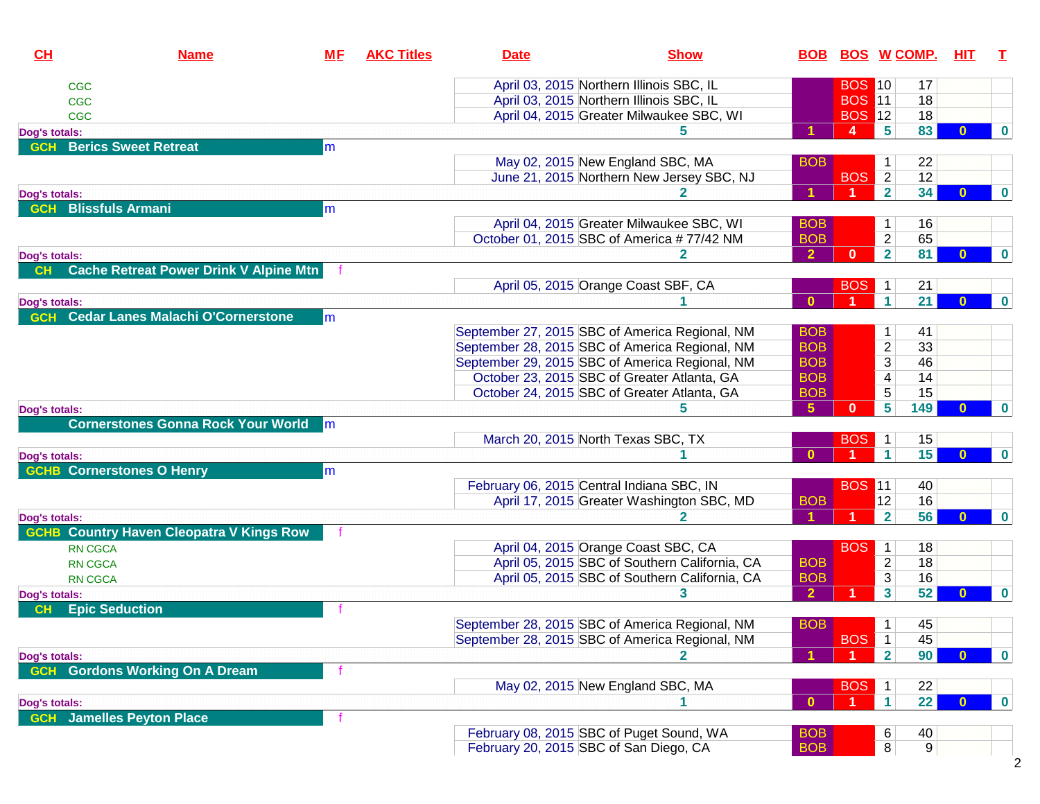| CH | Name | MF | AKC Titles | Date | Show | BOB | BOS | W | COMP. | HIT | T |
|---|---|---|---|---|---|---|---|---|---|---|---|
| | CGC | | | April 03, 2015 | Northern Illinois SBC, IL | | BOS | 10 | 17 | | |
| | CGC | | | April 03, 2015 | Northern Illinois SBC, IL | | BOS | 11 | 18 | | |
| | CGC | | | April 04, 2015 | Greater Milwaukee SBC, WI | | BOS | 12 | 18 | | |
| Dog's totals: | | | | | 5 | 1 | 4 | 5 | 83 | 0 | 0 |
| GCH | Berics Sweet Retreat | m | | | | | | | | | |
| | | | | May 02, 2015 | New England SBC, MA | BOB | | 1 | 22 | | |
| | | | | June 21, 2015 | Northern New Jersey SBC, NJ | | BOS | 2 | 12 | | |
| Dog's totals: | | | | | 2 | 1 | 1 | 2 | 34 | 0 | 0 |
| GCH | Blissfuls Armani | m | | | | | | | | | |
| | | | | April 04, 2015 | Greater Milwaukee SBC, WI | BOB | | 1 | 16 | | |
| | | | | October 01, 2015 | SBC of America # 77/42 NM | BOB | | 2 | 65 | | |
| Dog's totals: | | | | | 2 | 2 | 0 | 2 | 81 | 0 | 0 |
| CH | Cache Retreat Power Drink V Alpine Mtn | f | | | | | | | | | |
| | | | | April 05, 2015 | Orange Coast SBF, CA | | BOS | 1 | 21 | | |
| Dog's totals: | | | | | 1 | 0 | 1 | 1 | 21 | 0 | 0 |
| GCH | Cedar Lanes Malachi O'Cornerstone | m | | | | | | | | | |
| | | | | September 27, 2015 | SBC of America Regional, NM | BOB | | 1 | 41 | | |
| | | | | September 28, 2015 | SBC of America Regional, NM | BOB | | 2 | 33 | | |
| | | | | September 29, 2015 | SBC of America Regional, NM | BOB | | 3 | 46 | | |
| | | | | October 23, 2015 | SBC of Greater Atlanta, GA | BOB | | 4 | 14 | | |
| | | | | October 24, 2015 | SBC of Greater Atlanta, GA | BOB | | 5 | 15 | | |
| Dog's totals: | | | | | 5 | 5 | 0 | 5 | 149 | 0 | 0 |
| | Cornerstones Gonna Rock Your World | m | | | | | | | | | |
| | | | | March 20, 2015 | North Texas SBC, TX | | BOS | 1 | 15 | | |
| Dog's totals: | | | | | 1 | 0 | 1 | 1 | 15 | 0 | 0 |
| GCHB | Cornerstones O Henry | m | | | | | | | | | |
| | | | | February 06, 2015 | Central Indiana SBC, IN | | BOS | 11 | 40 | | |
| | | | | April 17, 2015 | Greater Washington SBC, MD | BOB | | 12 | 16 | | |
| Dog's totals: | | | | | 2 | 1 | 1 | 2 | 56 | 0 | 0 |
| GCHB | Country Haven Cleopatra V Kings Row | f | | | | | | | | | |
| | RN CGCA | | | April 04, 2015 | Orange Coast SBC, CA | | BOS | 1 | 18 | | |
| | RN CGCA | | | April 05, 2015 | SBC of Southern California, CA | BOB | | 2 | 18 | | |
| | RN CGCA | | | April 05, 2015 | SBC of Southern California, CA | BOB | | 3 | 16 | | |
| Dog's totals: | | | | | 3 | 2 | 1 | 3 | 52 | 0 | 0 |
| CH | Epic Seduction | f | | | | | | | | | |
| | | | | September 28, 2015 | SBC of America Regional, NM | BOB | | 1 | 45 | | |
| | | | | September 28, 2015 | SBC of America Regional, NM | | BOS | 1 | 45 | | |
| Dog's totals: | | | | | 2 | 1 | 1 | 2 | 90 | 0 | 0 |
| GCH | Gordons Working On A Dream | f | | | | | | | | | |
| | | | | May 02, 2015 | New England SBC, MA | | BOS | 1 | 22 | | |
| Dog's totals: | | | | | 1 | 0 | 1 | 1 | 22 | 0 | 0 |
| GCH | Jamelles Peyton Place | f | | | | | | | | | |
| | | | | February 08, 2015 | SBC of Puget Sound, WA | BOB | | 6 | 40 | | |
| | | | | February 20, 2015 | SBC of San Diego, CA | BOB | | 8 | 9 | | |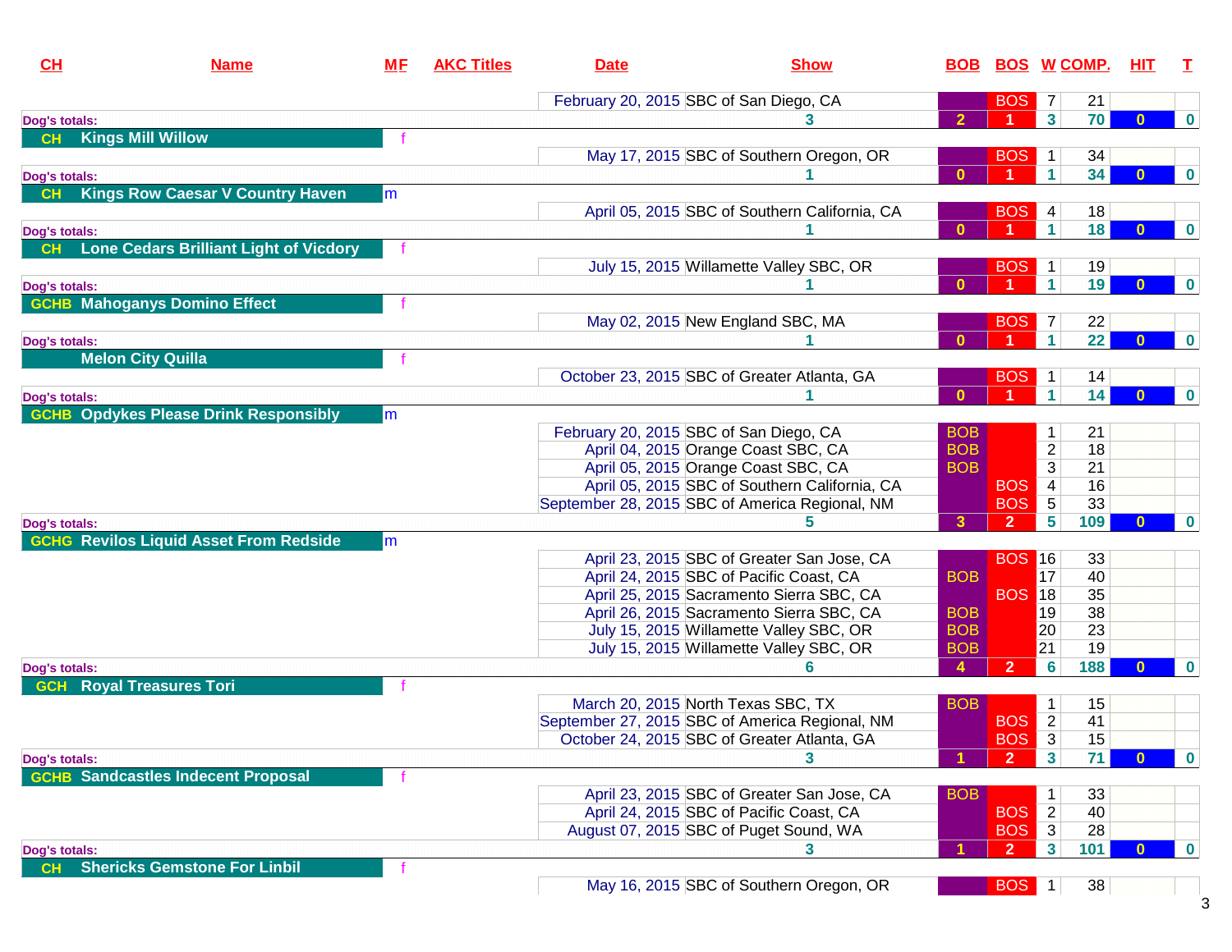| CH | Name | M | F | AKC Titles | Date | Show | BOB | BOS | W | COMP. | HIT | T |
|---|---|---|---|---|---|---|---|---|---|---|---|---|
| | | | | | February 20, 2015 | SBC of San Diego, CA | | BOS | 7 | 21 | | |
| Dog's totals: | | | | | | 3 | 2 | 1 | 3 | 70 | 0 | 0 |
| CH | Kings Mill Willow | | f | | | | | | | | | |
| | | | | | May 17, 2015 | SBC of Southern Oregon, OR | | BOS | 1 | 34 | | |
| Dog's totals: | | | | | | 1 | 0 | 1 | 1 | 34 | 0 | 0 |
| CH | Kings Row Caesar V Country Haven | m | | | | | | | | | | |
| | | | | | April 05, 2015 | SBC of Southern California, CA | | BOS | 4 | 18 | | |
| Dog's totals: | | | | | | 1 | 0 | 1 | 1 | 18 | 0 | 0 |
| CH | Lone Cedars Brilliant Light of Vicdory | | f | | | | | | | | | |
| | | | | | July 15, 2015 | Willamette Valley SBC, OR | | BOS | 1 | 19 | | |
| Dog's totals: | | | | | | 1 | 0 | 1 | 1 | 19 | 0 | 0 |
| GCHB | Mahoganys Domino Effect | | f | | | | | | | | | |
| | | | | | May 02, 2015 | New England SBC, MA | | BOS | 7 | 22 | | |
| Dog's totals: | | | | | | 1 | 0 | 1 | 1 | 22 | 0 | 0 |
| | Melon City Quilla | | f | | | | | | | | | |
| | | | | | October 23, 2015 | SBC of Greater Atlanta, GA | | BOS | 1 | 14 | | |
| Dog's totals: | | | | | | 1 | 0 | 1 | 1 | 14 | 0 | 0 |
| GCHB | Opdykes Please Drink Responsibly | m | | | | | | | | | | |
| | | | | | February 20, 2015 | SBC of San Diego, CA | BOB | | 1 | 21 | | |
| | | | | | April 04, 2015 | Orange Coast SBC, CA | BOB | | 2 | 18 | | |
| | | | | | April 05, 2015 | Orange Coast SBC, CA | BOB | | 3 | 21 | | |
| | | | | | April 05, 2015 | SBC of Southern California, CA | | BOS | 4 | 16 | | |
| | | | | | September 28, 2015 | SBC of America Regional, NM | | BOS | 5 | 33 | | |
| Dog's totals: | | | | | | 5 | 3 | 2 | 5 | 109 | 0 | 0 |
| GCHG | Revilos Liquid Asset From Redside | m | | | | | | | | | | |
| | | | | | April 23, 2015 | SBC of Greater San Jose, CA | | BOS | 16 | 33 | | |
| | | | | | April 24, 2015 | SBC of Pacific Coast, CA | BOB | | 17 | 40 | | |
| | | | | | April 25, 2015 | Sacramento Sierra SBC, CA | | BOS | 18 | 35 | | |
| | | | | | April 26, 2015 | Sacramento Sierra SBC, CA | BOB | | 19 | 38 | | |
| | | | | | July 15, 2015 | Willamette Valley SBC, OR | BOB | | 20 | 23 | | |
| | | | | | July 15, 2015 | Willamette Valley SBC, OR | BOB | | 21 | 19 | | |
| Dog's totals: | | | | | | 6 | 4 | 2 | 6 | 188 | 0 | 0 |
| GCH | Royal Treasures Tori | | f | | | | | | | | | |
| | | | | | March 20, 2015 | North Texas SBC, TX | BOB | | 1 | 15 | | |
| | | | | | September 27, 2015 | SBC of America Regional, NM | | BOS | 2 | 41 | | |
| | | | | | October 24, 2015 | SBC of Greater Atlanta, GA | | BOS | 3 | 15 | | |
| Dog's totals: | | | | | | 3 | 1 | 2 | 3 | 71 | 0 | 0 |
| GCHB | Sandcastles Indecent Proposal | | f | | | | | | | | | |
| | | | | | April 23, 2015 | SBC of Greater San Jose, CA | BOB | | 1 | 33 | | |
| | | | | | April 24, 2015 | SBC of Pacific Coast, CA | | BOS | 2 | 40 | | |
| | | | | | August 07, 2015 | SBC of Puget Sound, WA | | BOS | 3 | 28 | | |
| Dog's totals: | | | | | | 3 | 1 | 2 | 3 | 101 | 0 | 0 |
| CH | Shericks Gemstone For Linbil | | f | | | | | | | | | |
| | | | | | May 16, 2015 | SBC of Southern Oregon, OR | | BOS | 1 | 38 | | |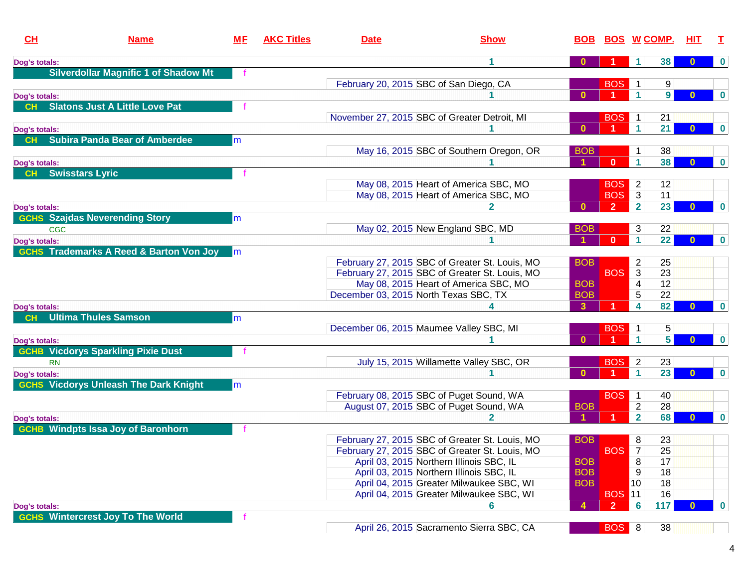| CH | Name | M F | AKC Titles | Date | Show | BOB | BOS | W | COMP. | HIT | T |
|---|---|---|---|---|---|---|---|---|---|---|---|
| Dog's totals: | | | | | 1 | 0 | 1 | 1 | 38 | 0 | 0 |
| | Silverdollar Magnific 1 of Shadow Mt | f | | | | | | | | | |
| | | | | February 20, 2015 | SBC of San Diego, CA | | BOS | 1 | 9 | | |
| Dog's totals: | | | | | 1 | 0 | 1 | 1 | 9 | 0 | 0 |
| CH | Slatons Just A Little Love Pat | f | | | | | | | | | |
| | | | | November 27, 2015 | SBC of Greater Detroit, MI | | BOS | 1 | 21 | | |
| Dog's totals: | | | | | 1 | 0 | 1 | 1 | 21 | 0 | 0 |
| CH | Subira Panda Bear of Amberdee | m | | | | | | | | | |
| | | | | May 16, 2015 | SBC of Southern Oregon, OR | BOB | | 1 | 38 | | |
| Dog's totals: | | | | | 1 | 1 | 0 | 1 | 38 | 0 | 0 |
| CH | Swisstars Lyric | f | | | | | | | | | |
| | | | | May 08, 2015 | Heart of America SBC, MO | | BOS | 2 | 12 | | |
| | | | | May 08, 2015 | Heart of America SBC, MO | | BOS | 3 | 11 | | |
| Dog's totals: | | | | | 2 | 0 | 2 | 2 | 23 | 0 | 0 |
| GCHS | Szajdas Neverending Story | m | | | | | | | | | |
| | CGC | | | May 02, 2015 | New England SBC, MD | BOB | | 3 | 22 | | |
| Dog's totals: | | | | | 1 | 1 | 0 | 1 | 22 | 0 | 0 |
| GCHS | Trademarks A Reed & Barton Von Joy | m | | | | | | | | | |
| | | | | February 27, 2015 | SBC of Greater St. Louis, MO | BOB | | 2 | 25 | | |
| | | | | February 27, 2015 | SBC of Greater St. Louis, MO | | BOS | 3 | 23 | | |
| | | | | May 08, 2015 | Heart of America SBC, MO | BOB | | 4 | 12 | | |
| | | | | December 03, 2015 | North Texas SBC, TX | BOB | | 5 | 22 | | |
| Dog's totals: | | | | | 4 | 3 | 1 | 4 | 82 | 0 | 0 |
| CH | Ultima Thules Samson | m | | | | | | | | | |
| | | | | December 06, 2015 | Maumee Valley SBC, MI | | BOS | 1 | 5 | | |
| Dog's totals: | | | | | 1 | 0 | 1 | 1 | 5 | 0 | 0 |
| GCHB | Vicdorys Sparkling Pixie Dust | f | | | | | | | | | |
| | RN | | | July 15, 2015 | Willamette Valley SBC, OR | | BOS | 2 | 23 | | |
| Dog's totals: | | | | | 1 | 0 | 1 | 1 | 23 | 0 | 0 |
| GCHS | Vicdorys Unleash The Dark Knight | m | | | | | | | | | |
| | | | | February 08, 2015 | SBC of Puget Sound, WA | | BOS | 1 | 40 | | |
| | | | | August 07, 2015 | SBC of Puget Sound, WA | BOB | | 2 | 28 | | |
| Dog's totals: | | | | | 2 | 1 | 1 | 2 | 68 | 0 | 0 |
| GCHB | Windpts Issa Joy of Baronhorn | f | | | | | | | | | |
| | | | | February 27, 2015 | SBC of Greater St. Louis, MO | BOB | | 8 | 23 | | |
| | | | | February 27, 2015 | SBC of Greater St. Louis, MO | | BOS | 7 | 25 | | |
| | | | | April 03, 2015 | Northern Illinois SBC, IL | BOB | | 8 | 17 | | |
| | | | | April 03, 2015 | Northern Illinois SBC, IL | BOB | | 9 | 18 | | |
| | | | | April 04, 2015 | Greater Milwaukee SBC, WI | BOB | | 10 | 18 | | |
| | | | | April 04, 2015 | Greater Milwaukee SBC, WI | | BOS | 11 | 16 | | |
| Dog's totals: | | | | | 6 | 4 | 2 | 6 | 117 | 0 | 0 |
| GCHS | Wintercrest Joy To The World | f | | | | | | | | | |
| | | | | April 26, 2015 | Sacramento Sierra SBC, CA | | BOS | 8 | 38 | | |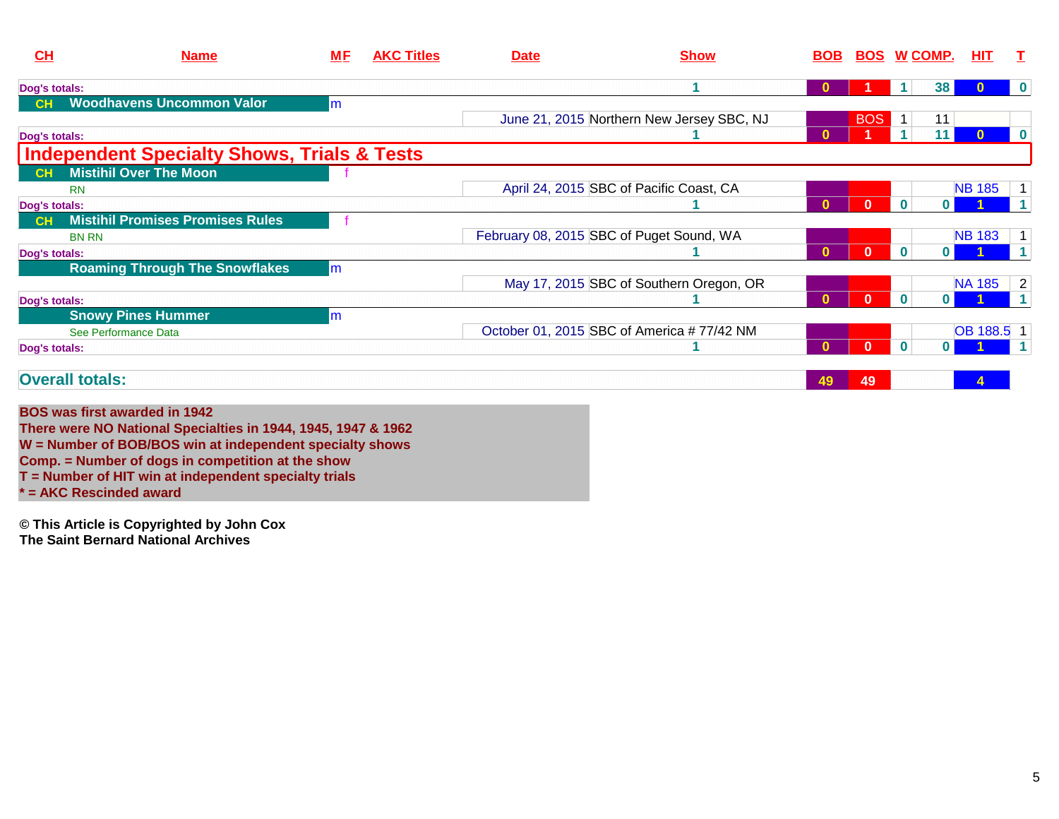| CH | Name | M F | AKC Titles | Date | Show | BOB | BOS | W | COMP. | HIT | T |
|---|---|---|---|---|---|---|---|---|---|---|---|
| Dog's totals: | | | | | 1 | 0 | 1 | 1 | 38 | 0 | 0 |
| CH | Woodhavens Uncommon Valor | m | | | | | | | | | |
| | | | | June 21, 2015 | Northern New Jersey SBC, NJ | | BOS | 1 | 11 | | |
| Dog's totals: | | | | | 1 | 0 | 1 | 1 | 11 | 0 | 0 |
| **Independent Specialty Shows, Trials & Tests** | | | | | | | | | | | |
| CH | Mistihil Over The Moon | f | | | | | | | | | |
| | RN | | | April 24, 2015 | SBC of Pacific Coast, CA | | | | | NB 185 | 1 |
| Dog's totals: | | | | | 1 | 0 | 0 | 0 | 0 | 1 | 1 |
| CH | Mistihil Promises Promises Rules | f | | | | | | | | | |
| | BN RN | | | February 08, 2015 | SBC of Puget Sound, WA | | | | | NB 183 | 1 |
| Dog's totals: | | | | | 1 | 0 | 0 | 0 | 0 | 1 | 1 |
| | Roaming Through The Snowflakes | m | | | | | | | | | |
| | | | | May 17, 2015 | SBC of Southern Oregon, OR | | | | | NA 185 | 2 |
| Dog's totals: | | | | | 1 | 0 | 0 | 0 | 0 | 1 | 1 |
| | Snowy Pines Hummer | m | | | | | | | | | |
| | See Performance Data | | | October 01, 2015 | SBC of America # 77/42 NM | | | | | OB 188.5 | 1 |
| Dog's totals: | | | | | 1 | 0 | 0 | 0 | 0 | 1 | 1 |
| **Overall totals:** | | | | | | 49 | 49 | | | 4 | |

**BOS was first awarded in 1942**
**There were NO National Specialties in 1944, 1945, 1947 & 1962**
**W = Number of BOB/BOS win at independent specialty shows**
**Comp. = Number of dogs in competition at the show**
**T = Number of HIT win at independent specialty trials**
**\* = AKC Rescinded award**

**© This Article is Copyrighted by John Cox**
**The Saint Bernard National Archives**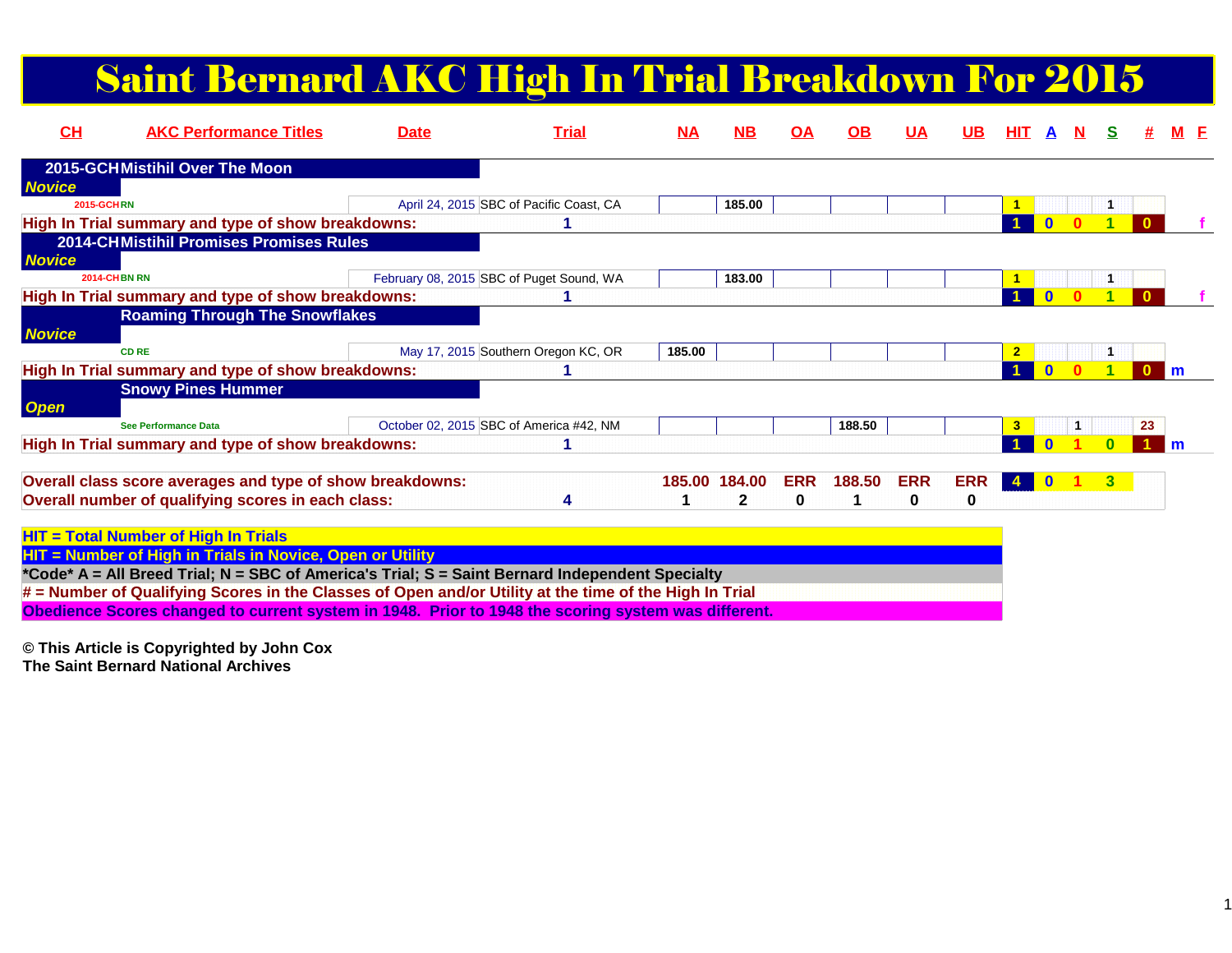# Saint Bernard AKC High In Trial Breakdown For 2015

| CH | AKC Performance Titles | Date | Trial | NA | NB | OA | OB | UA | UB | HIT | A | N | S | # | M | F |
|---|---|---|---|---|---|---|---|---|---|---|---|---|---|---|---|---|
| **2015-GCH** | **Mistihil Over The Moon** | | | | | | | | | | | | | | | |
| ***Novice*** | | | | | | | | | | | | | | | | |
| 2015-GCH | RN | April 24, 2015 | SBC of Pacific Coast, CA | | 185.00 | | | | | 1 | | | 1 | | | |
| **High In Trial summary and type of show breakdowns:** | | | 1 | | | | | | | 1 | 0 | 0 | 1 | 0 | | f |
| **2014-CH** | **Mistihil Promises Promises Rules** | | | | | | | | | | | | | | | |
| ***Novice*** | | | | | | | | | | | | | | | | |
| 2014-CH | BN RN | February 08, 2015 | SBC of Puget Sound, WA | | 183.00 | | | | | 1 | | | 1 | | | |
| **High In Trial summary and type of show breakdowns:** | | | 1 | | | | | | | 1 | 0 | 0 | 1 | 0 | | f |
| | **Roaming Through The Snowflakes** | | | | | | | | | | | | | | | |
| ***Novice*** | | | | | | | | | | | | | | | | |
| | CD RE | May 17, 2015 | Southern Oregon KC, OR | 185.00 | | | | | | 2 | | | 1 | | | |
| **High In Trial summary and type of show breakdowns:** | | | 1 | | | | | | | 1 | 0 | 0 | 1 | 0 | m | |
| | **Snowy Pines Hummer** | | | | | | | | | | | | | | | |
| ***Open*** | | | | | | | | | | | | | | | | |
| | See Performance Data | October 02, 2015 | SBC of America #42, NM | | | | 188.50 | | | 3 | | 1 | | 23 | | |
| **High In Trial summary and type of show breakdowns:** | | | 1 | | | | | | | 1 | 0 | 1 | 0 | 1 | m | |
| **Overall class score averages and type of show breakdowns:** | | | | 185.00 | 184.00 | ERR | 188.50 | ERR | ERR | 4 | 0 | 1 | 3 | | | |
| **Overall number of qualifying scores in each class:** | | | 4 | 1 | 2 | 0 | 1 | 0 | 0 | | | | | | | |

**HIT = Total Number of High In Trials**

**HIT = Number of High in Trials in Novice, Open or Utility**

**\*Code\* A = All Breed Trial; N = SBC of America's Trial; S = Saint Bernard Independent Specialty**

**# = Number of Qualifying Scores in the Classes of Open and/or Utility at the time of the High In Trial**

**Obedience Scores changed to current system in 1948. Prior to 1948 the scoring system was different.**

**© This Article is Copyrighted by John Cox**
**The Saint Bernard National Archives**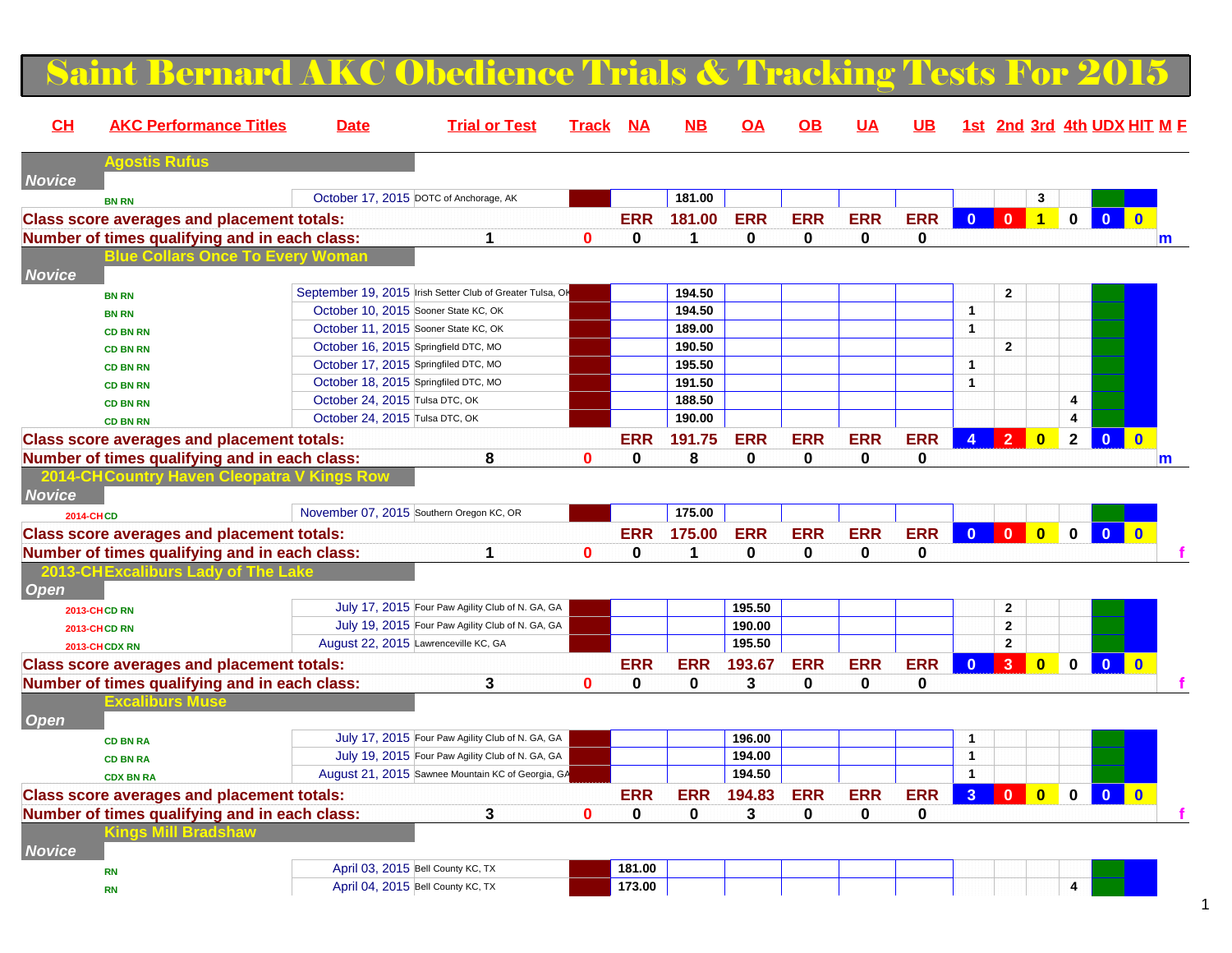# Saint Bernard AKC Obedience Trials & Tracking Tests For 2015

| CH | AKC Performance Titles | Date | Trial or Test | Track | NA | NB | OA | OB | UA | UB | 1st | 2nd | 3rd | 4th | UDX | HIT | M | F |
|---|---|---|---|---|---|---|---|---|---|---|---|---|---|---|---|---|---|---|
| | **Agostis Rufus** | | | | | | | | | | | | | | | | | |
| *Novice* | | | | | | | | | | | | | | | | | | |
| | BN RN | October 17, 2015 | DOTC of Anchorage, AK | | | 181.00 | | | | | | | 3 | | | | | |
| **Class score averages and placement totals:** | | | | | ERR | 181.00 | ERR | ERR | ERR | ERR | 0 | 0 | 1 | 0 | 0 | 0 | | |
| **Number of times qualifying and in each class:** | | 1 | | 0 | 0 | 1 | 0 | 0 | 0 | 0 | | | | | | | m | |
| | **Blue Collars Once To Every Woman** | | | | | | | | | | | | | | | | | |
| *Novice* | | | | | | | | | | | | | | | | | | |
| | BN RN | September 19, 2015 | Irish Setter Club of Greater Tulsa, OK | | | 194.50 | | | | | | 2 | | | | | | |
| | BN RN | October 10, 2015 | Sooner State KC, OK | | | 194.50 | | | | | 1 | | | | | | | |
| | CD BN RN | October 11, 2015 | Sooner State KC, OK | | | 189.00 | | | | | 1 | | | | | | | |
| | CD BN RN | October 16, 2015 | Springfield DTC, MO | | | 190.50 | | | | | | 2 | | | | | | |
| | CD BN RN | October 17, 2015 | Springfiled DTC, MO | | | 195.50 | | | | | 1 | | | | | | | |
| | CD BN RN | October 18, 2015 | Springfiled DTC, MO | | | 191.50 | | | | | 1 | | | | | | | |
| | CD BN RN | October 24, 2015 | Tulsa DTC, OK | | | 188.50 | | | | | | | | 4 | | | | |
| | CD BN RN | October 24, 2015 | Tulsa DTC, OK | | | 190.00 | | | | | | | | 4 | | | | |
| **Class score averages and placement totals:** | | | | | ERR | 191.75 | ERR | ERR | ERR | ERR | 4 | 2 | 0 | 2 | 0 | 0 | | |
| **Number of times qualifying and in each class:** | | 8 | | 0 | 0 | 8 | 0 | 0 | 0 | 0 | | | | | | | m | |
| 2014-CH | **Country Haven Cleopatra V Kings Row** | | | | | | | | | | | | | | | | | |
| *Novice* | | | | | | | | | | | | | | | | | | |
| 2014-CH | CD | November 07, 2015 | Southern Oregon KC, OR | | | 175.00 | | | | | | | | | | | | |
| **Class score averages and placement totals:** | | | | | ERR | 175.00 | ERR | ERR | ERR | ERR | 0 | 0 | 0 | 0 | 0 | 0 | | |
| **Number of times qualifying and in each class:** | | 1 | | 0 | 0 | 1 | 0 | 0 | 0 | 0 | | | | | | | | f |
| 2013-CH | **Excaliburs Lady of The Lake** | | | | | | | | | | | | | | | | | |
| *Open* | | | | | | | | | | | | | | | | | | |
| 2013-CH | CD RN | July 17, 2015 | Four Paw Agility Club of N. GA, GA | | | | 195.50 | | | | | 2 | | | | | | |
| 2013-CH | CD RN | July 19, 2015 | Four Paw Agility Club of N. GA, GA | | | | 190.00 | | | | | 2 | | | | | | |
| 2013-CH | CDX RN | August 22, 2015 | Lawrenceville KC, GA | | | | 195.50 | | | | | 2 | | | | | | |
| **Class score averages and placement totals:** | | | | | ERR | ERR | 193.67 | ERR | ERR | ERR | 0 | 3 | 0 | 0 | 0 | 0 | | |
| **Number of times qualifying and in each class:** | | 3 | | 0 | 0 | 0 | 3 | 0 | 0 | 0 | | | | | | | | f |
| | **Excaliburs Muse** | | | | | | | | | | | | | | | | | |
| *Open* | | | | | | | | | | | | | | | | | | |
| | CD BN RA | July 17, 2015 | Four Paw Agility Club of N. GA, GA | | | | 196.00 | | | | 1 | | | | | | | |
| | CD BN RA | July 19, 2015 | Four Paw Agility Club of N. GA, GA | | | | 194.00 | | | | 1 | | | | | | | |
| | CDX BN RA | August 21, 2015 | Sawnee Mountain KC of Georgia, GA | | | | 194.50 | | | | 1 | | | | | | | |
| **Class score averages and placement totals:** | | | | | ERR | ERR | 194.83 | ERR | ERR | ERR | 3 | 0 | 0 | 0 | 0 | 0 | | |
| **Number of times qualifying and in each class:** | | 3 | | 0 | 0 | 0 | 3 | 0 | 0 | 0 | | | | | | | | f |
| | **Kings Mill Bradshaw** | | | | | | | | | | | | | | | | | |
| *Novice* | | | | | | | | | | | | | | | | | | |
| | RN | April 03, 2015 | Bell County KC, TX | | 181.00 | | | | | | | | | | | | | |
| | RN | April 04, 2015 | Bell County KC, TX | | 173.00 | | | | | | | | | 4 | | | | |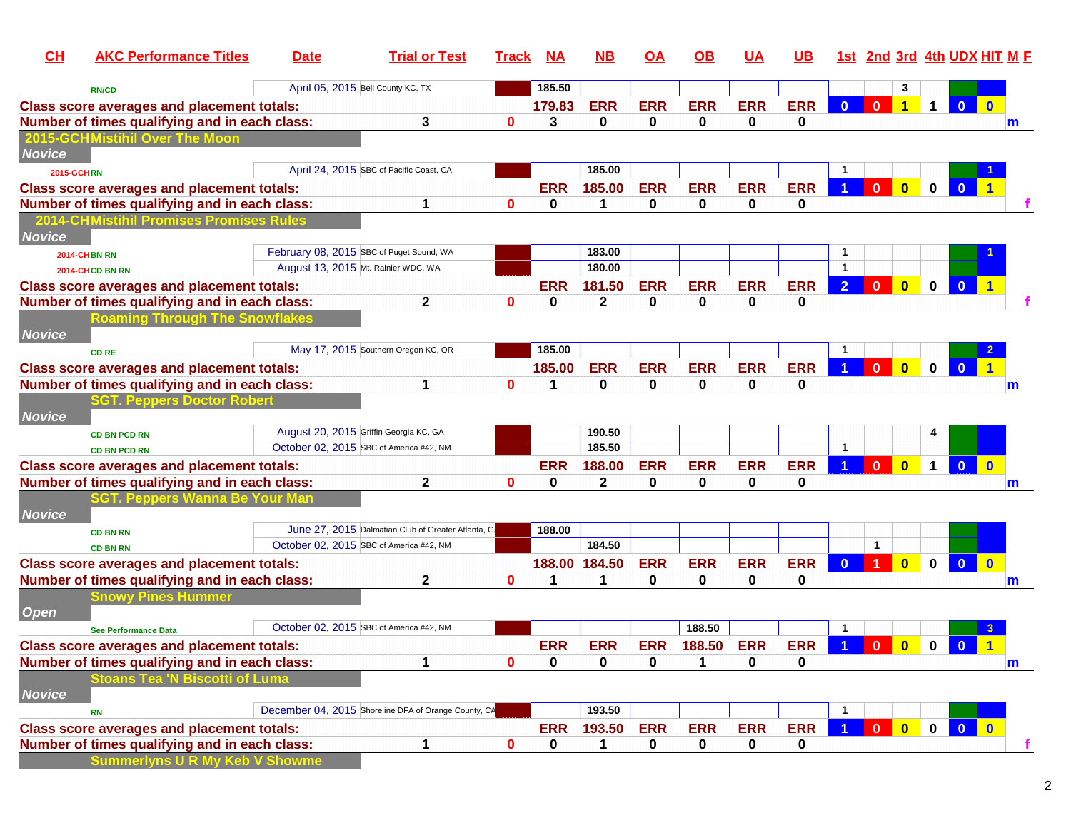| CH | AKC Performance Titles | Date | Trial or Test | Track | NA | NB | OA | OB | UA | UB | 1st | 2nd | 3rd | 4th | UDX | HIT | M | F |
|---|---|---|---|---|---|---|---|---|---|---|---|---|---|---|---|---|---|---|
| | RN/CD | April 05, 2015 | Bell County KC, TX | | 185.50 | | | | | | | | 3 | | | | | |
| Class score averages and placement totals: | | | | | 179.83 | ERR | ERR | ERR | ERR | ERR | 0 | 0 | 1 | 1 | 0 | 0 | | |
| Number of times qualifying and in each class: | | | 3 | 0 | 3 | 0 | 0 | 0 | 0 | 0 | | | | | | | m | |
| 2015-GCH | Mistihil Over The Moon | | | | | | | | | | | | | | | | | |
| Novice | | | | | | | | | | | | | | | | | | |
| 2015-GCH | RN | April 24, 2015 | SBC of Pacific Coast, CA | | | 185.00 | | | | | 1 | | | | | 1 | | |
| Class score averages and placement totals: | | | | | ERR | 185.00 | ERR | ERR | ERR | ERR | 1 | 0 | 0 | 0 | 0 | 1 | | |
| Number of times qualifying and in each class: | | | 1 | 0 | 0 | 1 | 0 | 0 | 0 | 0 | | | | | | | | f |
| 2014-CH | Mistihil Promises Promises Rules | | | | | | | | | | | | | | | | | |
| Novice | | | | | | | | | | | | | | | | | | |
| 2014-CH | BN RN | February 08, 2015 | SBC of Puget Sound, WA | | | 183.00 | | | | | 1 | | | | | 1 | | |
| 2014-CH | CD BN RN | August 13, 2015 | Mt. Rainier WDC, WA | | | 180.00 | | | | | 1 | | | | | | | |
| Class score averages and placement totals: | | | | | ERR | 181.50 | ERR | ERR | ERR | ERR | 2 | 0 | 0 | 0 | 0 | 1 | | |
| Number of times qualifying and in each class: | | | 2 | 0 | 0 | 2 | 0 | 0 | 0 | 0 | | | | | | | | f |
| | Roaming Through The Snowflakes | | | | | | | | | | | | | | | | | |
| Novice | | | | | | | | | | | | | | | | | | |
| | CD RE | May 17, 2015 | Southern Oregon KC, OR | | 185.00 | | | | | | 1 | | | | | 2 | | |
| Class score averages and placement totals: | | | | | 185.00 | ERR | ERR | ERR | ERR | ERR | 1 | 0 | 0 | 0 | 0 | 1 | | |
| Number of times qualifying and in each class: | | | 1 | 0 | 1 | 0 | 0 | 0 | 0 | 0 | | | | | | | m | |
| | SGT. Peppers Doctor Robert | | | | | | | | | | | | | | | | | |
| Novice | | | | | | | | | | | | | | | | | | |
| | CD BN PCD RN | August 20, 2015 | Griffin Georgia KC, GA | | | 190.50 | | | | | | | | 4 | | | | |
| | CD BN PCD RN | October 02, 2015 | SBC of America #42, NM | | | 185.50 | | | | | 1 | | | | | | | |
| Class score averages and placement totals: | | | | | ERR | 188.00 | ERR | ERR | ERR | ERR | 1 | 0 | 0 | 1 | 0 | 0 | | |
| Number of times qualifying and in each class: | | | 2 | 0 | 0 | 2 | 0 | 0 | 0 | 0 | | | | | | | m | |
| | SGT. Peppers Wanna Be Your Man | | | | | | | | | | | | | | | | | |
| Novice | | | | | | | | | | | | | | | | | | |
| | CD BN RN | June 27, 2015 | Dalmatian Club of Greater Atlanta, GA | | 188.00 | | | | | | | | | | | | | |
| | CD BN RN | October 02, 2015 | SBC of America #42, NM | | | 184.50 | | | | | | 1 | | | | | | |
| Class score averages and placement totals: | | | | | 188.00 | 184.50 | ERR | ERR | ERR | ERR | 0 | 1 | 0 | 0 | 0 | 0 | | |
| Number of times qualifying and in each class: | | | 2 | 0 | 1 | 1 | 0 | 0 | 0 | 0 | | | | | | | m | |
| | Snowy Pines Hummer | | | | | | | | | | | | | | | | | |
| Open | | | | | | | | | | | | | | | | | | |
| | See Performance Data | October 02, 2015 | SBC of America #42, NM | | | | | 188.50 | | | 1 | | | | | 3 | | |
| Class score averages and placement totals: | | | | | ERR | ERR | ERR | 188.50 | ERR | ERR | 1 | 0 | 0 | 0 | 0 | 1 | | |
| Number of times qualifying and in each class: | | | 1 | 0 | 0 | 0 | 0 | 1 | 0 | 0 | | | | | | | m | |
| | Stoans Tea 'N Biscotti of Luma | | | | | | | | | | | | | | | | | |
| Novice | | | | | | | | | | | | | | | | | | |
| | RN | December 04, 2015 | Shoreline DFA of Orange County, CA | | | 193.50 | | | | | 1 | | | | | | | |
| Class score averages and placement totals: | | | | | ERR | 193.50 | ERR | ERR | ERR | ERR | 1 | 0 | 0 | 0 | 0 | 0 | | |
| Number of times qualifying and in each class: | | | 1 | 0 | 0 | 1 | 0 | 0 | 0 | 0 | | | | | | | | f |
| | Summerlyns U R My Keb V Showme | | | | | | | | | | | | | | | | | |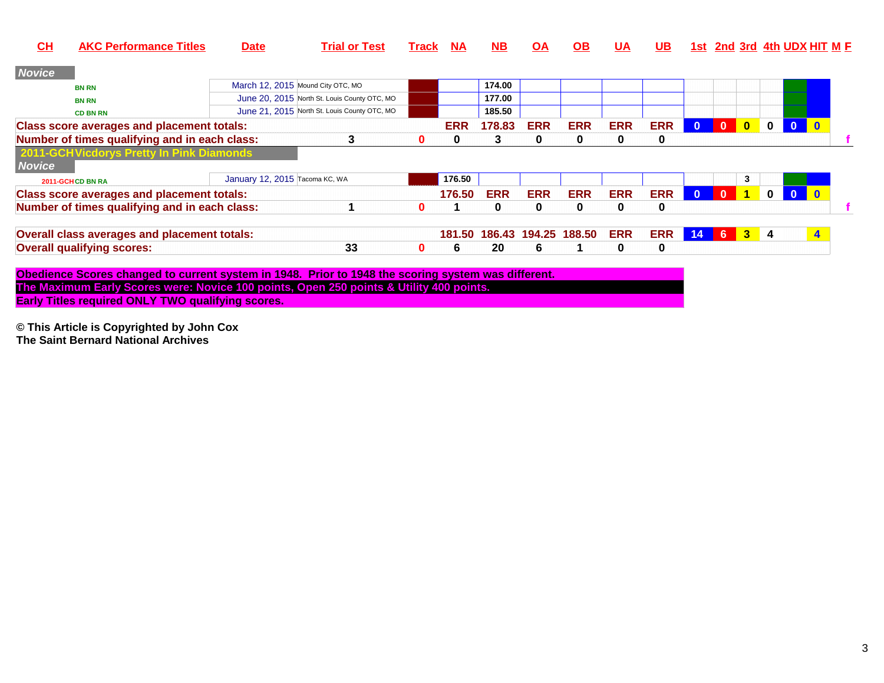| CH | AKC Performance Titles | Date | Trial or Test | Track | NA | NB | OA | OB | UA | UB | 1st | 2nd | 3rd | 4th | UDX | HIT | M | F |
|---|---|---|---|---|---|---|---|---|---|---|---|---|---|---|---|---|---|---|
| ***Novice*** | | | | | | | | | | | | | | | | | | |
| | BN RN | March 12, 2015 | Mound City OTC, MO | | | 174.00 | | | | | | | | | | | | |
| | BN RN | June 20, 2015 | North St. Louis County OTC, MO | | | 177.00 | | | | | | | | | | | | |
| | CD BN RN | June 21, 2015 | North St. Louis County OTC, MO | | | 185.50 | | | | | | | | | | | | |
| **Class score averages and placement totals:** | | | | | ERR | 178.83 | ERR | ERR | ERR | ERR | 0 | 0 | 0 | 0 | 0 | 0 | | |
| **Number of times qualifying and in each class:** | | | 3 | 0 | 0 | 3 | 0 | 0 | 0 | 0 | | | | | | | | f |
| **2011-GCH Vicdorys Pretty In Pink Diamonds** | | | | | | | | | | | | | | | | | | |
| ***Novice*** | | | | | | | | | | | | | | | | | | |
| 2011-GCH | CD BN RA | January 12, 2015 | Tacoma KC, WA | | 176.50 | | | | | | | | 3 | | | | | |
| **Class score averages and placement totals:** | | | | | 176.50 | ERR | ERR | ERR | ERR | ERR | 0 | 0 | 1 | 0 | 0 | 0 | | |
| **Number of times qualifying and in each class:** | | | 1 | 0 | 1 | 0 | 0 | 0 | 0 | 0 | | | | | | | | f |
| | | | | | | | | | | | | | | | | | | |
| **Overall class averages and placement totals:** | | | | | 181.50 | 186.43 | 194.25 | 188.50 | ERR | ERR | 14 | 6 | 3 | 4 | | 4 | | |
| **Overall qualifying scores:** | | | 33 | 0 | 6 | 20 | 6 | 1 | 0 | 0 | | | | | | | | |

**Obedience Scores changed to current system in 1948. Prior to 1948 the scoring system was different.**
**The Maximum Early Scores were: Novice 100 points, Open 250 points & Utility 400 points.**
**Early Titles required ONLY TWO qualifying scores.**

**© This Article is Copyrighted by John Cox**
**The Saint Bernard National Archives**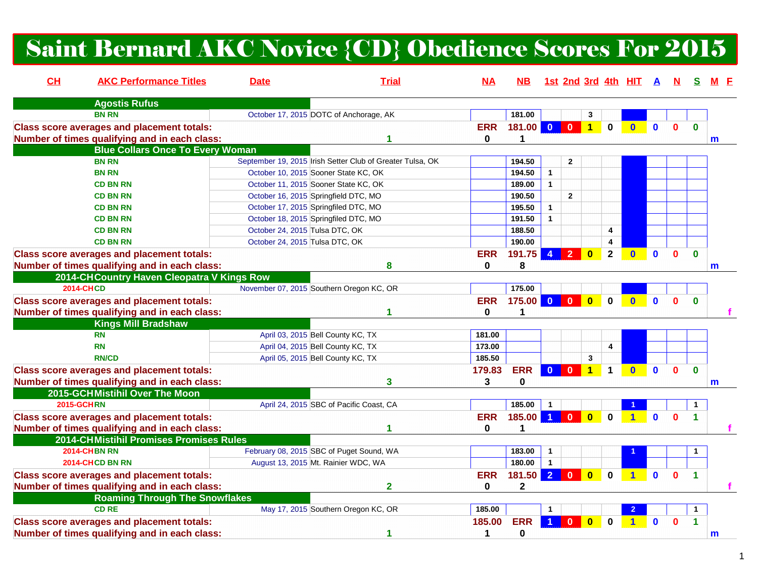# Saint Bernard AKC Novice {CD} Obedience Scores For 2015

| CH | AKC Performance Titles | Date | Trial | NA | NB | 1st | 2nd | 3rd | 4th | HIT | A | N | S | M | F |
|---|---|---|---|---|---|---|---|---|---|---|---|---|---|---|---|
| | **Agostis Rufus** | | | | | | | | | | | | | | |
| | BN RN | October 17, 2015 | DOTC of Anchorage, AK | | 181.00 | | | 3 | | | | | | | |
| **Class score averages and placement totals:** | | | | ERR | 181.00 | 0 | 0 | 1 | 0 | 0 | 0 | 0 | 0 | | |
| **Number of times qualifying and in each class:** | | | 1 | 0 | 1 | | | | | | | | | m | |
| | **Blue Collars Once To Every Woman** | | | | | | | | | | | | | | |
| | BN RN | September 19, 2015 | Irish Setter Club of Greater Tulsa, OK | | 194.50 | | 2 | | | | | | | | |
| | BN RN | October 10, 2015 | Sooner State KC, OK | | 194.50 | 1 | | | | | | | | | |
| | CD BN RN | October 11, 2015 | Sooner State KC, OK | | 189.00 | 1 | | | | | | | | | |
| | CD BN RN | October 16, 2015 | Springfield DTC, MO | | 190.50 | | 2 | | | | | | | | |
| | CD BN RN | October 17, 2015 | Springfiled DTC, MO | | 195.50 | 1 | | | | | | | | | |
| | CD BN RN | October 18, 2015 | Springfield DTC, MO | | 191.50 | 1 | | | | | | | | | |
| | CD BN RN | October 24, 2015 | Tulsa DTC, OK | | 188.50 | | | | 4 | | | | | | |
| | CD BN RN | October 24, 2015 | Tulsa DTC, OK | | 190.00 | | | | 4 | | | | | | |
| **Class score averages and placement totals:** | | | | ERR | 191.75 | 4 | 2 | 0 | 2 | 0 | 0 | 0 | 0 | | |
| **Number of times qualifying and in each class:** | | | 8 | 0 | 8 | | | | | | | | | m | |
| 2014-CH | **Country Haven Cleopatra V Kings Row** | | | | | | | | | | | | | | |
| 2014-CH | CD | November 07, 2015 | Southern Oregon KC, OR | | 175.00 | | | | | | | | | | |
| **Class score averages and placement totals:** | | | | ERR | 175.00 | 0 | 0 | 0 | 0 | 0 | 0 | 0 | 0 | | |
| **Number of times qualifying and in each class:** | | | 1 | 0 | 1 | | | | | | | | | | f |
| | **Kings Mill Bradshaw** | | | | | | | | | | | | | | |
| | RN | April 03, 2015 | Bell County KC, TX | 181.00 | | | | | | | | | | | |
| | RN | April 04, 2015 | Bell County KC, TX | 173.00 | | | | | 4 | | | | | | |
| | RN/CD | April 05, 2015 | Bell County KC, TX | 185.50 | | | | 3 | | | | | | | |
| **Class score averages and placement totals:** | | | | 179.83 | ERR | 0 | 0 | 1 | 1 | 0 | 0 | 0 | 0 | | |
| **Number of times qualifying and in each class:** | | | 3 | 3 | 0 | | | | | | | | | m | |
| 2015-GCH | **Mistihil Over The Moon** | | | | | | | | | | | | | | |
| 2015-GCH | RN | April 24, 2015 | SBC of Pacific Coast, CA | | 185.00 | 1 | | | | 1 | | | 1 | | |
| **Class score averages and placement totals:** | | | | ERR | 185.00 | 1 | 0 | 0 | 0 | 1 | 0 | 0 | 1 | | |
| **Number of times qualifying and in each class:** | | | 1 | 0 | 1 | | | | | | | | | | f |
| 2014-CH | **Mistihil Promises Promises Rules** | | | | | | | | | | | | | | |
| 2014-CH | BN RN | February 08, 2015 | SBC of Puget Sound, WA | | 183.00 | 1 | | | | 1 | | | 1 | | |
| 2014-CH | CD BN RN | August 13, 2015 | Mt. Rainier WDC, WA | | 180.00 | 1 | | | | | | | | | |
| **Class score averages and placement totals:** | | | | ERR | 181.50 | 2 | 0 | 0 | 0 | 1 | 0 | 0 | 1 | | |
| **Number of times qualifying and in each class:** | | | 2 | 0 | 2 | | | | | | | | | | f |
| | **Roaming Through The Snowflakes** | | | | | | | | | | | | | | |
| | CD RE | May 17, 2015 | Southern Oregon KC, OR | 185.00 | | 1 | | | | 2 | | | 1 | | |
| **Class score averages and placement totals:** | | | | 185.00 | ERR | 1 | 0 | 0 | 0 | 1 | 0 | 0 | 1 | | |
| **Number of times qualifying and in each class:** | | | 1 | 1 | 0 | | | | | | | | | m | |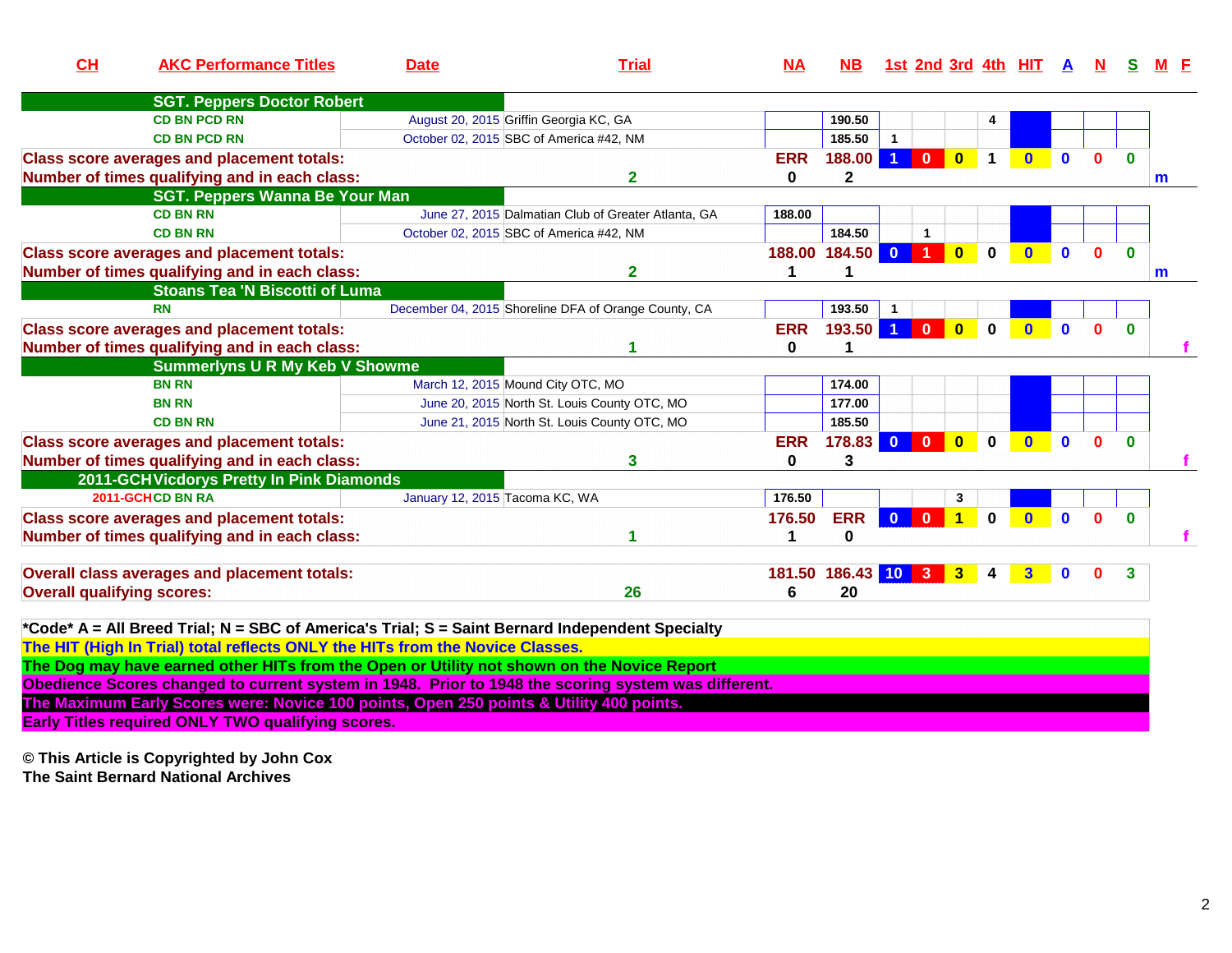| CH | AKC Performance Titles | Date | Trial | NA | NB | 1st | 2nd | 3rd | 4th | HIT | A | N | S | M | F |
|---|---|---|---|---|---|---|---|---|---|---|---|---|---|---|---|
| **SGT. Peppers Doctor Robert** | | | | | | | | | | | | | | | |
| | CD BN PCD RN | August 20, 2015 | Griffin Georgia KC, GA | | 190.50 | | | | 4 | | | | | | |
| | CD BN PCD RN | October 02, 2015 | SBC of America #42, NM | | 185.50 | 1 | | | | | | | | | |
| **Class score averages and placement totals:** | | | | ERR | 188.00 | 1 | 0 | 0 | 1 | 0 | 0 | 0 | 0 | | |
| **Number of times qualifying and in each class:** | | 2 | | 0 | 2 | | | | | | | | | m | |
| **SGT. Peppers Wanna Be Your Man** | | | | | | | | | | | | | | | |
| | CD BN RN | June 27, 2015 | Dalmatian Club of Greater Atlanta, GA | 188.00 | | | | | | | | | | | |
| | CD BN RN | October 02, 2015 | SBC of America #42, NM | | 184.50 | | 1 | | | | | | | | |
| **Class score averages and placement totals:** | | | | 188.00 | 184.50 | 0 | 1 | 0 | 0 | 0 | 0 | 0 | 0 | | |
| **Number of times qualifying and in each class:** | | 2 | | 1 | 1 | | | | | | | | | m | |
| **Stoans Tea 'N Biscotti of Luma** | | | | | | | | | | | | | | | |
| | RN | December 04, 2015 | Shoreline DFA of Orange County, CA | | 193.50 | 1 | | | | | | | | | |
| **Class score averages and placement totals:** | | | | ERR | 193.50 | 1 | 0 | 0 | 0 | 0 | 0 | 0 | 0 | | |
| **Number of times qualifying and in each class:** | | 1 | | 0 | 1 | | | | | | | | | | f |
| **Summerlyns U R My Keb V Showme** | | | | | | | | | | | | | | | |
| | BN RN | March 12, 2015 | Mound City OTC, MO | | 174.00 | | | | | | | | | | |
| | BN RN | June 20, 2015 | North St. Louis County OTC, MO | | 177.00 | | | | | | | | | | |
| | CD BN RN | June 21, 2015 | North St. Louis County OTC, MO | | 185.50 | | | | | | | | | | |
| **Class score averages and placement totals:** | | | | ERR | 178.83 | 0 | 0 | 0 | 0 | 0 | 0 | 0 | 0 | | |
| **Number of times qualifying and in each class:** | | 3 | | 0 | 3 | | | | | | | | | | f |
| **2011-GCH Vicdorys Pretty In Pink Diamonds** | | | | | | | | | | | | | | | |
| 2011-GCH | CD BN RA | January 12, 2015 | Tacoma KC, WA | 176.50 | | | | 3 | | | | | | | |
| **Class score averages and placement totals:** | | | | 176.50 | ERR | 0 | 0 | 1 | 0 | 0 | 0 | 0 | 0 | | |
| **Number of times qualifying and in each class:** | | 1 | | 1 | 0 | | | | | | | | | | f |
| **Overall class averages and placement totals:** | | | | 181.50 | 186.43 | 10 | 3 | 3 | 4 | 3 | 0 | 0 | 3 | | |
| **Overall qualifying scores:** | | 26 | | 6 | 20 | | | | | | | | | | |

**\*Code\* A = All Breed Trial; N = SBC of America's Trial; S = Saint Bernard Independent Specialty**

**The HIT (High In Trial) total reflects ONLY the HITs from the Novice Classes.**

**The Dog may have earned other HITs from the Open or Utility not shown on the Novice Report**

**Obedience Scores changed to current system in 1948. Prior to 1948 the scoring system was different.**

**The Maximum Early Scores were: Novice 100 points, Open 250 points & Utility 400 points.**

**Early Titles required ONLY TWO qualifying scores.**

**© This Article is Copyrighted by John Cox**
**The Saint Bernard National Archives**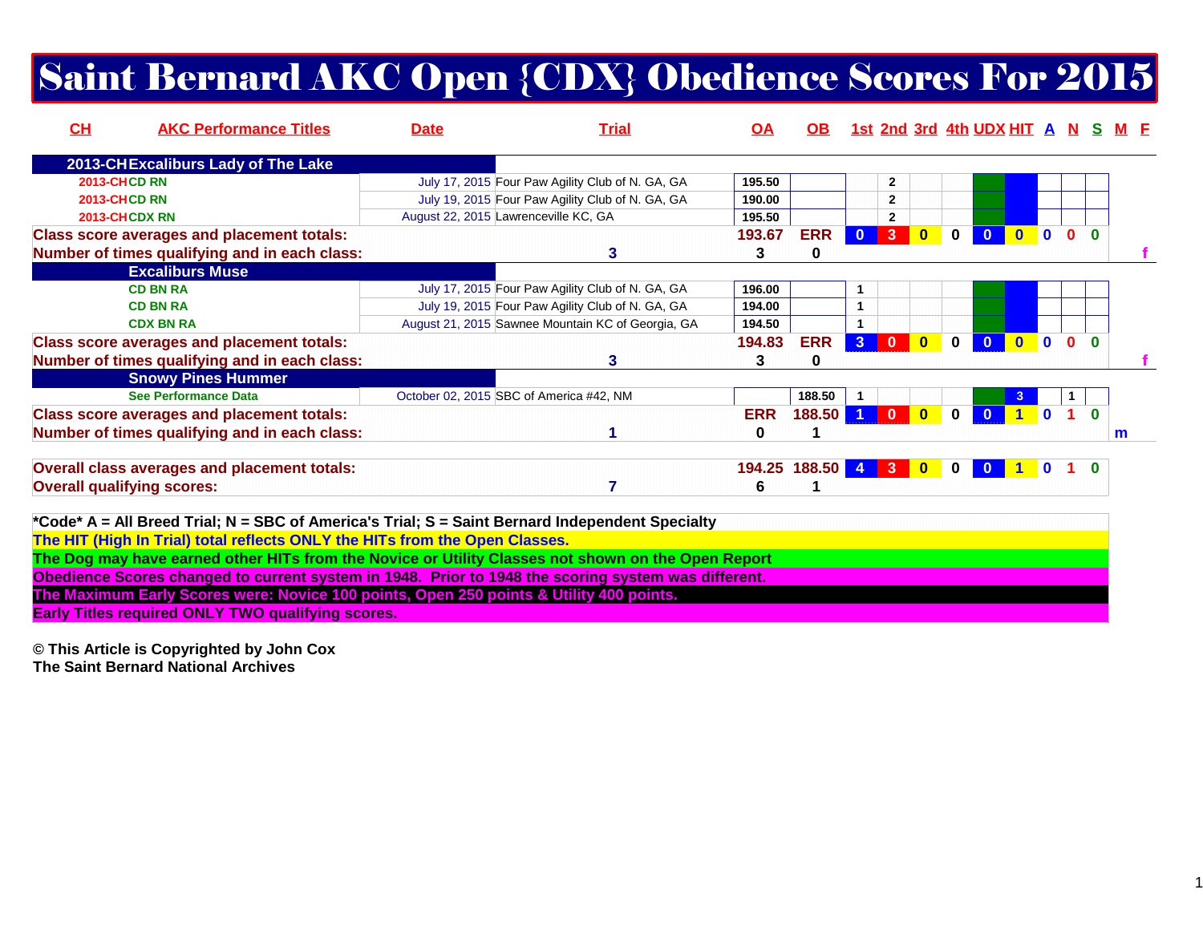# Saint Bernard AKC Open {CDX} Obedience Scores For 2015

| CH | AKC Performance Titles | Date | Trial | OA | OB | 1st | 2nd | 3rd | 4th | UDX | HIT | A | N | S | M | F |
|---|---|---|---|---|---|---|---|---|---|---|---|---|---|---|---|---|
| **2013-CH** | **Excaliburs Lady of The Lake** | | | | | | | | | | | | | | | |
| 2013-CH | CD RN | July 17, 2015 | Four Paw Agility Club of N. GA, GA | 195.50 | | | 2 | | | | | | | | | |
| 2013-CH | CD RN | July 19, 2015 | Four Paw Agility Club of N. GA, GA | 190.00 | | | 2 | | | | | | | | | |
| 2013-CH | CDX RN | August 22, 2015 | Lawrenceville KC, GA | 195.50 | | | 2 | | | | | | | | | |
| **Class score averages and placement totals:** | | | | 193.67 | ERR | 0 | 3 | 0 | 0 | 0 | 0 | 0 | 0 | 0 | | |
| **Number of times qualifying and in each class:** | | | 3 | 3 | 0 | | | | | | | | | | | f |
| | **Excalibsurs Muse** | | | | | | | | | | | | | | | |
| | CD BN RA | July 17, 2015 | Four Paw Agility Club of N. GA, GA | 196.00 | | 1 | | | | | | | | | | |
| | CD BN RA | July 19, 2015 | Four Paw Agility Club of N. GA, GA | 194.00 | | 1 | | | | | | | | | | |
| | CDX BN RA | August 21, 2015 | Sawnee Mountain KC of Georgia, GA | 194.50 | | 1 | | | | | | | | | | |
| **Class score averages and placement totals:** | | | | 194.83 | ERR | 3 | 0 | 0 | 0 | 0 | 0 | 0 | 0 | 0 | | |
| **Number of times qualifying and in each class:** | | | 3 | 3 | 0 | | | | | | | | | | | f |
| | **Snowy Pines Hummer** | | | | | | | | | | | | | | | |
| | See Performance Data | October 02, 2015 | SBC of America #42, NM | | 188.50 | 1 | | | | | 3 | | 1 | | | |
| **Class score averages and placement totals:** | | | | ERR | 188.50 | 1 | 0 | 0 | 0 | 0 | 1 | 0 | 1 | 0 | | |
| **Number of times qualifying and in each class:** | | | 1 | 0 | 1 | | | | | | | | | | m | |
| **Overall class averages and placement totals:** | | | | 194.25 | 188.50 | 4 | 3 | 0 | 0 | 0 | 1 | 0 | 1 | 0 | | |
| **Overall qualifying scores:** | | | 7 | 6 | 1 | | | | | | | | | | | |

**\*Code\* A = All Breed Trial; N = SBC of America's Trial; S = Saint Bernard Independent Specialty**

**The HIT (High In Trial) total reflects ONLY the HITs from the Open Classes.**

**The Dog may have earned other HITs from the Novice or Utility Classes not shown on the Open Report**

**Obedience Scores changed to current system in 1948. Prior to 1948 the scoring system was different.**

**The Maximum Early Scores were: Novice 100 points, Open 250 points & Utility 400 points.**

**Early Titles required ONLY TWO qualifying scores.**

**© This Article is Copyrighted by John Cox**
**The Saint Bernard National Archives**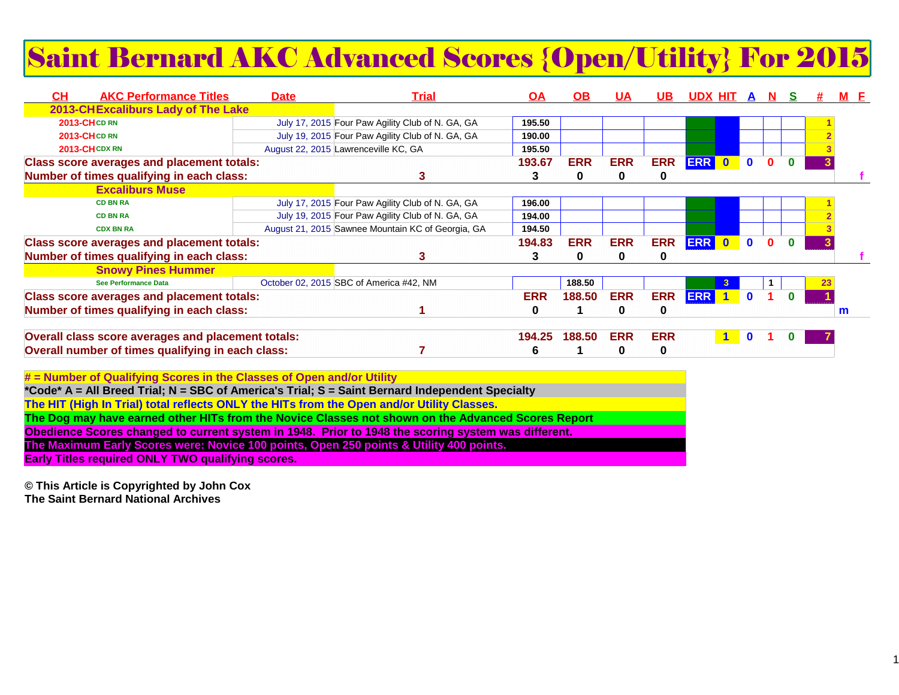# Saint Bernard AKC Advanced Scores {Open/Utility} For 2015

| CH | AKC Performance Titles | Date | Trial | OA | OB | UA | UB | UDX | HIT | A | N | S | # | M | F |
|---|---|---|---|---|---|---|---|---|---|---|---|---|---|---|---|
| 2013-CH Excaliburs Lady of The Lake | | | | | | | | | | | | | | | |
| 2013-CH | CD RN | July 17, 2015 | Four Paw Agility Club of N. GA, GA | 195.50 | | | | | | | | | 1 | | |
| 2013-CH | CD RN | July 19, 2015 | Four Paw Agility Club of N. GA, GA | 190.00 | | | | | | | | | 2 | | |
| 2013-CH | CDX RN | August 22, 2015 | Lawrenceville KC, GA | 195.50 | | | | | | | | | 3 | | |
| Class score averages and placement totals: | | | | 193.67 | ERR | ERR | ERR | ERR | 0 | 0 | 0 | 0 | 3 | | |
| Number of times qualifying in each class: | | | 3 | 3 | 0 | 0 | 0 | | | | | | | | f |
| Excaliburs Muse | | | | | | | | | | | | | | | |
| | CD BN RA | July 17, 2015 | Four Paw Agility Club of N. GA, GA | 196.00 | | | | | | | | | 1 | | |
| | CD BN RA | July 19, 2015 | Four Paw Agility Club of N. GA, GA | 194.00 | | | | | | | | | 2 | | |
| | CDX BN RA | August 21, 2015 | Sawnee Mountain KC of Georgia, GA | 194.50 | | | | | | | | | 3 | | |
| Class score averages and placement totals: | | | | 194.83 | ERR | ERR | ERR | ERR | 0 | 0 | 0 | 0 | 3 | | |
| Number of times qualifying in each class: | | | 3 | 3 | 0 | 0 | 0 | | | | | | | | f |
| Snowy Pines Hummer | | | | | | | | | | | | | | | |
| | See Performance Data | October 02, 2015 | SBC of America #42, NM | | 188.50 | | | | 3 | | 1 | | 23 | | |
| Class score averages and placement totals: | | | | ERR | 188.50 | ERR | ERR | ERR | 1 | 0 | 1 | 0 | 1 | | |
| Number of times qualifying in each class: | | | 1 | 0 | 1 | 0 | 0 | | | | | | | m | |
| Overall class score averages and placement totals: | | | | 194.25 | 188.50 | ERR | ERR | | 1 | 0 | 1 | 0 | 7 | | |
| Overall number of times qualifying in each class: | | | 7 | 6 | 1 | 0 | 0 | | | | | | | | |

# = Number of Qualifying Scores in the Classes of Open and/or Utility

*Code* A = All Breed Trial; N = SBC of America's Trial; S = Saint Bernard Independent Specialty

The HIT (High In Trial) total reflects ONLY the HITs from the Open and/or Utility Classes.

The Dog may have earned other HITs from the Novice Classes not shown on the Advanced Scores Report

Obedience Scores changed to current system in 1948. Prior to 1948 the scoring system was different.

The Maximum Early Scores were: Novice 100 points, Open 250 points & Utility 400 points.

Early Titles required ONLY TWO qualifying scores.

© This Article is Copyrighted by John Cox
The Saint Bernard National Archives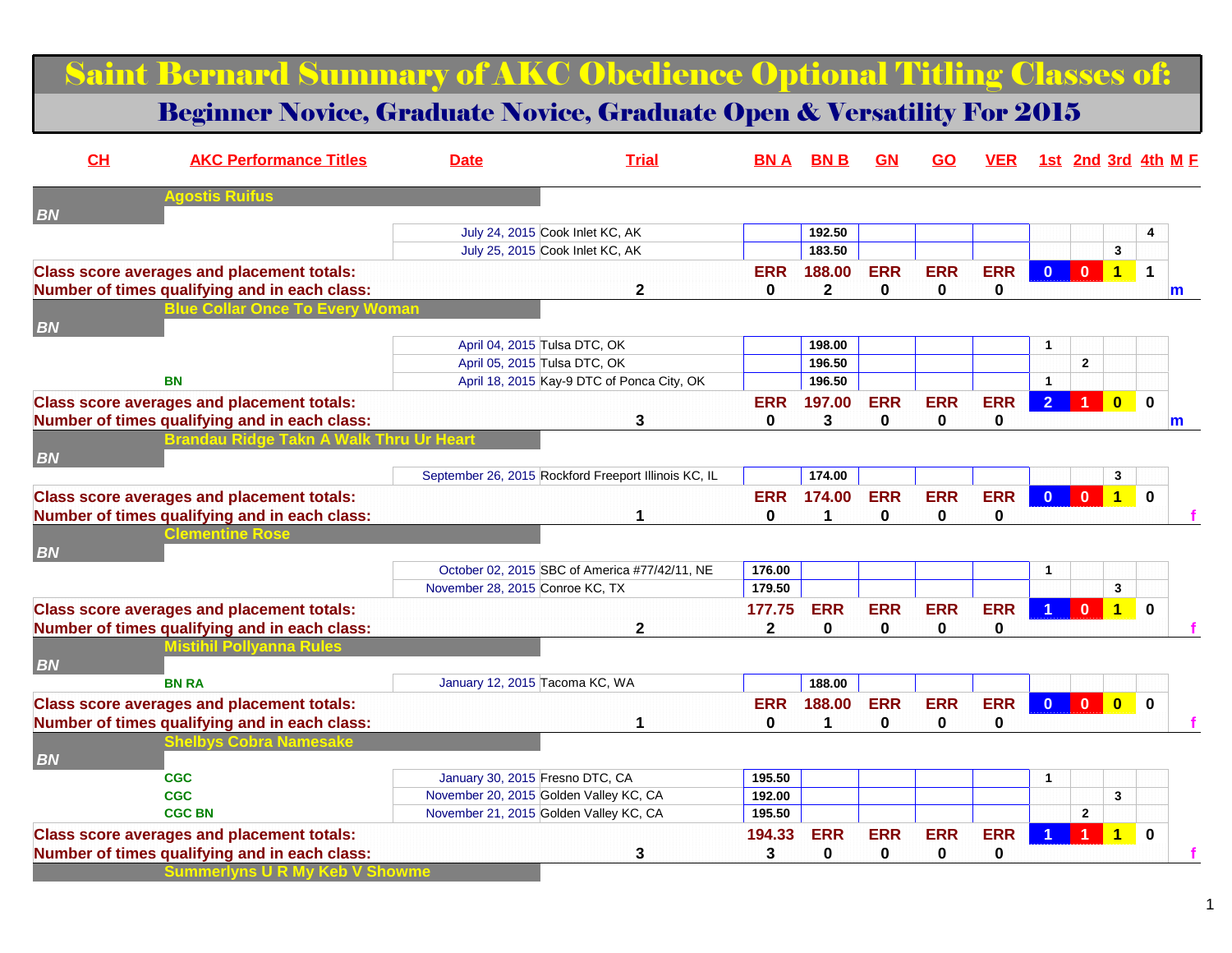# Saint Bernard Summary of AKC Obedience Optional Titling Classes of:

## Beginner Novice, Graduate Novice, Graduate Open & Versatility For 2015

| CH | AKC Performance Titles | Date | Trial | BN A | BN B | GN | GO | VER | 1st | 2nd | 3rd | 4th | M | F |
|---|---|---|---|---|---|---|---|---|---|---|---|---|---|---|
| | **Agostis Ruifus** | | | | | | | | | | | | | |
| BN | | | | | | | | | | | | | | |
| | | July 24, 2015 | Cook Inlet KC, AK | | 192.50 | | | | | | | 4 | | |
| | | July 25, 2015 | Cook Inlet KC, AK | | 183.50 | | | | | | 3 | | | |
| **Class score averages and placement totals:** | | | | ERR | 188.00 | ERR | ERR | ERR | 0 | 0 | 1 | 1 | | |
| **Number of times qualifying and in each class:** | | | 2 | 0 | 2 | 0 | 0 | 0 | | | | | m | |
| | **Blue Collar Once To Every Woman** | | | | | | | | | | | | | |
| BN | | | | | | | | | | | | | | |
| | | April 04, 2015 | Tulsa DTC, OK | | 198.00 | | | | 1 | | | | | |
| | | April 05, 2015 | Tulsa DTC, OK | | 196.50 | | | | | 2 | | | | |
| | BN | April 18, 2015 | Kay-9 DTC of Ponca City, OK | | 196.50 | | | | 1 | | | | | |
| **Class score averages and placement totals:** | | | | ERR | 197.00 | ERR | ERR | ERR | 2 | 1 | 0 | 0 | | |
| **Number of times qualifying and in each class:** | | | 3 | 0 | 3 | 0 | 0 | 0 | | | | | m | |
| | **Brandau Ridge Takn A Walk Thru Ur Heart** | | | | | | | | | | | | | |
| BN | | | | | | | | | | | | | | |
| | | September 26, 2015 | Rockford Freeport Illinois KC, IL | | 174.00 | | | | | | 3 | | | |
| **Class score averages and placement totals:** | | | | ERR | 174.00 | ERR | ERR | ERR | 0 | 0 | 1 | 0 | | |
| **Number of times qualifying and in each class:** | | | 1 | 0 | 1 | 0 | 0 | 0 | | | | | | f |
| | **Clementine Rose** | | | | | | | | | | | | | |
| BN | | | | | | | | | | | | | | |
| | | October 02, 2015 | SBC of America #77/42/11, NE | 176.00 | | | | | 1 | | | | | |
| | | November 28, 2015 | Conroe KC, TX | 179.50 | | | | | | | 3 | | | |
| **Class score averages and placement totals:** | | | | 177.75 | ERR | ERR | ERR | ERR | 1 | 0 | 1 | 0 | | |
| **Number of times qualifying and in each class:** | | | 2 | 2 | 0 | 0 | 0 | 0 | | | | | | f |
| | **Mistihil Pollyanna Rules** | | | | | | | | | | | | | |
| BN | | | | | | | | | | | | | | |
| | BN RA | January 12, 2015 | Tacoma KC, WA | | 188.00 | | | | | | | | | |
| **Class score averages and placement totals:** | | | | ERR | 188.00 | ERR | ERR | ERR | 0 | 0 | 0 | 0 | | |
| **Number of times qualifying and in each class:** | | | 1 | 0 | 1 | 0 | 0 | 0 | | | | | | f |
| | **Shelbys Cobra Namesake** | | | | | | | | | | | | | |
| BN | | | | | | | | | | | | | | |
| | CGC | January 30, 2015 | Fresno DTC, CA | 195.50 | | | | | 1 | | | | | |
| | CGC | November 20, 2015 | Golden Valley KC, CA | 192.00 | | | | | | | 3 | | | |
| | CGC BN | November 21, 2015 | Golden Valley KC, CA | 195.50 | | | | | | 2 | | | | |
| **Class score averages and placement totals:** | | | | 194.33 | ERR | ERR | ERR | ERR | 1 | 1 | 1 | 0 | | |
| **Number of times qualifying and in each class:** | | | 3 | 3 | 0 | 0 | 0 | 0 | | | | | | f |
| | **Summerlyns U R My Keb V Showme** | | | | | | | | | | | | | |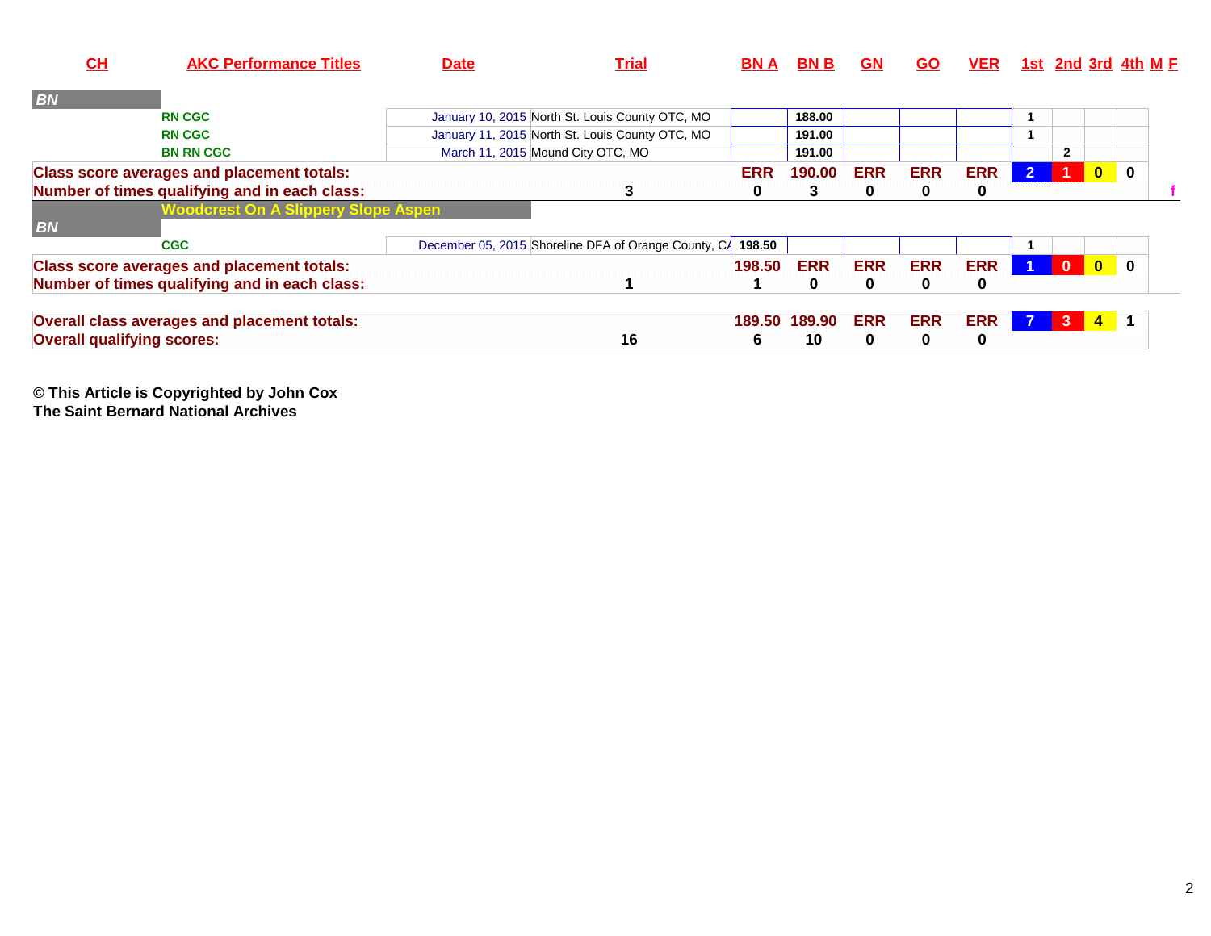| CH | AKC Performance Titles | Date | Trial | BN A | BN B | GN | GO | VER | 1st | 2nd | 3rd | 4th | M | F |
|---|---|---|---|---|---|---|---|---|---|---|---|---|---|---|
| *BN* | | | | | | | | | | | | | | |
| | RN CGC | January 10, 2015 | North St. Louis County OTC, MO | | 188.00 | | | | 1 | | | | | |
| | RN CGC | January 11, 2015 | North St. Louis County OTC, MO | | 191.00 | | | | 1 | | | | | |
| | BN RN CGC | March 11, 2015 | Mound City OTC, MO | | 191.00 | | | | | 2 | | | | |
| **Class score averages and placement totals:** | | | | ERR | 190.00 | ERR | ERR | ERR | 2 | 1 | 0 | 0 | | |
| **Number of times qualifying and in each class:** | | | 3 | 0 | 3 | 0 | 0 | 0 | | | | | | f |
| | **Woodcrest On A Slippery Slope Aspen** | | | | | | | | | | | | | |
| *BN* | | | | | | | | | | | | | | |
| | CGC | December 05, 2015 | Shoreline DFA of Orange County, CA | 198.50 | | | | | 1 | | | | | |
| **Class score averages and placement totals:** | | | | 198.50 | ERR | ERR | ERR | ERR | 1 | 0 | 0 | 0 | | |
| **Number of times qualifying and in each class:** | | | 1 | 1 | 0 | 0 | 0 | 0 | | | | | | |
| **Overall class averages and placement totals:** | | | | 189.50 | 189.90 | ERR | ERR | ERR | 7 | 3 | 4 | 1 | | |
| **Overall qualifying scores:** | | | 16 | 6 | 10 | 0 | 0 | 0 | | | | | | |

**© This Article is Copyrighted by John Cox**
**The Saint Bernard National Archives**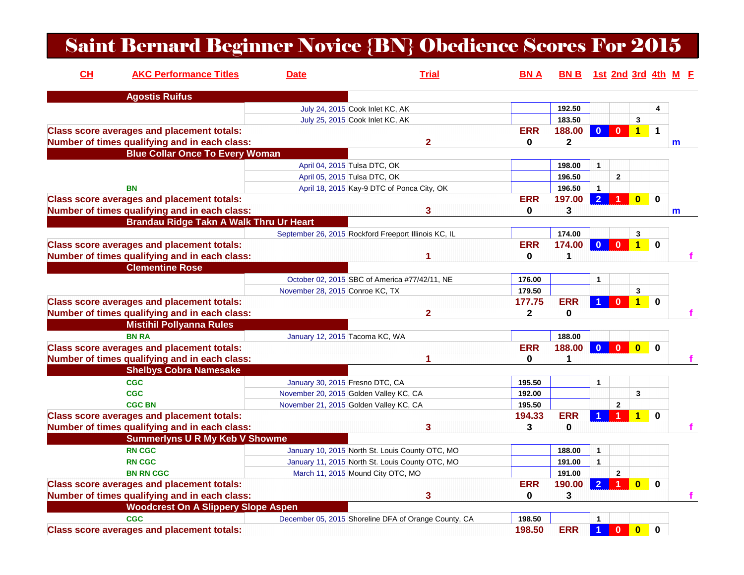# Saint Bernard Beginner Novice {BN} Obedience Scores For 2015

| CH | AKC Performance Titles | Date | Trial | BN A | BN B | 1st | 2nd | 3rd | 4th | M | F |
|---|---|---|---|---|---|---|---|---|---|---|---|
| **Agostis Ruifus** | | | | | | | | | | | |
| | | July 24, 2015 | Cook Inlet KC, AK | | 192.50 | | | | 4 | | |
| | | July 25, 2015 | Cook Inlet KC, AK | | 183.50 | | | 3 | | | |
| **Class score averages and placement totals:** | | | | ERR | 188.00 | 0 | 0 | 1 | 1 | | |
| **Number of times qualifying and in each class:** | | | 2 | 0 | 2 | | | | | m | |
| **Blue Collar Once To Every Woman** | | | | | | | | | | | |
| | | April 04, 2015 | Tulsa DTC, OK | | 198.00 | 1 | | | | | |
| | | April 05, 2015 | Tulsa DTC, OK | | 196.50 | | 2 | | | | |
| | BN | April 18, 2015 | Kay-9 DTC of Ponca City, OK | | 196.50 | 1 | | | | | |
| **Class score averages and placement totals:** | | | | ERR | 197.00 | 2 | 1 | 0 | 0 | | |
| **Number of times qualifying and in each class:** | | | 3 | 0 | 3 | | | | | m | |
| **Brandau Ridge Takn A Walk Thru Ur Heart** | | | | | | | | | | | |
| | | September 26, 2015 | Rockford Freeport Illinois KC, IL | | 174.00 | | | 3 | | | |
| **Class score averages and placement totals:** | | | | ERR | 174.00 | 0 | 0 | 1 | 0 | | |
| **Number of times qualifying and in each class:** | | | 1 | 0 | 1 | | | | | | f |
| **Clementine Rose** | | | | | | | | | | | |
| | | October 02, 2015 | SBC of America #77/42/11, NE | 176.00 | | 1 | | | | | |
| | | November 28, 2015 | Conroe KC, TX | 179.50 | | | | 3 | | | |
| **Class score averages and placement totals:** | | | | 177.75 | ERR | 1 | 0 | 1 | 0 | | |
| **Number of times qualifying and in each class:** | | | 2 | 2 | 0 | | | | | | f |
| **Mistihil Pollyanna Rules** | | | | | | | | | | | |
| | BN RA | January 12, 2015 | Tacoma KC, WA | | 188.00 | | | | | | |
| **Class score averages and placement totals:** | | | | ERR | 188.00 | 0 | 0 | 0 | 0 | | |
| **Number of times qualifying and in each class:** | | | 1 | 0 | 1 | | | | | | f |
| **Shelbys Cobra Namesake** | | | | | | | | | | | |
| | CGC | January 30, 2015 | Fresno DTC, CA | 195.50 | | 1 | | | | | |
| | CGC | November 20, 2015 | Golden Valley KC, CA | 192.00 | | | | 3 | | | |
| | CGC BN | November 21, 2015 | Golden Valley KC, CA | 195.50 | | | 2 | | | | |
| **Class score averages and placement totals:** | | | | 194.33 | ERR | 1 | 1 | 1 | 0 | | |
| **Number of times qualifying and in each class:** | | | 3 | 3 | 0 | | | | | | f |
| **Summerlyns U R My Keb V Showme** | | | | | | | | | | | |
| | RN CGC | January 10, 2015 | North St. Louis County OTC, MO | | 188.00 | 1 | | | | | |
| | RN CGC | January 11, 2015 | North St. Louis County OTC, MO | | 191.00 | 1 | | | | | |
| | BN RN CGC | March 11, 2015 | Mound City OTC, MO | | 191.00 | | 2 | | | | |
| **Class score averages and placement totals:** | | | | ERR | 190.00 | 2 | 1 | 0 | 0 | | |
| **Number of times qualifying and in each class:** | | | 3 | 0 | 3 | | | | | | f |
| **Woodcrest On A Slippery Slope Aspen** | | | | | | | | | | | |
| | CGC | December 05, 2015 | Shoreline DFA of Orange County, CA | 198.50 | | 1 | | | | | |
| **Class score averages and placement totals:** | | | | 198.50 | ERR | 1 | 0 | 0 | 0 | | |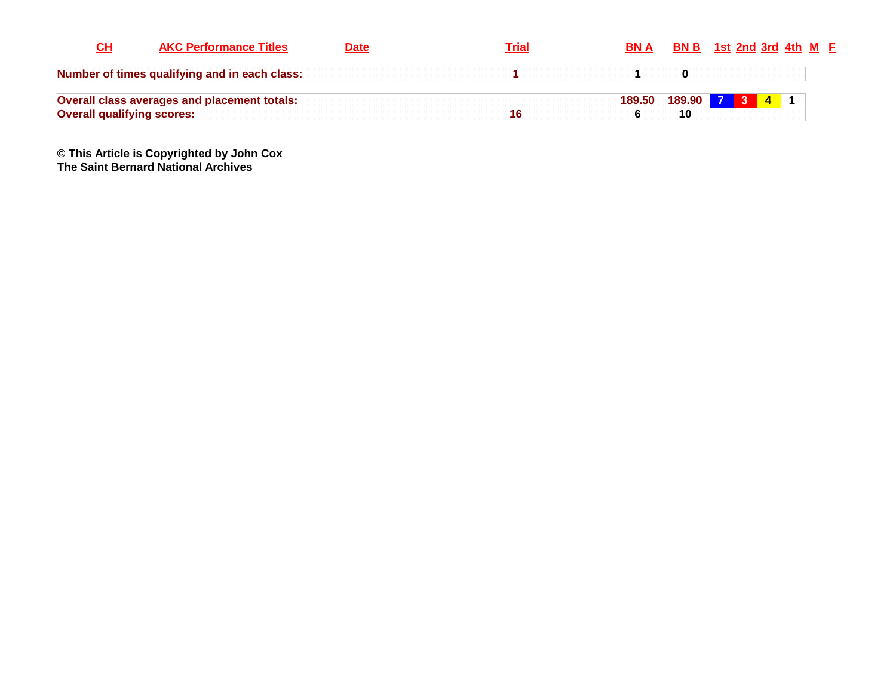| CH | AKC Performance Titles | Date | Trial | BN A | BN B | 1st | 2nd | 3rd | 4th | M | F |
|---|---|---|---|---|---|---|---|---|---|---|---|
| **Number of times qualifying and in each class:** | | | 1 | 1 | 0 | | | | | | |
| **Overall class averages and placement totals:** | | | | 189.50 | 189.90 | 7 | 3 | 4 | 1 | | |
| **Overall qualifying scores:** | | | 16 | 6 | 10 | | | | | | |

**© This Article is Copyrighted by John Cox**
**The Saint Bernard National Archives**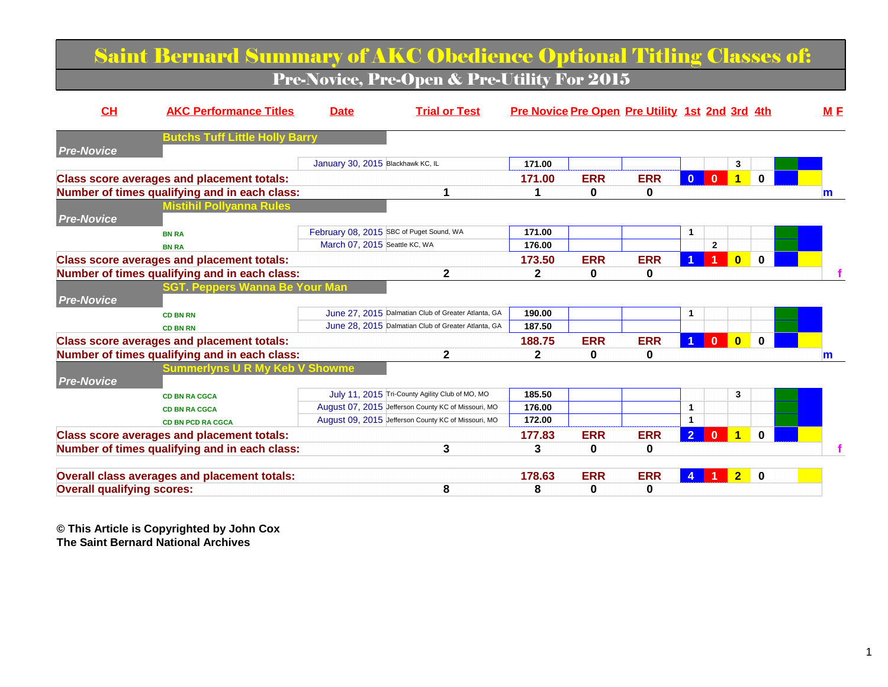# Saint Bernard Summary of AKC Obedience Optional Titling Classes of:

## Pre-Novice, Pre-Open & Pre-Utility For 2015

| CH | AKC Performance Titles | Date | Trial or Test | Pre Novice | Pre Open | Pre Utility | 1st | 2nd | 3rd | 4th | M F |
|---|---|---|---|---|---|---|---|---|---|---|---|
| | **Butchs Tuff Little Holly Barry** | | | | | | | | | | |
| *Pre-Novice* | | | | | | | | | | | |
| | | January 30, 2015 | Blackhawk KC, IL | 171.00 | | | | | 3 | | |
| **Class score averages and placement totals:** | | | | 171.00 | ERR | ERR | 0 | 0 | 1 | 0 | |
| **Number of times qualifying and in each class:** | | | 1 | 1 | 0 | 0 | | | | | m |
| | **Mistihil Pollyanna Rules** | | | | | | | | | | |
| *Pre-Novice* | | | | | | | | | | | |
| | BN RA | February 08, 2015 | SBC of Puget Sound, WA | 171.00 | | | 1 | | | | |
| | BN RA | March 07, 2015 | Seattle KC, WA | 176.00 | | | | 2 | | | |
| **Class score averages and placement totals:** | | | | 173.50 | ERR | ERR | 1 | 1 | 0 | 0 | |
| **Number of times qualifying and in each class:** | | | 2 | 2 | 0 | 0 | | | | | f |
| | **SGT. Peppers Wanna Be Your Man** | | | | | | | | | | |
| *Pre-Novice* | | | | | | | | | | | |
| | CD BN RN | June 27, 2015 | Dalmatian Club of Greater Atlanta, GA | 190.00 | | | 1 | | | | |
| | CD BN RN | June 28, 2015 | Dalmatian Club of Greater Atlanta, GA | 187.50 | | | | | | | |
| **Class score averages and placement totals:** | | | | 188.75 | ERR | ERR | 1 | 0 | 0 | 0 | |
| **Number of times qualifying and in each class:** | | | 2 | 2 | 0 | 0 | | | | | m |
| | **Summerlyns U R My Keb V Showme** | | | | | | | | | | |
| *Pre-Novice* | | | | | | | | | | | |
| | CD BN RA CGCA | July 11, 2015 | Tri-County Agility Club of MO, MO | 185.50 | | | | | 3 | | |
| | CD BN RA CGCA | August 07, 2015 | Jefferson County KC of Missouri, MO | 176.00 | | | 1 | | | | |
| | CD BN PCD RA CGCA | August 09, 2015 | Jefferson County KC of Missouri, MO | 172.00 | | | 1 | | | | |
| **Class score averages and placement totals:** | | | | 177.83 | ERR | ERR | 2 | 0 | 1 | 0 | |
| **Number of times qualifying and in each class:** | | | 3 | 3 | 0 | 0 | | | | | f |
| **Overall class averages and placement totals:** | | | | 178.63 | ERR | ERR | 4 | 1 | 2 | 0 | |
| **Overall qualifying scores:** | | | 8 | 8 | 0 | 0 | | | | | |

**© This Article is Copyrighted by John Cox**
**The Saint Bernard National Archives**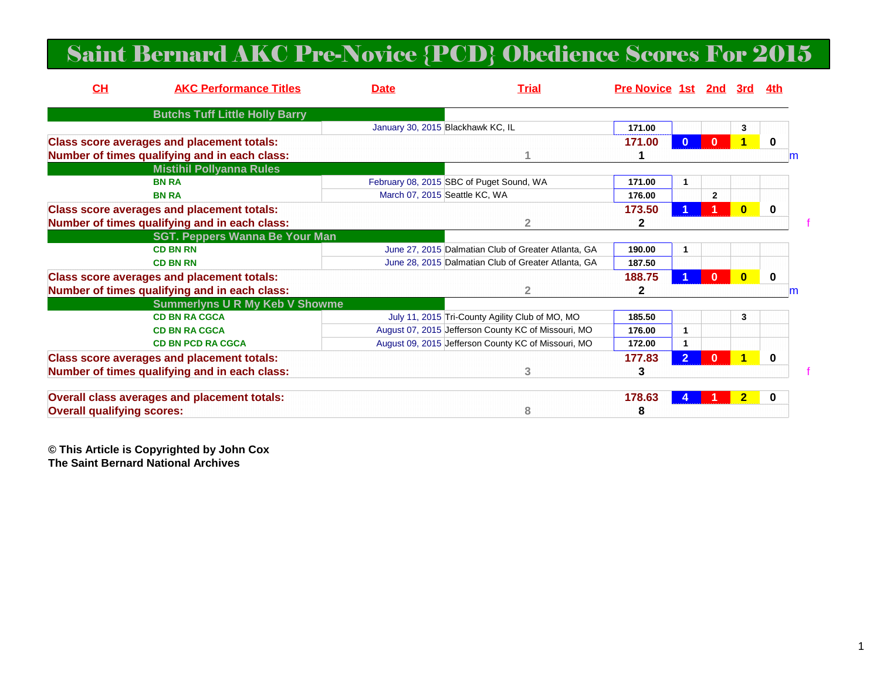# Saint Bernard AKC Pre-Novice {PCD} Obedience Scores For 2015

| CH | AKC Performance Titles | Date | Trial | Pre Novice | 1st | 2nd | 3rd | 4th |
|---|---|---|---|---|---|---|---|---|
| | **Butchs Tuff Little Holly Barry** | | | | | | | |
| | | January 30, 2015 | Blackhawk KC, IL | 171.00 | | | 3 | |
| **Class score averages and placement totals:** | | | | 171.00 | 0 | 0 | 1 | 0 |
| **Number of times qualifying and in each class:** | | | 1 | 1 | | | | |
| | **Mistihil Pollyanna Rules** | | | | | | | |
| | BN RA | February 08, 2015 | SBC of Puget Sound, WA | 171.00 | 1 | | | |
| | BN RA | March 07, 2015 | Seattle KC, WA | 176.00 | | 2 | | |
| **Class score averages and placement totals:** | | | | 173.50 | 1 | 1 | 0 | 0 |
| **Number of times qualifying and in each class:** | | | 2 | 2 | | | | |
| | **SGT. Peppers Wanna Be Your Man** | | | | | | | |
| | CD BN RN | June 27, 2015 | Dalmatian Club of Greater Atlanta, GA | 190.00 | 1 | | | |
| | CD BN RN | June 28, 2015 | Dalmatian Club of Greater Atlanta, GA | 187.50 | | | | |
| **Class score averages and placement totals:** | | | | 188.75 | 1 | 0 | 0 | 0 |
| **Number of times qualifying and in each class:** | | | 2 | 2 | | | | |
| | **Summerlyns U R My Keb V Showme** | | | | | | | |
| | CD BN RA CGCA | July 11, 2015 | Tri-County Agility Club of MO, MO | 185.50 | | | 3 | |
| | CD BN RA CGCA | August 07, 2015 | Jefferson County KC of Missouri, MO | 176.00 | 1 | | | |
| | CD BN PCD RA CGCA | August 09, 2015 | Jefferson County KC of Missouri, MO | 172.00 | 1 | | | |
| **Class score averages and placement totals:** | | | | 177.83 | 2 | 0 | 1 | 0 |
| **Number of times qualifying and in each class:** | | | 3 | 3 | | | | |
| **Overall class averages and placement totals:** | | | | 178.63 | 4 | 1 | 2 | 0 |
| **Overall qualifying scores:** | | | 8 | 8 | | | | |

**© This Article is Copyrighted by John Cox**
**The Saint Bernard National Archives**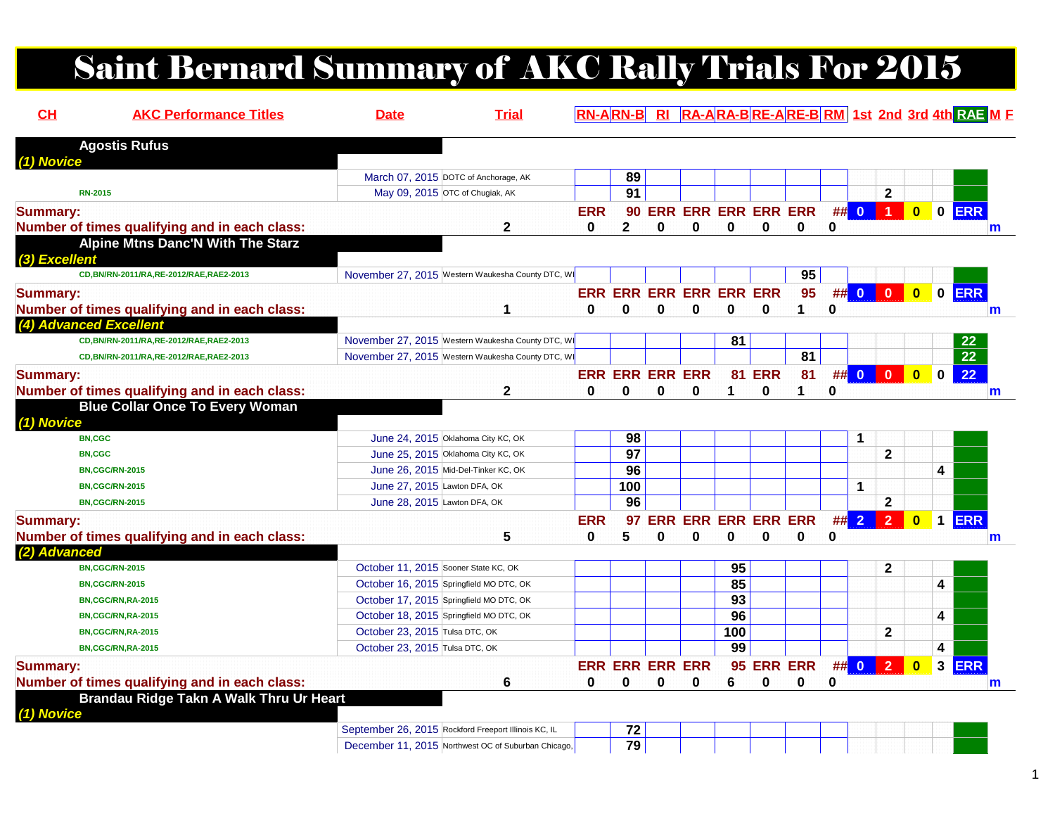# Saint Bernard Summary of AKC Rally Trials For 2015

| CH | AKC Performance Titles | Date | Trial | RN-A | RN-B | RI | RA-A | RA-B | RE-A | RE-B | RM | 1st | 2nd | 3rd | 4th | RAE | M | F |
|---|---|---|---|---|---|---|---|---|---|---|---|---|---|---|---|---|---|---|
| **Agostis Rufus** | | | | | | | | | | | | | | | | | | |
| *(1) Novice* | | | | | | | | | | | | | | | | | | |
| | | March 07, 2015 | DOTC of Anchorage, AK | | 89 | | | | | | | | | | | | | |
| | RN-2015 | May 09, 2015 | OTC of Chugiak, AK | | 91 | | | | | | | | 2 | | | | | |
| **Summary:** | | | | ERR | 90 | ERR | ERR | ERR | ERR | ERR | ## | 0 | 1 | 0 | 0 | ERR | | |
| **Number of times qualifying and in each class:** | | | 2 | 0 | 2 | 0 | 0 | 0 | 0 | 0 | 0 | | | | | | m | |
| **Alpine Mtns Danc'N With The Starz** | | | | | | | | | | | | | | | | | | |
| *(3) Excellent* | | | | | | | | | | | | | | | | | | |
| | CD,BN/RN-2011/RA,RE-2012/RAE,RAE2-2013 | November 27, 2015 | Western Waukesha County DTC, WI | | | | | | | 95 | | | | | | | | |
| **Summary:** | | | | ERR | ERR | ERR | ERR | ERR | ERR | 95 | ## | 0 | 0 | 0 | 0 | ERR | | |
| **Number of times qualifying and in each class:** | | | 1 | 0 | 0 | 0 | 0 | 0 | 0 | 1 | 0 | | | | | | m | |
| *(4) Advanced Excellent* | | | | | | | | | | | | | | | | | | |
| | CD,BN/RN-2011/RA,RE-2012/RAE,RAE2-2013 | November 27, 2015 | Western Waukesha County DTC, WI | | | | | 81 | | | | | | | | 22 | | |
| | CD,BN/RN-2011/RA,RE-2012/RAE,RAE2-2013 | November 27, 2015 | Western Waukesha County DTC, WI | | | | | | | 81 | | | | | | 22 | | |
| **Summary:** | | | | ERR | ERR | ERR | ERR | 81 | ERR | 81 | ## | 0 | 0 | 0 | 0 | 22 | | |
| **Number of times qualifying and in each class:** | | | 2 | 0 | 0 | 0 | 0 | 1 | 0 | 1 | 0 | | | | | | m | |
| **Blue Collar Once To Every Woman** | | | | | | | | | | | | | | | | | | |
| *(1) Novice* | | | | | | | | | | | | | | | | | | |
| | BN,CGC | June 24, 2015 | Oklahoma City KC, OK | | 98 | | | | | | | 1 | | | | | | |
| | BN,CGC | June 25, 2015 | Oklahoma City KC, OK | | 97 | | | | | | | | 2 | | | | | |
| | BN,CGC/RN-2015 | June 26, 2015 | Mid-Del-Tinker KC, OK | | 96 | | | | | | | | | | 4 | | | |
| | BN,CGC/RN-2015 | June 27, 2015 | Lawton DFA, OK | | 100 | | | | | | | 1 | | | | | | |
| | BN,CGC/RN-2015 | June 28, 2015 | Lawton DFA, OK | | 96 | | | | | | | | 2 | | | | | |
| **Summary:** | | | | ERR | 97 | ERR | ERR | ERR | ERR | ERR | ## | 2 | 2 | 0 | 1 | ERR | | |
| **Number of times qualifying and in each class:** | | | 5 | 0 | 5 | 0 | 0 | 0 | 0 | 0 | 0 | | | | | | m | |
| *(2) Advanced* | | | | | | | | | | | | | | | | | | |
| | BN,CGC/RN-2015 | October 11, 2015 | Sooner State KC, OK | | | | | 95 | | | | | 2 | | | | | |
| | BN,CGC/RN-2015 | October 16, 2015 | Springfield MO DTC, OK | | | | | 85 | | | | | | | 4 | | | |
| | BN,CGC/RN,RA-2015 | October 17, 2015 | Springfield MO DTC, OK | | | | | 93 | | | | | | | | | | |
| | BN,CGC/RN,RA-2015 | October 18, 2015 | Springfield MO DTC, OK | | | | | 96 | | | | | | | 4 | | | |
| | BN,CGC/RN,RA-2015 | October 23, 2015 | Tulsa DTC, OK | | | | | 100 | | | | | 2 | | | | | |
| | BN,CGC/RN,RA-2015 | October 23, 2015 | Tulsa DTC, OK | | | | | 99 | | | | | | | 4 | | | |
| **Summary:** | | | | ERR | ERR | ERR | ERR | 95 | ERR | ERR | ## | 0 | 2 | 0 | 3 | ERR | | |
| **Number of times qualifying and in each class:** | | | 6 | 0 | 0 | 0 | 0 | 6 | 0 | 0 | 0 | | | | | | m | |
| **Brandau Ridge Takn A Walk Thru Ur Heart** | | | | | | | | | | | | | | | | | | |
| *(1) Novice* | | | | | | | | | | | | | | | | | | |
| | | September 26, 2015 | Rockford Freeport Illinois KC, IL | | 72 | | | | | | | | | | | | | |
| | | December 11, 2015 | Northwest OC of Suburban Chicago, | | 79 | | | | | | | | | | | | | |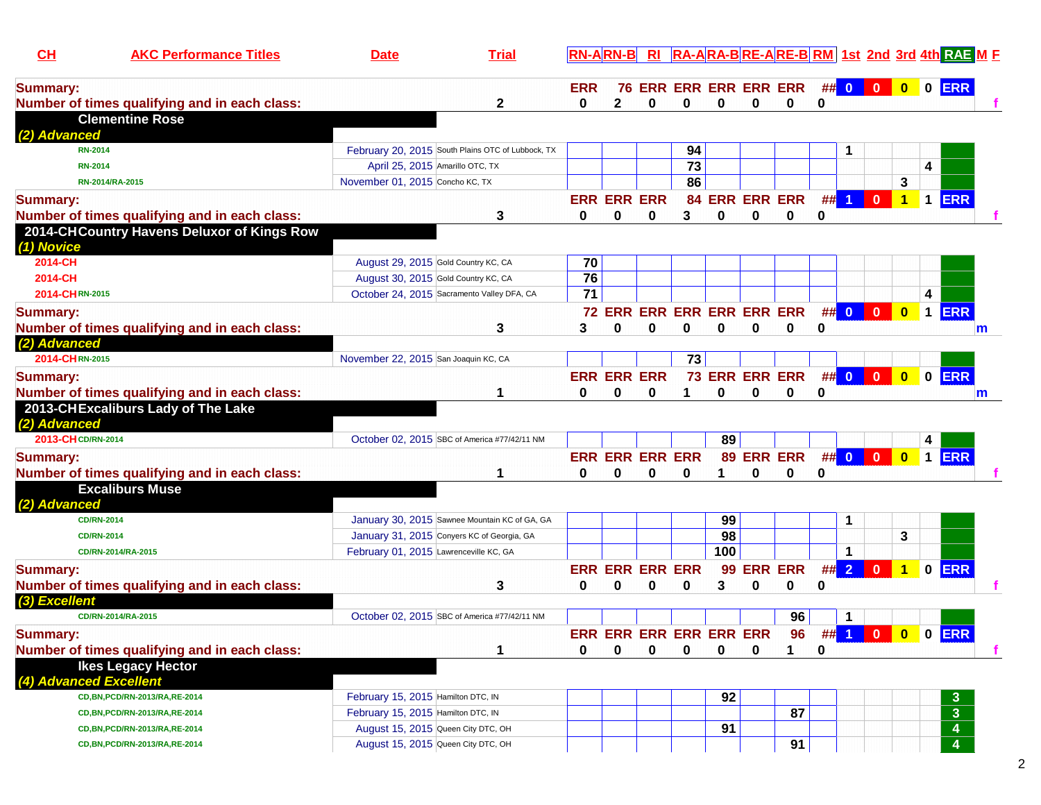| CH | AKC Performance Titles | Date | Trial | RN-A | RN-B | RI | RA-A | RA-B | RE-A | RE-B | RM | 1st | 2nd | 3rd | 4th | RAE | M | F |
|---|---|---|---|---|---|---|---|---|---|---|---|---|---|---|---|---|---|---|
| **Summary:** | | | | ERR | 76 | ERR | ERR | ERR | ERR | ERR | ## | 0 | 0 | 0 | 0 | ERR | | |
| **Number of times qualifying and in each class:** | | | 2 | 0 | 2 | 0 | 0 | 0 | 0 | 0 | 0 | | | | | | | f |
| **Clementine Rose** | | | | | | | | | | | | | | | | | | |
| ***(2) Advanced*** | | | | | | | | | | | | | | | | | | |
| | RN-2014 | February 20, 2015 | South Plains OTC of Lubbock, TX | | | | 94 | | | | | 1 | | | | | | |
| | RN-2014 | April 25, 2015 | Amarillo OTC, TX | | | | 73 | | | | | | | | 4 | | | |
| | RN-2014/RA-2015 | November 01, 2015 | Concho KC, TX | | | | 86 | | | | | | | 3 | | | | |
| **Summary:** | | | | ERR | ERR | ERR | 84 | ERR | ERR | ERR | ## | 1 | 0 | 1 | 1 | ERR | | |
| **Number of times qualifying and in each class:** | | | 3 | 0 | 0 | 0 | 3 | 0 | 0 | 0 | 0 | | | | | | | f |
| **2014-CH** | **Country Havens Deluxor of Kings Row** | | | | | | | | | | | | | | | | | |
| ***(1) Novice*** | | | | | | | | | | | | | | | | | | |
| 2014-CH | | August 29, 2015 | Gold Country KC, CA | 70 | | | | | | | | | | | | | | |
| 2014-CH | | August 30, 2015 | Gold Country KC, CA | 76 | | | | | | | | | | | | | | |
| 2014-CH | RN-2015 | October 24, 2015 | Sacramento Valley DFA, CA | 71 | | | | | | | | | | | 4 | | | |
| **Summary:** | | | | 72 | ERR | ERR | ERR | ERR | ERR | ERR | ## | 0 | 0 | 0 | 1 | ERR | | |
| **Number of times qualifying and in each class:** | | | 3 | 3 | 0 | 0 | 0 | 0 | 0 | 0 | 0 | | | | | | m | |
| ***(2) Advanced*** | | | | | | | | | | | | | | | | | | |
| 2014-CH | RN-2015 | November 22, 2015 | San Joaquin KC, CA | | | | 73 | | | | | | | | | | | |
| **Summary:** | | | | ERR | ERR | ERR | 73 | ERR | ERR | ERR | ## | 0 | 0 | 0 | 0 | ERR | | |
| **Number of times qualifying and in each class:** | | | 1 | 0 | 0 | 0 | 1 | 0 | 0 | 0 | 0 | | | | | | m | |
| **2013-CH** | **Excaliburs Lady of The Lake** | | | | | | | | | | | | | | | | | |
| ***(2) Advanced*** | | | | | | | | | | | | | | | | | | |
| 2013-CH | CD/RN-2014 | October 02, 2015 | SBC of America #77/42/11 NM | | | | | 89 | | | | | | | 4 | | | |
| **Summary:** | | | | ERR | ERR | ERR | ERR | 89 | ERR | ERR | ## | 0 | 0 | 0 | 1 | ERR | | |
| **Number of times qualifying and in each class:** | | | 1 | 0 | 0 | 0 | 0 | 1 | 0 | 0 | 0 | | | | | | | f |
| **Excalibur Muse** | | | | | | | | | | | | | | | | | | |
| ***(2) Advanced*** | | | | | | | | | | | | | | | | | | |
| | CD/RN-2014 | January 30, 2015 | Sawnee Mountain KC of GA, GA | | | | | 99 | | | | 1 | | | | | | |
| | CD/RN-2014 | January 31, 2015 | Conyers KC of Georgia, GA | | | | | 98 | | | | | | 3 | | | | |
| | CD/RN-2014/RA-2015 | February 01, 2015 | Lawrenceville KC, GA | | | | | 100 | | | | 1 | | | | | | |
| **Summary:** | | | | ERR | ERR | ERR | ERR | 99 | ERR | ERR | ## | 2 | 0 | 1 | 0 | ERR | | |
| **Number of times qualifying and in each class:** | | | 3 | 0 | 0 | 0 | 0 | 3 | 0 | 0 | 0 | | | | | | | f |
| ***(3) Excellent*** | | | | | | | | | | | | | | | | | | |
| | CD/RN-2014/RA-2015 | October 02, 2015 | SBC of America #77/42/11 NM | | | | | | | 96 | | 1 | | | | | | |
| **Summary:** | | | | ERR | ERR | ERR | ERR | ERR | ERR | 96 | ## | 1 | 0 | 0 | 0 | ERR | | |
| **Number of times qualifying and in each class:** | | | 1 | 0 | 0 | 0 | 0 | 0 | 0 | 1 | 0 | | | | | | | f |
| **Ikes Legacy Hector** | | | | | | | | | | | | | | | | | | |
| ***(4) Advanced Excellent*** | | | | | | | | | | | | | | | | | | |
| | CD,BN,PCD/RN-2013/RA,RE-2014 | February 15, 2015 | Hamilton DTC, IN | | | | | 92 | | | | | | | | 3 | | |
| | CD,BN,PCD/RN-2013/RA,RE-2014 | February 15, 2015 | Hamilton DTC, IN | | | | | | | 87 | | | | | | 3 | | |
| | CD,BN,PCD/RN-2013/RA,RE-2014 | August 15, 2015 | Queen City DTC, OH | | | | | 91 | | | | | | | | 4 | | |
| | CD,BN,PCD/RN-2013/RA,RE-2014 | August 15, 2015 | Queen City DTC, OH | | | | | | | 91 | | | | | | 4 | | |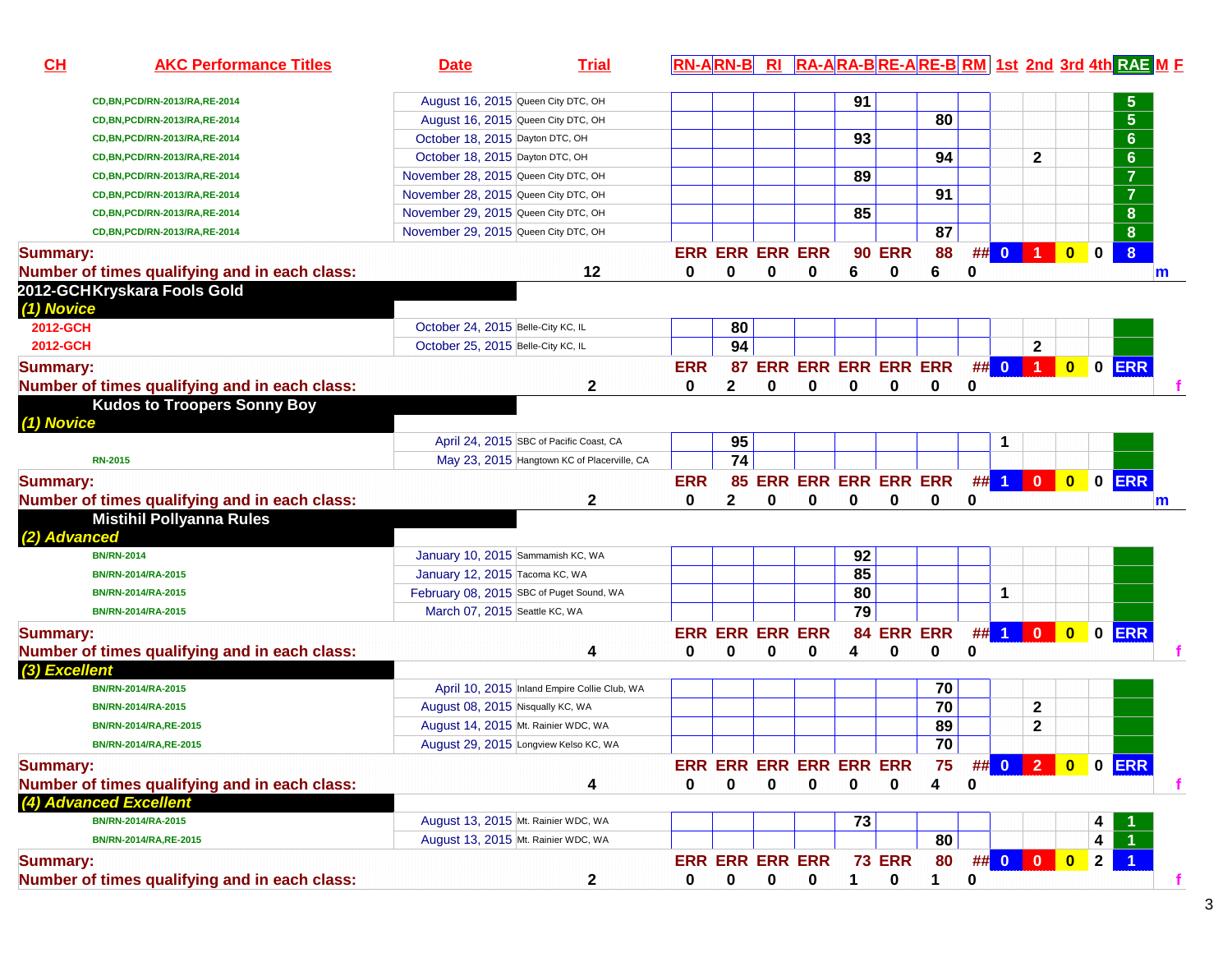| CH | AKC Performance Titles | Date | Trial | RN-A | RN-B | RI | RA-A | RA-B | RE-A | RE-B | RM | 1st | 2nd | 3rd | 4th | RAE | M | F |
|---|---|---|---|---|---|---|---|---|---|---|---|---|---|---|---|---|---|---|
| | CD,BN,PCD/RN-2013/RA,RE-2014 | August 16, 2015 | Queen City DTC, OH | | | | | 91 | | | | | | | | 5 | | |
| | CD,BN,PCD/RN-2013/RA,RE-2014 | August 16, 2015 | Queen City DTC, OH | | | | | | | 80 | | | | | | 5 | | |
| | CD,BN,PCD/RN-2013/RA,RE-2014 | October 18, 2015 | Dayton DTC, OH | | | | | 93 | | | | | | | | 6 | | |
| | CD,BN,PCD/RN-2013/RA,RE-2014 | October 18, 2015 | Dayton DTC, OH | | | | | | | 94 | | | 2 | | | 6 | | |
| | CD,BN,PCD/RN-2013/RA,RE-2014 | November 28, 2015 | Queen City DTC, OH | | | | | 89 | | | | | | | | 7 | | |
| | CD,BN,PCD/RN-2013/RA,RE-2014 | November 28, 2015 | Queen City DTC, OH | | | | | | | 91 | | | | | | 7 | | |
| | CD,BN,PCD/RN-2013/RA,RE-2014 | November 29, 2015 | Queen City DTC, OH | | | | | 85 | | | | | | | | 8 | | |
| | CD,BN,PCD/RN-2013/RA,RE-2014 | November 29, 2015 | Queen City DTC, OH | | | | | | | 87 | | | | | | 8 | | |
| **Summary:** | | | | ERR | ERR | ERR | ERR | 90 | ERR | 88 | ## | 0 | 1 | 0 | 0 | 8 | | |
| **Number of times qualifying and in each class:** | | | 12 | 0 | 0 | 0 | 0 | 6 | 0 | 6 | 0 | | | | | | m | |
| **2012-GCH** | **Kryskara Fools Gold** | | | | | | | | | | | | | | | | | |
| ***(1) Novice*** | | | | | | | | | | | | | | | | | | |
| 2012-GCH | | October 24, 2015 | Belle-City KC, IL | | 80 | | | | | | | | | | | | | |
| 2012-GCH | | October 25, 2015 | Belle-City KC, IL | | 94 | | | | | | | | 2 | | | | | |
| **Summary:** | | | | ERR | 87 | ERR | ERR | ERR | ERR | ERR | ## | 0 | 1 | 0 | 0 | ERR | | |
| **Number of times qualifying and in each class:** | | | 2 | 0 | 2 | 0 | 0 | 0 | 0 | 0 | 0 | | | | | | | f |
| | **Kudos to Troopers Sonny Boy** | | | | | | | | | | | | | | | | | |
| ***(1) Novice*** | | | | | | | | | | | | | | | | | | |
| | | April 24, 2015 | SBC of Pacific Coast, CA | | 95 | | | | | | | 1 | | | | | | |
| | RN-2015 | May 23, 2015 | Hangtown KC of Placerville, CA | | 74 | | | | | | | | | | | | | |
| **Summary:** | | | | ERR | 85 | ERR | ERR | ERR | ERR | ERR | ## | 1 | 0 | 0 | 0 | ERR | | |
| **Number of times qualifying and in each class:** | | | 2 | 0 | 2 | 0 | 0 | 0 | 0 | 0 | 0 | | | | | | m | |
| | **Mistihil Pollyanna Rules** | | | | | | | | | | | | | | | | | |
| ***(2) Advanced*** | | | | | | | | | | | | | | | | | | |
| | BN/RN-2014 | January 10, 2015 | Sammamish KC, WA | | | | | 92 | | | | | | | | | | |
| | BN/RN-2014/RA-2015 | January 12, 2015 | Tacoma KC, WA | | | | | 85 | | | | | | | | | | |
| | BN/RN-2014/RA-2015 | February 08, 2015 | SBC of Puget Sound, WA | | | | | 80 | | | | 1 | | | | | | |
| | BN/RN-2014/RA-2015 | March 07, 2015 | Seattle KC, WA | | | | | 79 | | | | | | | | | | |
| **Summary:** | | | | ERR | ERR | ERR | ERR | 84 | ERR | ERR | ## | 1 | 0 | 0 | 0 | ERR | | |
| **Number of times qualifying and in each class:** | | | 4 | 0 | 0 | 0 | 0 | 4 | 0 | 0 | 0 | | | | | | | f |
| ***(3) Excellent*** | | | | | | | | | | | | | | | | | | |
| | BN/RN-2014/RA-2015 | April 10, 2015 | Inland Empire Collie Club, WA | | | | | | | 70 | | | | | | | | |
| | BN/RN-2014/RA-2015 | August 08, 2015 | Nisqually KC, WA | | | | | | | 70 | | | 2 | | | | | |
| | BN/RN-2014/RA,RE-2015 | August 14, 2015 | Mt. Rainier WDC, WA | | | | | | | 89 | | | 2 | | | | | |
| | BN/RN-2014/RA,RE-2015 | August 29, 2015 | Longview Kelso KC, WA | | | | | | | 70 | | | | | | | | |
| **Summary:** | | | | ERR | ERR | ERR | ERR | ERR | ERR | 75 | ## | 0 | 2 | 0 | 0 | ERR | | |
| **Number of times qualifying and in each class:** | | | 4 | 0 | 0 | 0 | 0 | 0 | 0 | 4 | 0 | | | | | | | f |
| ***(4) Advanced Excellent*** | | | | | | | | | | | | | | | | | | |
| | BN/RN-2014/RA-2015 | August 13, 2015 | Mt. Rainier WDC, WA | | | | | 73 | | | | | | | 4 | 1 | | |
| | BN/RN-2014/RA,RE-2015 | August 13, 2015 | Mt. Rainier WDC, WA | | | | | | | 80 | | | | | 4 | 1 | | |
| **Summary:** | | | | ERR | ERR | ERR | ERR | 73 | ERR | 80 | ## | 0 | 0 | 0 | 2 | 1 | | |
| **Number of times qualifying and in each class:** | | | 2 | 0 | 0 | 0 | 0 | 1 | 0 | 1 | 0 | | | | | | | f |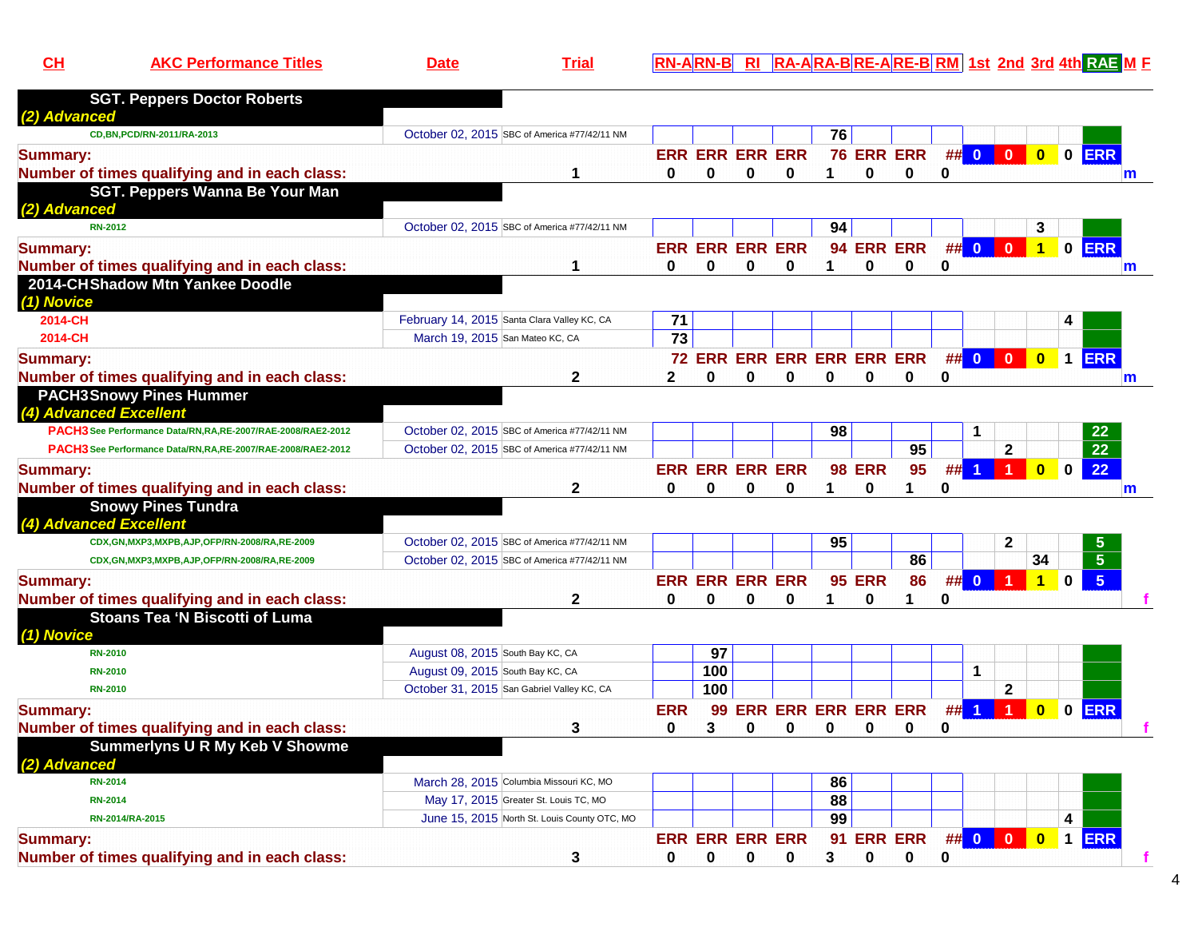| CH | AKC Performance Titles | Date | Trial | RN-A | RN-B | RI | RA-A | RA-B | RE-A | RE-B | RM | 1st | 2nd | 3rd | 4th | RAE | M | F |
|---|---|---|---|---|---|---|---|---|---|---|---|---|---|---|---|---|---|---|
| **SGT. Peppers Doctor Roberts** | | | | | | | | | | | | | | | | | | |
| *(2) Advanced* | | | | | | | | | | | | | | | | | | |
| | CD,BN,PCD/RN-2011/RA-2013 | October 02, 2015 | SBC of America #77/42/11 NM | | | | | 76 | | | | | | | | | | |
| **Summary:** | | | | ERR | ERR | ERR | ERR | 76 | ERR | ERR | ## | 0 | 0 | 0 | 0 | ERR | | |
| **Number of times qualifying and in each class:** | | | 1 | 0 | 0 | 0 | 0 | 1 | 0 | 0 | 0 | | | | | | m | |
| **SGT. Peppers Wanna Be Your Man** | | | | | | | | | | | | | | | | | | |
| *(2) Advanced* | | | | | | | | | | | | | | | | | | |
| | RN-2012 | October 02, 2015 | SBC of America #77/42/11 NM | | | | | 94 | | | | | | 3 | | | | |
| **Summary:** | | | | ERR | ERR | ERR | ERR | 94 | ERR | ERR | ## | 0 | 0 | 1 | 0 | ERR | | |
| **Number of times qualifying and in each class:** | | | 1 | 0 | 0 | 0 | 0 | 1 | 0 | 0 | 0 | | | | | | m | |
| 2014-CH | **Shadow Mtn Yankee Doodle** | | | | | | | | | | | | | | | | | |
| *(1) Novice* | | | | | | | | | | | | | | | | | | |
| 2014-CH | | February 14, 2015 | Santa Clara Valley KC, CA | 71 | | | | | | | | | | | 4 | | | |
| 2014-CH | | March 19, 2015 | San Mateo KC, CA | 73 | | | | | | | | | | | | | | |
| **Summary:** | | | | 72 | ERR | ERR | ERR | ERR | ERR | ERR | ## | 0 | 0 | 0 | 1 | ERR | | |
| **Number of times qualifying and in each class:** | | | 2 | 2 | 0 | 0 | 0 | 0 | 0 | 0 | 0 | | | | | | m | |
| PACH3 | **Snowy Pines Hummer** | | | | | | | | | | | | | | | | | |
| *(4) Advanced Excellent* | | | | | | | | | | | | | | | | | | |
| PACH3 | See Performance Data/RN,RA,RE-2007/RAE-2008/RAE2-2012 | October 02, 2015 | SBC of America #77/42/11 NM | | | | | 98 | | | | 1 | | | | 22 | | |
| PACH3 | See Performance Data/RN,RA,RE-2007/RAE-2008/RAE2-2012 | October 02, 2015 | SBC of America #77/42/11 NM | | | | | | | 95 | | | 2 | | | 22 | | |
| **Summary:** | | | | ERR | ERR | ERR | ERR | 98 | ERR | 95 | ## | 1 | 1 | 0 | 0 | 22 | | |
| **Number of times qualifying and in each class:** | | | 2 | 0 | 0 | 0 | 0 | 1 | 0 | 1 | 0 | | | | | | m | |
| **Snowy Pines Tundra** | | | | | | | | | | | | | | | | | | |
| *(4) Advanced Excellent* | | | | | | | | | | | | | | | | | | |
| | CDX,GN,MXP3,MXPB,AJP,OFP/RN-2008/RA,RE-2009 | October 02, 2015 | SBC of America #77/42/11 NM | | | | | 95 | | | | | 2 | | | 5 | | |
| | CDX,GN,MXP3,MXPB,AJP,OFP/RN-2008/RA,RE-2009 | October 02, 2015 | SBC of America #77/42/11 NM | | | | | | | 86 | | | | 34 | | 5 | | |
| **Summary:** | | | | ERR | ERR | ERR | ERR | 95 | ERR | 86 | ## | 0 | 1 | 1 | 0 | 5 | | |
| **Number of times qualifying and in each class:** | | | 2 | 0 | 0 | 0 | 0 | 1 | 0 | 1 | 0 | | | | | | | f |
| **Stoans Tea 'N Biscotti of Luma** | | | | | | | | | | | | | | | | | | |
| *(1) Novice* | | | | | | | | | | | | | | | | | | |
| | RN-2010 | August 08, 2015 | South Bay KC, CA | | 97 | | | | | | | | | | | | | |
| | RN-2010 | August 09, 2015 | South Bay KC, CA | | 100 | | | | | | | 1 | | | | | | |
| | RN-2010 | October 31, 2015 | San Gabriel Valley KC, CA | | 100 | | | | | | | | 2 | | | | | |
| **Summary:** | | | | ERR | 99 | ERR | ERR | ERR | ERR | ERR | ## | 1 | 1 | 0 | 0 | ERR | | |
| **Number of times qualifying and in each class:** | | | 3 | 0 | 3 | 0 | 0 | 0 | 0 | 0 | 0 | | | | | | | f |
| **Summerlyns U R My Keb V Showme** | | | | | | | | | | | | | | | | | | |
| *(2) Advanced* | | | | | | | | | | | | | | | | | | |
| | RN-2014 | March 28, 2015 | Columbia Missouri KC, MO | | | | | 86 | | | | | | | | | | |
| | RN-2014 | May 17, 2015 | Greater St. Louis TC, MO | | | | | 88 | | | | | | | | | | |
| | RN-2014/RA-2015 | June 15, 2015 | North St. Louis County OTC, MO | | | | | 99 | | | | | | | 4 | | | |
| **Summary:** | | | | ERR | ERR | ERR | ERR | 91 | ERR | ERR | ## | 0 | 0 | 0 | 1 | ERR | | |
| **Number of times qualifying and in each class:** | | | 3 | 0 | 0 | 0 | 0 | 3 | 0 | 0 | 0 | | | | | | | f |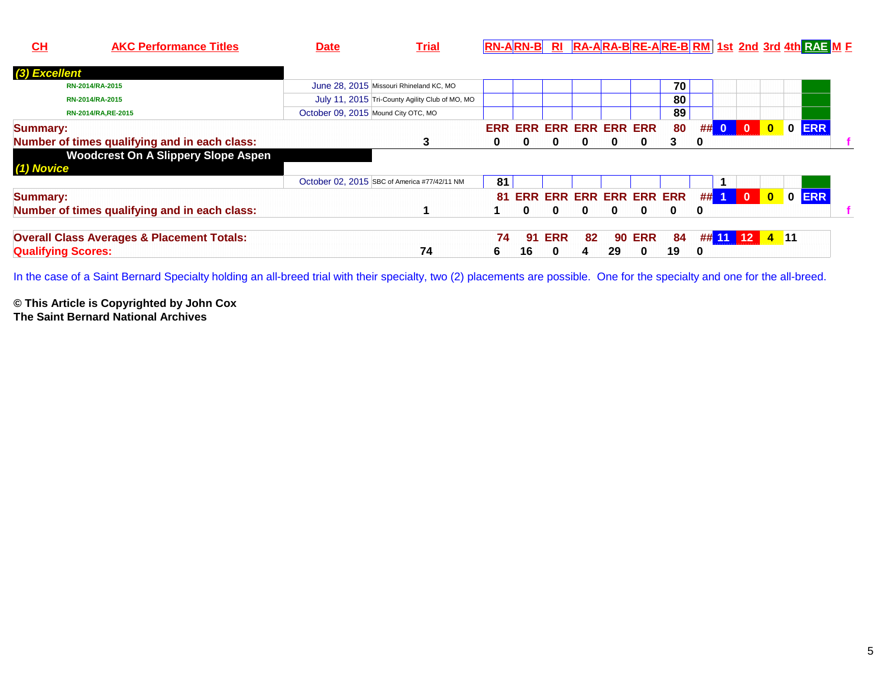| CH | AKC Performance Titles | Date | Trial | RN-A | RN-B | RI | RA-A | RA-B | RE-A | RE-B | RM | 1st | 2nd | 3rd | 4th | RAE | M | F |
|---|---|---|---|---|---|---|---|---|---|---|---|---|---|---|---|---|---|---|
| ***(3) Excellent*** | | | | | | | | | | | | | | | | | | |
| | RN-2014/RA-2015 | June 28, 2015 | Missouri Rhineland KC, MO | | | | | | | 70 | | | | | | | | |
| | RN-2014/RA-2015 | July 11, 2015 | Tri-County Agility Club of MO, MO | | | | | | | 80 | | | | | | | | |
| | RN-2014/RA,RE-2015 | October 09, 2015 | Mound City OTC, MO | | | | | | | 89 | | | | | | | | |
| **Summary:** | | | | ERR | ERR | ERR | ERR | ERR | ERR | 80 | ## | 0 | 0 | 0 | 0 | ERR | | |
| **Number of times qualifying and in each class:** | | | 3 | 0 | 0 | 0 | 0 | 0 | 0 | 3 | 0 | | | | | | | f |
| **Woodcrest On A Slippery Slope Aspen** | | | | | | | | | | | | | | | | | | |
| ***(1) Novice*** | | | | | | | | | | | | | | | | | | |
| | | October 02, 2015 | SBC of America #77/42/11 NM | 81 | | | | | | | | 1 | | | | | | |
| **Summary:** | | | | 81 | ERR | ERR | ERR | ERR | ERR | ERR | ## | 1 | 0 | 0 | 0 | ERR | | |
| **Number of times qualifying and in each class:** | | | 1 | 1 | 0 | 0 | 0 | 0 | 0 | 0 | 0 | | | | | | | f |
| **Overall Class Averages & Placement Totals:** | | | | 74 | 91 | ERR | 82 | 90 | ERR | 84 | ## | 11 | 12 | 4 | 11 | | | |
| **Qualifying Scores:** | | | 74 | 6 | 16 | 0 | 4 | 29 | 0 | 19 | 0 | | | | | | | |

In the case of a Saint Bernard Specialty holding an all-breed trial with their specialty, two (2) placements are possible. One for the specialty and one for the all-breed.

**© This Article is Copyrighted by John Cox**
**The Saint Bernard National Archives**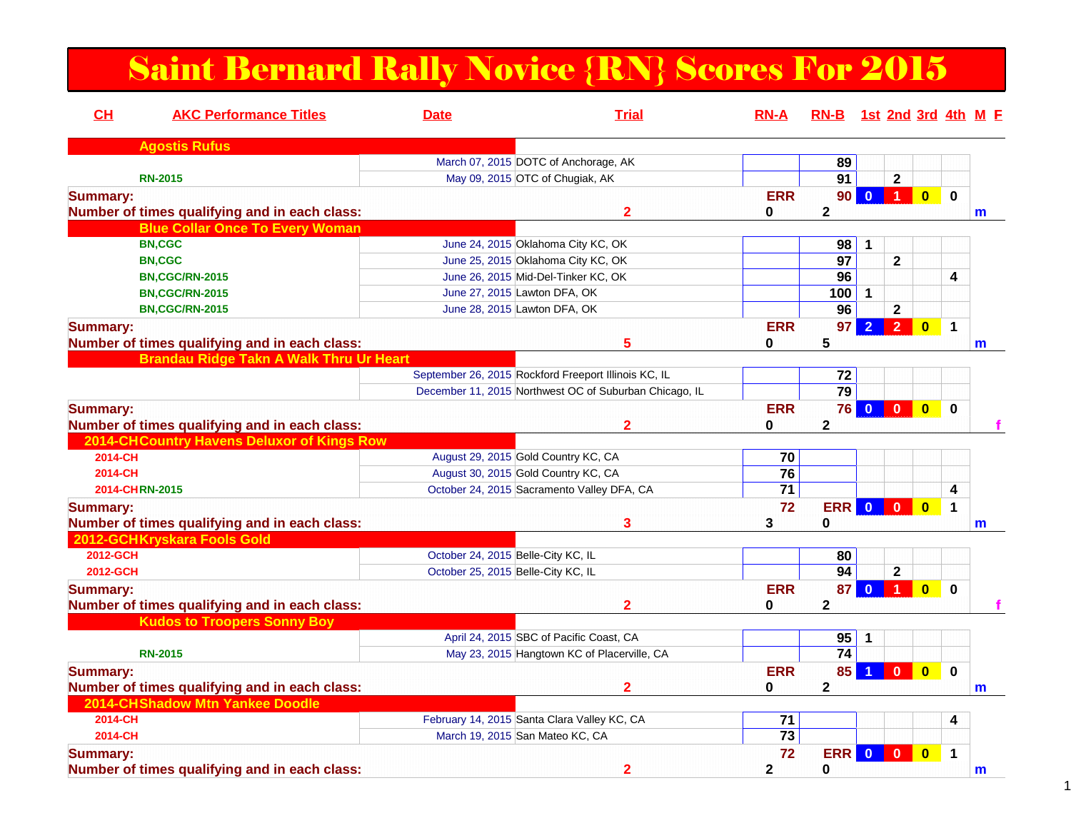# Saint Bernard Rally Novice {RN} Scores For 2015

| CH | AKC Performance Titles | Date | Trial | RN-A | RN-B | 1st | 2nd | 3rd | 4th | M | F |
|---|---|---|---|---|---|---|---|---|---|---|---|
| | **Agostis Rufus** | | | | | | | | | | |
| | | March 07, 2015 | DOTC of Anchorage, AK | | 89 | | | | | | |
| | RN-2015 | May 09, 2015 | OTC of Chugiak, AK | | 91 | | 2 | | | | |
| **Summary:** | | | | ERR | 90 | 0 | 1 | 0 | 0 | | |
| **Number of times qualifying and in each class:** | | | 2 | 0 | 2 | | | | | m | |
| | **Blue Collar Once To Every Woman** | | | | | | | | | | |
| | BN,CGC | June 24, 2015 | Oklahoma City KC, OK | | 98 | 1 | | | | | |
| | BN,CGC | June 25, 2015 | Oklahoma City KC, OK | | 97 | | 2 | | | | |
| | BN,CGC/RN-2015 | June 26, 2015 | Mid-Del-Tinker KC, OK | | 96 | | | | 4 | | |
| | BN,CGC/RN-2015 | June 27, 2015 | Lawton DFA, OK | | 100 | 1 | | | | | |
| | BN,CGC/RN-2015 | June 28, 2015 | Lawton DFA, OK | | 96 | | 2 | | | | |
| **Summary:** | | | | ERR | 97 | 2 | 2 | 0 | 1 | | |
| **Number of times qualifying and in each class:** | | | 5 | 0 | 5 | | | | | m | |
| | **Brandau Ridge Takn A Walk Thru Ur Heart** | | | | | | | | | | |
| | | September 26, 2015 | Rockford Freeport Illinois KC, IL | | 72 | | | | | | |
| | | December 11, 2015 | Northwest OC of Suburban Chicago, IL | | 79 | | | | | | |
| **Summary:** | | | | ERR | 76 | 0 | 0 | 0 | 0 | | |
| **Number of times qualifying and in each class:** | | | 2 | 0 | 2 | | | | | | f |
| 2014-CH | **Country Havens Deluxor of Kings Row** | | | | | | | | | | |
| 2014-CH | | August 29, 2015 | Gold Country KC, CA | 70 | | | | | | | |
| 2014-CH | | August 30, 2015 | Gold Country KC, CA | 76 | | | | | | | |
| 2014-CH | RN-2015 | October 24, 2015 | Sacramento Valley DFA, CA | 71 | | | | | 4 | | |
| **Summary:** | | | | 72 | ERR | 0 | 0 | 0 | 1 | | |
| **Number of times qualifying and in each class:** | | | 3 | 3 | 0 | | | | | m | |
| 2012-GCH | **Kryskara Fools Gold** | | | | | | | | | | |
| 2012-GCH | | October 24, 2015 | Belle-City KC, IL | | 80 | | | | | | |
| 2012-GCH | | October 25, 2015 | Belle-City KC, IL | | 94 | | 2 | | | | |
| **Summary:** | | | | ERR | 87 | 0 | 1 | 0 | 0 | | |
| **Number of times qualifying and in each class:** | | | 2 | 0 | 2 | | | | | | f |
| | **Kudos to Troopers Sonny Boy** | | | | | | | | | | |
| | | April 24, 2015 | SBC of Pacific Coast, CA | | 95 | 1 | | | | | |
| | RN-2015 | May 23, 2015 | Hangtown KC of Placerville, CA | | 74 | | | | | | |
| **Summary:** | | | | ERR | 85 | 1 | 0 | 0 | 0 | | |
| **Number of times qualifying and in each class:** | | | 2 | 0 | 2 | | | | | m | |
| 2014-CH | **Shadow Mtn Yankee Doodle** | | | | | | | | | | |
| 2014-CH | | February 14, 2015 | Santa Clara Valley KC, CA | 71 | | | | | 4 | | |
| 2014-CH | | March 19, 2015 | San Mateo KC, CA | 73 | | | | | | | |
| **Summary:** | | | | 72 | ERR | 0 | 0 | 0 | 1 | | |
| **Number of times qualifying and in each class:** | | | 2 | 2 | 0 | | | | | m | |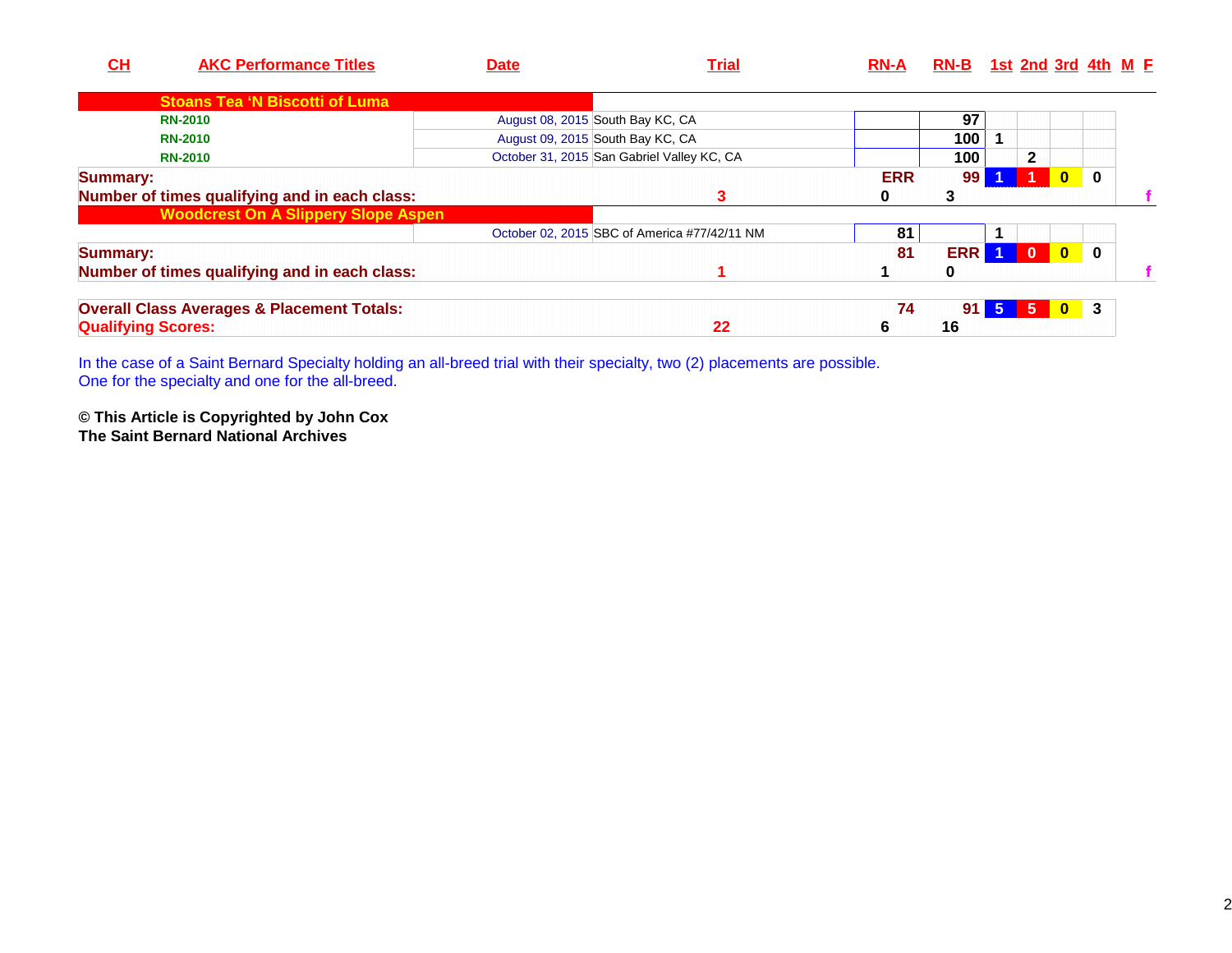| CH | AKC Performance Titles | Date | Trial | RN-A | RN-B | 1st | 2nd | 3rd | 4th | M | F |
|---|---|---|---|---|---|---|---|---|---|---|---|
| **Stoans Tea 'N Biscotti of Luma** | | | | | | | | | | | |
| | RN-2010 | August 08, 2015 | South Bay KC, CA | | 97 | | | | | | |
| | RN-2010 | August 09, 2015 | South Bay KC, CA | | 100 | 1 | | | | | |
| | RN-2010 | October 31, 2015 | San Gabriel Valley KC, CA | | 100 | | 2 | | | | |
| **Summary:** | | | | ERR | 99 | 1 | 1 | 0 | 0 | | |
| **Number of times qualifying and in each class:** | | | 3 | 0 | 3 | | | | | | f |
| **Woodcrest On A Slippery Slope Aspen** | | | | | | | | | | | |
| | | October 02, 2015 | SBC of America #77/42/11 NM | 81 | | 1 | | | | | |
| **Summary:** | | | | 81 | ERR | 1 | 0 | 0 | 0 | | |
| **Number of times qualifying and in each class:** | | | 1 | 1 | 0 | | | | | | f |
| **Overall Class Averages & Placement Totals:** | | | | 74 | 91 | 5 | 5 | 0 | 3 | | |
| **Qualifying Scores:** | | | 22 | 6 | 16 | | | | | | |

In the case of a Saint Bernard Specialty holding an all-breed trial with their specialty, two (2) placements are possible.
One for the specialty and one for the all-breed.

**© This Article is Copyrighted by John Cox**
**The Saint Bernard National Archives**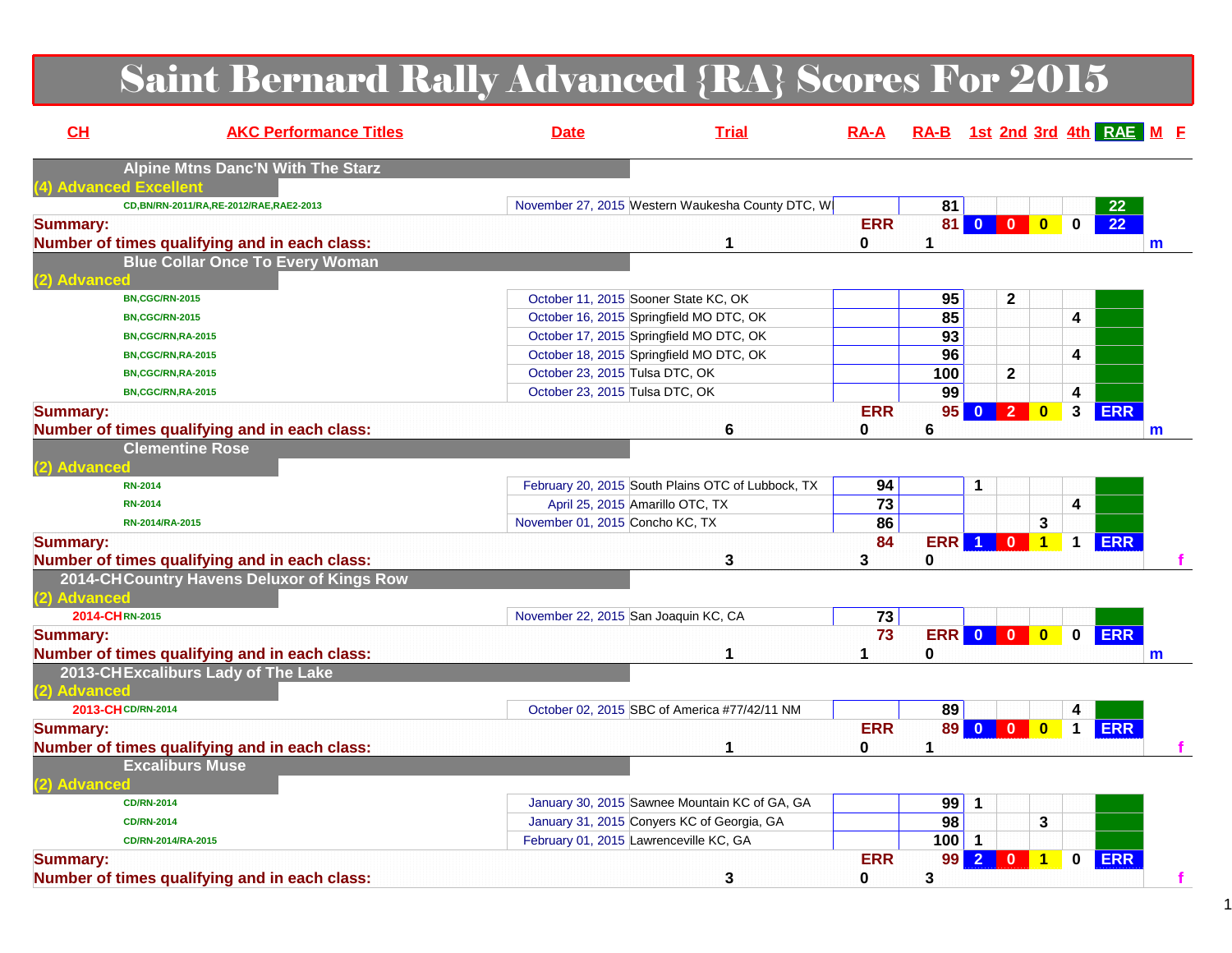# Saint Bernard Rally Advanced {RA} Scores For 2015

| CH | AKC Performance Titles | Date | Trial | RA-A | RA-B | 1st | 2nd | 3rd | 4th | RAE | M | F |
|---|---|---|---|---|---|---|---|---|---|---|---|---|
| | **Alpine Mtns Danc'N With The Starz** | | | | | | | | | | | |
| | **(4) Advanced Excellent** | | | | | | | | | | | |
| | CD,BN/RN-2011/RA,RE-2012/RAE,RAE2-2013 | November 27, 2015 | Western Waukesha County DTC, W | | 81 | | | | | 22 | | |
| **Summary:** | | | | ERR | 81 | 0 | 0 | 0 | 0 | 22 | | |
| **Number of times qualifying and in each class:** | | | 1 | 0 | 1 | | | | | | m | |
| | **Blue Collar Once To Every Woman** | | | | | | | | | | | |
| | **(2) Advanced** | | | | | | | | | | | |
| | BN,CGC/RN-2015 | October 11, 2015 | Sooner State KC, OK | | 95 | | 2 | | | | | |
| | BN,CGC/RN-2015 | October 16, 2015 | Springfield MO DTC, OK | | 85 | | | | 4 | | | |
| | BN,CGC/RN,RA-2015 | October 17, 2015 | Springfield MO DTC, OK | | 93 | | | | | | | |
| | BN,CGC/RN,RA-2015 | October 18, 2015 | Springfield MO DTC, OK | | 96 | | | | 4 | | | |
| | BN,CGC/RN,RA-2015 | October 23, 2015 | Tulsa DTC, OK | | 100 | | 2 | | | | | |
| | BN,CGC/RN,RA-2015 | October 23, 2015 | Tulsa DTC, OK | | 99 | | | | 4 | | | |
| **Summary:** | | | | ERR | 95 | 0 | 2 | 0 | 3 | ERR | | |
| **Number of times qualifying and in each class:** | | | 6 | 0 | 6 | | | | | | m | |
| | **Clementine Rose** | | | | | | | | | | | |
| | **(2) Advanced** | | | | | | | | | | | |
| | RN-2014 | February 20, 2015 | South Plains OTC of Lubbock, TX | 94 | | 1 | | | | | | |
| | RN-2014 | April 25, 2015 | Amarillo OTC, TX | 73 | | | | | 4 | | | |
| | RN-2014/RA-2015 | November 01, 2015 | Concho KC, TX | 86 | | | | 3 | | | | |
| **Summary:** | | | | 84 | ERR | 1 | 0 | 1 | 1 | ERR | | |
| **Number of times qualifying and in each class:** | | | 3 | 3 | 0 | | | | | | | f |
| 2014-CH | **Country Havens Deluxor of Kings Row** | | | | | | | | | | | |
| | **(2) Advanced** | | | | | | | | | | | |
| 2014-CH | RN-2015 | November 22, 2015 | San Joaquin KC, CA | 73 | | | | | | | | |
| **Summary:** | | | | 73 | ERR | 0 | 0 | 0 | 0 | ERR | | |
| **Number of times qualifying and in each class:** | | | 1 | 1 | 0 | | | | | | m | |
| 2013-CH | **Excaliburs Lady of The Lake** | | | | | | | | | | | |
| | **(2) Advanced** | | | | | | | | | | | |
| 2013-CH | CD/RN-2014 | October 02, 2015 | SBC of America #77/42/11 NM | | 89 | | | | 4 | | | |
| **Summary:** | | | | ERR | 89 | 0 | 0 | 0 | 1 | ERR | | |
| **Number of times qualifying and in each class:** | | | 1 | 0 | 1 | | | | | | | f |
| | **Excaliburs Muse** | | | | | | | | | | | |
| | **(2) Advanced** | | | | | | | | | | | |
| | CD/RN-2014 | January 30, 2015 | Sawnee Mountain KC of GA, GA | | 99 | 1 | | | | | | |
| | CD/RN-2014 | January 31, 2015 | Conyers KC of Georgia, GA | | 98 | | | 3 | | | | |
| | CD/RN-2014/RA-2015 | February 01, 2015 | Lawrenceville KC, GA | | 100 | 1 | | | | | | |
| **Summary:** | | | | ERR | 99 | 2 | 0 | 1 | 0 | ERR | | |
| **Number of times qualifying and in each class:** | | | 3 | 0 | 3 | | | | | | | f |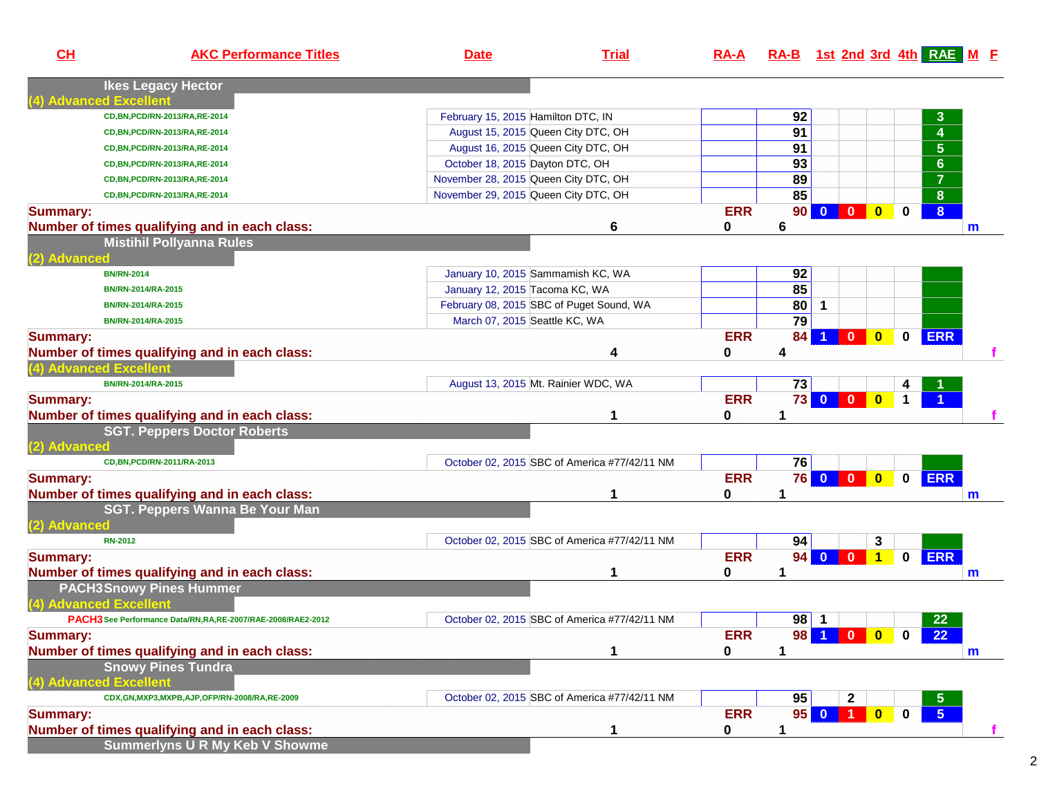| CH | AKC Performance Titles | Date | Trial | RA-A | RA-B | 1st | 2nd | 3rd | 4th | RAE | M | F |
|---|---|---|---|---|---|---|---|---|---|---|---|---|
| | **Ikes Legacy Hector** | | | | | | | | | | | |
| | **(4) Advanced Excellent** | | | | | | | | | | | |
| | CD,BN,PCD/RN-2013/RA,RE-2014 | February 15, 2015 | Hamilton DTC, IN | | 92 | | | | | 3 | | |
| | CD,BN,PCD/RN-2013/RA,RE-2014 | August 15, 2015 | Queen City DTC, OH | | 91 | | | | | 4 | | |
| | CD,BN,PCD/RN-2013/RA,RE-2014 | August 16, 2015 | Queen City DTC, OH | | 91 | | | | | 5 | | |
| | CD,BN,PCD/RN-2013/RA,RE-2014 | October 18, 2015 | Dayton DTC, OH | | 93 | | | | | 6 | | |
| | CD,BN,PCD/RN-2013/RA,RE-2014 | November 28, 2015 | Queen City DTC, OH | | 89 | | | | | 7 | | |
| | CD,BN,PCD/RN-2013/RA,RE-2014 | November 29, 2015 | Queen City DTC, OH | | 85 | | | | | 8 | | |
| **Summary:** | | | | ERR | 90 | 0 | 0 | 0 | 0 | 8 | | |
| **Number of times qualifying and in each class:** | | | 6 | 0 | 6 | | | | | | m | |
| | **Mistihil Pollyanna Rules** | | | | | | | | | | | |
| | **(2) Advanced** | | | | | | | | | | | |
| | BN/RN-2014 | January 10, 2015 | Sammamish KC, WA | | 92 | | | | | | | |
| | BN/RN-2014/RA-2015 | January 12, 2015 | Tacoma KC, WA | | 85 | | | | | | | |
| | BN/RN-2014/RA-2015 | February 08, 2015 | SBC of Puget Sound, WA | | 80 | 1 | | | | | | |
| | BN/RN-2014/RA-2015 | March 07, 2015 | Seattle KC, WA | | 79 | | | | | | | |
| **Summary:** | | | | ERR | 84 | 1 | 0 | 0 | 0 | ERR | | |
| **Number of times qualifying and in each class:** | | | 4 | 0 | 4 | | | | | | | f |
| | **(4) Advanced Excellent** | | | | | | | | | | | |
| | BN/RN-2014/RA-2015 | August 13, 2015 | Mt. Rainier WDC, WA | | 73 | | | | 4 | 1 | | |
| **Summary:** | | | | ERR | 73 | 0 | 0 | 0 | 1 | 1 | | |
| **Number of times qualifying and in each class:** | | | 1 | 0 | 1 | | | | | | | f |
| | **SGT. Peppers Doctor Roberts** | | | | | | | | | | | |
| | **(2) Advanced** | | | | | | | | | | | |
| | CD,BN,PCD/RN-2011/RA-2013 | October 02, 2015 | SBC of America #77/42/11 NM | | 76 | | | | | | | |
| **Summary:** | | | | ERR | 76 | 0 | 0 | 0 | 0 | ERR | | |
| **Number of times qualifying and in each class:** | | | 1 | 0 | 1 | | | | | | m | |
| | **SGT. Peppers Wanna Be Your Man** | | | | | | | | | | | |
| | **(2) Advanced** | | | | | | | | | | | |
| | RN-2012 | October 02, 2015 | SBC of America #77/42/11 NM | | 94 | | | 3 | | | | |
| **Summary:** | | | | ERR | 94 | 0 | 0 | 1 | 0 | ERR | | |
| **Number of times qualifying and in each class:** | | | 1 | 0 | 1 | | | | | | m | |
| PACH3 | **Snowy Pines Hummer** | | | | | | | | | | | |
| | **(4) Advanced Excellent** | | | | | | | | | | | |
| PACH3 | See Performance Data/RN,RA,RE-2007/RAE-2008/RAE2-2012 | October 02, 2015 | SBC of America #77/42/11 NM | | 98 | 1 | | | | 22 | | |
| **Summary:** | | | | ERR | 98 | 1 | 0 | 0 | 0 | 22 | | |
| **Number of times qualifying and in each class:** | | | 1 | 0 | 1 | | | | | | m | |
| | **Snowy Pines Tundra** | | | | | | | | | | | |
| | **(4) Advanced Excellent** | | | | | | | | | | | |
| | CDX,GN,MXP3,MXPB,AJP,OFP/RN-2008/RA,RE-2009 | October 02, 2015 | SBC of America #77/42/11 NM | | 95 | | 2 | | | 5 | | |
| **Summary:** | | | | ERR | 95 | 0 | 1 | 0 | 0 | 5 | | |
| **Number of times qualifying and in each class:** | | | 1 | 0 | 1 | | | | | | | f |
| | **Summerlyns U R My Keb V Showme** | | | | | | | | | | | |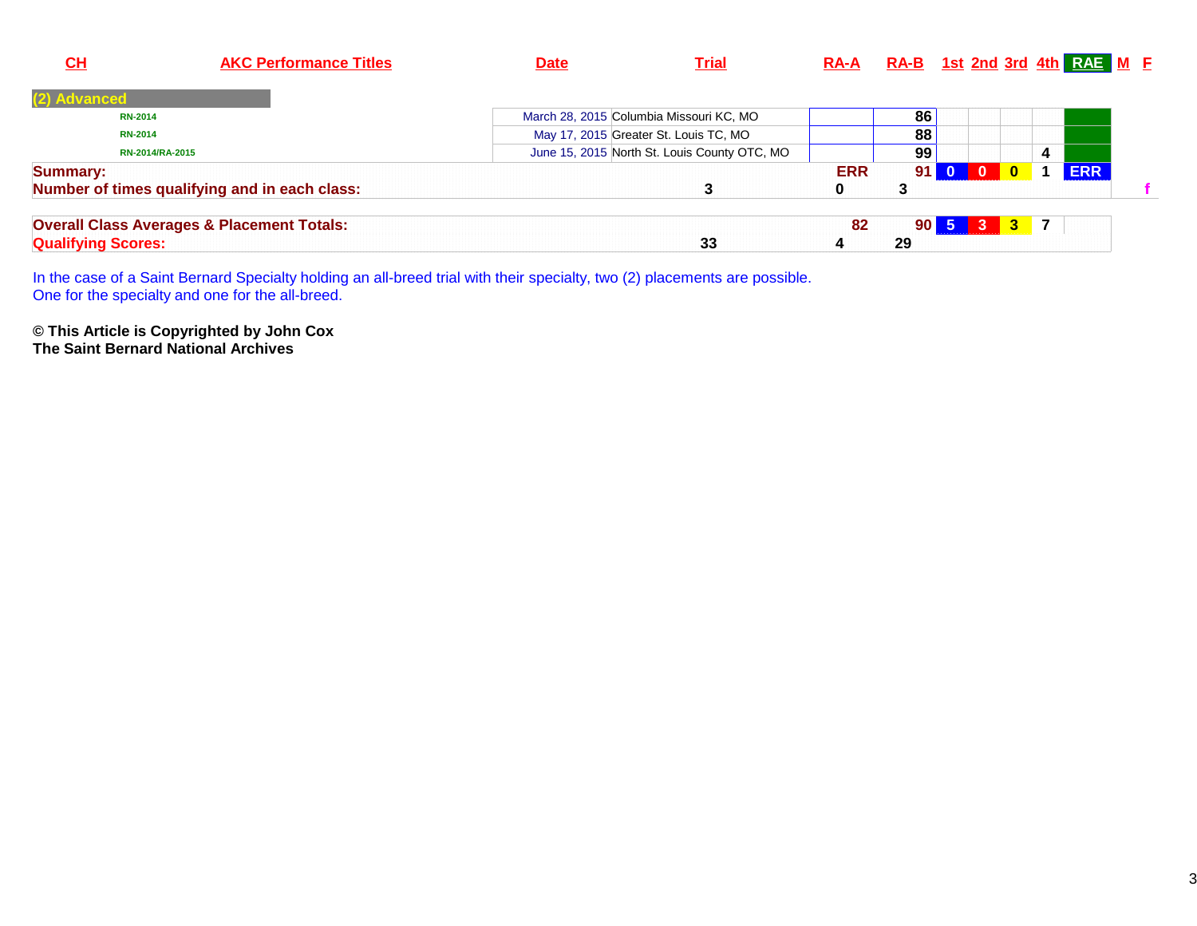| CH | AKC Performance Titles | Date | Trial | RA-A | RA-B | 1st | 2nd | 3rd | 4th | RAE | M | F |
|---|---|---|---|---|---|---|---|---|---|---|---|---|
| **(2) Advanced** | | | | | | | | | | | | |
| | RN-2014 | March 28, 2015 | Columbia Missouri KC, MO | | 86 | | | | | | | |
| | RN-2014 | May 17, 2015 | Greater St. Louis TC, MO | | 88 | | | | | | | |
| | RN-2014/RA-2015 | June 15, 2015 | North St. Louis County OTC, MO | | 99 | | | | 4 | | | |
| **Summary:** | | | | ERR | 91 | 0 | 0 | 0 | 1 | ERR | | |
| **Number of times qualifying and in each class:** | | | 3 | 0 | 3 | | | | | | | f |
| **Overall Class Averages & Placement Totals:** | | | | 82 | 90 | 5 | 3 | 3 | 7 | | | |
| **Qualifying Scores:** | | | 33 | 4 | 29 | | | | | | | |

In the case of a Saint Bernard Specialty holding an all-breed trial with their specialty, two (2) placements are possible.
One for the specialty and one for the all-breed.

**© This Article is Copyrighted by John Cox**
**The Saint Bernard National Archives**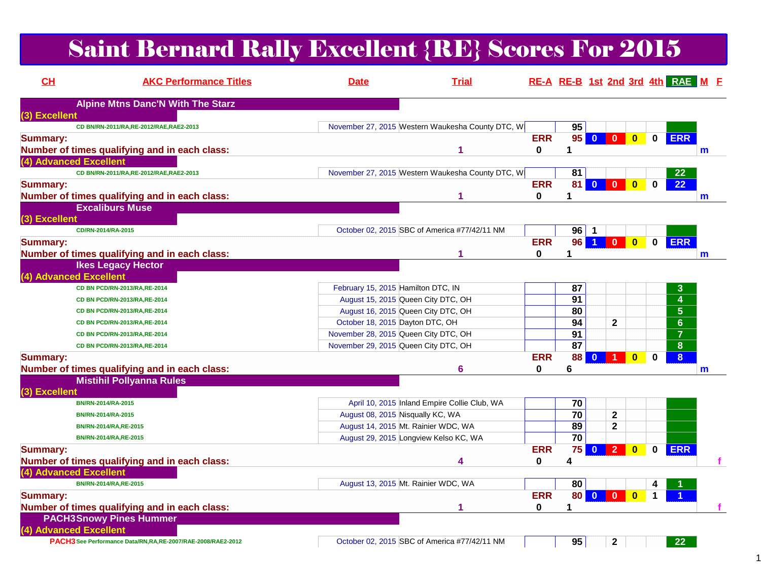# Saint Bernard Rally Excellent {RE} Scores For 2015

| CH | AKC Performance Titles | Date | Trial | RE-A | RE-B | 1st | 2nd | 3rd | 4th | RAE | M | F |
|---|---|---|---|---|---|---|---|---|---|---|---|---|
| | **Alpine Mtns Danc'N With The Starz** | | | | | | | | | | | |
| **(3) Excellent** | | | | | | | | | | | | |
| | CD BN/RN-2011/RA,RE-2012/RAE,RAE2-2013 | November 27, 2015 | Western Waukesha County DTC, W | | 95 | | | | | | | |
| **Summary:** | | | | ERR | 95 | 0 | 0 | 0 | 0 | ERR | | |
| **Number of times qualifying and in each class:** | | | 1 | 0 | 1 | | | | | | m | |
| **(4) Advanced Excellent** | | | | | | | | | | | | |
| | CD BN/RN-2011/RA,RE-2012/RAE,RAE2-2013 | November 27, 2015 | Western Waukesha County DTC, W | | 81 | | | | | 22 | | |
| **Summary:** | | | | ERR | 81 | 0 | 0 | 0 | 0 | 22 | | |
| **Number of times qualifying and in each class:** | | | 1 | 0 | 1 | | | | | | m | |
| | **Excaliburs Muse** | | | | | | | | | | | |
| **(3) Excellent** | | | | | | | | | | | | |
| | CD/RN-2014/RA-2015 | October 02, 2015 | SBC of America #77/42/11 NM | | 96 | 1 | | | | | | |
| **Summary:** | | | | ERR | 96 | 1 | 0 | 0 | 0 | ERR | | |
| **Number of times qualifying and in each class:** | | | 1 | 0 | 1 | | | | | | m | |
| | **Ikes Legacy Hector** | | | | | | | | | | | |
| **(4) Advanced Excellent** | | | | | | | | | | | | |
| | CD BN PCD/RN-2013/RA,RE-2014 | February 15, 2015 | Hamilton DTC, IN | | 87 | | | | | 3 | | |
| | CD BN PCD/RN-2013/RA,RE-2014 | August 15, 2015 | Queen City DTC, OH | | 91 | | | | | 4 | | |
| | CD BN PCD/RN-2013/RA,RE-2014 | August 16, 2015 | Queen City DTC, OH | | 80 | | | | | 5 | | |
| | CD BN PCD/RN-2013/RA,RE-2014 | October 18, 2015 | Dayton DTC, OH | | 94 | | 2 | | | 6 | | |
| | CD BN PCD/RN-2013/RA,RE-2014 | November 28, 2015 | Queen City DTC, OH | | 91 | | | | | 7 | | |
| | CD BN PCD/RN-2013/RA,RE-2014 | November 29, 2015 | Queen City DTC, OH | | 87 | | | | | 8 | | |
| **Summary:** | | | | ERR | 88 | 0 | 1 | 0 | 0 | 8 | | |
| **Number of times qualifying and in each class:** | | | 6 | 0 | 6 | | | | | | m | |
| | **Mistihil Pollyanna Rules** | | | | | | | | | | | |
| **(3) Excellent** | | | | | | | | | | | | |
| | BN/RN-2014/RA-2015 | April 10, 2015 | Inland Empire Collie Club, WA | | 70 | | | | | | | |
| | BN/RN-2014/RA-2015 | August 08, 2015 | Nisqually KC, WA | | 70 | | 2 | | | | | |
| | BN/RN-2014/RA,RE-2015 | August 14, 2015 | Mt. Rainier WDC, WA | | 89 | | 2 | | | | | |
| | BN/RN-2014/RA,RE-2015 | August 29, 2015 | Longview Kelso KC, WA | | 70 | | | | | | | |
| **Summary:** | | | | ERR | 75 | 0 | 2 | 0 | 0 | ERR | | |
| **Number of times qualifying and in each class:** | | | 4 | 0 | 4 | | | | | | | f |
| **(4) Advanced Excellent** | | | | | | | | | | | | |
| | BN/RN-2014/RA,RE-2015 | August 13, 2015 | Mt. Rainier WDC, WA | | 80 | | | | 4 | 1 | | |
| **Summary:** | | | | ERR | 80 | 0 | 0 | 0 | 1 | 1 | | |
| **Number of times qualifying and in each class:** | | | 1 | 0 | 1 | | | | | | | f |
| | **PACH3 Snowy Pines Hummer** | | | | | | | | | | | |
| **(4) Advanced Excellent** | | | | | | | | | | | | |
| PACH3 | See Performance Data/RN,RA,RE-2007/RAE-2008/RAE2-2012 | October 02, 2015 | SBC of America #77/42/11 NM | | 95 | | 2 | | | 22 | | |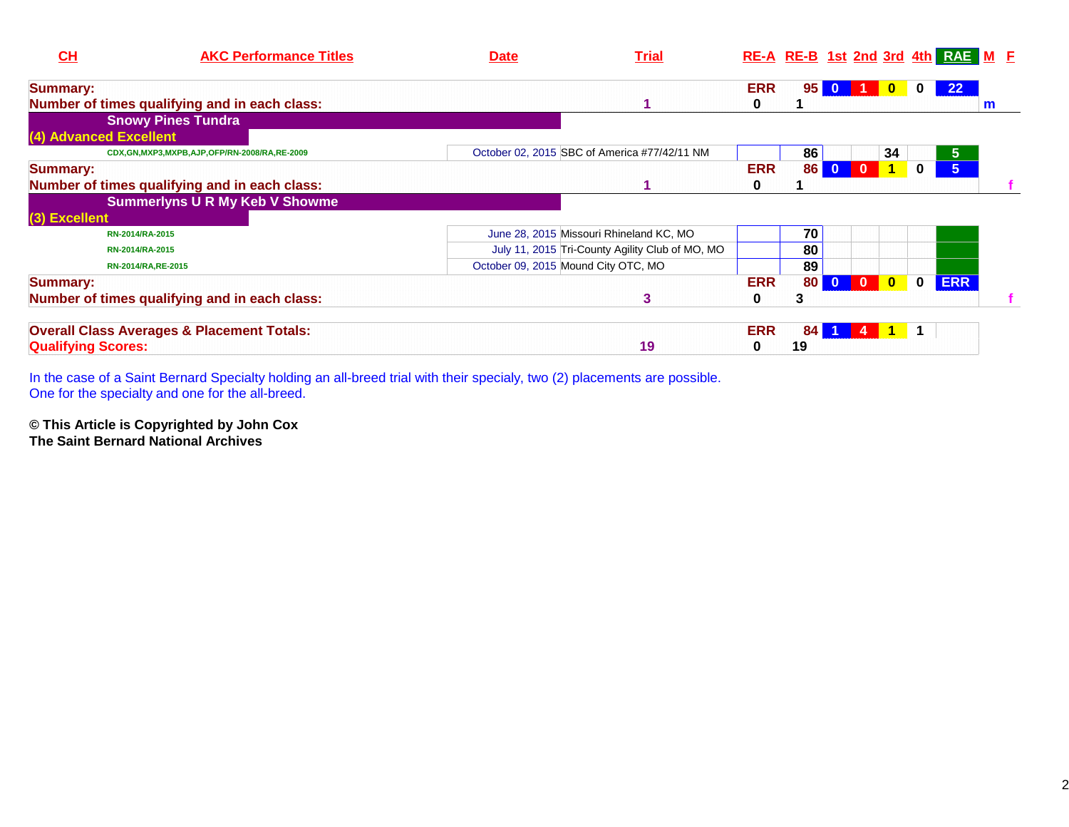| CH | AKC Performance Titles | Date | Trial | RE-A | RE-B | 1st | 2nd | 3rd | 4th | RAE | M | F |
|---|---|---|---|---|---|---|---|---|---|---|---|---|
| Summary: | | | | ERR | 95 | 0 | 1 | 0 | 0 | 22 | | |
| Number of times qualifying and in each class: | | | 1 | 0 | 1 | | | | | | m | |
| **Snowy Pines Tundra** | | | | | | | | | | | | |
| (4) Advanced Excellent | | | | | | | | | | | | |
| | CDX,GN,MXP3,MXPB,AJP,OFP/RN-2008/RA,RE-2009 | October 02, 2015 | SBC of America #77/42/11 NM | | 86 | | | 34 | | 5 | | |
| Summary: | | | | ERR | 86 | 0 | 0 | 1 | 0 | 5 | | |
| Number of times qualifying and in each class: | | | 1 | 0 | 1 | | | | | | | f |
| **Summerlyns U R My Keb V Showme** | | | | | | | | | | | | |
| (3) Excellent | | | | | | | | | | | | |
| | RN-2014/RA-2015 | June 28, 2015 | Missouri Rhineland KC, MO | | 70 | | | | | | | |
| | RN-2014/RA-2015 | July 11, 2015 | Tri-County Agility Club of MO, MO | | 80 | | | | | | | |
| | RN-2014/RA,RE-2015 | October 09, 2015 | Mound City OTC, MO | | 89 | | | | | | | |
| Summary: | | | | ERR | 80 | 0 | 0 | 0 | 0 | ERR | | |
| Number of times qualifying and in each class: | | | 3 | 0 | 3 | | | | | | | f |

| | | | | | | | | |
|---|---|---|---|---|---|---|---|---|
| Overall Class Averages & Placement Totals: | | ERR | 84 | 1 | 4 | 1 | 1 | |
| Qualifying Scores: | 19 | 0 | 19 | | | | | |

In the case of a Saint Bernard Specialty holding an all-breed trial with their specialy, two (2) placements are possible.
One for the specialty and one for the all-breed.

**© This Article is Copyrighted by John Cox**
**The Saint Bernard National Archives**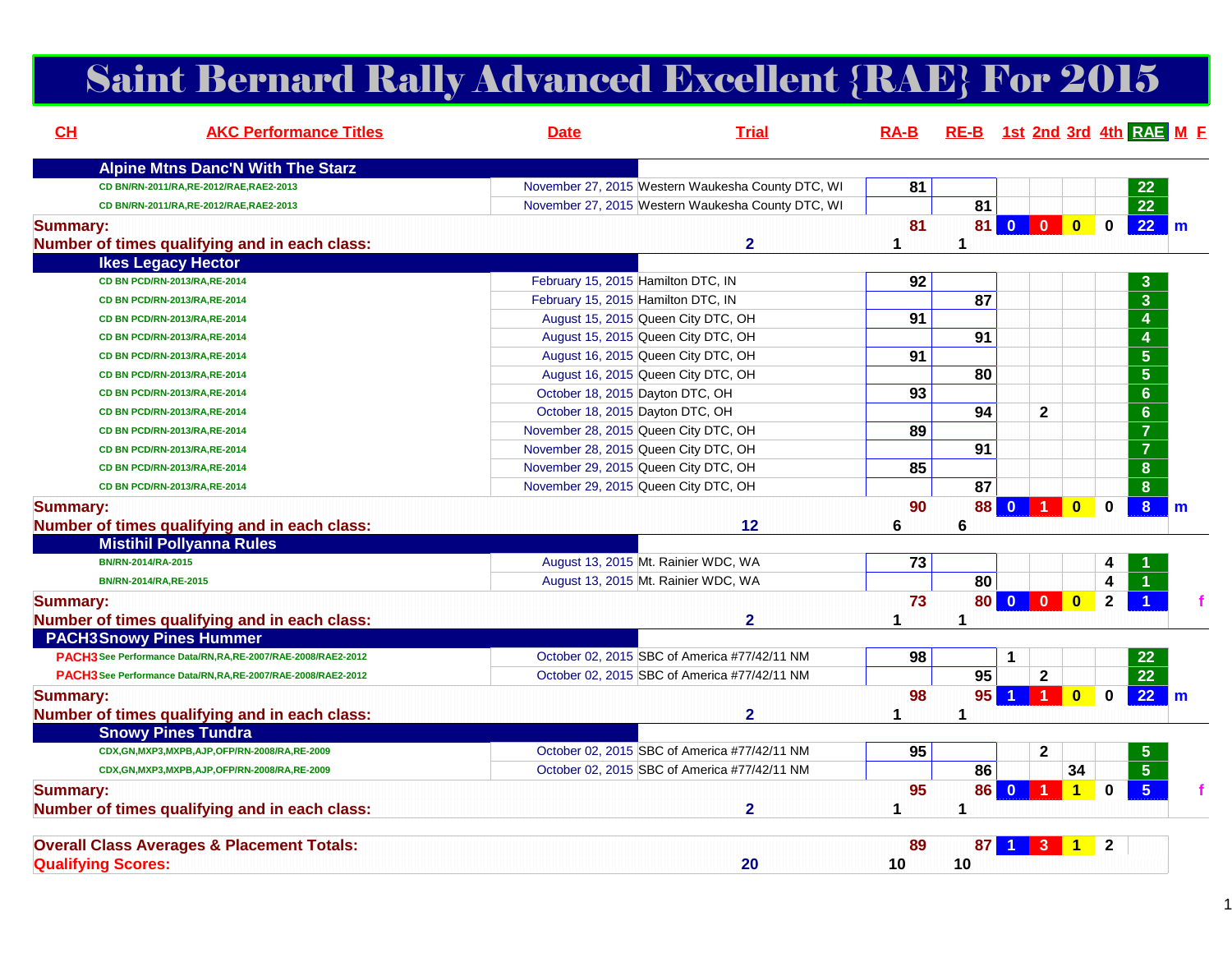# Saint Bernard Rally Advanced Excellent {RAE} For 2015

| CH | AKC Performance Titles | Date | Trial | RA-B | RE-B | 1st | 2nd | 3rd | 4th | RAE | M | F |
|---|---|---|---|---|---|---|---|---|---|---|---|---|
| | **Alpine Mtns Danc'N With The Starz** | | | | | | | | | | | |
| | CD BN/RN-2011/RA,RE-2012/RAE,RAE2-2013 | November 27, 2015 | Western Waukesha County DTC, WI | 81 | | | | | | 22 | | |
| | CD BN/RN-2011/RA,RE-2012/RAE,RAE2-2013 | November 27, 2015 | Western Waukesha County DTC, WI | | 81 | | | | | 22 | | |
| **Summary:** | | | | 81 | 81 | 0 | 0 | 0 | 0 | 22 | m | |
| **Number of times qualifying and in each class:** | | | 2 | 1 | 1 | | | | | | | |
| | **Ikes Legacy Hector** | | | | | | | | | | | |
| | CD BN PCD/RN-2013/RA,RE-2014 | February 15, 2015 | Hamilton DTC, IN | 92 | | | | | | 3 | | |
| | CD BN PCD/RN-2013/RA,RE-2014 | February 15, 2015 | Hamilton DTC, IN | | 87 | | | | | 3 | | |
| | CD BN PCD/RN-2013/RA,RE-2014 | August 15, 2015 | Queen City DTC, OH | 91 | | | | | | 4 | | |
| | CD BN PCD/RN-2013/RA,RE-2014 | August 15, 2015 | Queen City DTC, OH | | 91 | | | | | 4 | | |
| | CD BN PCD/RN-2013/RA,RE-2014 | August 16, 2015 | Queen City DTC, OH | 91 | | | | | | 5 | | |
| | CD BN PCD/RN-2013/RA,RE-2014 | August 16, 2015 | Queen City DTC, OH | | 80 | | | | | 5 | | |
| | CD BN PCD/RN-2013/RA,RE-2014 | October 18, 2015 | Dayton DTC, OH | 93 | | | | | | 6 | | |
| | CD BN PCD/RN-2013/RA,RE-2014 | October 18, 2015 | Dayton DTC, OH | | 94 | | 2 | | | 6 | | |
| | CD BN PCD/RN-2013/RA,RE-2014 | November 28, 2015 | Queen City DTC, OH | 89 | | | | | | 7 | | |
| | CD BN PCD/RN-2013/RA,RE-2014 | November 28, 2015 | Queen City DTC, OH | | 91 | | | | | 7 | | |
| | CD BN PCD/RN-2013/RA,RE-2014 | November 29, 2015 | Queen City DTC, OH | 85 | | | | | | 8 | | |
| | CD BN PCD/RN-2013/RA,RE-2014 | November 29, 2015 | Queen City DTC, OH | | 87 | | | | | 8 | | |
| **Summary:** | | | | 90 | 88 | 0 | 1 | 0 | 0 | 8 | m | |
| **Number of times qualifying and in each class:** | | | 12 | 6 | 6 | | | | | | | |
| | **Mistihil Pollyanna Rules** | | | | | | | | | | | |
| | BN/RN-2014/RA-2015 | August 13, 2015 | Mt. Rainier WDC, WA | 73 | | | | | 4 | 1 | | |
| | BN/RN-2014/RA,RE-2015 | August 13, 2015 | Mt. Rainier WDC, WA | | 80 | | | | 4 | 1 | | |
| **Summary:** | | | | 73 | 80 | 0 | 0 | 0 | 2 | 1 | | f |
| **Number of times qualifying and in each class:** | | | 2 | 1 | 1 | | | | | | | |
| PACH3 | **Snowy Pines Hummer** | | | | | | | | | | | |
| PACH3 | See Performance Data/RN,RA,RE-2007/RAE-2008/RAE2-2012 | October 02, 2015 | SBC of America #77/42/11 NM | 98 | | 1 | | | | 22 | | |
| PACH3 | See Performance Data/RN,RA,RE-2007/RAE-2008/RAE2-2012 | October 02, 2015 | SBC of America #77/42/11 NM | | 95 | | 2 | | | 22 | | |
| **Summary:** | | | | 98 | 95 | 1 | 1 | 0 | 0 | 22 | m | |
| **Number of times qualifying and in each class:** | | | 2 | 1 | 1 | | | | | | | |
| | **Snowy Pines Tundra** | | | | | | | | | | | |
| | CDX,GN,MXP3,MXPB,AJP,OFP/RN-2008/RA,RE-2009 | October 02, 2015 | SBC of America #77/42/11 NM | 95 | | | 2 | | | 5 | | |
| | CDX,GN,MXP3,MXPB,AJP,OFP/RN-2008/RA,RE-2009 | October 02, 2015 | SBC of America #77/42/11 NM | | 86 | | | 34 | | 5 | | |
| **Summary:** | | | | 95 | 86 | 0 | 1 | 1 | 0 | 5 | | f |
| **Number of times qualifying and in each class:** | | | 2 | 1 | 1 | | | | | | | |
| **Overall Class Averages & Placement Totals:** | | | | 89 | 87 | 1 | 3 | 1 | 2 | | | |
| **Qualifying Scores:** | | | 20 | 10 | 10 | | | | | | | |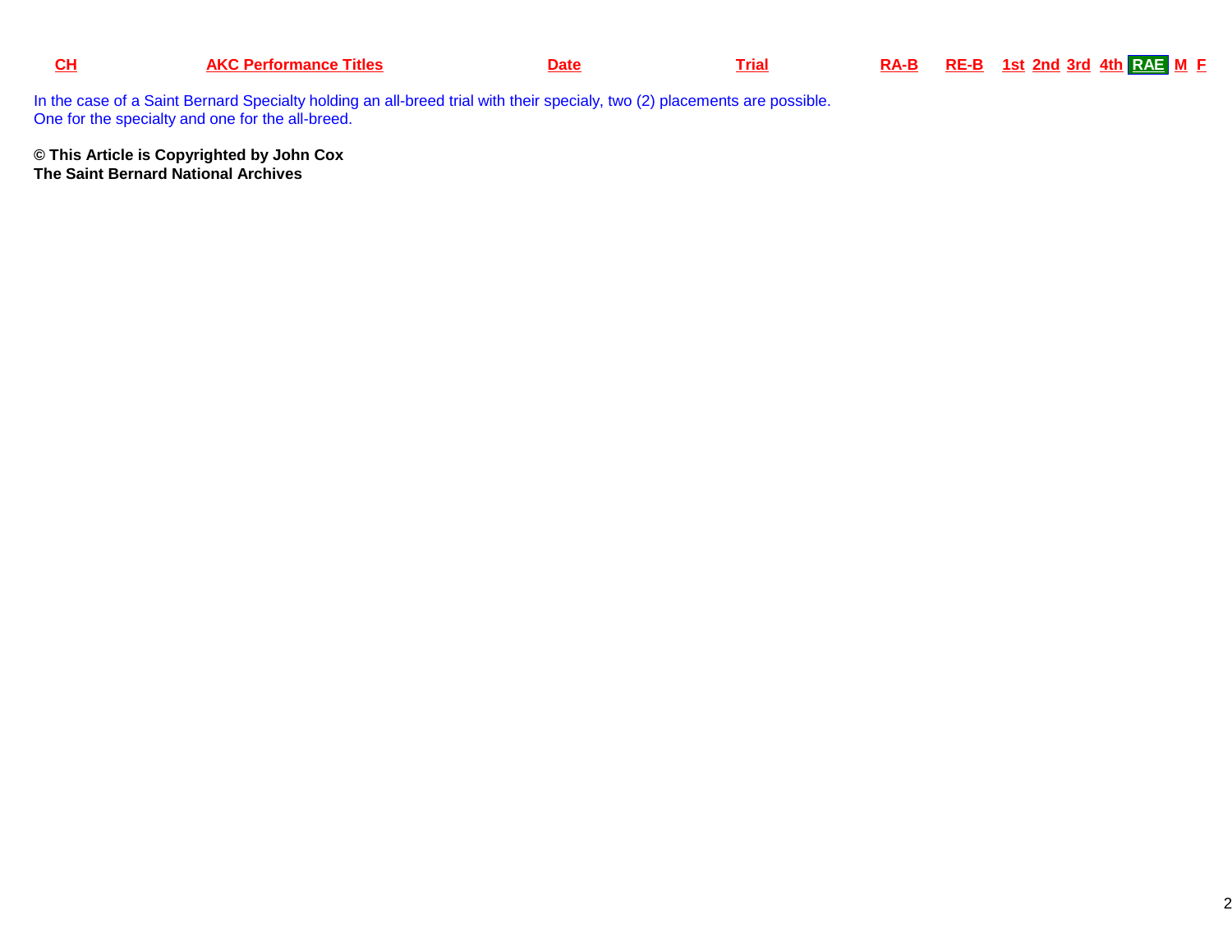| CH | AKC Performance Titles | Date | Trial | RA-B | RE-B | 1st | 2nd | 3rd | 4th | RAE | M | F |
|---|---|---|---|---|---|---|---|---|---|---|---|---|

In the case of a Saint Bernard Specialty holding an all-breed trial with their specialy, two (2) placements are possible.
One for the specialty and one for the all-breed.

**© This Article is Copyrighted by John Cox**
**The Saint Bernard National Archives**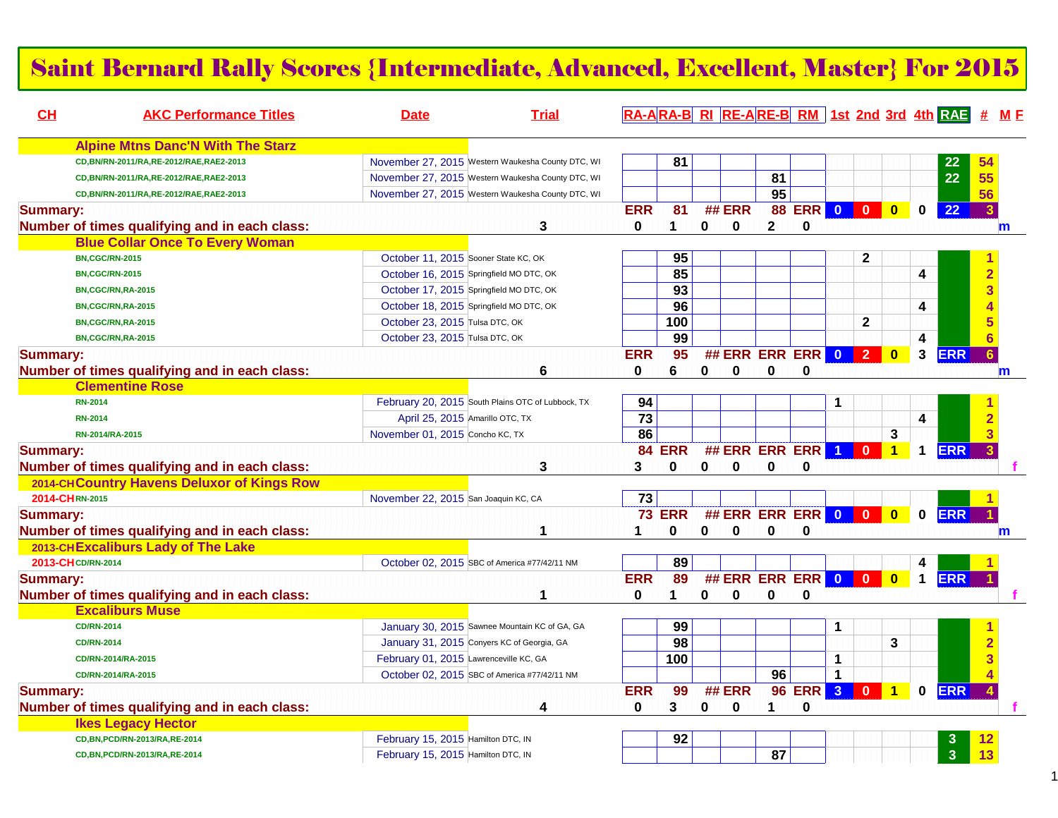# Saint Bernard Rally Scores {Intermediate, Advanced, Excellent, Master} For 2015

| CH | AKC Performance Titles | Date | Trial | RA-A | RA-B | RI | RE-A | RE-B | RM | 1st | 2nd | 3rd | 4th | RAE | # | M F |
|---|---|---|---|---|---|---|---|---|---|---|---|---|---|---|---|---|
| | **Alpine Mtns Danc'N With The Starz** | | | | | | | | | | | | | | | |
| | CD,BN/RN-2011/RA,RE-2012/RAE,RAE2-2013 | November 27, 2015 | Western Waukesha County DTC, WI | | 81 | | | | | | | | | 22 | 54 | |
| | CD,BN/RN-2011/RA,RE-2012/RAE,RAE2-2013 | November 27, 2015 | Western Waukesha County DTC, WI | | | | | 81 | | | | | | 22 | 55 | |
| | CD,BN/RN-2011/RA,RE-2012/RAE,RAE2-2013 | November 27, 2015 | Western Waukesha County DTC, WI | | | | | 95 | | | | | | | 56 | |
| **Summary:** | | | | ERR | 81 | ## | ERR | 88 | ERR | 0 | 0 | 0 | 0 | 22 | 3 | |
| **Number of times qualifying and in each class:** | | | 3 | 0 | 1 | 0 | 0 | 2 | 0 | | | | | | | m |
| | **Blue Collar Once To Every Woman** | | | | | | | | | | | | | | | |
| | BN,CGC/RN-2015 | October 11, 2015 | Sooner State KC, OK | | 95 | | | | | | 2 | | | | 1 | |
| | BN,CGC/RN-2015 | October 16, 2015 | Springfield MO DTC, OK | | 85 | | | | | | | | 4 | | 2 | |
| | BN,CGC/RN,RA-2015 | October 17, 2015 | Springfield MO DTC, OK | | 93 | | | | | | | | | | 3 | |
| | BN,CGC/RN,RA-2015 | October 18, 2015 | Springfield MO DTC, OK | | 96 | | | | | | | | 4 | | 4 | |
| | BN,CGC/RN,RA-2015 | October 23, 2015 | Tulsa DTC, OK | | 100 | | | | | | 2 | | | | 5 | |
| | BN,CGC/RN,RA-2015 | October 23, 2015 | Tulsa DTC, OK | | 99 | | | | | | | | 4 | | 6 | |
| **Summary:** | | | | ERR | 95 | ## | ERR | ERR | ERR | 0 | 2 | 0 | 3 | ERR | 6 | |
| **Number of times qualifying and in each class:** | | | 6 | 0 | 6 | 0 | 0 | 0 | 0 | | | | | | | m |
| | **Clementine Rose** | | | | | | | | | | | | | | | |
| | RN-2014 | February 20, 2015 | South Plains OTC of Lubbock, TX | 94 | | | | | | 1 | | | | | 1 | |
| | RN-2014 | April 25, 2015 | Amarillo OTC, TX | 73 | | | | | | | | | 4 | | 2 | |
| | RN-2014/RA-2015 | November 01, 2015 | Concho KC, TX | 86 | | | | | | | | 3 | | | 3 | |
| **Summary:** | | | | 84 | ERR | ## | ERR | ERR | ERR | 1 | 0 | 1 | 1 | ERR | 3 | |
| **Number of times qualifying and in each class:** | | | 3 | 3 | 0 | 0 | 0 | 0 | 0 | | | | | | | f |
| 2014-CH | **Country Havens Deluxor of Kings Row** | | | | | | | | | | | | | | | |
| 2014-CH | RN-2015 | November 22, 2015 | San Joaquin KC, CA | 73 | | | | | | | | | | | 1 | |
| **Summary:** | | | | 73 | ERR | ## | ERR | ERR | ERR | 0 | 0 | 0 | 0 | ERR | 1 | |
| **Number of times qualifying and in each class:** | | | 1 | 1 | 0 | 0 | 0 | 0 | 0 | | | | | | | m |
| 2013-CH | **Excaliburs Lady of The Lake** | | | | | | | | | | | | | | | |
| 2013-CH | CD/RN-2014 | October 02, 2015 | SBC of America #77/42/11 NM | | 89 | | | | | | | | 4 | | 1 | |
| **Summary:** | | | | ERR | 89 | ## | ERR | ERR | ERR | 0 | 0 | 0 | 1 | ERR | 1 | |
| **Number of times qualifying and in each class:** | | | 1 | 0 | 1 | 0 | 0 | 0 | 0 | | | | | | | f |
| | **Excaliburs Muse** | | | | | | | | | | | | | | | |
| | CD/RN-2014 | January 30, 2015 | Sawnee Mountain KC of GA, GA | | 99 | | | | | 1 | | | | | 1 | |
| | CD/RN-2014 | January 31, 2015 | Conyers KC of Georgia, GA | | 98 | | | | | | | 3 | | | 2 | |
| | CD/RN-2014/RA-2015 | February 01, 2015 | Lawrenceville KC, GA | | 100 | | | | | 1 | | | | | 3 | |
| | CD/RN-2014/RA-2015 | October 02, 2015 | SBC of America #77/42/11 NM | | | | | 96 | | 1 | | | | | 4 | |
| **Summary:** | | | | ERR | 99 | ## | ERR | 96 | ERR | 3 | 0 | 1 | 0 | ERR | 4 | |
| **Number of times qualifying and in each class:** | | | 4 | 0 | 3 | 0 | 0 | 1 | 0 | | | | | | | f |
| | **Ikes Legacy Hector** | | | | | | | | | | | | | | | |
| | CD,BN,PCD/RN-2013/RA,RE-2014 | February 15, 2015 | Hamilton DTC, IN | | 92 | | | | | | | | | 3 | 12 | |
| | CD,BN,PCD/RN-2013/RA,RE-2014 | February 15, 2015 | Hamilton DTC, IN | | | | | 87 | | | | | | 3 | 13 | |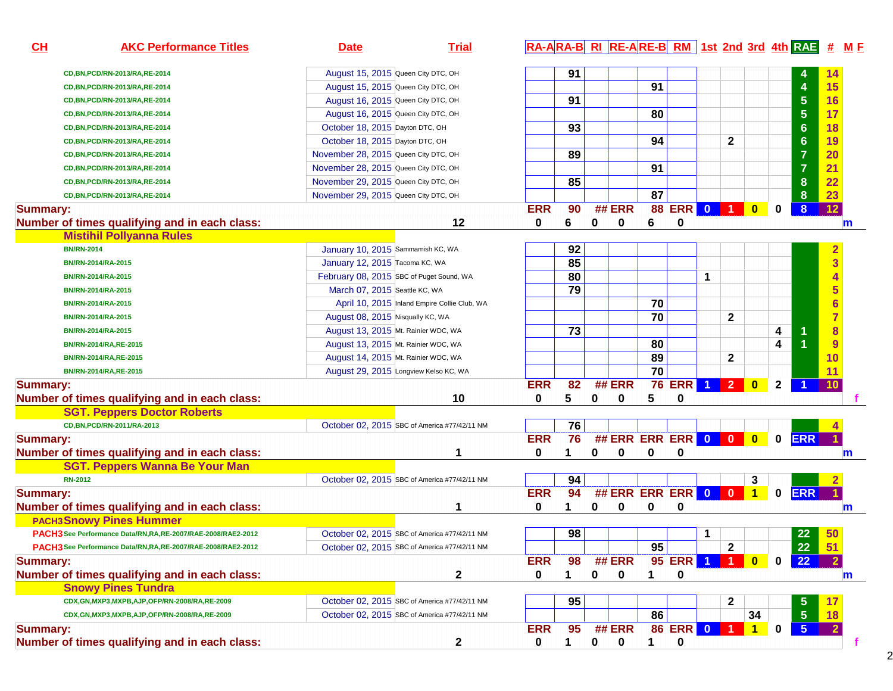| CH | AKC Performance Titles | Date | Trial | | RA-A | RA-B | RI | RE-A | RE-B | RM | 1st | 2nd | 3rd | 4th | RAE | # | M F |
|---|---|---|---|---|---|---|---|---|---|---|---|---|---|---|---|---|---|
| | CD,BN,PCD/RN-2013/RA,RE-2014 | August 15, 2015 | Queen City DTC, OH | | | 91 | | | | | | | | | 4 | 14 | |
| | CD,BN,PCD/RN-2013/RA,RE-2014 | August 15, 2015 | Queen City DTC, OH | | | | | | 91 | | | | | | 4 | 15 | |
| | CD,BN,PCD/RN-2013/RA,RE-2014 | August 16, 2015 | Queen City DTC, OH | | | 91 | | | | | | | | | 5 | 16 | |
| | CD,BN,PCD/RN-2013/RA,RE-2014 | August 16, 2015 | Queen City DTC, OH | | | | | | 80 | | | | | | 5 | 17 | |
| | CD,BN,PCD/RN-2013/RA,RE-2014 | October 18, 2015 | Dayton DTC, OH | | | 93 | | | | | | | | | 6 | 18 | |
| | CD,BN,PCD/RN-2013/RA,RE-2014 | October 18, 2015 | Dayton DTC, OH | | | | | | 94 | | | 2 | | | 6 | 19 | |
| | CD,BN,PCD/RN-2013/RA,RE-2014 | November 28, 2015 | Queen City DTC, OH | | | 89 | | | | | | | | | 7 | 20 | |
| | CD,BN,PCD/RN-2013/RA,RE-2014 | November 28, 2015 | Queen City DTC, OH | | | | | | 91 | | | | | | 7 | 21 | |
| | CD,BN,PCD/RN-2013/RA,RE-2014 | November 29, 2015 | Queen City DTC, OH | | | 85 | | | | | | | | | 8 | 22 | |
| | CD,BN,PCD/RN-2013/RA,RE-2014 | November 29, 2015 | Queen City DTC, OH | | | | | | 87 | | | | | | 8 | 23 | |
| Summary: | | | | | ERR | 90 | ## | ERR | 88 | ERR | 0 | 1 | 0 | 0 | 8 | 12 | |
| Number of times qualifying and in each class: | | | | 12 | 0 | 6 | 0 | 0 | 6 | 0 | | | | | | | m |
| | **Mistihil Pollyanna Rules** | | | | | | | | | | | | | | | | |
| | BN/RN-2014 | January 10, 2015 | Sammamish KC, WA | | | 92 | | | | | | | | | | 2 | |
| | BN/RN-2014/RA-2015 | January 12, 2015 | Tacoma KC, WA | | | 85 | | | | | | | | | | 3 | |
| | BN/RN-2014/RA-2015 | February 08, 2015 | SBC of Puget Sound, WA | | | 80 | | | | | 1 | | | | | 4 | |
| | BN/RN-2014/RA-2015 | March 07, 2015 | Seattle KC, WA | | | 79 | | | | | | | | | | 5 | |
| | BN/RN-2014/RA-2015 | April 10, 2015 | Inland Empire Collie Club, WA | | | | | | 70 | | | | | | | 6 | |
| | BN/RN-2014/RA-2015 | August 08, 2015 | Nisqually KC, WA | | | | | | 70 | | | 2 | | | | 7 | |
| | BN/RN-2014/RA-2015 | August 13, 2015 | Mt. Rainier WDC, WA | | | 73 | | | | | | | | 4 | 1 | 8 | |
| | BN/RN-2014/RA,RE-2015 | August 13, 2015 | Mt. Rainier WDC, WA | | | | | | 80 | | | | | 4 | 1 | 9 | |
| | BN/RN-2014/RA,RE-2015 | August 14, 2015 | Mt. Rainier WDC, WA | | | | | | 89 | | | 2 | | | | 10 | |
| | BN/RN-2014/RA,RE-2015 | August 29, 2015 | Longview Kelso KC, WA | | | | | | 70 | | | | | | | 11 | |
| Summary: | | | | | ERR | 82 | ## | ERR | 76 | ERR | 1 | 2 | 0 | 2 | 1 | 10 | |
| Number of times qualifying and in each class: | | | | 10 | 0 | 5 | 0 | 0 | 5 | 0 | | | | | | | f |
| | **SGT. Peppers Doctor Roberts** | | | | | | | | | | | | | | | | |
| | CD,BN,PCD/RN-2011/RA-2013 | October 02, 2015 | SBC of America #77/42/11 NM | | | 76 | | | | | | | | | | 4 | |
| Summary: | | | | | ERR | 76 | ## | ERR | ERR | ERR | 0 | 0 | 0 | 0 | ERR | 1 | |
| Number of times qualifying and in each class: | | | | 1 | 0 | 1 | 0 | 0 | 0 | 0 | | | | | | | m |
| | **SGT. Peppers Wanna Be Your Man** | | | | | | | | | | | | | | | | |
| | RN-2012 | October 02, 2015 | SBC of America #77/42/11 NM | | | 94 | | | | | | | 3 | | | 2 | |
| Summary: | | | | | ERR | 94 | ## | ERR | ERR | ERR | 0 | 0 | 1 | 0 | ERR | 1 | |
| Number of times qualifying and in each class: | | | | 1 | 0 | 1 | 0 | 0 | 0 | 0 | | | | | | | m |
| | **PACH3 Snowy Pines Hummer** | | | | | | | | | | | | | | | | |
| PACH3 | See Performance Data/RN,RA,RE-2007/RAE-2008/RAE2-2012 | October 02, 2015 | SBC of America #77/42/11 NM | | | 98 | | | | | 1 | | | | 22 | 50 | |
| PACH3 | See Performance Data/RN,RA,RE-2007/RAE-2008/RAE2-2012 | October 02, 2015 | SBC of America #77/42/11 NM | | | | | | 95 | | | 2 | | | 22 | 51 | |
| Summary: | | | | | ERR | 98 | ## | ERR | 95 | ERR | 1 | 1 | 0 | 0 | 22 | 2 | |
| Number of times qualifying and in each class: | | | | 2 | 0 | 1 | 0 | 0 | 1 | 0 | | | | | | | m |
| | **Snowy Pines Tundra** | | | | | | | | | | | | | | | | |
| | CDX,GN,MXP3,MXPB,AJP,OFP/RN-2008/RA,RE-2009 | October 02, 2015 | SBC of America #77/42/11 NM | | | 95 | | | | | | 2 | | | 5 | 17 | |
| | CDX,GN,MXP3,MXPB,AJP,OFP/RN-2008/RA,RE-2009 | October 02, 2015 | SBC of America #77/42/11 NM | | | | | | 86 | | | | 34 | | 5 | 18 | |
| Summary: | | | | | ERR | 95 | ## | ERR | 86 | ERR | 0 | 1 | 1 | 0 | 5 | 2 | |
| Number of times qualifying and in each class: | | | | 2 | 0 | 1 | 0 | 0 | 1 | 0 | | | | | | | f |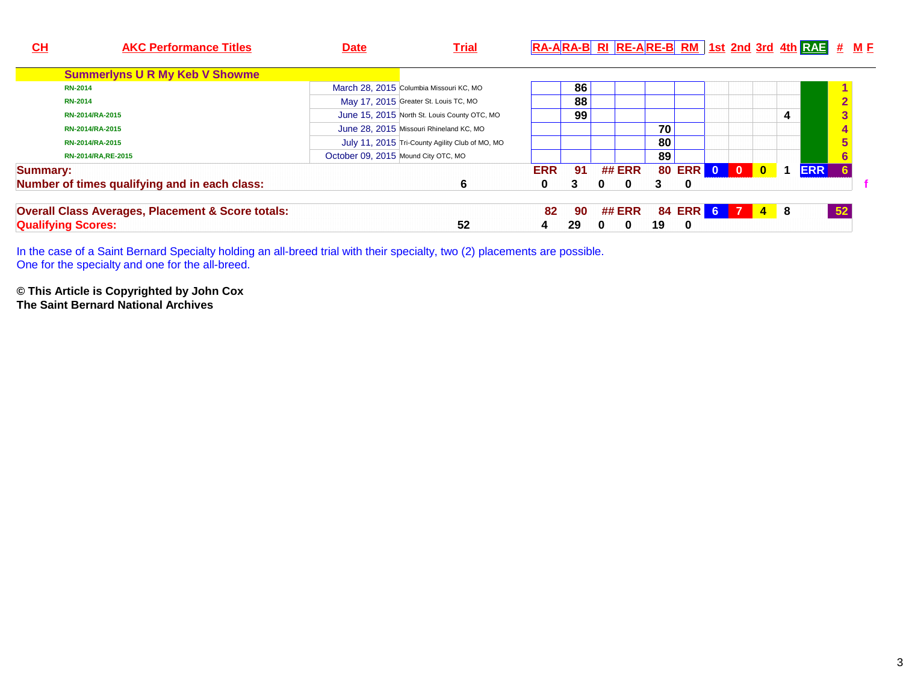| CH | AKC Performance Titles | Date | Trial | RA-A | RA-B | RI | RE-A | RE-B | RM | 1st | 2nd | 3rd | 4th | RAE | # | M | F |
|---|---|---|---|---|---|---|---|---|---|---|---|---|---|---|---|---|---|
| | **Summerlyns U R My Keb V Showme** | | | | | | | | | | | | | | | | |
| | RN-2014 | March 28, 2015 | Columbia Missouri KC, MO | | 86 | | | | | | | | | | 1 | | |
| | RN-2014 | May 17, 2015 | Greater St. Louis TC, MO | | 88 | | | | | | | | | | 2 | | |
| | RN-2014/RA-2015 | June 15, 2015 | North St. Louis County OTC, MO | | 99 | | | | | | | | 4 | | 3 | | |
| | RN-2014/RA-2015 | June 28, 2015 | Missouri Rhineland KC, MO | | | | | 70 | | | | | | | 4 | | |
| | RN-2014/RA-2015 | July 11, 2015 | Tri-County Agility Club of MO, MO | | | | | 80 | | | | | | | 5 | | |
| | RN-2014/RA,RE-2015 | October 09, 2015 | Mound City OTC, MO | | | | | 89 | | | | | | | 6 | | |
| **Summary:** | | | | ERR | 91 | ## | ERR | 80 | ERR | 0 | 0 | 0 | 1 | ERR | 6 | | |
| **Number of times qualifying and in each class:** | | | 6 | 0 | 3 | 0 | 0 | 3 | 0 | | | | | | | | f |
| **Overall Class Averages, Placement & Score totals:** | | | | 82 | 90 | ## | ERR | 84 | ERR | 6 | 7 | 4 | 8 | | 52 | | |
| **Qualifying Scores:** | | | 52 | 4 | 29 | 0 | 0 | 19 | 0 | | | | | | | | |

In the case of a Saint Bernard Specialty holding an all-breed trial with their specialty, two (2) placements are possible.
One for the specialty and one for the all-breed.

**© This Article is Copyrighted by John Cox**
**The Saint Bernard National Archives**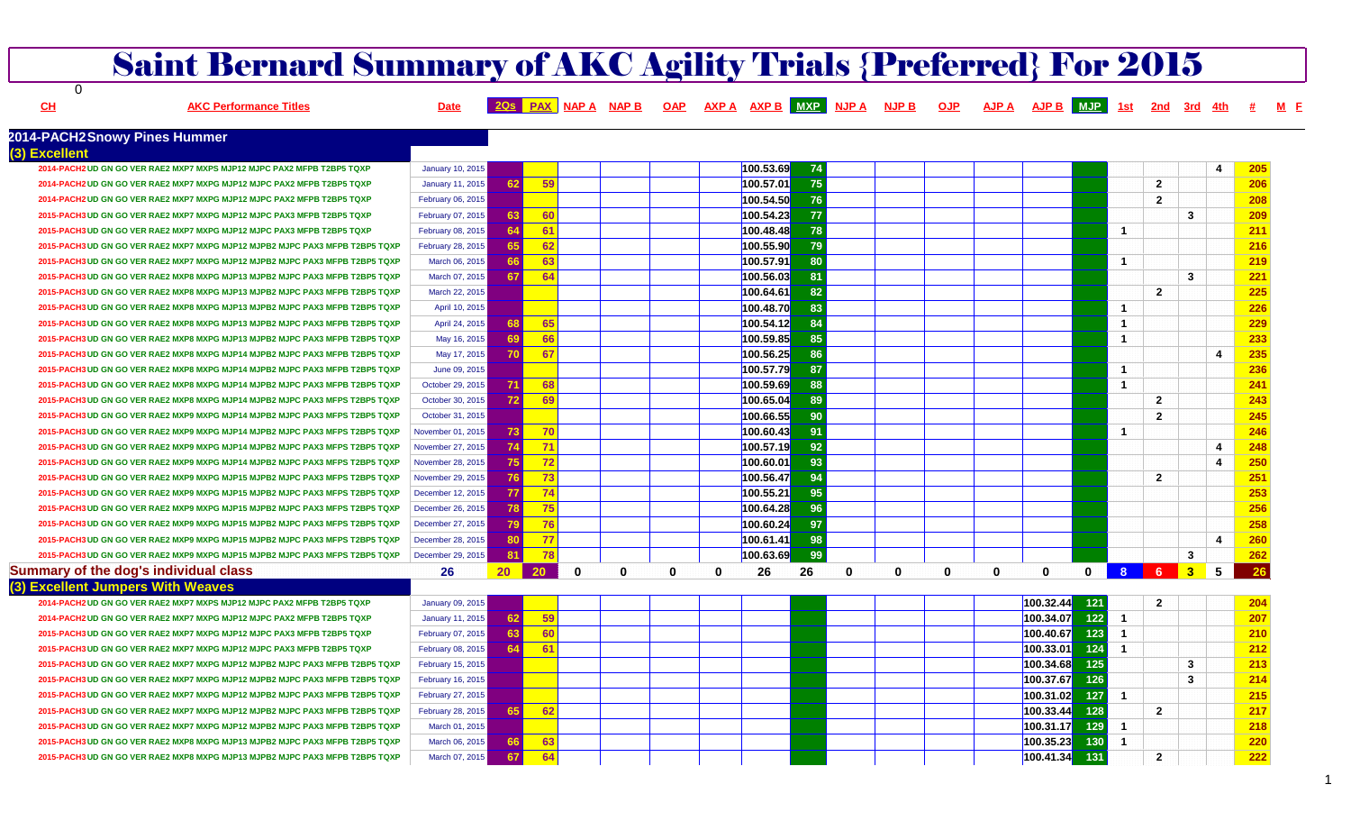# Saint Bernard Summary of AKC Agility Trials {Preferred} For 2015

0

| CH | AKC Performance Titles | Date | 2Qs | PAX | NAP A | NAP B | OAP | AXP A | AXP B | MXP | | NJP A | NJP B | OJP | AJP A | AJP B | MJP | | 1st | 2nd | 3rd | 4th | # | M | F |
|---|---|---|---|---|---|---|---|---|---|---|---|---|---|---|---|---|---|---|---|---|---|---|---|---|---|
| **2014-PACH2 Snowy Pines Hummer** | | | | | | | | | | | | | | | | | | | | | | | | | |
| **(3) Excellent** | | | | | | | | | | | | | | | | | | | | | | | | | |
| | 2014-PACH2 UD GN GO VER RAE2 MXP7 MXPS MJP12 MJPC PAX2 MFPB T2BP5 TQXP | January 10, 2015 | | | | | | | | 100.53.69 | 74 | | | | | | | | | | | 4 | 205 | | |
| | 2014-PACH2 UD GN GO VER RAE2 MXP7 MXPG MJP12 MJPC PAX2 MFPB T2BP5 TQXP | January 11, 2015 | 62 | 59 | | | | | | 100.57.01 | 75 | | | | | | | | | 2 | | | 206 | | |
| | 2014-PACH2 UD GN GO VER RAE2 MXP7 MXPG MJP12 MJPC PAX2 MFPB T2BP5 TQXP | February 06, 2015 | | | | | | | | 100.54.50 | 76 | | | | | | | | | 2 | | | 208 | | |
| | 2015-PACH3 UD GN GO VER RAE2 MXP7 MXPG MJP12 MJPC PAX3 MFPB T2BP5 TQXP | February 07, 2015 | 63 | 60 | | | | | | 100.54.23 | 77 | | | | | | | | | | 3 | | 209 | | |
| | 2015-PACH3 UD GN GO VER RAE2 MXP7 MXPG MJP12 MJPC PAX3 MFPB T2BP5 TQXP | February 08, 2015 | 64 | 61 | | | | | | 100.48.48 | 78 | | | | | | | | 1 | | | | 211 | | |
| | 2015-PACH3 UD GN GO VER RAE2 MXP7 MXPG MJP12 MJPB2 MJPC PAX3 MFPB T2BP5 TQXP | February 28, 2015 | 65 | 62 | | | | | | 100.55.90 | 79 | | | | | | | | | | | | 216 | | |
| | 2015-PACH3 UD GN GO VER RAE2 MXP7 MXPG MJP12 MJPB2 MJPC PAX3 MFPB T2BP5 TQXP | March 06, 2015 | 66 | 63 | | | | | | 100.57.91 | 80 | | | | | | | | 1 | | | | 219 | | |
| | 2015-PACH3 UD GN GO VER RAE2 MXP8 MXPG MJP13 MJPB2 MJPC PAX3 MFPB T2BP5 TQXP | March 07, 2015 | 67 | 64 | | | | | | 100.56.03 | 81 | | | | | | | | | | 3 | | 221 | | |
| | 2015-PACH3 UD GN GO VER RAE2 MXP8 MXPG MJP13 MJPB2 MJPC PAX3 MFPB T2BP5 TQXP | March 22, 2015 | | | | | | | | 100.64.61 | 82 | | | | | | | | | 2 | | | 225 | | |
| | 2015-PACH3 UD GN GO VER RAE2 MXP8 MXPG MJP13 MJPB2 MJPC PAX3 MFPB T2BP5 TQXP | April 10, 2015 | | | | | | | | 100.48.70 | 83 | | | | | | | | 1 | | | | 226 | | |
| | 2015-PACH3 UD GN GO VER RAE2 MXP8 MXPG MJP13 MJPB2 MJPC PAX3 MFPB T2BP5 TQXP | April 24, 2015 | 68 | 65 | | | | | | 100.54.12 | 84 | | | | | | | | 1 | | | | 229 | | |
| | 2015-PACH3 UD GN GO VER RAE2 MXP8 MXPG MJP13 MJPB2 MJPC PAX3 MFPB T2BP5 TQXP | May 16, 2015 | 69 | 66 | | | | | | 100.59.85 | 85 | | | | | | | | 1 | | | | 233 | | |
| | 2015-PACH3 UD GN GO VER RAE2 MXP8 MXPG MJP14 MJPB2 MJPC PAX3 MFPB T2BP5 TQXP | May 17, 2015 | 70 | 67 | | | | | | 100.56.25 | 86 | | | | | | | | | | | 4 | 235 | | |
| | 2015-PACH3 UD GN GO VER RAE2 MXP8 MXPG MJP14 MJPB2 MJPC PAX3 MFPB T2BP5 TQXP | June 09, 2015 | | | | | | | | 100.57.79 | 87 | | | | | | | | 1 | | | | 236 | | |
| | 2015-PACH3 UD GN GO VER RAE2 MXP8 MXPG MJP14 MJPB2 MJPC PAX3 MFPB T2BP5 TQXP | October 29, 2015 | 71 | 68 | | | | | | 100.59.69 | 88 | | | | | | | | 1 | | | | 241 | | |
| | 2015-PACH3 UD GN GO VER RAE2 MXP8 MXPG MJP14 MJPB2 MJPC PAX3 MFPS T2BP5 TQXP | October 30, 2015 | 72 | 69 | | | | | | 100.65.04 | 89 | | | | | | | | | 2 | | | 243 | | |
| | 2015-PACH3 UD GN GO VER RAE2 MXP9 MXPG MJP14 MJPB2 MJPC PAX3 MFPS T2BP5 TQXP | October 31, 2015 | | | | | | | | 100.66.55 | 90 | | | | | | | | | 2 | | | 245 | | |
| | 2015-PACH3 UD GN GO VER RAE2 MXP9 MXPG MJP14 MJPB2 MJPC PAX3 MFPS T2BP5 TQXP | November 01, 2015 | 73 | 70 | | | | | | 100.60.43 | 91 | | | | | | | | 1 | | | | 246 | | |
| | 2015-PACH3 UD GN GO VER RAE2 MXP9 MXPG MJP14 MJPB2 MJPC PAX3 MFPS T2BP5 TQXP | November 27, 2015 | 74 | 71 | | | | | | 100.57.19 | 92 | | | | | | | | | | | 4 | 248 | | |
| | 2015-PACH3 UD GN GO VER RAE2 MXP9 MXPG MJP14 MJPB2 MJPC PAX3 MFPS T2BP5 TQXP | November 28, 2015 | 75 | 72 | | | | | | 100.60.01 | 93 | | | | | | | | | | | 4 | 250 | | |
| | 2015-PACH3 UD GN GO VER RAE2 MXP9 MXPG MJP15 MJPB2 MJPC PAX3 MFPS T2BP5 TQXP | November 29, 2015 | 76 | 73 | | | | | | 100.56.47 | 94 | | | | | | | | | 2 | | | 251 | | |
| | 2015-PACH3 UD GN GO VER RAE2 MXP9 MXPG MJP15 MJPB2 MJPC PAX3 MFPS T2BP5 TQXP | December 12, 2015 | 77 | 74 | | | | | | 100.55.21 | 95 | | | | | | | | | | | | 253 | | |
| | 2015-PACH3 UD GN GO VER RAE2 MXP9 MXPG MJP15 MJPB2 MJPC PAX3 MFPS T2BP5 TQXP | December 26, 2015 | 78 | 75 | | | | | | 100.64.28 | 96 | | | | | | | | | | | | 256 | | |
| | 2015-PACH3 UD GN GO VER RAE2 MXP9 MXPG MJP15 MJPB2 MJPC PAX3 MFPS T2BP5 TQXP | December 27, 2015 | 79 | 76 | | | | | | 100.60.24 | 97 | | | | | | | | | | | | 258 | | |
| | 2015-PACH3 UD GN GO VER RAE2 MXP9 MXPG MJP15 MJPB2 MJPC PAX3 MFPS T2BP5 TQXP | December 28, 2015 | 80 | 77 | | | | | | 100.61.41 | 98 | | | | | | | | | | | 4 | 260 | | |
| | 2015-PACH3 UD GN GO VER RAE2 MXP9 MXPG MJP15 MJPB2 MJPC PAX3 MFPS T2BP5 TQXP | December 29, 2015 | 81 | 78 | | | | | | 100.63.69 | 99 | | | | | | | | | | 3 | | 262 | | |
| **Summary of the dog's individual class** | | 26 | 20 | 20 | 0 | 0 | 0 | 0 | 26 | 26 | | 0 | 0 | 0 | 0 | 0 | 0 | | 8 | 6 | 3 | 5 | 26 | | |
| **(3) Excellent Jumpers With Weaves** | | | | | | | | | | | | | | | | | | | | | | | | | |
| | 2014-PACH2 UD GN GO VER RAE2 MXP7 MXPS MJP12 MJPC PAX2 MFPB T2BP5 TQXP | January 09, 2015 | | | | | | | | | | | | | | 100.32.44 | 121 | | | 2 | | | 204 | | |
| | 2014-PACH2 UD GN GO VER RAE2 MXP7 MXPG MJP12 MJPC PAX2 MFPB T2BP5 TQXP | January 11, 2015 | 62 | 59 | | | | | | | | | | | | 100.34.07 | 122 | | 1 | | | | 207 | | |
| | 2015-PACH3 UD GN GO VER RAE2 MXP7 MXPG MJP12 MJPC PAX3 MFPB T2BP5 TQXP | February 07, 2015 | 63 | 60 | | | | | | | | | | | | 100.40.67 | 123 | | 1 | | | | 210 | | |
| | 2015-PACH3 UD GN GO VER RAE2 MXP7 MXPG MJP12 MJPC PAX3 MFPB T2BP5 TQXP | February 08, 2015 | 64 | 61 | | | | | | | | | | | | 100.33.01 | 124 | | 1 | | | | 212 | | |
| | 2015-PACH3 UD GN GO VER RAE2 MXP7 MXPG MJP12 MJPB2 MJPC PAX3 MFPB T2BP5 TQXP | February 15, 2015 | | | | | | | | | | | | | | 100.34.68 | 125 | | | | 3 | | 213 | | |
| | 2015-PACH3 UD GN GO VER RAE2 MXP7 MXPG MJP12 MJPB2 MJPC PAX3 MFPB T2BP5 TQXP | February 16, 2015 | | | | | | | | | | | | | | 100.37.67 | 126 | | | | 3 | | 214 | | |
| | 2015-PACH3 UD GN GO VER RAE2 MXP7 MXPG MJP12 MJPB2 MJPC PAX3 MFPB T2BP5 TQXP | February 27, 2015 | | | | | | | | | | | | | | 100.31.02 | 127 | | 1 | | | | 215 | | |
| | 2015-PACH3 UD GN GO VER RAE2 MXP7 MXPG MJP12 MJPB2 MJPC PAX3 MFPB T2BP5 TQXP | February 28, 2015 | 65 | 62 | | | | | | | | | | | | 100.33.44 | 128 | | | 2 | | | 217 | | |
| | 2015-PACH3 UD GN GO VER RAE2 MXP7 MXPG MJP12 MJPB2 MJPC PAX3 MFPB T2BP5 TQXP | March 01, 2015 | | | | | | | | | | | | | | 100.31.17 | 129 | | 1 | | | | 218 | | |
| | 2015-PACH3 UD GN GO VER RAE2 MXP8 MXPG MJP13 MJPB2 MJPC PAX3 MFPB T2BP5 TQXP | March 06, 2015 | 66 | 63 | | | | | | | | | | | | 100.35.23 | 130 | | 1 | | | | 220 | | |
| | 2015-PACH3 UD GN GO VER RAE2 MXP8 MXPG MJP13 MJPB2 MJPC PAX3 MFPB T2BP5 TQXP | March 07, 2015 | 67 | 64 | | | | | | | | | | | | 100.41.34 | 131 | | | 2 | | | 222 | | |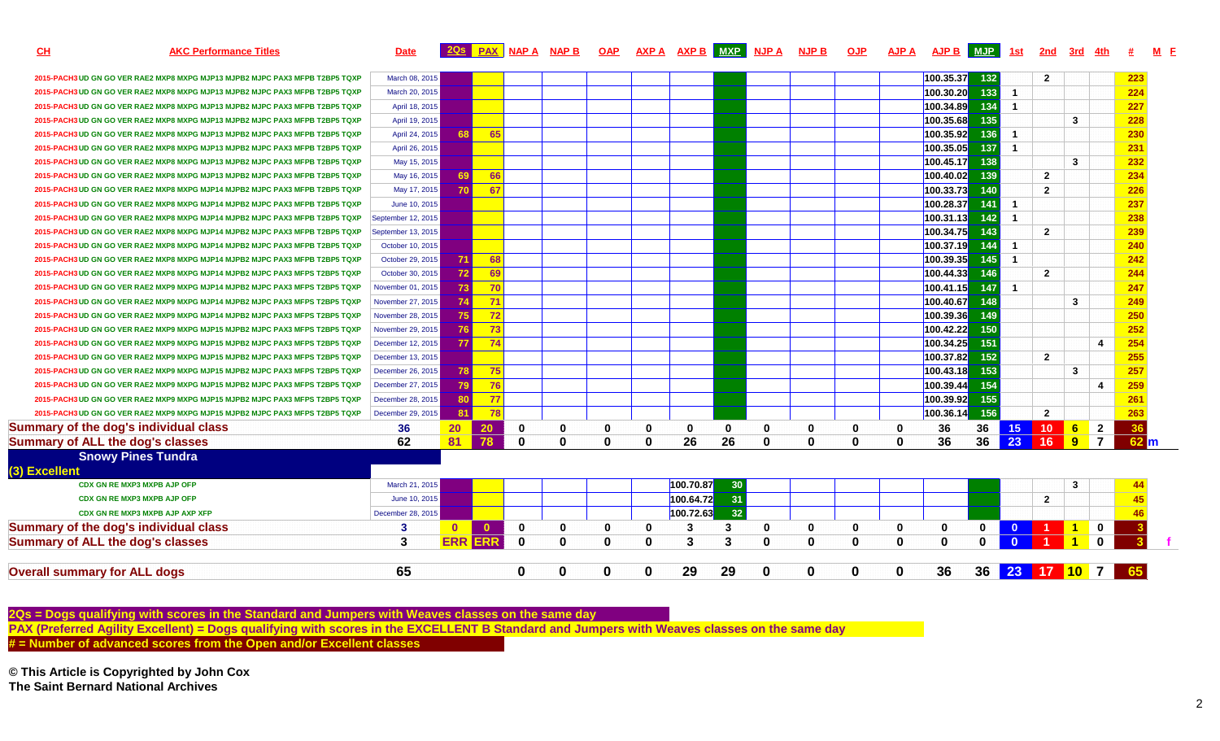| CH | AKC Performance Titles | Date | 2Qs | PAX | NAP A | NAP B | OAP | AXP A | AXP B | MXP | NJP A | NJP B | OJP | AJP A | AJP B | MJP | 1st | 2nd | 3rd | 4th | # | M | F |
|---|---|---|---|---|---|---|---|---|---|---|---|---|---|---|---|---|---|---|---|---|---|---|---|
| 2015-PACH3 | UD GN GO VER RAE2 MXP8 MXPG MJP13 MJPB2 MJPC PAX3 MFPB T2BP5 TQXP | March 08, 2015 | | | | | | | | | | | | | 100.35.37 | 132 | | 2 | | | 223 | | |
| 2015-PACH3 | UD GN GO VER RAE2 MXP8 MXPG MJP13 MJPB2 MJPC PAX3 MFPB T2BP5 TQXP | March 20, 2015 | | | | | | | | | | | | | 100.30.20 | 133 | 1 | | | | 224 | | |
| 2015-PACH3 | UD GN GO VER RAE2 MXP8 MXPG MJP13 MJPB2 MJPC PAX3 MFPB T2BP5 TQXP | April 18, 2015 | | | | | | | | | | | | | 100.34.89 | 134 | 1 | | | | 227 | | |
| 2015-PACH3 | UD GN GO VER RAE2 MXP8 MXPG MJP13 MJPB2 MJPC PAX3 MFPB T2BP5 TQXP | April 19, 2015 | | | | | | | | | | | | | 100.35.68 | 135 | | | 3 | | 228 | | |
| 2015-PACH3 | UD GN GO VER RAE2 MXP8 MXPG MJP13 MJPB2 MJPC PAX3 MFPB T2BP5 TQXP | April 24, 2015 | 68 | 65 | | | | | | | | | | | 100.35.92 | 136 | 1 | | | | 230 | | |
| 2015-PACH3 | UD GN GO VER RAE2 MXP8 MXPG MJP13 MJPB2 MJPC PAX3 MFPB T2BP5 TQXP | April 26, 2015 | | | | | | | | | | | | | 100.35.05 | 137 | 1 | | | | 231 | | |
| 2015-PACH3 | UD GN GO VER RAE2 MXP8 MXPG MJP13 MJPB2 MJPC PAX3 MFPB T2BP5 TQXP | May 15, 2015 | | | | | | | | | | | | | 100.45.17 | 138 | | | 3 | | 232 | | |
| 2015-PACH3 | UD GN GO VER RAE2 MXP8 MXPG MJP13 MJPB2 MJPC PAX3 MFPB T2BP5 TQXP | May 16, 2015 | 69 | 66 | | | | | | | | | | | 100.40.02 | 139 | | 2 | | | 234 | | |
| 2015-PACH3 | UD GN GO VER RAE2 MXP8 MXPG MJP14 MJPB2 MJPC PAX3 MFPB T2BP5 TQXP | May 17, 2015 | 70 | 67 | | | | | | | | | | | 100.33.73 | 140 | | 2 | | | 226 | | |
| 2015-PACH3 | UD GN GO VER RAE2 MXP8 MXPG MJP14 MJPB2 MJPC PAX3 MFPB T2BP5 TQXP | June 10, 2015 | | | | | | | | | | | | | 100.28.37 | 141 | 1 | | | | 237 | | |
| 2015-PACH3 | UD GN GO VER RAE2 MXP8 MXPG MJP14 MJPB2 MJPC PAX3 MFPB T2BP5 TQXP | September 12, 2015 | | | | | | | | | | | | | 100.31.13 | 142 | 1 | | | | 238 | | |
| 2015-PACH3 | UD GN GO VER RAE2 MXP8 MXPG MJP14 MJPB2 MJPC PAX3 MFPB T2BP5 TQXP | September 13, 2015 | | | | | | | | | | | | | 100.34.75 | 143 | | 2 | | | 239 | | |
| 2015-PACH3 | UD GN GO VER RAE2 MXP8 MXPG MJP14 MJPB2 MJPC PAX3 MFPB T2BP5 TQXP | October 10, 2015 | | | | | | | | | | | | | 100.37.19 | 144 | 1 | | | | 240 | | |
| 2015-PACH3 | UD GN GO VER RAE2 MXP8 MXPG MJP14 MJPB2 MJPC PAX3 MFPB T2BP5 TQXP | October 29, 2015 | 71 | 68 | | | | | | | | | | | 100.39.35 | 145 | 1 | | | | 242 | | |
| 2015-PACH3 | UD GN GO VER RAE2 MXP8 MXPG MJP14 MJPB2 MJPC PAX3 MFPS T2BP5 TQXP | October 30, 2015 | 72 | 69 | | | | | | | | | | | 100.44.33 | 146 | | 2 | | | 244 | | |
| 2015-PACH3 | UD GN GO VER RAE2 MXP9 MXPG MJP14 MJPB2 MJPC PAX3 MFPS T2BP5 TQXP | November 01, 2015 | 73 | 70 | | | | | | | | | | | 100.41.15 | 147 | 1 | | | | 247 | | |
| 2015-PACH3 | UD GN GO VER RAE2 MXP9 MXPG MJP14 MJPB2 MJPC PAX3 MFPS T2BP5 TQXP | November 27, 2015 | 74 | 71 | | | | | | | | | | | 100.40.67 | 148 | | | 3 | | 249 | | |
| 2015-PACH3 | UD GN GO VER RAE2 MXP9 MXPG MJP14 MJPB2 MJPC PAX3 MFPS T2BP5 TQXP | November 28, 2015 | 75 | 72 | | | | | | | | | | | 100.39.36 | 149 | | | | | 250 | | |
| 2015-PACH3 | UD GN GO VER RAE2 MXP9 MXPG MJP15 MJPB2 MJPC PAX3 MFPS T2BP5 TQXP | November 29, 2015 | 76 | 73 | | | | | | | | | | | 100.42.22 | 150 | | | | | 252 | | |
| 2015-PACH3 | UD GN GO VER RAE2 MXP9 MXPG MJP15 MJPB2 MJPC PAX3 MFPS T2BP5 TQXP | December 12, 2015 | 77 | 74 | | | | | | | | | | | 100.34.25 | 151 | | | | 4 | 254 | | |
| 2015-PACH3 | UD GN GO VER RAE2 MXP9 MXPG MJP15 MJPB2 MJPC PAX3 MFPS T2BP5 TQXP | December 13, 2015 | | | | | | | | | | | | | 100.37.82 | 152 | | 2 | | | 255 | | |
| 2015-PACH3 | UD GN GO VER RAE2 MXP9 MXPG MJP15 MJPB2 MJPC PAX3 MFPS T2BP5 TQXP | December 26, 2015 | 78 | 75 | | | | | | | | | | | 100.43.18 | 153 | | | 3 | | 257 | | |
| 2015-PACH3 | UD GN GO VER RAE2 MXP9 MXPG MJP15 MJPB2 MJPC PAX3 MFPS T2BP5 TQXP | December 27, 2015 | 79 | 76 | | | | | | | | | | | 100.39.44 | 154 | | | | 4 | 259 | | |
| 2015-PACH3 | UD GN GO VER RAE2 MXP9 MXPG MJP15 MJPB2 MJPC PAX3 MFPS T2BP5 TQXP | December 28, 2015 | 80 | 77 | | | | | | | | | | | 100.39.92 | 155 | | | | | 261 | | |
| 2015-PACH3 | UD GN GO VER RAE2 MXP9 MXPG MJP15 MJPB2 MJPC PAX3 MFPS T2BP5 TQXP | December 29, 2015 | 81 | 78 | | | | | | | | | | | 100.36.14 | 156 | | 2 | | | 263 | | |
| **Summary of the dog's individual class** | | 36 | 20 | 20 | 0 | 0 | 0 | 0 | 0 | 0 | 0 | 0 | 0 | 0 | 36 | 36 | 15 | 10 | 6 | 2 | 36 | | |
| **Summary of ALL the dog's classes** | | 62 | 81 | 78 | 0 | 0 | 0 | 0 | 26 | 26 | 0 | 0 | 0 | 0 | 36 | 36 | 23 | 16 | 9 | 7 | 62 | m | |
| **Snowy Pines Tundra** | | | | | | | | | | | | | | | | | | | | | | | |
| **(3) Excellent** | | | | | | | | | | | | | | | | | | | | | | | |
| | CDX GN RE MXP3 MXPB AJP OFP | March 21, 2015 | | | | | | | 100.70.87 | 30 | | | | | | | | | 3 | | 44 | | |
| | CDX GN RE MXP3 MXPB AJP OFP | June 10, 2015 | | | | | | | 100.64.72 | 31 | | | | | | | | 2 | | | 45 | | |
| | CDX GN RE MXP3 MXPB AJP AXP XFP | December 28, 2015 | | | | | | | 100.72.63 | 32 | | | | | | | | | | | 46 | | |
| **Summary of the dog's individual class** | | 3 | 0 | 0 | 0 | 0 | 0 | 0 | 3 | 3 | 0 | 0 | 0 | 0 | 0 | 0 | 0 | 1 | 1 | 0 | 3 | | |
| **Summary of ALL the dog's classes** | | 3 | ERR | ERR | 0 | 0 | 0 | 0 | 3 | 3 | 0 | 0 | 0 | 0 | 0 | 0 | 0 | 1 | 1 | 0 | 3 | | f |
| **Overall summary for ALL dogs** | | 65 | | | 0 | 0 | 0 | 0 | 29 | 29 | 0 | 0 | 0 | 0 | 36 | 36 | 23 | 17 | 10 | 7 | 65 | | |

**2Qs = Dogs qualifying with scores in the Standard and Jumpers with Weaves classes on the same day**

**PAX (Preferred Agility Excellent) = Dogs qualifying with scores in the EXCELLENT B Standard and Jumpers with Weaves classes on the same day**

**# = Number of advanced scores from the Open and/or Excellent classes**

**© This Article is Copyrighted by John Cox**
**The Saint Bernard National Archives**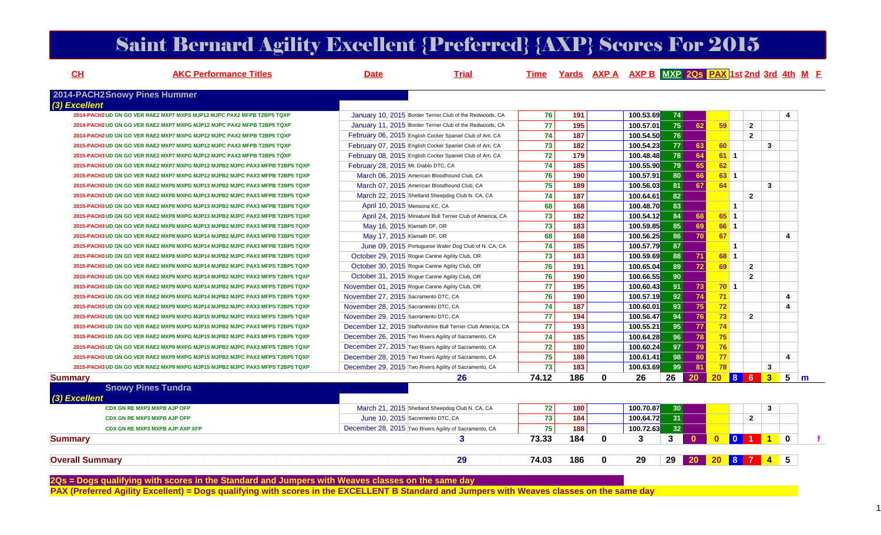# Saint Bernard Agility Excellent {Preferred} {AXP} Scores For 2015

| CH | AKC Performance Titles | Date | Trial | Time | Yards | AXP A | AXP B | MXP | 2Qs | PAX | 1st | 2nd | 3rd | 4th | M | F |
|---|---|---|---|---|---|---|---|---|---|---|---|---|---|---|---|---|
| **2014-PACH2 Snowy Pines Hummer** | | | | | | | | | | | | | | | | |
| ***(3) Excellent*** | | | | | | | | | | | | | | | | |
| | 2014-PACH2 UD GN GO VER RAE2 MXP7 MXPS MJP12 MJPC PAX2 MFPB T2BP5 TQXP | January 10, 2015 | Border Terrier Club of the Redwoods, CA | 76 | 191 | | 100.53.69 | 74 | | | | | | 4 | | |
| | 2014-PACH2 UD GN GO VER RAE2 MXP7 MXPG MJP12 MJPC PAX2 MFPB T2BP5 TQXP | January 11, 2015 | Border Terrier Club of the Redwoods, CA | 77 | 195 | | 100.57.01 | 75 | 62 | 59 | | 2 | | | | |
| | 2014-PACH2 UD GN GO VER RAE2 MXP7 MXPG MJP12 MJPC PAX2 MFPB T2BP5 TQXP | February 06, 2015 | English Cocker Spaniel Club of Am. CA | 74 | 187 | | 100.54.50 | 76 | | | | 2 | | | | |
| | 2015-PACH3 UD GN GO VER RAE2 MXP7 MXPG MJP12 MJPC PAX3 MFPB T2BP5 TQXP | February 07, 2015 | English Cocker Spaniel Club of Am. CA | 73 | 182 | | 100.54.23 | 77 | 63 | 60 | | | 3 | | | |
| | 2015-PACH3 UD GN GO VER RAE2 MXP7 MXPG MJP12 MJPC PAX3 MFPB T2BP5 TQXP | February 08, 2015 | English Cocker Spaniel Club of Am. CA | 72 | 179 | | 100.48.48 | 78 | 64 | 61 | 1 | | | | | |
| | 2015-PACH3 UD GN GO VER RAE2 MXP7 MXPG MJP12 MJPB2 MJPC PAX3 MFPB T2BP5 TQXP | February 28, 2015 | Mt. Diablo DTC, CA | 74 | 185 | | 100.55.90 | 79 | 65 | 62 | | | | | | |
| | 2015-PACH3 UD GN GO VER RAE2 MXP7 MXPG MJP12 MJPB2 MJPC PAX3 MFPB T2BP5 TQXP | March 06, 2015 | American Bloodhound Club, CA | 76 | 190 | | 100.57.91 | 80 | 66 | 63 | 1 | | | | | |
| | 2015-PACH3 UD GN GO VER RAE2 MXP8 MXPG MJP13 MJPB2 MJPC PAX3 MFPB T2BP5 TQXP | March 07, 2015 | American Bloodhound Club, CA | 75 | 189 | | 100.56.03 | 81 | 67 | 64 | | | 3 | | | |
| | 2015-PACH3 UD GN GO VER RAE2 MXP8 MXPG MJP13 MJPB2 MJPC PAX3 MFPB T2BP5 TQXP | March 22, 2015 | Shetland Sheepdog Club N. CA, CA | 74 | 187 | | 100.64.61 | 82 | | | | 2 | | | | |
| | 2015-PACH3 UD GN GO VER RAE2 MXP8 MXPG MJP13 MJPB2 MJPC PAX3 MFPB T2BP5 TQXP | April 10, 2015 | Mensona KC, CA | 68 | 168 | | 100.48.70 | 83 | | | 1 | | | | | |
| | 2015-PACH3 UD GN GO VER RAE2 MXP8 MXPG MJP13 MJPB2 MJPC PAX3 MFPB T2BP5 TQXP | April 24, 2015 | Miniature Bull Terrier Club of America, CA | 73 | 182 | | 100.54.12 | 84 | 68 | 65 | 1 | | | | | |
| | 2015-PACH3 UD GN GO VER RAE2 MXP8 MXPG MJP13 MJPB2 MJPC PAX3 MFPB T2BP5 TQXP | May 16, 2015 | Klamath DF, OR | 73 | 183 | | 100.59.85 | 85 | 69 | 66 | 1 | | | | | |
| | 2015-PACH3 UD GN GO VER RAE2 MXP8 MXPG MJP14 MJPB2 MJPC PAX3 MFPB T2BP5 TQXP | May 17, 2015 | Klamath DF, OR | 68 | 168 | | 100.56.25 | 86 | 70 | 67 | | | | 4 | | |
| | 2015-PACH3 UD GN GO VER RAE2 MXP8 MXPG MJP14 MJPB2 MJPC PAX3 MFPB T2BP5 TQXP | June 09, 2015 | Portuguese Water Dog Club of N. CA, CA | 74 | 185 | | 100.57.79 | 87 | | | 1 | | | | | |
| | 2015-PACH3 UD GN GO VER RAE2 MXP8 MXPG MJP14 MJPB2 MJPC PAX3 MFPB T2BP5 TQXP | October 29, 2015 | Rogue Canine Agility Club, OR | 73 | 183 | | 100.59.69 | 88 | 71 | 68 | 1 | | | | | |
| | 2015-PACH3 UD GN GO VER RAE2 MXP8 MXPG MJP14 MJPB2 MJPC PAX3 MFPS T2BP5 TQXP | October 30, 2015 | Rogue Canine Agility Club, OR | 76 | 191 | | 100.65.04 | 89 | 72 | 69 | | 2 | | | | |
| | 2015-PACH3 UD GN GO VER RAE2 MXP9 MXPG MJP14 MJPB2 MJPC PAX3 MFPS T2BP5 TQXP | October 31, 2015 | Rogue Canine Agility Club, OR | 76 | 190 | | 100.66.55 | 90 | | | | 2 | | | | |
| | 2015-PACH3 UD GN GO VER RAE2 MXP9 MXPG MJP14 MJPB2 MJPC PAX3 MFPS T2BP5 TQXP | November 01, 2015 | Rogue Canine Agility Club, OR | 77 | 195 | | 100.60.43 | 91 | 73 | 70 | 1 | | | | | |
| | 2015-PACH3 UD GN GO VER RAE2 MXP9 MXPG MJP14 MJPB2 MJPC PAX3 MFPS T2BP5 TQXP | November 27, 2015 | Sacramento DTC, CA | 76 | 190 | | 100.57.19 | 92 | 74 | 71 | | | | 4 | | |
| | 2015-PACH3 UD GN GO VER RAE2 MXP9 MXPG MJP14 MJPB2 MJPC PAX3 MFPS T2BP5 TQXP | November 28, 2015 | Sacramento DTC, CA | 74 | 187 | | 100.60.01 | 93 | 75 | 72 | | | | 4 | | |
| | 2015-PACH3 UD GN GO VER RAE2 MXP9 MXPG MJP15 MJPB2 MJPC PAX3 MFPS T2BP5 TQXP | November 29, 2015 | Sacramento DTC, CA | 77 | 194 | | 100.56.47 | 94 | 76 | 73 | | 2 | | | | |
| | 2015-PACH3 UD GN GO VER RAE2 MXP9 MXPG MJP15 MJPB2 MJPC PAX3 MFPS T2BP5 TQXP | December 12, 2015 | Staffordshire Bull Terrier Club America, CA | 77 | 193 | | 100.55.21 | 95 | 77 | 74 | | | | | | |
| | 2015-PACH3 UD GN GO VER RAE2 MXP9 MXPG MJP15 MJPB2 MJPC PAX3 MFPS T2BP5 TQXP | December 26, 2015 | Two Rivers Agility of Sacramento, CA | 74 | 185 | | 100.64.28 | 96 | 78 | 75 | | | | | | |
| | 2015-PACH3 UD GN GO VER RAE2 MXP9 MXPG MJP15 MJPB2 MJPC PAX3 MFPS T2BP5 TQXP | December 27, 2015 | Two Rivers Agility of Sacramento, CA | 72 | 180 | | 100.60.24 | 97 | 79 | 76 | | | | | | |
| | 2015-PACH3 UD GN GO VER RAE2 MXP9 MXPG MJP15 MJPB2 MJPC PAX3 MFPS T2BP5 TQXP | December 28, 2015 | Two Rivers Agility of Sacramento, CA | 75 | 188 | | 100.61.41 | 98 | 80 | 77 | | | | 4 | | |
| | 2015-PACH3 UD GN GO VER RAE2 MXP9 MXPG MJP15 MJPB2 MJPC PAX3 MFPS T2BP5 TQXP | December 29, 2015 | Two Rivers Agility of Sacramento, CA | 73 | 183 | | 100.63.69 | 99 | 81 | 78 | | | 3 | | | |
| **Summary** | | | 26 | 74.12 | 186 | 0 | 26 | 26 | 20 | 20 | 8 | 6 | 3 | 5 | m | |
| **Snowy Pines Tundra** | | | | | | | | | | | | | | | | |
| ***(3) Excellent*** | | | | | | | | | | | | | | | | |
| | CDX GN RE MXP3 MXPB AJP OFP | March 21, 2015 | Shetland Sheepdog Club N. CA, CA | 72 | 180 | | 100.70.87 | 30 | | | | | 3 | | | |
| | CDX GN RE MXP3 MXPB AJP OFP | June 10, 2015 | Sacremento DTC, CA | 73 | 184 | | 100.64.72 | 31 | | | | 2 | | | | |
| | CDX GN RE MXP3 MXPB AJP AXP XFP | December 28, 2015 | Two Rivers Agility of Sacramento, CA | 75 | 188 | | 100.72.63 | 32 | | | | | | | | |
| **Summary** | | | 3 | 73.33 | 184 | 0 | 3 | 3 | 0 | 0 | 0 | 1 | 1 | 0 | | f |
| **Overall Summary** | | | 29 | 74.03 | 186 | 0 | 29 | 29 | 20 | 20 | 8 | 7 | 4 | 5 | | |

**2Qs = Dogs qualifying with scores in the Standard and Jumpers with Weaves classes on the same day**

**PAX (Preferred Agility Excellent) = Dogs qualifying with scores in the EXCELLENT B Standard and Jumpers with Weaves classes on the same day**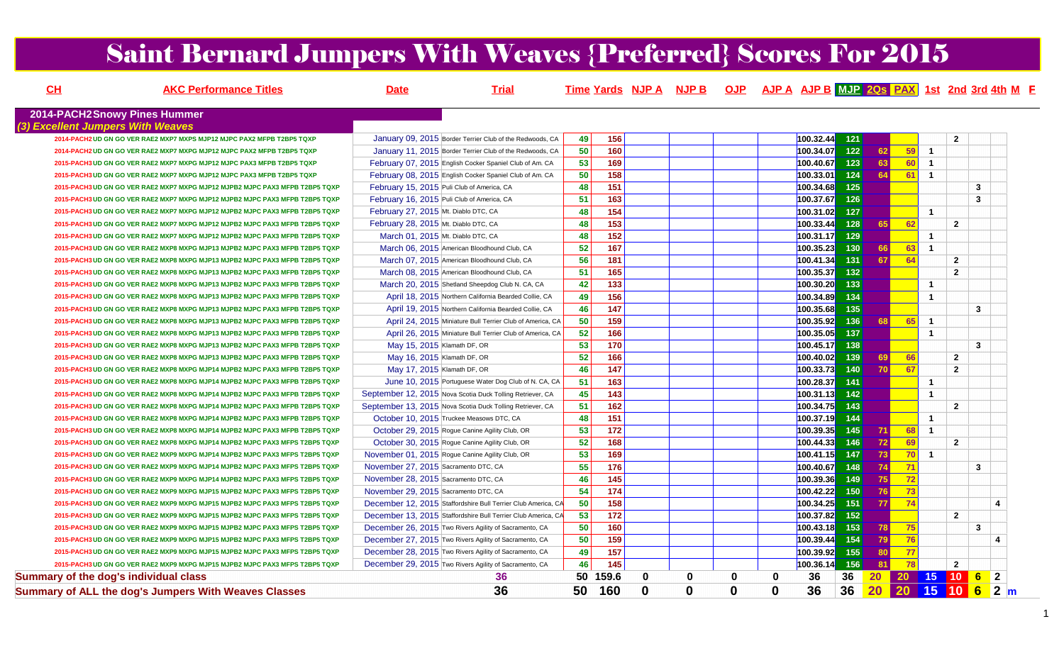# Saint Bernard Jumpers With Weaves {Preferred} Scores For 2015

| CH | AKC Performance Titles | Date | Trial | Time | Yards | NJP A | NJP B | OJP | AJP A | AJP B | MJP | 2Qs | PAX | 1st | 2nd | 3rd | 4th | M | F |
|---|---|---|---|---|---|---|---|---|---|---|---|---|---|---|---|---|---|---|---|
| **2014-PACH2 Snowy Pines Hummer** | | | | | | | | | | | | | | | | | | | |
| ***(3) Excellent Jumpers With Weaves*** | | | | | | | | | | | | | | | | | | | |
| | 2014-PACH2 UD GN GO VER RAE2 MXP7 MXPS MJP12 MJPC PAX2 MFPB T2BP5 TQXP | January 09, 2015 | Border Terrier Club of the Redwoods, CA | 49 | 156 | | | | | 100.32.44 | 121 | | | | 2 | | | | |
| | 2014-PACH2 UD GN GO VER RAE2 MXP7 MXPG MJP12 MJPC PAX2 MFPB T2BP5 TQXP | January 11, 2015 | Border Terrier Club of the Redwoods, CA | 50 | 160 | | | | | 100.34.07 | 122 | 62 | 59 | 1 | | | | | |
| | 2015-PACH3 UD GN GO VER RAE2 MXP7 MXPG MJP12 MJPC PAX3 MFPB T2BP5 TQXP | February 07, 2015 | English Cocker Spaniel Club of Am. CA | 53 | 169 | | | | | 100.40.67 | 123 | 63 | 60 | 1 | | | | | |
| | 2015-PACH3 UD GN GO VER RAE2 MXP7 MXPG MJP12 MJPC PAX3 MFPB T2BP5 TQXP | February 08, 2015 | English Cocker Spaniel Club of Am. CA | 50 | 158 | | | | | 100.33.01 | 124 | 64 | 61 | 1 | | | | | |
| | 2015-PACH3 UD GN GO VER RAE2 MXP7 MXPG MJP12 MJPB2 MJPC PAX3 MFPB T2BP5 TQXP | February 15, 2015 | Puli Club of America, CA | 48 | 151 | | | | | 100.34.68 | 125 | | | | | 3 | | | |
| | 2015-PACH3 UD GN GO VER RAE2 MXP7 MXPG MJP12 MJPB2 MJPC PAX3 MFPB T2BP5 TQXP | February 16, 2015 | Puli Club of America, CA | 51 | 163 | | | | | 100.37.67 | 126 | | | | | 3 | | | |
| | 2015-PACH3 UD GN GO VER RAE2 MXP7 MXPG MJP12 MJPB2 MJPC PAX3 MFPB T2BP5 TQXP | February 27, 2015 | Mt. Diablo DTC, CA | 48 | 154 | | | | | 100.31.02 | 127 | | | 1 | | | | | |
| | 2015-PACH3 UD GN GO VER RAE2 MXP7 MXPG MJP12 MJPB2 MJPC PAX3 MFPB T2BP5 TQXP | February 28, 2015 | Mt. Diablo DTC, CA | 48 | 153 | | | | | 100.33.44 | 128 | 65 | 62 | | 2 | | | | |
| | 2015-PACH3 UD GN GO VER RAE2 MXP7 MXPG MJP12 MJPB2 MJPC PAX3 MFPB T2BP5 TQXP | March 01, 2015 | Mt. Diablo DTC, CA | 48 | 152 | | | | | 100.31.17 | 129 | | | 1 | | | | | |
| | 2015-PACH3 UD GN GO VER RAE2 MXP8 MXPG MJP13 MJPB2 MJPC PAX3 MFPB T2BP5 TQXP | March 06, 2015 | American Bloodhound Club, CA | 52 | 167 | | | | | 100.35.23 | 130 | 66 | 63 | 1 | | | | | |
| | 2015-PACH3 UD GN GO VER RAE2 MXP8 MXPG MJP13 MJPB2 MJPC PAX3 MFPB T2BP5 TQXP | March 07, 2015 | American Bloodhound Club, CA | 56 | 181 | | | | | 100.41.34 | 131 | 67 | 64 | | 2 | | | | |
| | 2015-PACH3 UD GN GO VER RAE2 MXP8 MXPG MJP13 MJPB2 MJPC PAX3 MFPB T2BP5 TQXP | March 08, 2015 | American Bloodhound Club, CA | 51 | 165 | | | | | 100.35.37 | 132 | | | | 2 | | | | |
| | 2015-PACH3 UD GN GO VER RAE2 MXP8 MXPG MJP13 MJPB2 MJPC PAX3 MFPB T2BP5 TQXP | March 20, 2015 | Shetland Sheepdog Club N. CA, CA | 42 | 133 | | | | | 100.30.20 | 133 | | | 1 | | | | | |
| | 2015-PACH3 UD GN GO VER RAE2 MXP8 MXPG MJP13 MJPB2 MJPC PAX3 MFPB T2BP5 TQXP | April 18, 2015 | Northern California Bearded Collie, CA | 49 | 156 | | | | | 100.34.89 | 134 | | | 1 | | | | | |
| | 2015-PACH3 UD GN GO VER RAE2 MXP8 MXPG MJP13 MJPB2 MJPC PAX3 MFPB T2BP5 TQXP | April 19, 2015 | Northern California Bearded Collie, CA | 46 | 147 | | | | | 100.35.68 | 135 | | | | | 3 | | | |
| | 2015-PACH3 UD GN GO VER RAE2 MXP8 MXPG MJP13 MJPB2 MJPC PAX3 MFPB T2BP5 TQXP | April 24, 2015 | Miniature Bull Terrier Club of America, CA | 50 | 159 | | | | | 100.35.92 | 136 | 68 | 65 | 1 | | | | | |
| | 2015-PACH3 UD GN GO VER RAE2 MXP8 MXPG MJP13 MJPB2 MJPC PAX3 MFPB T2BP5 TQXP | April 26, 2015 | Miniature Bull Terrier Club of America, CA | 52 | 166 | | | | | 100.35.05 | 137 | | | 1 | | | | | |
| | 2015-PACH3 UD GN GO VER RAE2 MXP8 MXPG MJP13 MJPB2 MJPC PAX3 MFPB T2BP5 TQXP | May 15, 2015 | Klamath DF, OR | 53 | 170 | | | | | 100.45.17 | 138 | | | | | 3 | | | |
| | 2015-PACH3 UD GN GO VER RAE2 MXP8 MXPG MJP13 MJPB2 MJPC PAX3 MFPB T2BP5 TQXP | May 16, 2015 | Klamath DF, OR | 52 | 166 | | | | | 100.40.02 | 139 | 69 | 66 | | 2 | | | | |
| | 2015-PACH3 UD GN GO VER RAE2 MXP8 MXPG MJP14 MJPB2 MJPC PAX3 MFPB T2BP5 TQXP | May 17, 2015 | Klamath DF, OR | 46 | 147 | | | | | 100.33.73 | 140 | 70 | 67 | | 2 | | | | |
| | 2015-PACH3 UD GN GO VER RAE2 MXP8 MXPG MJP14 MJPB2 MJPC PAX3 MFPB T2BP5 TQXP | June 10, 2015 | Portuguese Water Dog Club of N. CA, CA | 51 | 163 | | | | | 100.28.37 | 141 | | | 1 | | | | | |
| | 2015-PACH3 UD GN GO VER RAE2 MXP8 MXPG MJP14 MJPB2 MJPC PAX3 MFPB T2BP5 TQXP | September 12, 2015 | Nova Scotia Duck Tolling Retriever, CA | 45 | 143 | | | | | 100.31.13 | 142 | | | 1 | | | | | |
| | 2015-PACH3 UD GN GO VER RAE2 MXP8 MXPG MJP14 MJPB2 MJPC PAX3 MFPB T2BP5 TQXP | September 13, 2015 | Nova Scotia Duck Tolling Retriever, CA | 51 | 162 | | | | | 100.34.75 | 143 | | | | 2 | | | | |
| | 2015-PACH3 UD GN GO VER RAE2 MXP8 MXPG MJP14 MJPB2 MJPC PAX3 MFPB T2BP5 TQXP | October 10, 2015 | Truckee Measows DTC, CA | 48 | 151 | | | | | 100.37.19 | 144 | | | 1 | | | | | |
| | 2015-PACH3 UD GN GO VER RAE2 MXP8 MXPG MJP14 MJPB2 MJPC PAX3 MFPB T2BP5 TQXP | October 29, 2015 | Rogue Canine Agility Club, OR | 53 | 172 | | | | | 100.39.35 | 145 | 71 | 68 | 1 | | | | | |
| | 2015-PACH3 UD GN GO VER RAE2 MXP8 MXPG MJP14 MJPB2 MJPC PAX3 MFPS T2BP5 TQXP | October 30, 2015 | Rogue Canine Agility Club, OR | 52 | 168 | | | | | 100.44.33 | 146 | 72 | 69 | | 2 | | | | |
| | 2015-PACH3 UD GN GO VER RAE2 MXP9 MXPG MJP14 MJPB2 MJPC PAX3 MFPS T2BP5 TQXP | November 01, 2015 | Rogue Canine Agility Club, OR | 53 | 169 | | | | | 100.41.15 | 147 | 73 | 70 | 1 | | | | | |
| | 2015-PACH3 UD GN GO VER RAE2 MXP9 MXPG MJP14 MJPB2 MJPC PAX3 MFPS T2BP5 TQXP | November 27, 2015 | Sacramento DTC, CA | 55 | 176 | | | | | 100.40.67 | 148 | 74 | 71 | | | 3 | | | |
| | 2015-PACH3 UD GN GO VER RAE2 MXP9 MXPG MJP14 MJPB2 MJPC PAX3 MFPS T2BP5 TQXP | November 28, 2015 | Sacramento DTC, CA | 46 | 145 | | | | | 100.39.36 | 149 | 75 | 72 | | | | | | |
| | 2015-PACH3 UD GN GO VER RAE2 MXP9 MXPG MJP15 MJPB2 MJPC PAX3 MFPS T2BP5 TQXP | November 29, 2015 | Sacramento DTC, CA | 54 | 174 | | | | | 100.42.22 | 150 | 76 | 73 | | | | | | |
| | 2015-PACH3 UD GN GO VER RAE2 MXP9 MXPG MJP15 MJPB2 MJPC PAX3 MFPS T2BP5 TQXP | December 12, 2015 | Staffordshire Bull Terrier Club America, CA | 50 | 158 | | | | | 100.34.25 | 151 | 77 | 74 | | | | 4 | | |
| | 2015-PACH3 UD GN GO VER RAE2 MXP9 MXPG MJP15 MJPB2 MJPC PAX3 MFPS T2BP5 TQXP | December 13, 2015 | Staffordshire Bull Terrier Club America, CA | 53 | 172 | | | | | 100.37.82 | 152 | | | | 2 | | | | |
| | 2015-PACH3 UD GN GO VER RAE2 MXP9 MXPG MJP15 MJPB2 MJPC PAX3 MFPS T2BP5 TQXP | December 26, 2015 | Two Rivers Agility of Sacramento, CA | 50 | 160 | | | | | 100.43.18 | 153 | 78 | 75 | | | 3 | | | |
| | 2015-PACH3 UD GN GO VER RAE2 MXP9 MXPG MJP15 MJPB2 MJPC PAX3 MFPS T2BP5 TQXP | December 27, 2015 | Two Rivers Agility of Sacramento, CA | 50 | 159 | | | | | 100.39.44 | 154 | 79 | 76 | | | | 4 | | |
| | 2015-PACH3 UD GN GO VER RAE2 MXP9 MXPG MJP15 MJPB2 MJPC PAX3 MFPS T2BP5 TQXP | December 28, 2015 | Two Rivers Agility of Sacramento, CA | 49 | 157 | | | | | 100.39.92 | 155 | 80 | 77 | | | | | | |
| | 2015-PACH3 UD GN GO VER RAE2 MXP9 MXPG MJP15 MJPB2 MJPC PAX3 MFPS T2BP5 TQXP | December 29, 2015 | Two Rivers Agility of Sacramento, CA | 46 | 145 | | | | | 100.36.14 | 156 | 81 | 78 | | 2 | | | | |
| **Summary of the dog's individual class** | | | 36 | 50 | 159.6 | 0 | 0 | 0 | 0 | 36 | 36 | 20 | 20 | 15 | 10 | 6 | 2 | | |
| **Summary of ALL the dog's Jumpers With Weaves Classes** | | | 36 | 50 | 160 | 0 | 0 | 0 | 0 | 36 | 36 | 20 | 20 | 15 | 10 | 6 | 2 | m | |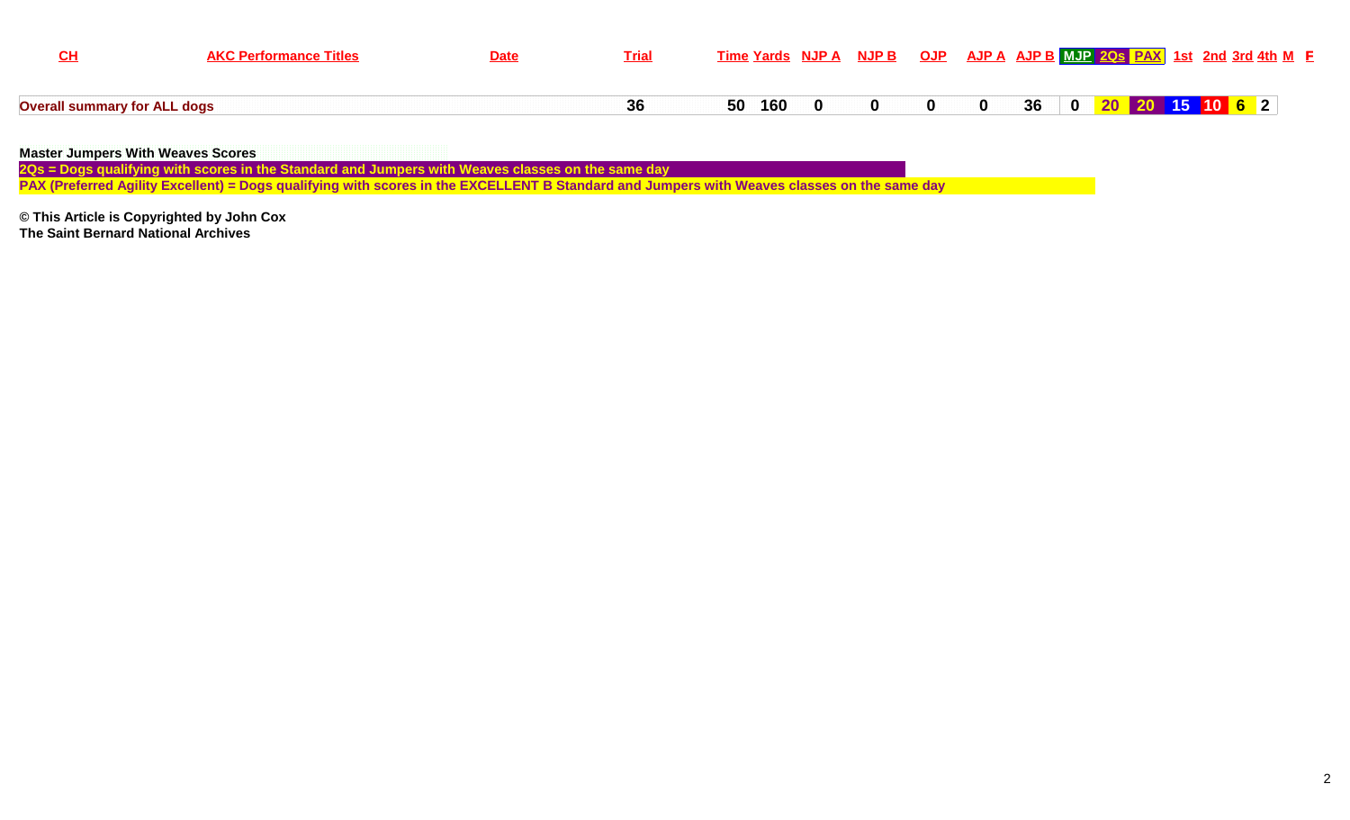| CH | AKC Performance Titles | Date | Trial | Time | Yards | NJP A | NJP B | OJP | AJP A | AJP B | MJP | 2Qs | PAX | 1st | 2nd | 3rd | 4th | M | F |
|---|---|---|---|---|---|---|---|---|---|---|---|---|---|---|---|---|---|---|---|
| **Overall summary for ALL dogs** | | | 36 | 50 | 160 | 0 | 0 | 0 | 0 | 36 | 0 | 20 | 20 | 15 | 10 | 6 | 2 | | |

**Master Jumpers With Weaves Scores**

**2Qs = Dogs qualifying with scores in the Standard and Jumpers with Weaves classes on the same day**

**PAX (Preferred Agility Excellent) = Dogs qualifying with scores in the EXCELLENT B Standard and Jumpers with Weaves classes on the same day**

**© This Article is Copyrighted by John Cox**
**The Saint Bernard National Archives**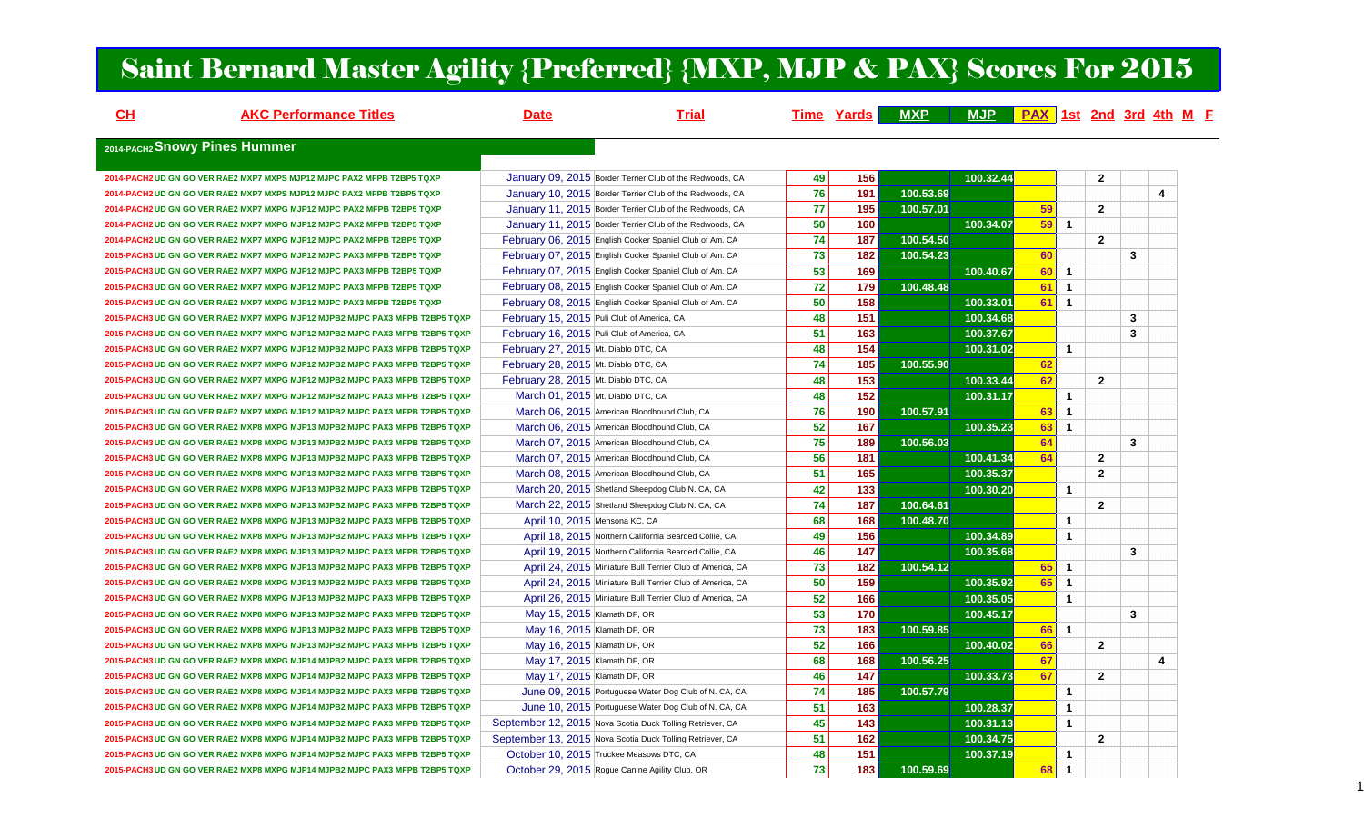# Saint Bernard Master Agility {Preferred} {MXP, MJP & PAX} Scores For 2015

**2014-PACH2 Snowy Pines Hummer**

| CH | AKC Performance Titles | Date | Trial | Time | Yards | MXP | MJP | PAX | 1st | 2nd | 3rd | 4th | M | F |
|---|---|---|---|---|---|---|---|---|---|---|---|---|---|---|
| 2014-PACH2 | UD GN GO VER RAE2 MXP7 MXPS MJP12 MJPC PAX2 MFPB T2BP5 TQXP | January 09, 2015 | Border Terrier Club of the Redwoods, CA | 49 | 156 | | 100.32.44 | | | 2 | | | | |
| 2014-PACH2 | UD GN GO VER RAE2 MXP7 MXPS MJP12 MJPC PAX2 MFPB T2BP5 TQXP | January 10, 2015 | Border Terrier Club of the Redwoods, CA | 76 | 191 | 100.53.69 | | | | | | 4 | | |
| 2014-PACH2 | UD GN GO VER RAE2 MXP7 MXPG MJP12 MJPC PAX2 MFPB T2BP5 TQXP | January 11, 2015 | Border Terrier Club of the Redwoods, CA | 77 | 195 | 100.57.01 | | 59 | | 2 | | | | |
| 2014-PACH2 | UD GN GO VER RAE2 MXP7 MXPG MJP12 MJPC PAX2 MFPB T2BP5 TQXP | January 11, 2015 | Border Terrier Club of the Redwoods, CA | 50 | 160 | | 100.34.07 | 59 | 1 | | | | | |
| 2014-PACH2 | UD GN GO VER RAE2 MXP7 MXPG MJP12 MJPC PAX2 MFPB T2BP5 TQXP | February 06, 2015 | English Cocker Spaniel Club of Am. CA | 74 | 187 | 100.54.50 | | | | 2 | | | | |
| 2015-PACH3 | UD GN GO VER RAE2 MXP7 MXPG MJP12 MJPC PAX3 MFPB T2BP5 TQXP | February 07, 2015 | English Cocker Spaniel Club of Am. CA | 73 | 182 | 100.54.23 | | 60 | | | 3 | | | |
| 2015-PACH3 | UD GN GO VER RAE2 MXP7 MXPG MJP12 MJPC PAX3 MFPB T2BP5 TQXP | February 07, 2015 | English Cocker Spaniel Club of Am. CA | 53 | 169 | | 100.40.67 | 60 | 1 | | | | | |
| 2015-PACH3 | UD GN GO VER RAE2 MXP7 MXPG MJP12 MJPC PAX3 MFPB T2BP5 TQXP | February 08, 2015 | English Cocker Spaniel Club of Am. CA | 72 | 179 | 100.48.48 | | 61 | 1 | | | | | |
| 2015-PACH3 | UD GN GO VER RAE2 MXP7 MXPG MJP12 MJPC PAX3 MFPB T2BP5 TQXP | February 08, 2015 | English Cocker Spaniel Club of Am. CA | 50 | 158 | | 100.33.01 | 61 | 1 | | | | | |
| 2015-PACH3 | UD GN GO VER RAE2 MXP7 MXPG MJP12 MJPB2 MJPC PAX3 MFPB T2BP5 TQXP | February 15, 2015 | Puli Club of America, CA | 48 | 151 | | 100.34.68 | | | | 3 | | | |
| 2015-PACH3 | UD GN GO VER RAE2 MXP7 MXPG MJP12 MJPB2 MJPC PAX3 MFPB T2BP5 TQXP | February 16, 2015 | Puli Club of America, CA | 51 | 163 | | 100.37.67 | | | | 3 | | | |
| 2015-PACH3 | UD GN GO VER RAE2 MXP7 MXPG MJP12 MJPB2 MJPC PAX3 MFPB T2BP5 TQXP | February 27, 2015 | Mt. Diablo DTC, CA | 48 | 154 | | 100.31.02 | | 1 | | | | | |
| 2015-PACH3 | UD GN GO VER RAE2 MXP7 MXPG MJP12 MJPB2 MJPC PAX3 MFPB T2BP5 TQXP | February 28, 2015 | Mt. Diablo DTC, CA | 74 | 185 | 100.55.90 | | 62 | | | | | | |
| 2015-PACH3 | UD GN GO VER RAE2 MXP7 MXPG MJP12 MJPB2 MJPC PAX3 MFPB T2BP5 TQXP | February 28, 2015 | Mt. Diablo DTC, CA | 48 | 153 | | 100.33.44 | 62 | | 2 | | | | |
| 2015-PACH3 | UD GN GO VER RAE2 MXP7 MXPG MJP12 MJPB2 MJPC PAX3 MFPB T2BP5 TQXP | March 01, 2015 | Mt. Diablo DTC, CA | 48 | 152 | | 100.31.17 | | 1 | | | | | |
| 2015-PACH3 | UD GN GO VER RAE2 MXP7 MXPG MJP12 MJPB2 MJPC PAX3 MFPB T2BP5 TQXP | March 06, 2015 | American Bloodhound Club, CA | 76 | 190 | 100.57.91 | | 63 | 1 | | | | | |
| 2015-PACH3 | UD GN GO VER RAE2 MXP8 MXPG MJP13 MJPB2 MJPC PAX3 MFPB T2BP5 TQXP | March 06, 2015 | American Bloodhound Club, CA | 52 | 167 | | 100.35.23 | 63 | 1 | | | | | |
| 2015-PACH3 | UD GN GO VER RAE2 MXP8 MXPG MJP13 MJPB2 MJPC PAX3 MFPB T2BP5 TQXP | March 07, 2015 | American Bloodhound Club, CA | 75 | 189 | 100.56.03 | | 64 | | | 3 | | | |
| 2015-PACH3 | UD GN GO VER RAE2 MXP8 MXPG MJP13 MJPB2 MJPC PAX3 MFPB T2BP5 TQXP | March 07, 2015 | American Bloodhound Club, CA | 56 | 181 | | 100.41.34 | 64 | | 2 | | | | |
| 2015-PACH3 | UD GN GO VER RAE2 MXP8 MXPG MJP13 MJPB2 MJPC PAX3 MFPB T2BP5 TQXP | March 08, 2015 | American Bloodhound Club, CA | 51 | 165 | | 100.35.37 | | | 2 | | | | |
| 2015-PACH3 | UD GN GO VER RAE2 MXP8 MXPG MJP13 MJPB2 MJPC PAX3 MFPB T2BP5 TQXP | March 20, 2015 | Shetland Sheepdog Club N. CA, CA | 42 | 133 | | 100.30.20 | | 1 | | | | | |
| 2015-PACH3 | UD GN GO VER RAE2 MXP8 MXPG MJP13 MJPB2 MJPC PAX3 MFPB T2BP5 TQXP | March 22, 2015 | Shetland Sheepdog Club N. CA, CA | 74 | 187 | 100.64.61 | | | | 2 | | | | |
| 2015-PACH3 | UD GN GO VER RAE2 MXP8 MXPG MJP13 MJPB2 MJPC PAX3 MFPB T2BP5 TQXP | April 10, 2015 | Mensona KC, CA | 68 | 168 | 100.48.70 | | | 1 | | | | | |
| 2015-PACH3 | UD GN GO VER RAE2 MXP8 MXPG MJP13 MJPB2 MJPC PAX3 MFPB T2BP5 TQXP | April 18, 2015 | Northern California Bearded Collie, CA | 49 | 156 | | 100.34.89 | | 1 | | | | | |
| 2015-PACH3 | UD GN GO VER RAE2 MXP8 MXPG MJP13 MJPB2 MJPC PAX3 MFPB T2BP5 TQXP | April 19, 2015 | Northern California Bearded Collie, CA | 46 | 147 | | 100.35.68 | | | | 3 | | | |
| 2015-PACH3 | UD GN GO VER RAE2 MXP8 MXPG MJP13 MJPB2 MJPC PAX3 MFPB T2BP5 TQXP | April 24, 2015 | Miniature Bull Terrier Club of America, CA | 73 | 182 | 100.54.12 | | 65 | 1 | | | | | |
| 2015-PACH3 | UD GN GO VER RAE2 MXP8 MXPG MJP13 MJPB2 MJPC PAX3 MFPB T2BP5 TQXP | April 24, 2015 | Miniature Bull Terrier Club of America, CA | 50 | 159 | | 100.35.92 | 65 | 1 | | | | | |
| 2015-PACH3 | UD GN GO VER RAE2 MXP8 MXPG MJP13 MJPB2 MJPC PAX3 MFPB T2BP5 TQXP | April 26, 2015 | Miniature Bull Terrier Club of America, CA | 52 | 166 | | 100.35.05 | | 1 | | | | | |
| 2015-PACH3 | UD GN GO VER RAE2 MXP8 MXPG MJP13 MJPB2 MJPC PAX3 MFPB T2BP5 TQXP | May 15, 2015 | Klamath DF, OR | 53 | 170 | | 100.45.17 | | | | 3 | | | |
| 2015-PACH3 | UD GN GO VER RAE2 MXP8 MXPG MJP13 MJPB2 MJPC PAX3 MFPB T2BP5 TQXP | May 16, 2015 | Klamath DF, OR | 73 | 183 | 100.59.85 | | 66 | 1 | | | | | |
| 2015-PACH3 | UD GN GO VER RAE2 MXP8 MXPG MJP13 MJPB2 MJPC PAX3 MFPB T2BP5 TQXP | May 16, 2015 | Klamath DF, OR | 52 | 166 | | 100.40.02 | 66 | | 2 | | | | |
| 2015-PACH3 | UD GN GO VER RAE2 MXP8 MXPG MJP14 MJPB2 MJPC PAX3 MFPB T2BP5 TQXP | May 17, 2015 | Klamath DF, OR | 68 | 168 | 100.56.25 | | 67 | | | | 4 | | |
| 2015-PACH3 | UD GN GO VER RAE2 MXP8 MXPG MJP14 MJPB2 MJPC PAX3 MFPB T2BP5 TQXP | May 17, 2015 | Klamath DF, OR | 46 | 147 | | 100.33.73 | 67 | | 2 | | | | |
| 2015-PACH3 | UD GN GO VER RAE2 MXP8 MXPG MJP14 MJPB2 MJPC PAX3 MFPB T2BP5 TQXP | June 09, 2015 | Portuguese Water Dog Club of N. CA, CA | 74 | 185 | 100.57.79 | | | 1 | | | | | |
| 2015-PACH3 | UD GN GO VER RAE2 MXP8 MXPG MJP14 MJPB2 MJPC PAX3 MFPB T2BP5 TQXP | June 10, 2015 | Portuguese Water Dog Club of N. CA, CA | 51 | 163 | | 100.28.37 | | 1 | | | | | |
| 2015-PACH3 | UD GN GO VER RAE2 MXP8 MXPG MJP14 MJPB2 MJPC PAX3 MFPB T2BP5 TQXP | September 12, 2015 | Nova Scotia Duck Tolling Retriever, CA | 45 | 143 | | 100.31.13 | | 1 | | | | | |
| 2015-PACH3 | UD GN GO VER RAE2 MXP8 MXPG MJP14 MJPB2 MJPC PAX3 MFPB T2BP5 TQXP | September 13, 2015 | Nova Scotia Duck Tolling Retriever, CA | 51 | 162 | | 100.34.75 | | | 2 | | | | |
| 2015-PACH3 | UD GN GO VER RAE2 MXP8 MXPG MJP14 MJPB2 MJPC PAX3 MFPB T2BP5 TQXP | October 10, 2015 | Truckee Measows DTC, CA | 48 | 151 | | 100.37.19 | | 1 | | | | | |
| 2015-PACH3 | UD GN GO VER RAE2 MXP8 MXPG MJP14 MJPB2 MJPC PAX3 MFPB T2BP5 TQXP | October 29, 2015 | Rogue Canine Agility Club, OR | 73 | 183 | 100.59.69 | | 68 | 1 | | | | | |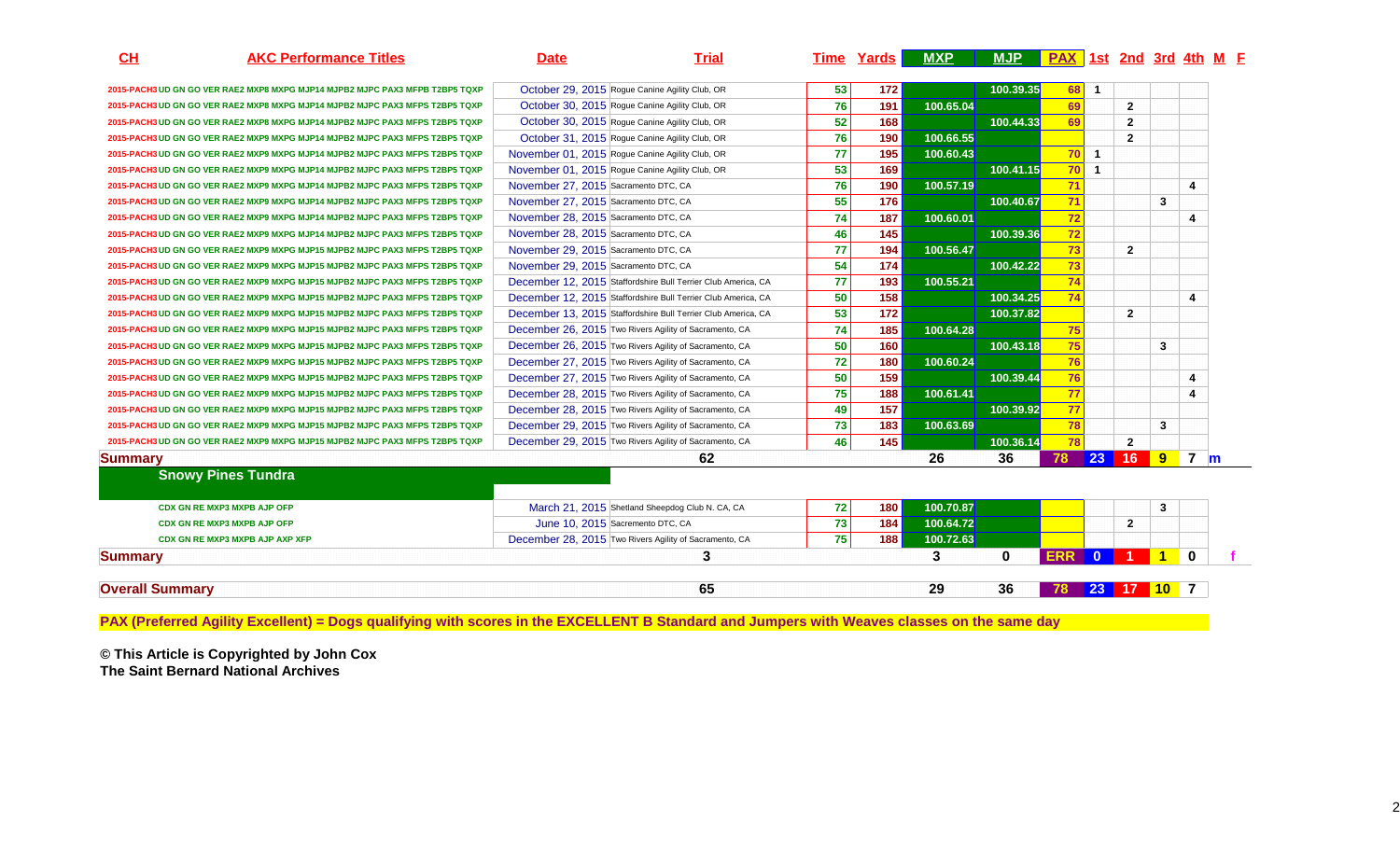| CH | AKC Performance Titles | Date | Trial | Time | Yards | MXP | MJP | PAX | 1st | 2nd | 3rd | 4th | M | F |
|---|---|---|---|---|---|---|---|---|---|---|---|---|---|---|
| | 2015-PACH3 UD GN GO VER RAE2 MXP8 MXPG MJP14 MJPB2 MJPC PAX3 MFPB T2BP5 TQXP | October 29, 2015 | Rogue Canine Agility Club, OR | 53 | 172 | | 100.39.35 | 68 | 1 | | | | | |
| | 2015-PACH3 UD GN GO VER RAE2 MXP8 MXPG MJP14 MJPB2 MJPC PAX3 MFPS T2BP5 TQXP | October 30, 2015 | Rogue Canine Agility Club, OR | 76 | 191 | 100.65.04 | | 69 | | 2 | | | | |
| | 2015-PACH3 UD GN GO VER RAE2 MXP8 MXPG MJP14 MJPB2 MJPC PAX3 MFPS T2BP5 TQXP | October 30, 2015 | Rogue Canine Agility Club, OR | 52 | 168 | | 100.44.33 | 69 | | 2 | | | | |
| | 2015-PACH3 UD GN GO VER RAE2 MXP9 MXPG MJP14 MJPB2 MJPC PAX3 MFPS T2BP5 TQXP | October 31, 2015 | Rogue Canine Agility Club, OR | 76 | 190 | 100.66.55 | | | | 2 | | | | |
| | 2015-PACH3 UD GN GO VER RAE2 MXP9 MXPG MJP14 MJPB2 MJPC PAX3 MFPS T2BP5 TQXP | November 01, 2015 | Rogue Canine Agility Club, OR | 77 | 195 | 100.60.43 | | 70 | 1 | | | | | |
| | 2015-PACH3 UD GN GO VER RAE2 MXP9 MXPG MJP14 MJPB2 MJPC PAX3 MFPS T2BP5 TQXP | November 01, 2015 | Rogue Canine Agility Club, OR | 53 | 169 | | 100.41.15 | 70 | 1 | | | | | |
| | 2015-PACH3 UD GN GO VER RAE2 MXP9 MXPG MJP14 MJPB2 MJPC PAX3 MFPS T2BP5 TQXP | November 27, 2015 | Sacramento DTC, CA | 76 | 190 | 100.57.19 | | 71 | | | | 4 | | |
| | 2015-PACH3 UD GN GO VER RAE2 MXP9 MXPG MJP14 MJPB2 MJPC PAX3 MFPS T2BP5 TQXP | November 27, 2015 | Sacramento DTC, CA | 55 | 176 | | 100.40.67 | 71 | | | 3 | | | |
| | 2015-PACH3 UD GN GO VER RAE2 MXP9 MXPG MJP14 MJPB2 MJPC PAX3 MFPS T2BP5 TQXP | November 28, 2015 | Sacramento DTC, CA | 74 | 187 | 100.60.01 | | 72 | | | | 4 | | |
| | 2015-PACH3 UD GN GO VER RAE2 MXP9 MXPG MJP14 MJPB2 MJPC PAX3 MFPS T2BP5 TQXP | November 28, 2015 | Sacramento DTC, CA | 46 | 145 | | 100.39.36 | 72 | | | | | | |
| | 2015-PACH3 UD GN GO VER RAE2 MXP9 MXPG MJP15 MJPB2 MJPC PAX3 MFPS T2BP5 TQXP | November 29, 2015 | Sacramento DTC, CA | 77 | 194 | 100.56.47 | | 73 | | 2 | | | | |
| | 2015-PACH3 UD GN GO VER RAE2 MXP9 MXPG MJP15 MJPB2 MJPC PAX3 MFPS T2BP5 TQXP | November 29, 2015 | Sacramento DTC, CA | 54 | 174 | | 100.42.22 | 73 | | | | | | |
| | 2015-PACH3 UD GN GO VER RAE2 MXP9 MXPG MJP15 MJPB2 MJPC PAX3 MFPS T2BP5 TQXP | December 12, 2015 | Staffordshire Bull Terrier Club America, CA | 77 | 193 | 100.55.21 | | 74 | | | | | | |
| | 2015-PACH3 UD GN GO VER RAE2 MXP9 MXPG MJP15 MJPB2 MJPC PAX3 MFPS T2BP5 TQXP | December 12, 2015 | Staffordshire Bull Terrier Club America, CA | 50 | 158 | | 100.34.25 | 74 | | | | 4 | | |
| | 2015-PACH3 UD GN GO VER RAE2 MXP9 MXPG MJP15 MJPB2 MJPC PAX3 MFPS T2BP5 TQXP | December 13, 2015 | Staffordshire Bull Terrier Club America, CA | 53 | 172 | | 100.37.82 | | | 2 | | | | |
| | 2015-PACH3 UD GN GO VER RAE2 MXP9 MXPG MJP15 MJPB2 MJPC PAX3 MFPS T2BP5 TQXP | December 26, 2015 | Two Rivers Agility of Sacramento, CA | 74 | 185 | 100.64.28 | | 75 | | | | | | |
| | 2015-PACH3 UD GN GO VER RAE2 MXP9 MXPG MJP15 MJPB2 MJPC PAX3 MFPS T2BP5 TQXP | December 26, 2015 | Two Rivers Agility of Sacramento, CA | 50 | 160 | | 100.43.18 | 75 | | | 3 | | | |
| | 2015-PACH3 UD GN GO VER RAE2 MXP9 MXPG MJP15 MJPB2 MJPC PAX3 MFPS T2BP5 TQXP | December 27, 2015 | Two Rivers Agility of Sacramento, CA | 72 | 180 | 100.60.24 | | 76 | | | | | | |
| | 2015-PACH3 UD GN GO VER RAE2 MXP9 MXPG MJP15 MJPB2 MJPC PAX3 MFPS T2BP5 TQXP | December 27, 2015 | Two Rivers Agility of Sacramento, CA | 50 | 159 | | 100.39.44 | 76 | | | | 4 | | |
| | 2015-PACH3 UD GN GO VER RAE2 MXP9 MXPG MJP15 MJPB2 MJPC PAX3 MFPS T2BP5 TQXP | December 28, 2015 | Two Rivers Agility of Sacramento, CA | 75 | 188 | 100.61.41 | | 77 | | | | 4 | | |
| | 2015-PACH3 UD GN GO VER RAE2 MXP9 MXPG MJP15 MJPB2 MJPC PAX3 MFPS T2BP5 TQXP | December 28, 2015 | Two Rivers Agility of Sacramento, CA | 49 | 157 | | 100.39.92 | 77 | | | | | | |
| | 2015-PACH3 UD GN GO VER RAE2 MXP9 MXPG MJP15 MJPB2 MJPC PAX3 MFPS T2BP5 TQXP | December 29, 2015 | Two Rivers Agility of Sacramento, CA | 73 | 183 | 100.63.69 | | 78 | | | 3 | | | |
| | 2015-PACH3 UD GN GO VER RAE2 MXP9 MXPG MJP15 MJPB2 MJPC PAX3 MFPS T2BP5 TQXP | December 29, 2015 | Two Rivers Agility of Sacramento, CA | 46 | 145 | | 100.36.14 | 78 | | 2 | | | | |
| **Summary** | | | 62 | | | 26 | 36 | 78 | 23 | 16 | 9 | 7 | m | |
| | **Snowy Pines Tundra** | | | | | | | | | | | | | |
| | CDX GN RE MXP3 MXPB AJP OFP | March 21, 2015 | Shetland Sheepdog Club N. CA, CA | 72 | 180 | 100.70.87 | | | | | 3 | | | |
| | CDX GN RE MXP3 MXPB AJP OFP | June 10, 2015 | Sacramento DTC, CA | 73 | 184 | 100.64.72 | | | | 2 | | | | |
| | CDX GN RE MXP3 MXPB AJP AXP XFP | December 28, 2015 | Two Rivers Agility of Sacramento, CA | 75 | 188 | 100.72.63 | | | | | | | | |
| **Summary** | | | 3 | | | 3 | 0 | ERR | 0 | 1 | 1 | 0 | | f |
| **Overall Summary** | | | 65 | | | 29 | 36 | 78 | 23 | 17 | 10 | 7 | | |

**PAX (Preferred Agility Excellent) = Dogs qualifying with scores in the EXCELLENT B Standard and Jumpers with Weaves classes on the same day**

**© This Article is Copyrighted by John Cox**
**The Saint Bernard National Archives**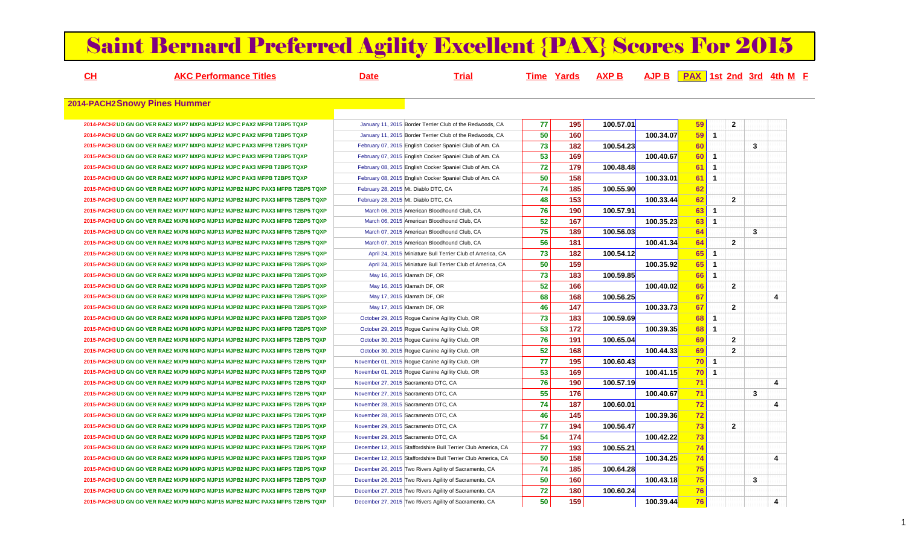# Saint Bernard Preferred Agility Excellent {PAX} Scores For 2015

**2014-PACH2 Snowy Pines Hummer**

| CH | AKC Performance Titles | Date | Trial | Time | Yards | AXP B | AJP B | PAX | 1st | 2nd | 3rd | 4th | M | F |
|---|---|---|---|---|---|---|---|---|---|---|---|---|---|---|
| 2014-PACH2 | UD GN GO VER RAE2 MXP7 MXPG MJP12 MJPC PAX2 MFPB T2BP5 TQXP | January 11, 2015 | Border Terrier Club of the Redwoods, CA | 77 | 195 | 100.57.01 | | 59 | | 2 | | | | |
| 2014-PACH2 | UD GN GO VER RAE2 MXP7 MXPG MJP12 MJPC PAX2 MFPB T2BP5 TQXP | January 11, 2015 | Border Terrier Club of the Redwoods, CA | 50 | 160 | | 100.34.07 | 59 | 1 | | | | | |
| 2015-PACH3 | UD GN GO VER RAE2 MXP7 MXPG MJP12 MJPC PAX3 MFPB T2BP5 TQXP | February 07, 2015 | English Cocker Spaniel Club of Am. CA | 73 | 182 | 100.54.23 | | 60 | | | 3 | | | |
| 2015-PACH3 | UD GN GO VER RAE2 MXP7 MXPG MJP12 MJPC PAX3 MFPB T2BP5 TQXP | February 07, 2015 | English Cocker Spaniel Club of Am. CA | 53 | 169 | | 100.40.67 | 60 | 1 | | | | | |
| 2015-PACH3 | UD GN GO VER RAE2 MXP7 MXPG MJP12 MJPC PAX3 MFPB T2BP5 TQXP | February 08, 2015 | English Cocker Spaniel Club of Am. CA | 72 | 179 | 100.48.48 | | 61 | 1 | | | | | |
| 2015-PACH3 | UD GN GO VER RAE2 MXP7 MXPG MJP12 MJPC PAX3 MFPB T2BP5 TQXP | February 08, 2015 | English Cocker Spaniel Club of Am. CA | 50 | 158 | | 100.33.01 | 61 | 1 | | | | | |
| 2015-PACH3 | UD GN GO VER RAE2 MXP7 MXPG MJP12 MJPB2 MJPC PAX3 MFPB T2BP5 TQXP | February 28, 2015 | Mt. Diablo DTC, CA | 74 | 185 | 100.55.90 | | 62 | | | | | | |
| 2015-PACH3 | UD GN GO VER RAE2 MXP7 MXPG MJP12 MJPB2 MJPC PAX3 MFPB T2BP5 TQXP | February 28, 2015 | Mt. Diablo DTC, CA | 48 | 153 | | 100.33.44 | 62 | | 2 | | | | |
| 2015-PACH3 | UD GN GO VER RAE2 MXP7 MXPG MJP12 MJPB2 MJPC PAX3 MFPB T2BP5 TQXP | March 06, 2015 | American Bloodhound Club, CA | 76 | 190 | 100.57.91 | | 63 | 1 | | | | | |
| 2015-PACH3 | UD GN GO VER RAE2 MXP8 MXPG MJP13 MJPB2 MJPC PAX3 MFPB T2BP5 TQXP | March 06, 2015 | American Bloodhound Club, CA | 52 | 167 | | 100.35.23 | 63 | 1 | | | | | |
| 2015-PACH3 | UD GN GO VER RAE2 MXP8 MXPG MJP13 MJPB2 MJPC PAX3 MFPB T2BP5 TQXP | March 07, 2015 | American Bloodhound Club, CA | 75 | 189 | 100.56.03 | | 64 | | | 3 | | | |
| 2015-PACH3 | UD GN GO VER RAE2 MXP8 MXPG MJP13 MJPB2 MJPC PAX3 MFPB T2BP5 TQXP | March 07, 2015 | American Bloodhound Club, CA | 56 | 181 | | 100.41.34 | 64 | | 2 | | | | |
| 2015-PACH3 | UD GN GO VER RAE2 MXP8 MXPG MJP13 MJPB2 MJPC PAX3 MFPB T2BP5 TQXP | April 24, 2015 | Miniature Bull Terrier Club of America, CA | 73 | 182 | 100.54.12 | | 65 | 1 | | | | | |
| 2015-PACH3 | UD GN GO VER RAE2 MXP8 MXPG MJP13 MJPB2 MJPC PAX3 MFPB T2BP5 TQXP | April 24, 2015 | Miniature Bull Terrier Club of America, CA | 50 | 159 | | 100.35.92 | 65 | 1 | | | | | |
| 2015-PACH3 | UD GN GO VER RAE2 MXP8 MXPG MJP13 MJPB2 MJPC PAX3 MFPB T2BP5 TQXP | May 16, 2015 | Klamath DF, OR | 73 | 183 | 100.59.85 | | 66 | 1 | | | | | |
| 2015-PACH3 | UD GN GO VER RAE2 MXP8 MXPG MJP13 MJPB2 MJPC PAX3 MFPB T2BP5 TQXP | May 16, 2015 | Klamath DF, OR | 52 | 166 | | 100.40.02 | 66 | | 2 | | | | |
| 2015-PACH3 | UD GN GO VER RAE2 MXP8 MXPG MJP14 MJPB2 MJPC PAX3 MFPB T2BP5 TQXP | May 17, 2015 | Klamath DF, OR | 68 | 168 | 100.56.25 | | 67 | | | | 4 | | |
| 2015-PACH3 | UD GN GO VER RAE2 MXP8 MXPG MJP14 MJPB2 MJPC PAX3 MFPB T2BP5 TQXP | May 17, 2015 | Klamath DF, OR | 46 | 147 | | 100.33.73 | 67 | | 2 | | | | |
| 2015-PACH3 | UD GN GO VER RAE2 MXP8 MXPG MJP14 MJPB2 MJPC PAX3 MFPB T2BP5 TQXP | October 29, 2015 | Rogue Canine Agility Club, OR | 73 | 183 | 100.59.69 | | 68 | 1 | | | | | |
| 2015-PACH3 | UD GN GO VER RAE2 MXP8 MXPG MJP14 MJPB2 MJPC PAX3 MFPB T2BP5 TQXP | October 29, 2015 | Rogue Canine Agility Club, OR | 53 | 172 | | 100.39.35 | 68 | 1 | | | | | |
| 2015-PACH3 | UD GN GO VER RAE2 MXP8 MXPG MJP14 MJPB2 MJPC PAX3 MFPS T2BP5 TQXP | October 30, 2015 | Rogue Canine Agility Club, OR | 76 | 191 | 100.65.04 | | 69 | | 2 | | | | |
| 2015-PACH3 | UD GN GO VER RAE2 MXP8 MXPG MJP14 MJPB2 MJPC PAX3 MFPS T2BP5 TQXP | October 30, 2015 | Rogue Canine Agility Club, OR | 52 | 168 | | 100.44.33 | 69 | | 2 | | | | |
| 2015-PACH3 | UD GN GO VER RAE2 MXP9 MXPG MJP14 MJPB2 MJPC PAX3 MFPS T2BP5 TQXP | November 01, 2015 | Rogue Canine Agility Club, OR | 77 | 195 | 100.60.43 | | 70 | 1 | | | | | |
| 2015-PACH3 | UD GN GO VER RAE2 MXP9 MXPG MJP14 MJPB2 MJPC PAX3 MFPS T2BP5 TQXP | November 01, 2015 | Rogue Canine Agility Club, OR | 53 | 169 | | 100.41.15 | 70 | 1 | | | | | |
| 2015-PACH3 | UD GN GO VER RAE2 MXP9 MXPG MJP14 MJPB2 MJPC PAX3 MFPS T2BP5 TQXP | November 27, 2015 | Sacramento DTC, CA | 76 | 190 | 100.57.19 | | 71 | | | | 4 | | |
| 2015-PACH3 | UD GN GO VER RAE2 MXP9 MXPG MJP14 MJPB2 MJPC PAX3 MFPS T2BP5 TQXP | November 27, 2015 | Sacramento DTC, CA | 55 | 176 | | 100.40.67 | 71 | | | 3 | | | |
| 2015-PACH3 | UD GN GO VER RAE2 MXP9 MXPG MJP14 MJPB2 MJPC PAX3 MFPS T2BP5 TQXP | November 28, 2015 | Sacramento DTC, CA | 74 | 187 | 100.60.01 | | 72 | | | | 4 | | |
| 2015-PACH3 | UD GN GO VER RAE2 MXP9 MXPG MJP14 MJPB2 MJPC PAX3 MFPS T2BP5 TQXP | November 28, 2015 | Sacramento DTC, CA | 46 | 145 | | 100.39.36 | 72 | | | | | | |
| 2015-PACH3 | UD GN GO VER RAE2 MXP9 MXPG MJP15 MJPB2 MJPC PAX3 MFPS T2BP5 TQXP | November 29, 2015 | Sacramento DTC, CA | 77 | 194 | 100.56.47 | | 73 | | 2 | | | | |
| 2015-PACH3 | UD GN GO VER RAE2 MXP9 MXPG MJP15 MJPB2 MJPC PAX3 MFPS T2BP5 TQXP | November 29, 2015 | Sacramento DTC, CA | 54 | 174 | | 100.42.22 | 73 | | | | | | |
| 2015-PACH3 | UD GN GO VER RAE2 MXP9 MXPG MJP15 MJPB2 MJPC PAX3 MFPS T2BP5 TQXP | December 12, 2015 | Staffordshire Bull Terrier Club America, CA | 77 | 193 | 100.55.21 | | 74 | | | | | | |
| 2015-PACH3 | UD GN GO VER RAE2 MXP9 MXPG MJP15 MJPB2 MJPC PAX3 MFPS T2BP5 TQXP | December 12, 2015 | Staffordshire Bull Terrier Club America, CA | 50 | 158 | | 100.34.25 | 74 | | | | 4 | | |
| 2015-PACH3 | UD GN GO VER RAE2 MXP9 MXPG MJP15 MJPB2 MJPC PAX3 MFPS T2BP5 TQXP | December 26, 2015 | Two Rivers Agility of Sacramento, CA | 74 | 185 | 100.64.28 | | 75 | | | | | | |
| 2015-PACH3 | UD GN GO VER RAE2 MXP9 MXPG MJP15 MJPB2 MJPC PAX3 MFPS T2BP5 TQXP | December 26, 2015 | Two Rivers Agility of Sacramento, CA | 50 | 160 | | 100.43.18 | 75 | | | 3 | | | |
| 2015-PACH3 | UD GN GO VER RAE2 MXP9 MXPG MJP15 MJPB2 MJPC PAX3 MFPS T2BP5 TQXP | December 27, 2015 | Two Rivers Agility of Sacramento, CA | 72 | 180 | 100.60.24 | | 76 | | | | | | |
| 2015-PACH3 | UD GN GO VER RAE2 MXP9 MXPG MJP15 MJPB2 MJPC PAX3 MFPS T2BP5 TQXP | December 27, 2015 | Two Rivers Agility of Sacramento, CA | 50 | 159 | | 100.39.44 | 76 | | | | 4 | | |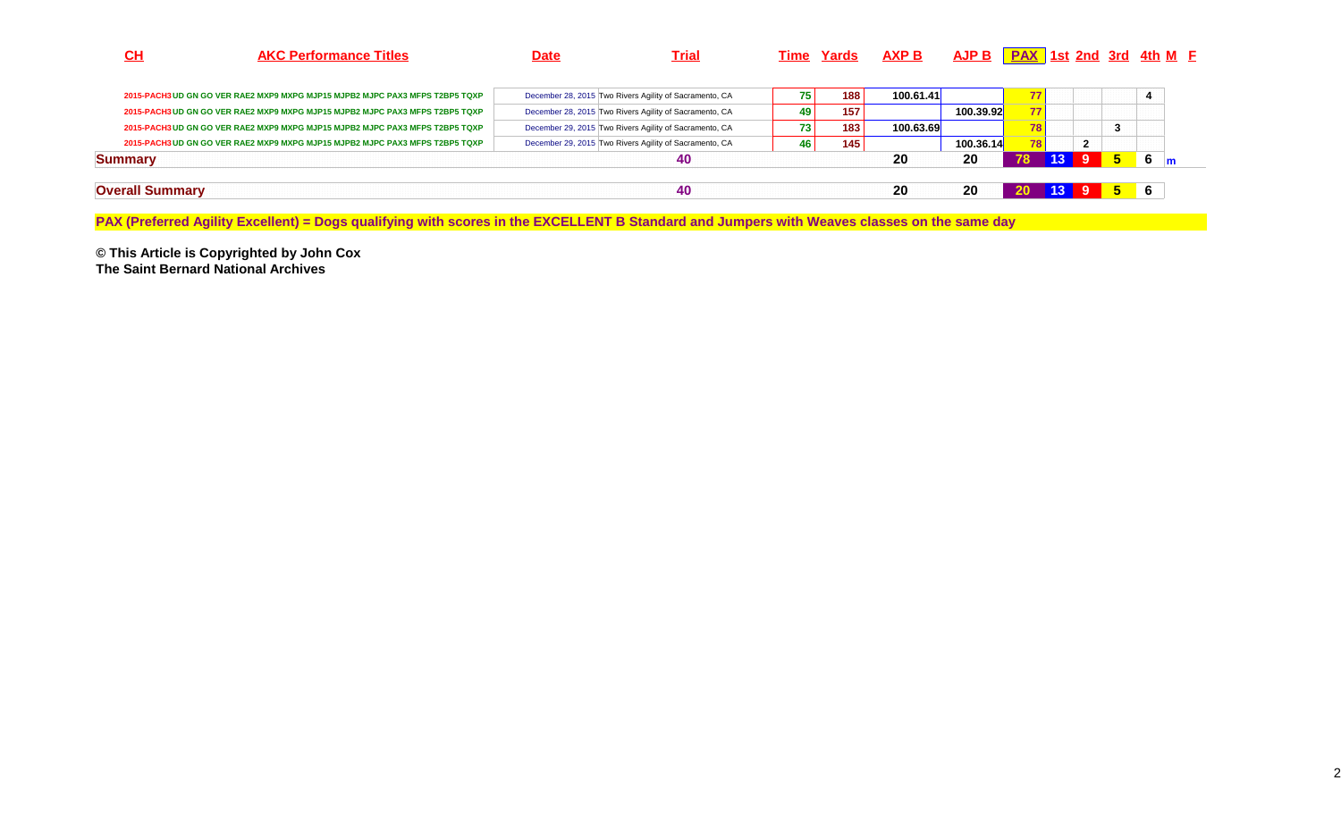| CH | AKC Performance Titles | Date | Trial | Time | Yards | AXP B | AJP B | PAX | 1st | 2nd | 3rd | 4th | M | F |
|---|---|---|---|---|---|---|---|---|---|---|---|---|---|---|
| 2015-PACH3 | UD GN GO VER RAE2 MXP9 MXPG MJP15 MJPB2 MJPC PAX3 MFPS T2BP5 TQXP | December 28, 2015 | Two Rivers Agility of Sacramento, CA | 75 | 188 | 100.61.41 | | 77 | | | | 4 | | |
| 2015-PACH3 | UD GN GO VER RAE2 MXP9 MXPG MJP15 MJPB2 MJPC PAX3 MFPS T2BP5 TQXP | December 28, 2015 | Two Rivers Agility of Sacramento, CA | 49 | 157 | | 100.39.92 | 77 | | | | | | |
| 2015-PACH3 | UD GN GO VER RAE2 MXP9 MXPG MJP15 MJPB2 MJPC PAX3 MFPS T2BP5 TQXP | December 29, 2015 | Two Rivers Agility of Sacramento, CA | 73 | 183 | 100.63.69 | | 78 | | | 3 | | | |
| 2015-PACH3 | UD GN GO VER RAE2 MXP9 MXPG MJP15 MJPB2 MJPC PAX3 MFPS T2BP5 TQXP | December 29, 2015 | Two Rivers Agility of Sacramento, CA | 46 | 145 | | 100.36.14 | 78 | | 2 | | | | |
| **Summary** | | | 40 | | | 20 | 20 | 78 | 13 | 9 | 5 | 6 | m | |
| **Overall Summary** | | | 40 | | | 20 | 20 | 20 | 13 | 9 | 5 | 6 | | |

**PAX (Preferred Agility Excellent) = Dogs qualifying with scores in the EXCELLENT B Standard and Jumpers with Weaves classes on the same day**

**© This Article is Copyrighted by John Cox**
**The Saint Bernard National Archives**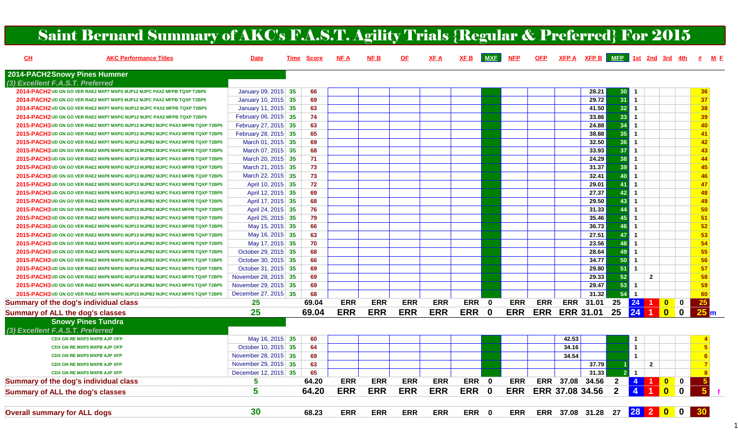# Saint Bernard Summary of AKC's F.A.S.T. Agility Trials {Regular & Preferred} For 2015

| CH | AKC Performance Titles | Date | Time | Score | NF A | NF B | OF | XF A | XF B | MXF | NFP | OFP | XFP A | XFP B | MFP | 1st | 2nd | 3rd | 4th | # | M F |
|---|---|---|---|---|---|---|---|---|---|---|---|---|---|---|---|---|---|---|---|---|---|
| **2014-PACH2 Snowy Pines Hummer** | | | | | | | | | | | | | | | | | | | | | |
| *(3) Excellent F.A.S.T. Preferred* | | | | | | | | | | | | | | | | | | | | | |
| 2014-PACH2 | UD GN GO VER RAE2 MXP7 MXPS MJP12 MJPC PAX2 MFPB TQXP T2BP5 | January 09, 2015 | 35 | 66 | | | | | | | | | | 28.21 | 30 | 1 | | | | 36 | |
| 2014-PACH2 | UD GN GO VER RAE2 MXP7 MXPS MJP12 MJPC PAX2 MFPB TQXP T2BP5 | January 10, 2015 | 35 | 69 | | | | | | | | | | 29.72 | 31 | 1 | | | | 37 | |
| 2014-PACH2 | UD GN GO VER RAE2 MXP7 MXPG MJP12 MJPC PAX2 MFPB TQXP T2BP5 | January 11, 2015 | 35 | 63 | | | | | | | | | | 41.50 | 32 | 1 | | | | 38 | |
| 2014-PACH2 | UD GN GO VER RAE2 MXP7 MXPG MJP12 MJPC PAX2 MFPB TQXP T2BP5 | February 06, 2015 | 35 | 74 | | | | | | | | | | 33.86 | 33 | 1 | | | | 39 | |
| 2015-PACH3 | UD GN GO VER RAE2 MXP7 MXPG MJP12 MJPB2 MJPC PAX3 MFPB TQXP T2BP5 | February 27, 2015 | 35 | 63 | | | | | | | | | | 24.88 | 34 | 1 | | | | 40 | |
| 2015-PACH3 | UD GN GO VER RAE2 MXP7 MXPG MJP12 MJPB2 MJPC PAX3 MFPB TQXP T2BP5 | February 28, 2015 | 35 | 65 | | | | | | | | | | 38.88 | 35 | 1 | | | | 41 | |
| 2015-PACH3 | UD GN GO VER RAE2 MXP7 MXPG MJP12 MJPB2 MJPC PAX3 MFPB TQXP T2BP5 | March 01, 2015 | 35 | 69 | | | | | | | | | | 32.50 | 36 | 1 | | | | 42 | |
| 2015-PACH3 | UD GN GO VER RAE2 MXP8 MXPG MJP13 MJPB2 MJPC PAX3 MFPB TQXP T2BP5 | March 07, 2015 | 35 | 68 | | | | | | | | | | 33.93 | 37 | 1 | | | | 43 | |
| 2015-PACH3 | UD GN GO VER RAE2 MXP8 MXPG MJP13 MJPB2 MJPC PAX3 MFPB TQXP T2BP5 | March 20, 2015 | 35 | 71 | | | | | | | | | | 24.29 | 38 | 1 | | | | 44 | |
| 2015-PACH3 | UD GN GO VER RAE2 MXP8 MXPG MJP13 MJPB2 MJPC PAX3 MFPB TQXP T2BP5 | March 21, 2015 | 35 | 73 | | | | | | | | | | 31.37 | 39 | 1 | | | | 45 | |
| 2015-PACH3 | UD GN GO VER RAE2 MXP8 MXPG MJP13 MJPB2 MJPC PAX3 MFPB TQXP T2BP5 | March 22, 2015 | 35 | 73 | | | | | | | | | | 32.41 | 40 | 1 | | | | 46 | |
| 2015-PACH3 | UD GN GO VER RAE2 MXP8 MXPG MJP13 MJPB2 MJPC PAX3 MFPB TQXP T2BP5 | April 10, 2015 | 35 | 72 | | | | | | | | | | 29.01 | 41 | 1 | | | | 47 | |
| 2015-PACH3 | UD GN GO VER RAE2 MXP8 MXPG MJP13 MJPB2 MJPC PAX3 MFPB TQXP T2BP5 | April 12, 2015 | 35 | 69 | | | | | | | | | | 27.37 | 42 | 1 | | | | 48 | |
| 2015-PACH3 | UD GN GO VER RAE2 MXP8 MXPG MJP13 MJPB2 MJPC PAX3 MFPB TQXP T2BP5 | April 17, 2015 | 35 | 68 | | | | | | | | | | 29.50 | 43 | 1 | | | | 49 | |
| 2015-PACH3 | UD GN GO VER RAE2 MXP8 MXPG MJP13 MJPB2 MJPC PAX3 MFPB TQXP T2BP5 | April 24, 2015 | 35 | 76 | | | | | | | | | | 31.33 | 44 | 1 | | | | 50 | |
| 2015-PACH3 | UD GN GO VER RAE2 MXP8 MXPG MJP13 MJPB2 MJPC PAX3 MFPB TQXP T2BP5 | April 25, 2015 | 35 | 79 | | | | | | | | | | 35.46 | 45 | 1 | | | | 51 | |
| 2015-PACH3 | UD GN GO VER RAE2 MXP8 MXPG MJP13 MJPB2 MJPC PAX3 MFPB TQXP T2BP5 | May 15, 2015 | 35 | 66 | | | | | | | | | | 36.73 | 46 | 1 | | | | 52 | |
| 2015-PACH3 | UD GN GO VER RAE2 MXP8 MXPG MJP13 MJPB2 MJPC PAX3 MFPB TQXP T2BP5 | May 16, 2015 | 35 | 63 | | | | | | | | | | 27.51 | 47 | 1 | | | | 53 | |
| 2015-PACH3 | UD GN GO VER RAE2 MXP8 MXPG MJP14 MJPB2 MJPC PAX3 MFPB TQXP T2BP5 | May 17, 2015 | 35 | 70 | | | | | | | | | | 23.56 | 48 | 1 | | | | 54 | |
| 2015-PACH3 | UD GN GO VER RAE2 MXP8 MXPG MJP14 MJPB2 MJPC PAX3 MFPB TQXP T2BP5 | October 29, 2015 | 35 | 68 | | | | | | | | | | 28.64 | 49 | 1 | | | | 55 | |
| 2015-PACH3 | UD GN GO VER RAE2 MXP8 MXPG MJP14 MJPB2 MJPC PAX3 MFPS TQXP T2BP5 | October 30, 2015 | 35 | 66 | | | | | | | | | | 34.77 | 50 | 1 | | | | 56 | |
| 2015-PACH3 | UD GN GO VER RAE2 MXP9 MXPG MJP14 MJPB2 MJPC PAX3 MFPS TQXP T2BP5 | October 31, 2015 | 35 | 69 | | | | | | | | | | 29.80 | 51 | 1 | | | | 57 | |
| 2015-PACH3 | UD GN GO VER RAE2 MXP9 MXPG MJP14 MJPB2 MJPC PAX3 MFPS TQXP T2BP5 | November 28, 2015 | 35 | 69 | | | | | | | | | | 29.33 | 52 | | 2 | | | 58 | |
| 2015-PACH3 | UD GN GO VER RAE2 MXP9 MXPG MJP15 MJPB2 MJPC PAX3 MFPS TQXP T2BP5 | November 29, 2015 | 35 | 69 | | | | | | | | | | 29.47 | 53 | 1 | | | | 59 | |
| 2015-PACH3 | UD GN GO VER RAE2 MXP9 MXPG MJP15 MJPB2 MJPC PAX3 MFPS TQXP T2BP5 | December 27, 2015 | 35 | 68 | | | | | | | | | | 31.32 | 54 | 1 | | | | 60 | |
| **Summary of the dog's individual class** | | 25 | | 69.04 | ERR | ERR | ERR | ERR | ERR | 0 | ERR | ERR | ERR | 31.01 | 25 | 24 | 1 | 0 | 0 | 25 | |
| **Summary of ALL the dog's classes** | | 25 | | 69.04 | ERR | ERR | ERR | ERR | ERR | 0 | ERR | ERR | ERR | 31.01 | 25 | 24 | 1 | 0 | 0 | 25 | m |
| **Snowy Pines Tundra** | | | | | | | | | | | | | | | | | | | | | |
| *(3) Excellent F.A.S.T. Preferred* | | | | | | | | | | | | | | | | | | | | | |
| | CDX GN RE MXP3 MXPB AJP OFP | May 16, 2015 | 35 | 60 | | | | | | | | | 42.53 | | | 1 | | | | 4 | |
| | CDX GN RE MXP3 MXPB AJP OFP | October 10, 2015 | 35 | 64 | | | | | | | | | 34.16 | | | 1 | | | | 5 | |
| | CDX GN RE MXP3 MXPB AJP XFP | November 28, 2015 | 35 | 69 | | | | | | | | | 34.54 | | | 1 | | | | 6 | |
| | CDX GN RE MXP3 MXPB AJP XFP | November 29, 2015 | 35 | 63 | | | | | | | | | | 37.79 | 1 | | 2 | | | 7 | |
| | CDX GN RE MXP3 MXPB AJP XFP | December 12, 2015 | 35 | 65 | | | | | | | | | | 31.33 | 2 | 1 | | | | 8 | |
| **Summary of the dog's individual class** | | 5 | | 64.20 | ERR | ERR | ERR | ERR | ERR | 0 | ERR | ERR | 37.08 | 34.56 | 2 | 4 | 1 | 0 | 0 | 5 | |
| **Summary of ALL the dog's classes** | | 5 | | 64.20 | ERR | ERR | ERR | ERR | ERR | 0 | ERR | ERR | 37.08 | 34.56 | 2 | 4 | 1 | 0 | 0 | 5 | f |
| **Overall summary for ALL dogs** | | 30 | | 68.23 | ERR | ERR | ERR | ERR | ERR | 0 | ERR | ERR | 37.08 | 31.28 | 27 | 28 | 2 | 0 | 0 | 30 | |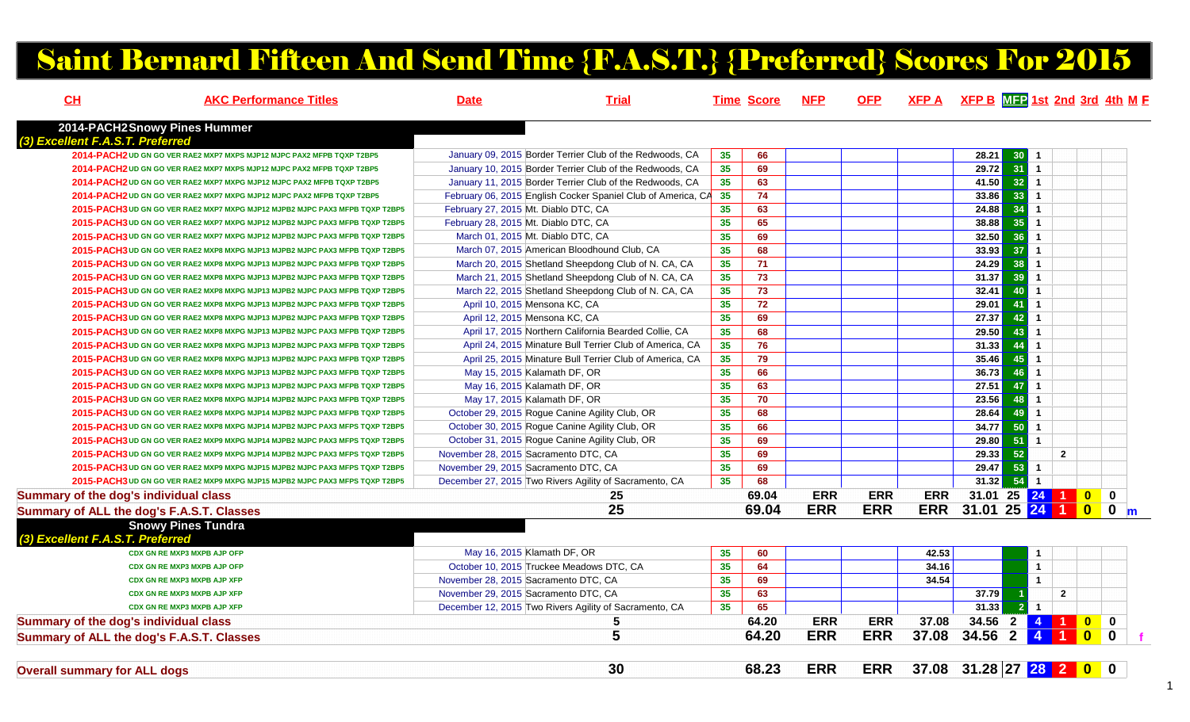# Saint Bernard Fifteen And Send Time {F.A.S.T.} {Preferred} Scores For 2015

| CH | AKC Performance Titles | Date | Trial | Time | Score | NFP | OFP | XFP A | XFP B | MFP | 1st | 2nd | 3rd | 4th | M F |
|---|---|---|---|---|---|---|---|---|---|---|---|---|---|---|---|
| **2014-PACH2 Snowy Pines Hummer** | | | | | | | | | | | | | | | |
| *(3) Excellent F.A.S.T. Preferred* | | | | | | | | | | | | | | | |
| 2014-PACH2 | UD GN GO VER RAE2 MXP7 MXPS MJP12 MJPC PAX2 MFPB TQXP T2BP5 | January 09, 2015 | Border Terrier Club of the Redwoods, CA | 35 | 66 | | | | 28.21 | 30 | 1 | | | | |
| 2014-PACH2 | UD GN GO VER RAE2 MXP7 MXPS MJP12 MJPC PAX2 MFPB TQXP T2BP5 | January 10, 2015 | Border Terrier Club of the Redwoods, CA | 35 | 69 | | | | 29.72 | 31 | 1 | | | | |
| 2014-PACH2 | UD GN GO VER RAE2 MXP7 MXPG MJP12 MJPC PAX2 MFPB TQXP T2BP5 | January 11, 2015 | Border Terrier Club of the Redwoods, CA | 35 | 63 | | | | 41.50 | 32 | 1 | | | | |
| 2014-PACH2 | UD GN GO VER RAE2 MXP7 MXPG MJP12 MJPC PAX2 MFPB TQXP T2BP5 | February 06, 2015 | English Cocker Spaniel Club of America, CA | 35 | 74 | | | | 33.86 | 33 | 1 | | | | |
| 2015-PACH3 | UD GN GO VER RAE2 MXP7 MXPG MJP12 MJPB2 MJPC PAX3 MFPB TQXP T2BP5 | February 27, 2015 | Mt. Diablo DTC, CA | 35 | 63 | | | | 24.88 | 34 | 1 | | | | |
| 2015-PACH3 | UD GN GO VER RAE2 MXP7 MXPG MJP12 MJPB2 MJPC PAX3 MFPB TQXP T2BP5 | February 28, 2015 | Mt. Diablo DTC, CA | 35 | 65 | | | | 38.88 | 35 | 1 | | | | |
| 2015-PACH3 | UD GN GO VER RAE2 MXP7 MXPG MJP12 MJPB2 MJPC PAX3 MFPB TQXP T2BP5 | March 01, 2015 | Mt. Diablo DTC, CA | 35 | 69 | | | | 32.50 | 36 | 1 | | | | |
| 2015-PACH3 | UD GN GO VER RAE2 MXP8 MXPG MJP13 MJPB2 MJPC PAX3 MFPB TQXP T2BP5 | March 07, 2015 | American Bloodhound Club, CA | 35 | 68 | | | | 33.93 | 37 | 1 | | | | |
| 2015-PACH3 | UD GN GO VER RAE2 MXP8 MXPG MJP13 MJPB2 MJPC PAX3 MFPB TQXP T2BP5 | March 20, 2015 | Shetland Sheepdong Club of N. CA, CA | 35 | 71 | | | | 24.29 | 38 | 1 | | | | |
| 2015-PACH3 | UD GN GO VER RAE2 MXP8 MXPG MJP13 MJPB2 MJPC PAX3 MFPB TQXP T2BP5 | March 21, 2015 | Shetland Sheepdong Club of N. CA, CA | 35 | 73 | | | | 31.37 | 39 | 1 | | | | |
| 2015-PACH3 | UD GN GO VER RAE2 MXP8 MXPG MJP13 MJPB2 MJPC PAX3 MFPB TQXP T2BP5 | March 22, 2015 | Shetland Sheepdong Club of N. CA, CA | 35 | 73 | | | | 32.41 | 40 | 1 | | | | |
| 2015-PACH3 | UD GN GO VER RAE2 MXP8 MXPG MJP13 MJPB2 MJPC PAX3 MFPB TQXP T2BP5 | April 10, 2015 | Mensona KC, CA | 35 | 72 | | | | 29.01 | 41 | 1 | | | | |
| 2015-PACH3 | UD GN GO VER RAE2 MXP8 MXPG MJP13 MJPB2 MJPC PAX3 MFPB TQXP T2BP5 | April 12, 2015 | Mensona KC, CA | 35 | 69 | | | | 27.37 | 42 | 1 | | | | |
| 2015-PACH3 | UD GN GO VER RAE2 MXP8 MXPG MJP13 MJPB2 MJPC PAX3 MFPB TQXP T2BP5 | April 17, 2015 | Northern California Bearded Collie, CA | 35 | 68 | | | | 29.50 | 43 | 1 | | | | |
| 2015-PACH3 | UD GN GO VER RAE2 MXP8 MXPG MJP13 MJPB2 MJPC PAX3 MFPB TQXP T2BP5 | April 24, 2015 | Minature Bull Terrier Club of America, CA | 35 | 76 | | | | 31.33 | 44 | 1 | | | | |
| 2015-PACH3 | UD GN GO VER RAE2 MXP8 MXPG MJP13 MJPB2 MJPC PAX3 MFPB TQXP T2BP5 | April 25, 2015 | Minature Bull Terrier Club of America, CA | 35 | 79 | | | | 35.46 | 45 | 1 | | | | |
| 2015-PACH3 | UD GN GO VER RAE2 MXP8 MXPG MJP13 MJPB2 MJPC PAX3 MFPB TQXP T2BP5 | May 15, 2015 | Kalamath DF, OR | 35 | 66 | | | | 36.73 | 46 | 1 | | | | |
| 2015-PACH3 | UD GN GO VER RAE2 MXP8 MXPG MJP13 MJPB2 MJPC PAX3 MFPB TQXP T2BP5 | May 16, 2015 | Kalamath DF, OR | 35 | 63 | | | | 27.51 | 47 | 1 | | | | |
| 2015-PACH3 | UD GN GO VER RAE2 MXP8 MXPG MJP14 MJPB2 MJPC PAX3 MFPB TQXP T2BP5 | May 17, 2015 | Kalamath DF, OR | 35 | 70 | | | | 23.56 | 48 | 1 | | | | |
| 2015-PACH3 | UD GN GO VER RAE2 MXP8 MXPG MJP14 MJPB2 MJPC PAX3 MFPB TQXP T2BP5 | October 29, 2015 | Rogue Canine Agility Club, OR | 35 | 68 | | | | 28.64 | 49 | 1 | | | | |
| 2015-PACH3 | UD GN GO VER RAE2 MXP8 MXPG MJP14 MJPB2 MJPC PAX3 MFPS TQXP T2BP5 | October 30, 2015 | Rogue Canine Agility Club, OR | 35 | 66 | | | | 34.77 | 50 | 1 | | | | |
| 2015-PACH3 | UD GN GO VER RAE2 MXP9 MXPG MJP14 MJPB2 MJPC PAX3 MFPS TQXP T2BP5 | October 31, 2015 | Rogue Canine Agility Club, OR | 35 | 69 | | | | 29.80 | 51 | 1 | | | | |
| 2015-PACH3 | UD GN GO VER RAE2 MXP9 MXPG MJP14 MJPB2 MJPC PAX3 MFPS TQXP T2BP5 | November 28, 2015 | Sacramento DTC, CA | 35 | 69 | | | | 29.33 | 52 | | 2 | | | |
| 2015-PACH3 | UD GN GO VER RAE2 MXP9 MXPG MJP15 MJPB2 MJPC PAX3 MFPS TQXP T2BP5 | November 29, 2015 | Sacramento DTC, CA | 35 | 69 | | | | 29.47 | 53 | 1 | | | | |
| 2015-PACH3 | UD GN GO VER RAE2 MXP9 MXPG MJP15 MJPB2 MJPC PAX3 MFPS TQXP T2BP5 | December 27, 2015 | Two Rivers Agility of Sacramento, CA | 35 | 68 | | | | 31.32 | 54 | 1 | | | | |
| **Summary of the dog's individual class** | | | 25 | | 69.04 | ERR | ERR | ERR | 31.01 25 | | 24 | 1 | 0 | 0 | |
| **Summary of ALL the dog's F.A.S.T. Classes** | | | 25 | | 69.04 | ERR | ERR | ERR | 31.01 25 | | 24 | 1 | 0 | 0 | m |
| **Snowy Pines Tundra** | | | | | | | | | | | | | | | |
| *(3) Excellent F.A.S.T. Preferred* | | | | | | | | | | | | | | | |
| | CDX GN RE MXP3 MXPB AJP OFP | May 16, 2015 | Klamath DF, OR | 35 | 60 | | | 42.53 | | | 1 | | | | |
| | CDX GN RE MXP3 MXPB AJP OFP | October 10, 2015 | Truckee Meadows DTC, CA | 35 | 64 | | | 34.16 | | | 1 | | | | |
| | CDX GN RE MXP3 MXPB AJP XFP | November 28, 2015 | Sacramento DTC, CA | 35 | 69 | | | 34.54 | | | 1 | | | | |
| | CDX GN RE MXP3 MXPB AJP XFP | November 29, 2015 | Sacramento DTC, CA | 35 | 63 | | | | 37.79 | 1 | | 2 | | | |
| | CDX GN RE MXP3 MXPB AJP XFP | December 12, 2015 | Two Rivers Agility of Sacramento, CA | 35 | 65 | | | | 31.33 | 2 | 1 | | | | |
| **Summary of the dog's individual class** | | | 5 | | 64.20 | ERR | ERR | 37.08 | 34.56 2 | | 4 | 1 | 0 | 0 | |
| **Summary of ALL the dog's F.A.S.T. Classes** | | | 5 | | 64.20 | ERR | ERR | 37.08 | 34.56 2 | | 4 | 1 | 0 | 0 | f |
| **Overall summary for ALL dogs** | | | 30 | | 68.23 | ERR | ERR | 37.08 | 31.28 27 | | 28 | 2 | 0 | 0 | |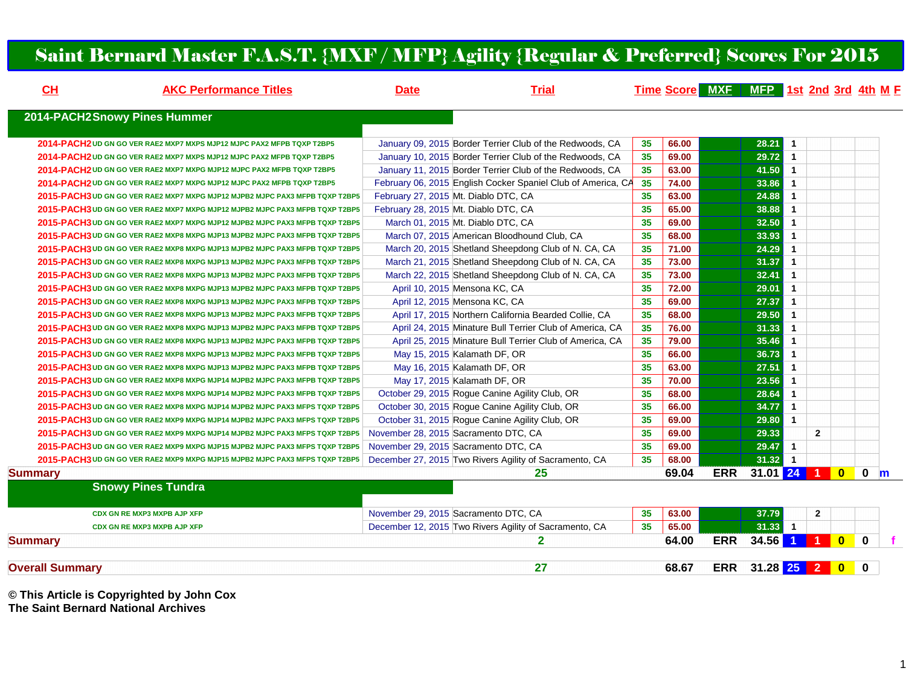# Saint Bernard Master F.A.S.T. {MXF / MFP} Agility {Regular & Preferred} Scores For 2015

| CH | AKC Performance Titles | Date | Trial | Time | Score | MXF | MFP | 1st | 2nd | 3rd | 4th | M | F |
|---|---|---|---|---|---|---|---|---|---|---|---|---|---|
| **2014-PACH2 Snowy Pines Hummer** | | | | | | | | | | | | | |
| 2014-PACH2 | UD GN GO VER RAE2 MXP7 MXPS MJP12 MJPC PAX2 MFPB TQXP T2BP5 | January 09, 2015 | Border Terrier Club of the Redwoods, CA | 35 | 66.00 | | 28.21 | 1 | | | | | |
| 2014-PACH2 | UD GN GO VER RAE2 MXP7 MXPS MJP12 MJPC PAX2 MFPB TQXP T2BP5 | January 10, 2015 | Border Terrier Club of the Redwoods, CA | 35 | 69.00 | | 29.72 | 1 | | | | | |
| 2014-PACH2 | UD GN GO VER RAE2 MXP7 MXPG MJP12 MJPC PAX2 MFPB TQXP T2BP5 | January 11, 2015 | Border Terrier Club of the Redwoods, CA | 35 | 63.00 | | 41.50 | 1 | | | | | |
| 2014-PACH2 | UD GN GO VER RAE2 MXP7 MXPG MJP12 MJPC PAX2 MFPB TQXP T2BP5 | February 06, 2015 | English Cocker Spaniel Club of America, CA | 35 | 74.00 | | 33.86 | 1 | | | | | |
| 2015-PACH3 | UD GN GO VER RAE2 MXP7 MXPG MJP12 MJPB2 MJPC PAX3 MFPB TQXP T2BP5 | February 27, 2015 | Mt. Diablo DTC, CA | 35 | 63.00 | | 24.88 | 1 | | | | | |
| 2015-PACH3 | UD GN GO VER RAE2 MXP7 MXPG MJP12 MJPB2 MJPC PAX3 MFPB TQXP T2BP5 | February 28, 2015 | Mt. Diablo DTC, CA | 35 | 65.00 | | 38.88 | 1 | | | | | |
| 2015-PACH3 | UD GN GO VER RAE2 MXP7 MXPG MJP12 MJPB2 MJPC PAX3 MFPB TQXP T2BP5 | March 01, 2015 | Mt. Diablo DTC, CA | 35 | 69.00 | | 32.50 | 1 | | | | | |
| 2015-PACH3 | UD GN GO VER RAE2 MXP8 MXPG MJP13 MJPB2 MJPC PAX3 MFPB TQXP T2BP5 | March 07, 2015 | American Bloodhound Club, CA | 35 | 68.00 | | 33.93 | 1 | | | | | |
| 2015-PACH3 | UD GN GO VER RAE2 MXP8 MXPG MJP13 MJPB2 MJPC PAX3 MFPB TQXP T2BP5 | March 20, 2015 | Shetland Sheepdong Club of N. CA, CA | 35 | 71.00 | | 24.29 | 1 | | | | | |
| 2015-PACH3 | UD GN GO VER RAE2 MXP8 MXPG MJP13 MJPB2 MJPC PAX3 MFPB TQXP T2BP5 | March 21, 2015 | Shetland Sheepdong Club of N. CA, CA | 35 | 73.00 | | 31.37 | 1 | | | | | |
| 2015-PACH3 | UD GN GO VER RAE2 MXP8 MXPG MJP13 MJPB2 MJPC PAX3 MFPB TQXP T2BP5 | March 22, 2015 | Shetland Sheepdong Club of N. CA, CA | 35 | 73.00 | | 32.41 | 1 | | | | | |
| 2015-PACH3 | UD GN GO VER RAE2 MXP8 MXPG MJP13 MJPB2 MJPC PAX3 MFPB TQXP T2BP5 | April 10, 2015 | Mensona KC, CA | 35 | 72.00 | | 29.01 | 1 | | | | | |
| 2015-PACH3 | UD GN GO VER RAE2 MXP8 MXPG MJP13 MJPB2 MJPC PAX3 MFPB TQXP T2BP5 | April 12, 2015 | Mensona KC, CA | 35 | 69.00 | | 27.37 | 1 | | | | | |
| 2015-PACH3 | UD GN GO VER RAE2 MXP8 MXPG MJP13 MJPB2 MJPC PAX3 MFPB TQXP T2BP5 | April 17, 2015 | Northern California Bearded Collie, CA | 35 | 68.00 | | 29.50 | 1 | | | | | |
| 2015-PACH3 | UD GN GO VER RAE2 MXP8 MXPG MJP13 MJPB2 MJPC PAX3 MFPB TQXP T2BP5 | April 24, 2015 | Minature Bull Terrier Club of America, CA | 35 | 76.00 | | 31.33 | 1 | | | | | |
| 2015-PACH3 | UD GN GO VER RAE2 MXP8 MXPG MJP13 MJPB2 MJPC PAX3 MFPB TQXP T2BP5 | April 25, 2015 | Minature Bull Terrier Club of America, CA | 35 | 79.00 | | 35.46 | 1 | | | | | |
| 2015-PACH3 | UD GN GO VER RAE2 MXP8 MXPG MJP13 MJPB2 MJPC PAX3 MFPB TQXP T2BP5 | May 15, 2015 | Kalamath DF, OR | 35 | 66.00 | | 36.73 | 1 | | | | | |
| 2015-PACH3 | UD GN GO VER RAE2 MXP8 MXPG MJP13 MJPB2 MJPC PAX3 MFPB TQXP T2BP5 | May 16, 2015 | Kalamath DF, OR | 35 | 63.00 | | 27.51 | 1 | | | | | |
| 2015-PACH3 | UD GN GO VER RAE2 MXP8 MXPG MJP14 MJPB2 MJPC PAX3 MFPB TQXP T2BP5 | May 17, 2015 | Kalamath DF, OR | 35 | 70.00 | | 23.56 | 1 | | | | | |
| 2015-PACH3 | UD GN GO VER RAE2 MXP8 MXPG MJP14 MJPB2 MJPC PAX3 MFPB TQXP T2BP5 | October 29, 2015 | Rogue Canine Agility Club, OR | 35 | 68.00 | | 28.64 | 1 | | | | | |
| 2015-PACH3 | UD GN GO VER RAE2 MXP8 MXPG MJP14 MJPB2 MJPC PAX3 MFPS TQXP T2BP5 | October 30, 2015 | Rogue Canine Agility Club, OR | 35 | 66.00 | | 34.77 | 1 | | | | | |
| 2015-PACH3 | UD GN GO VER RAE2 MXP9 MXPG MJP14 MJPB2 MJPC PAX3 MFPS TQXP T2BP5 | October 31, 2015 | Rogue Canine Agility Club, OR | 35 | 69.00 | | 29.80 | 1 | | | | | |
| 2015-PACH3 | UD GN GO VER RAE2 MXP9 MXPG MJP14 MJPB2 MJPC PAX3 MFPS TQXP T2BP5 | November 28, 2015 | Sacramento DTC, CA | 35 | 69.00 | | 29.33 | | 2 | | | | |
| 2015-PACH3 | UD GN GO VER RAE2 MXP9 MXPG MJP15 MJPB2 MJPC PAX3 MFPS TQXP T2BP5 | November 29, 2015 | Sacramento DTC, CA | 35 | 69.00 | | 29.47 | 1 | | | | | |
| 2015-PACH3 | UD GN GO VER RAE2 MXP9 MXPG MJP15 MJPB2 MJPC PAX3 MFPS TQXP T2BP5 | December 27, 2015 | Two Rivers Agility of Sacramento, CA | 35 | 68.00 | | 31.32 | 1 | | | | | |
| **Summary** | | | 25 | | 69.04 | ERR | 31.01 | 24 | 1 | 0 | 0 | m | |
| **Snowy Pines Tundra** | | | | | | | | | | | | | |
| | CDX GN RE MXP3 MXPB AJP XFP | November 29, 2015 | Sacramento DTC, CA | 35 | 63.00 | | 37.79 | | 2 | | | | |
| | CDX GN RE MXP3 MXPB AJP XFP | December 12, 2015 | Two Rivers Agility of Sacramento, CA | 35 | 65.00 | | 31.33 | 1 | | | | | |
| **Summary** | | | 2 | | 64.00 | ERR | 34.56 | 1 | 1 | 0 | 0 | | f |
| **Overall Summary** | | | 27 | | 68.67 | ERR | 31.28 | 25 | 2 | 0 | 0 | | |

**© This Article is Copyrighted by John Cox**
**The Saint Bernard National Archives**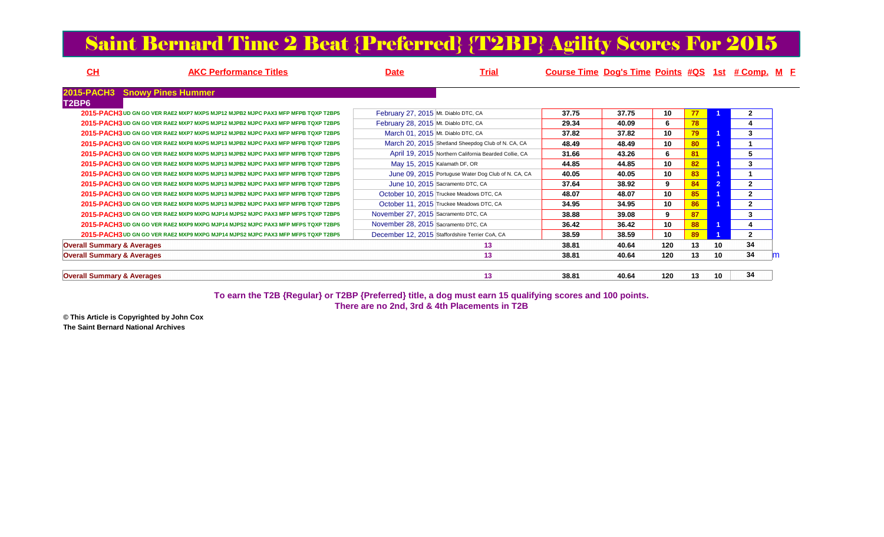# Saint Bernard Time 2 Beat {Preferred} {T2BP} Agility Scores For 2015

| CH | AKC Performance Titles | Date | Trial | Course Time | Dog's Time | Points | #QS | 1st | # Comp. | M | F |
|---|---|---|---|---|---|---|---|---|---|---|---|
| **2015-PACH3 Snowy Pines Hummer** | | | | | | | | | | | |
| **T2BP6** | | | | | | | | | | | |
| 2015-PACH3 | UD GN GO VER RAE2 MXP7 MXPS MJP12 MJPB2 MJPC PAX3 MFP MFPB TQXP T2BP5 | February 27, 2015 | Mt. Diablo DTC, CA | 37.75 | 37.75 | 10 | 77 | 1 | 2 | | |
| 2015-PACH3 | UD GN GO VER RAE2 MXP7 MXPS MJP12 MJPB2 MJPC PAX3 MFP MFPB TQXP T2BP5 | February 28, 2015 | Mt. Diablo DTC, CA | 29.34 | 40.09 | 6 | 78 | | 4 | | |
| 2015-PACH3 | UD GN GO VER RAE2 MXP7 MXPS MJP12 MJPB2 MJPC PAX3 MFP MFPB TQXP T2BP5 | March 01, 2015 | Mt. Diablo DTC, CA | 37.82 | 37.82 | 10 | 79 | 1 | 3 | | |
| 2015-PACH3 | UD GN GO VER RAE2 MXP8 MXPS MJP13 MJPB2 MJPC PAX3 MFP MFPB TQXP T2BP5 | March 20, 2015 | Shetland Sheepdog Club of N. CA, CA | 48.49 | 48.49 | 10 | 80 | 1 | 1 | | |
| 2015-PACH3 | UD GN GO VER RAE2 MXP8 MXPS MJP13 MJPB2 MJPC PAX3 MFP MFPB TQXP T2BP5 | April 19, 2015 | Northern California Bearded Collie, CA | 31.66 | 43.26 | 6 | 81 | | 5 | | |
| 2015-PACH3 | UD GN GO VER RAE2 MXP8 MXPS MJP13 MJPB2 MJPC PAX3 MFP MFPB TQXP T2BP5 | May 15, 2015 | Kalamath DF, OR | 44.85 | 44.85 | 10 | 82 | 1 | 3 | | |
| 2015-PACH3 | UD GN GO VER RAE2 MXP8 MXPS MJP13 MJPB2 MJPC PAX3 MFP MFPB TQXP T2BP5 | June 09, 2015 | Portuguse Water Dog Club of N. CA, CA | 40.05 | 40.05 | 10 | 83 | 1 | 1 | | |
| 2015-PACH3 | UD GN GO VER RAE2 MXP8 MXPS MJP13 MJPB2 MJPC PAX3 MFP MFPB TQXP T2BP5 | June 10, 2015 | Sacramento DTC, CA | 37.64 | 38.92 | 9 | 84 | 2 | 2 | | |
| 2015-PACH3 | UD GN GO VER RAE2 MXP8 MXPS MJP13 MJPB2 MJPC PAX3 MFP MFPB TQXP T2BP5 | October 10, 2015 | Truckee Meadows DTC, CA | 48.07 | 48.07 | 10 | 85 | 1 | 2 | | |
| 2015-PACH3 | UD GN GO VER RAE2 MXP8 MXPS MJP13 MJPB2 MJPC PAX3 MFP MFPB TQXP T2BP5 | October 11, 2015 | Truckee Meadows DTC, CA | 34.95 | 34.95 | 10 | 86 | 1 | 2 | | |
| 2015-PACH3 | UD GN GO VER RAE2 MXP9 MXPG MJP14 MJPS2 MJPC PAX3 MFP MFPS TQXP T2BP5 | November 27, 2015 | Sacramento DTC, CA | 38.88 | 39.08 | 9 | 87 | | 3 | | |
| 2015-PACH3 | UD GN GO VER RAE2 MXP9 MXPG MJP14 MJPS2 MJPC PAX3 MFP MFPS TQXP T2BP5 | November 28, 2015 | Sacramento DTC, CA | 36.42 | 36.42 | 10 | 88 | 1 | 4 | | |
| 2015-PACH3 | UD GN GO VER RAE2 MXP9 MXPG MJP14 MJPS2 MJPC PAX3 MFP MFPS TQXP T2BP5 | December 12, 2015 | Staffordshire Terrier CoA, CA | 38.59 | 38.59 | 10 | 89 | 1 | 2 | | |
| **Overall Summary & Averages** | | | 13 | 38.81 | 40.64 | 120 | 13 | 10 | 34 | | |
| **Overall Summary & Averages** | | | 13 | 38.81 | 40.64 | 120 | 13 | 10 | 34 | m | |
| **Overall Summary & Averages** | | | 13 | 38.81 | 40.64 | 120 | 13 | 10 | 34 | | |

**To earn the T2B {Regular} or T2BP {Preferred} title, a dog must earn 15 qualifying scores and 100 points.**
**There are no 2nd, 3rd & 4th Placements in T2B**

**© This Article is Copyrighted by John Cox**
**The Saint Bernard National Archives**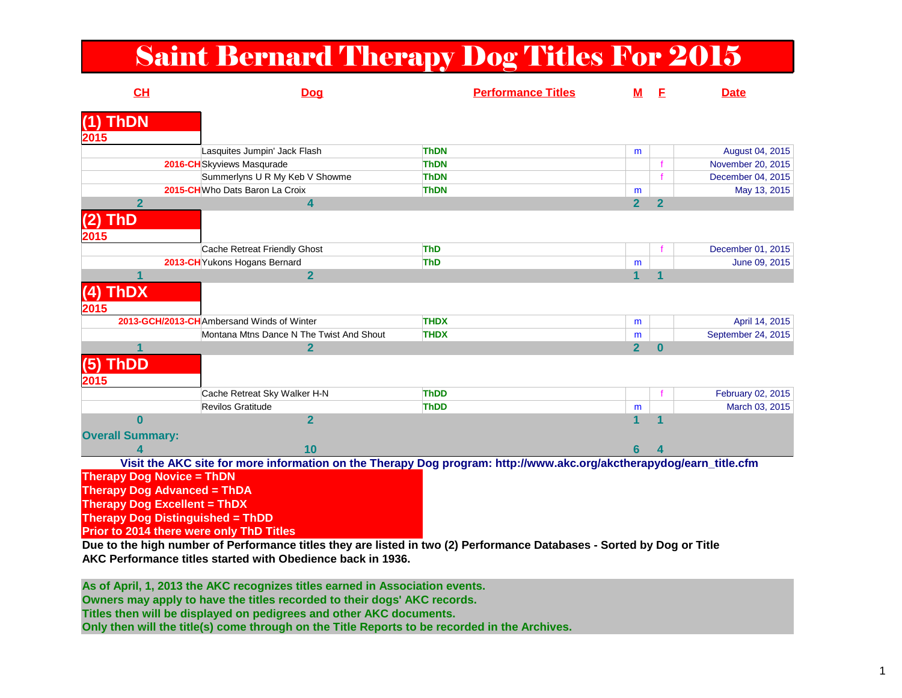# Saint Bernard Therapy Dog Titles For 2015

| CH | Dog | Performance Titles | M | F | Date |
|---|---|---|---|---|---|
| **(1) ThDN** | | | | | |
| **2015** | | | | | |
| | Lasquites Jumpin' Jack Flash | ThDN | m | | August 04, 2015 |
| 2016-CH | Skyviews Masqurade | ThDN | | f | November 20, 2015 |
| | Summerlyns U R My Keb V Showme | ThDN | | f | December 04, 2015 |
| 2015-CH | Who Dats Baron La Croix | ThDN | m | | May 13, 2015 |
| **2** | **4** | | **2** | **2** | |
| **(2) ThD** | | | | | |
| **2015** | | | | | |
| | Cache Retreat Friendly Ghost | ThD | | f | December 01, 2015 |
| 2013-CH | Yukons Hogans Bernard | ThD | m | | June 09, 2015 |
| **1** | **2** | | **1** | **1** | |
| **(4) ThDX** | | | | | |
| **2015** | | | | | |
| 2013-GCH/2013-CH | Ambersand Winds of Winter | THDX | m | | April 14, 2015 |
| | Montana Mtns Dance N The Twist And Shout | THDX | m | | September 24, 2015 |
| **1** | **2** | | **2** | **0** | |
| **(5) ThDD** | | | | | |
| **2015** | | | | | |
| | Cache Retreat Sky Walker H-N | ThDD | | f | February 02, 2015 |
| | Revilos Gratitude | ThDD | m | | March 03, 2015 |
| **0** | **2** | | **1** | **1** | |
| **Overall Summary:** | | | | | |
| **4** | **10** | | **6** | **4** | |

**Visit the AKC site for more information on the Therapy Dog program: http://www.akc.org/akctherapydog/earn_title.cfm**

**Therapy Dog Novice = ThDN**
**Therapy Dog Advanced = ThDA**
**Therapy Dog Excellent = ThDX**
**Therapy Dog Distinguished = ThDD**
**Prior to 2014 there were only ThD Titles**

**Due to the high number of Performance titles they are listed in two (2) Performance Databases - Sorted by Dog or Title**
**AKC Performance titles started with Obedience back in 1936.**

**As of April, 1, 2013 the AKC recognizes titles earned in Association events.**
**Owners may apply to have the titles recorded to their dogs' AKC records.**
**Titles then will be displayed on pedigrees and other AKC documents.**
**Only then will the title(s) come through on the Title Reports to be recorded in the Archives.**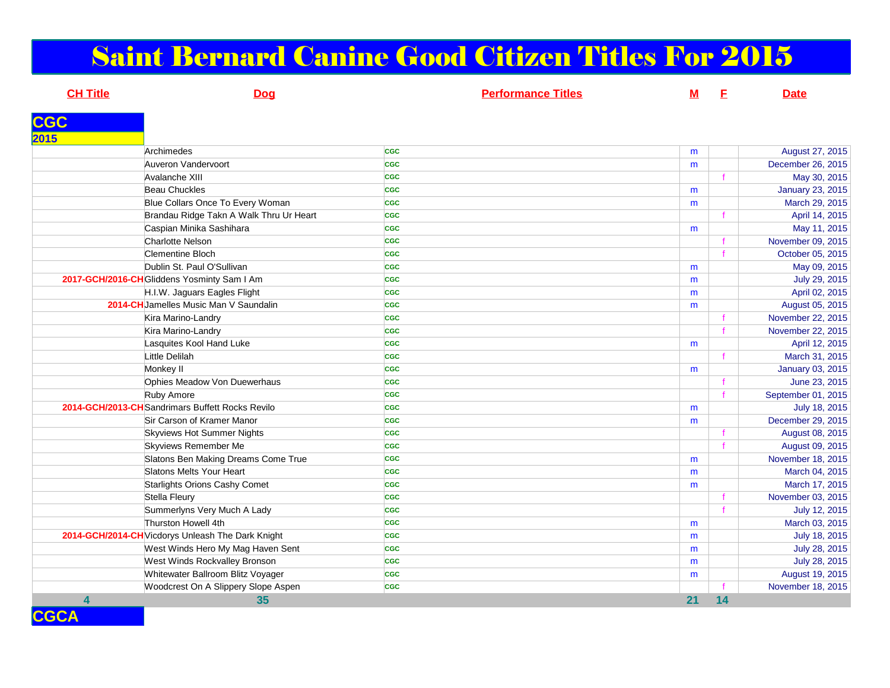# Saint Bernard Canine Good Citizen Titles For 2015

## CGC

### 2015

| CH Title | Dog | Performance Titles | M | F | Date |
|---|---|---|---|---|---|
| | Archimedes | CGC | m | | August 27, 2015 |
| | Auveron Vandervoort | CGC | m | | December 26, 2015 |
| | Avalanche XIII | CGC | | f | May 30, 2015 |
| | Beau Chuckles | CGC | m | | January 23, 2015 |
| | Blue Collars Once To Every Woman | CGC | m | | March 29, 2015 |
| | Brandau Ridge Takn A Walk Thru Ur Heart | CGC | | f | April 14, 2015 |
| | Caspian Minika Sashihara | CGC | m | | May 11, 2015 |
| | Charlotte Nelson | CGC | | f | November 09, 2015 |
| | Clementine Bloch | CGC | | f | October 05, 2015 |
| | Dublin St. Paul O'Sullivan | CGC | m | | May 09, 2015 |
| 2017-GCH/2016-CH | Gliddens Yosminty Sam I Am | CGC | m | | July 29, 2015 |
| | H.I.W. Jaguars Eagles Flight | CGC | m | | April 02, 2015 |
| 2014-CH | Jamelles Music Man V Saundalin | CGC | m | | August 05, 2015 |
| | Kira Marino-Landry | CGC | | f | November 22, 2015 |
| | Kira Marino-Landry | CGC | | f | November 22, 2015 |
| | Lasquites Kool Hand Luke | CGC | m | | April 12, 2015 |
| | Little Delilah | CGC | | f | March 31, 2015 |
| | Monkey II | CGC | m | | January 03, 2015 |
| | Ophies Meadow Von Duewerhaus | CGC | | f | June 23, 2015 |
| | Ruby Amore | CGC | | f | September 01, 2015 |
| 2014-GCH/2013-CH | Sandrimars Buffett Rocks Revilo | CGC | m | | July 18, 2015 |
| | Sir Carson of Kramer Manor | CGC | m | | December 29, 2015 |
| | Skyviews Hot Summer Nights | CGC | | f | August 08, 2015 |
| | Skyviews Remember Me | CGC | | f | August 09, 2015 |
| | Slatons Ben Making Dreams Come True | CGC | m | | November 18, 2015 |
| | Slatons Melts Your Heart | CGC | m | | March 04, 2015 |
| | Starlights Orions Cashy Comet | CGC | m | | March 17, 2015 |
| | Stella Fleury | CGC | | f | November 03, 2015 |
| | Summerlyns Very Much A Lady | CGC | | f | July 12, 2015 |
| | Thurston Howell 4th | CGC | m | | March 03, 2015 |
| 2014-GCH/2014-CH | Vicdorys Unleash The Dark Knight | CGC | m | | July 18, 2015 |
| | West Winds Hero My Mag Haven Sent | CGC | m | | July 28, 2015 |
| | West Winds Rockvalley Bronson | CGC | m | | July 28, 2015 |
| | Whitewater Ballroom Blitz Voyager | CGC | m | | August 19, 2015 |
| | Woodcrest On A Slippery Slope Aspen | CGC | | f | November 18, 2015 |
| 4 | 35 | | 21 | 14 | |

## CGCA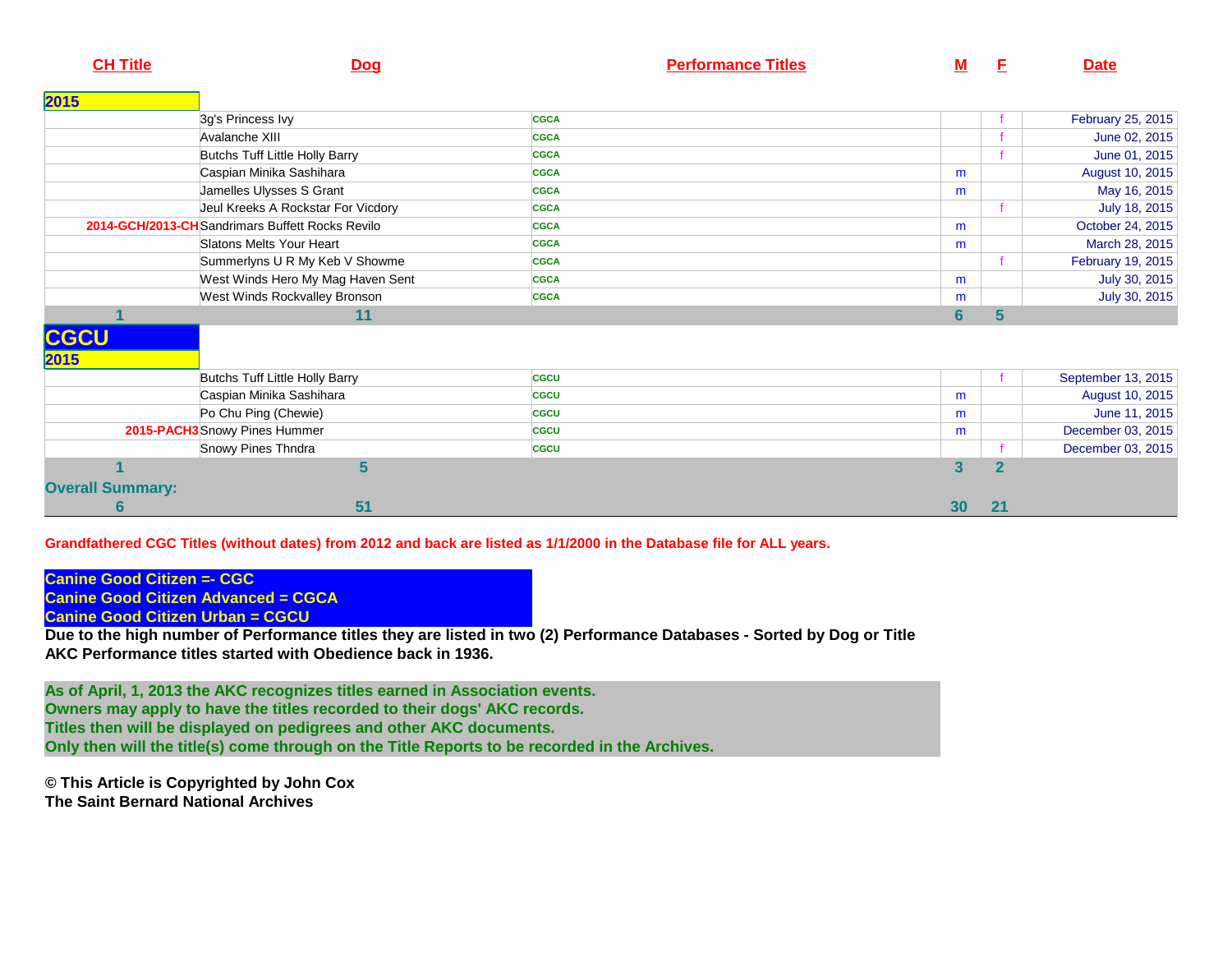| CH Title | Dog | Performance Titles | M | F | Date |
|---|---|---|---|---|---|
| **2015** | | | | | |
| | 3g's Princess Ivy | CGCA | | f | February 25, 2015 |
| | Avalanche XIII | CGCA | | f | June 02, 2015 |
| | Butchs Tuff Little Holly Barry | CGCA | | f | June 01, 2015 |
| | Caspian Minika Sashihara | CGCA | m | | August 10, 2015 |
| | Jamelles Ulysses S Grant | CGCA | m | | May 16, 2015 |
| | Jeul Kreeks A Rockstar For Vicdory | CGCA | | f | July 18, 2015 |
| 2014-GCH/2013-CH | Sandrimars Buffett Rocks Revilo | CGCA | m | | October 24, 2015 |
| | Slatons Melts Your Heart | CGCA | m | | March 28, 2015 |
| | Summerlyns U R My Keb V Showme | CGCA | | f | February 19, 2015 |
| | West Winds Hero My Mag Haven Sent | CGCA | m | | July 30, 2015 |
| | West Winds Rockvalley Bronson | CGCA | m | | July 30, 2015 |
| 1 | 11 | | 6 | 5 | |
| **CGCU** | | | | | |
| **2015** | | | | | |
| | Butchs Tuff Little Holly Barry | CGCU | | f | September 13, 2015 |
| | Caspian Minika Sashihara | CGCU | m | | August 10, 2015 |
| | Po Chu Ping (Chewie) | CGCU | m | | June 11, 2015 |
| 2015-PACH3 | Snowy Pines Hummer | CGCU | m | | December 03, 2015 |
| | Snowy Pines Thndra | CGCU | | f | December 03, 2015 |
| 1 | 5 | | 3 | 2 | |
| **Overall Summary:** | | | | | |
| 6 | 51 | | 30 | 21 | |

**Grandfathered CGC Titles (without dates) from 2012 and back are listed as 1/1/2000 in the Database file for ALL years.**

**Canine Good Citizen =- CGC**
**Canine Good Citizen Advanced = CGCA**
**Canine Good Citizen Urban = CGCU**

**Due to the high number of Performance titles they are listed in two (2) Performance Databases - Sorted by Dog or Title**
**AKC Performance titles started with Obedience back in 1936.**

**As of April, 1, 2013 the AKC recognizes titles earned in Association events.**
**Owners may apply to have the titles recorded to their dogs' AKC records.**
**Titles then will be displayed on pedigrees and other AKC documents.**
**Only then will the title(s) come through on the Title Reports to be recorded in the Archives.**

**© This Article is Copyrighted by John Cox**
**The Saint Bernard National Archives**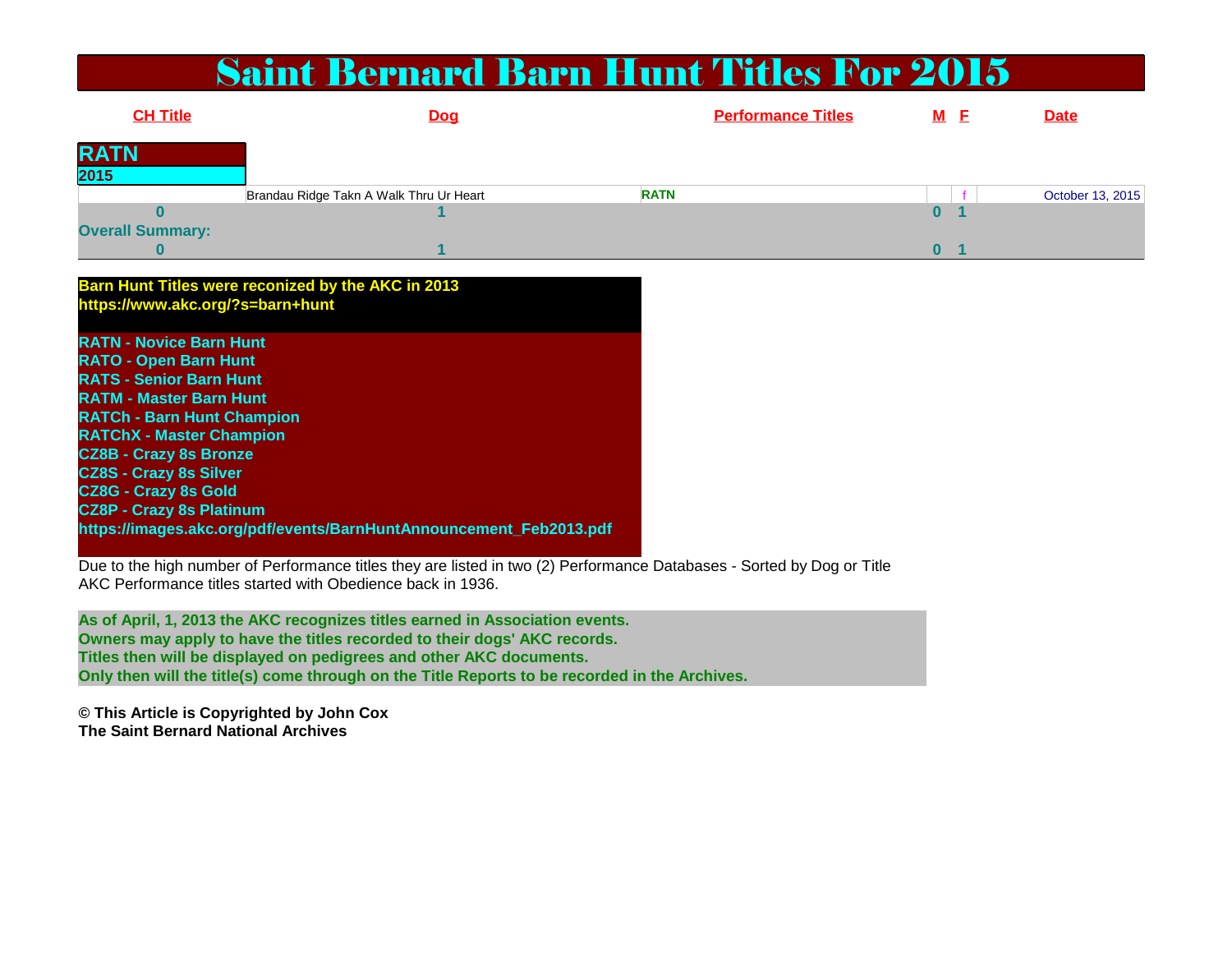# Saint Bernard Barn Hunt Titles For 2015

| CH Title | Dog | Performance Titles | M | F | Date |
| --- | --- | --- | --- | --- | --- |
| **RATN** | | | | | |
| **2015** | | | | | |
| | Brandau Ridge Takn A Walk Thru Ur Heart | RATN | | f | October 13, 2015 |
| 0 | 1 | | 0 | 1 | |
| **Overall Summary:** | | | | | |
| 0 | 1 | | 0 | 1 | |

**Barn Hunt Titles were reconized by the AKC in 2013**
**https://www.akc.org/?s=barn+hunt**

**RATN - Novice Barn Hunt**
**RATO - Open Barn Hunt**
**RATS - Senior Barn Hunt**
**RATM - Master Barn Hunt**
**RATCh - Barn Hunt Champion**
**RATChX - Master Champion**
**CZ8B - Crazy 8s Bronze**
**CZ8S - Crazy 8s Silver**
**CZ8G - Crazy 8s Gold**
**CZ8P - Crazy 8s Platinum**
**https://images.akc.org/pdf/events/BarnHuntAnnouncement_Feb2013.pdf**

Due to the high number of Performance titles they are listed in two (2) Performance Databases - Sorted by Dog or Title
AKC Performance titles started with Obedience back in 1936.

**As of April, 1, 2013 the AKC recognizes titles earned in Association events.**
**Owners may apply to have the titles recorded to their dogs' AKC records.**
**Titles then will be displayed on pedigrees and other AKC documents.**
**Only then will the title(s) come through on the Title Reports to be recorded in the Archives.**

**© This Article is Copyrighted by John Cox**
**The Saint Bernard National Archives**